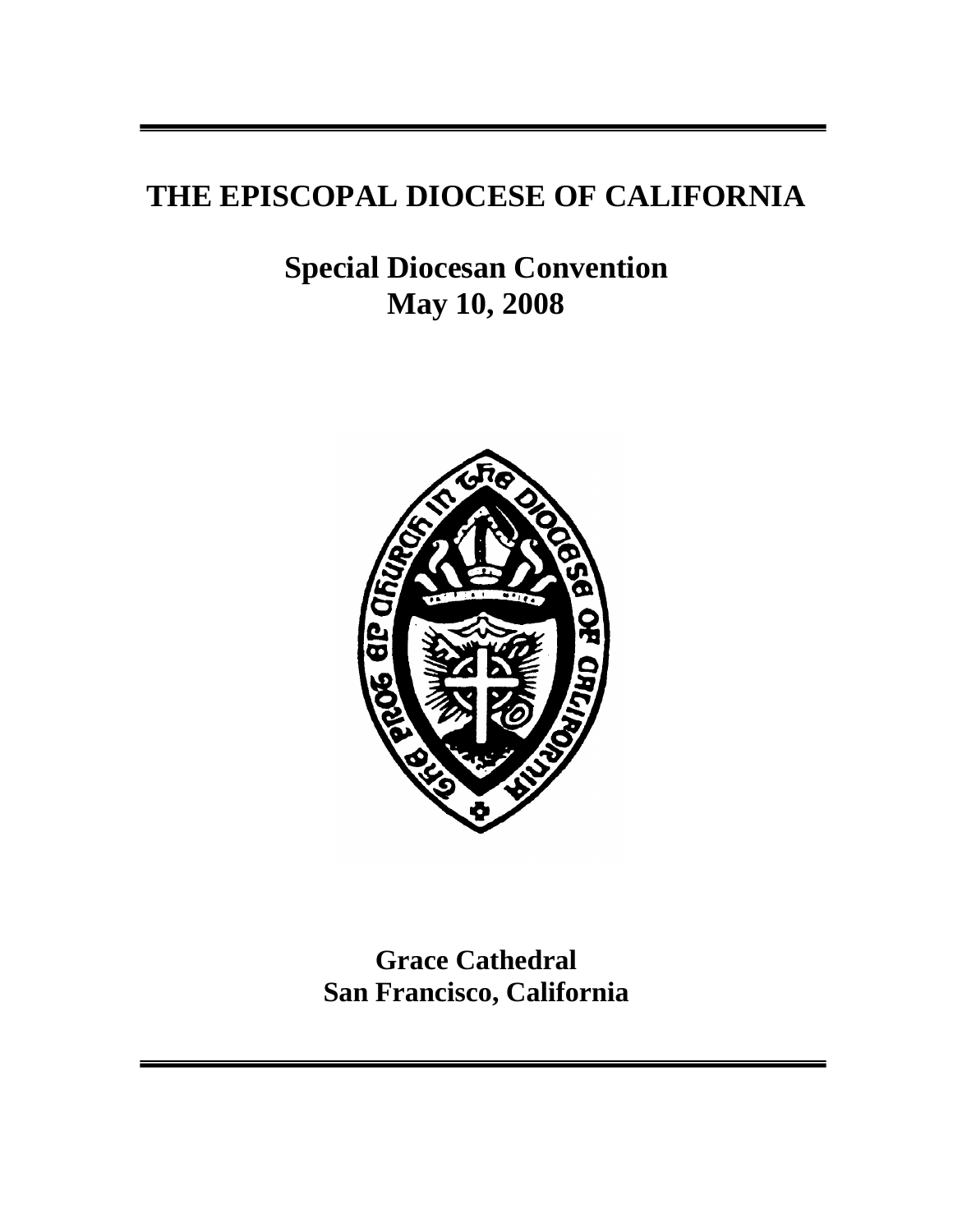# THE EPISCOPAL DIOCESE OF CALIFORNIA

## Special Diocesan Convention
## May 10, 2008

**Grace Cathedral**
**San Francisco, California**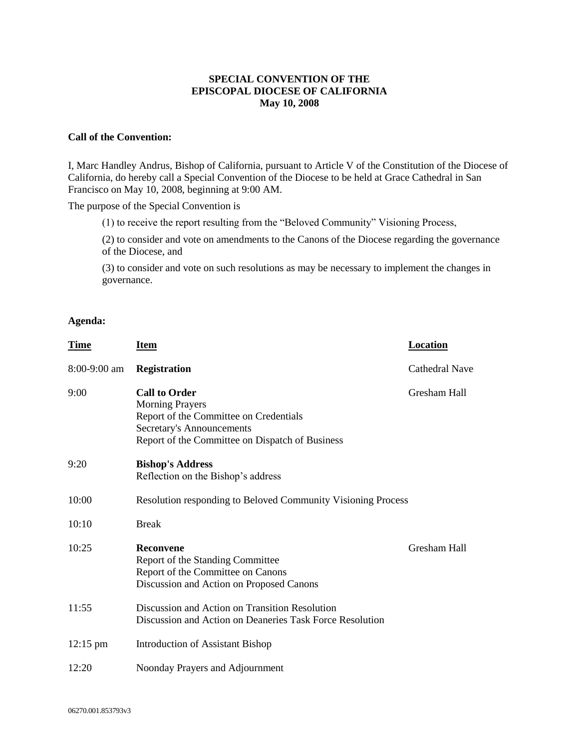# SPECIAL CONVENTION OF THE EPISCOPAL DIOCESE OF CALIFORNIA
## May 10, 2008

**Call of the Convention:**

I, Marc Handley Andrus, Bishop of California, pursuant to Article V of the Constitution of the Diocese of California, do hereby call a Special Convention of the Diocese to be held at Grace Cathedral in San Francisco on May 10, 2008, beginning at 9:00 AM.

The purpose of the Special Convention is

(1) to receive the report resulting from the "Beloved Community" Visioning Process,

(2) to consider and vote on amendments to the Canons of the Diocese regarding the governance of the Diocese, and

(3) to consider and vote on such resolutions as may be necessary to implement the changes in governance.

**Agenda:**

| Time | Item | Location |
|---|---|---|
| 8:00-9:00 am | **Registration** | Cathedral Nave |
| 9:00 | **Call to Order**<br>Morning Prayers<br>Report of the Committee on Credentials<br>Secretary's Announcements<br>Report of the Committee on Dispatch of Business | Gresham Hall |
| 9:20 | **Bishop's Address**<br>Reflection on the Bishop's address | |
| 10:00 | Resolution responding to Beloved Community Visioning Process | |
| 10:10 | Break | |
| 10:25 | **Reconvene**<br>Report of the Standing Committee<br>Report of the Committee on Canons<br>Discussion and Action on Proposed Canons | Gresham Hall |
| 11:55 | Discussion and Action on Transition Resolution<br>Discussion and Action on Deaneries Task Force Resolution | |
| 12:15 pm | Introduction of Assistant Bishop | |
| 12:20 | Noonday Prayers and Adjournment | |

06270.001.853793v3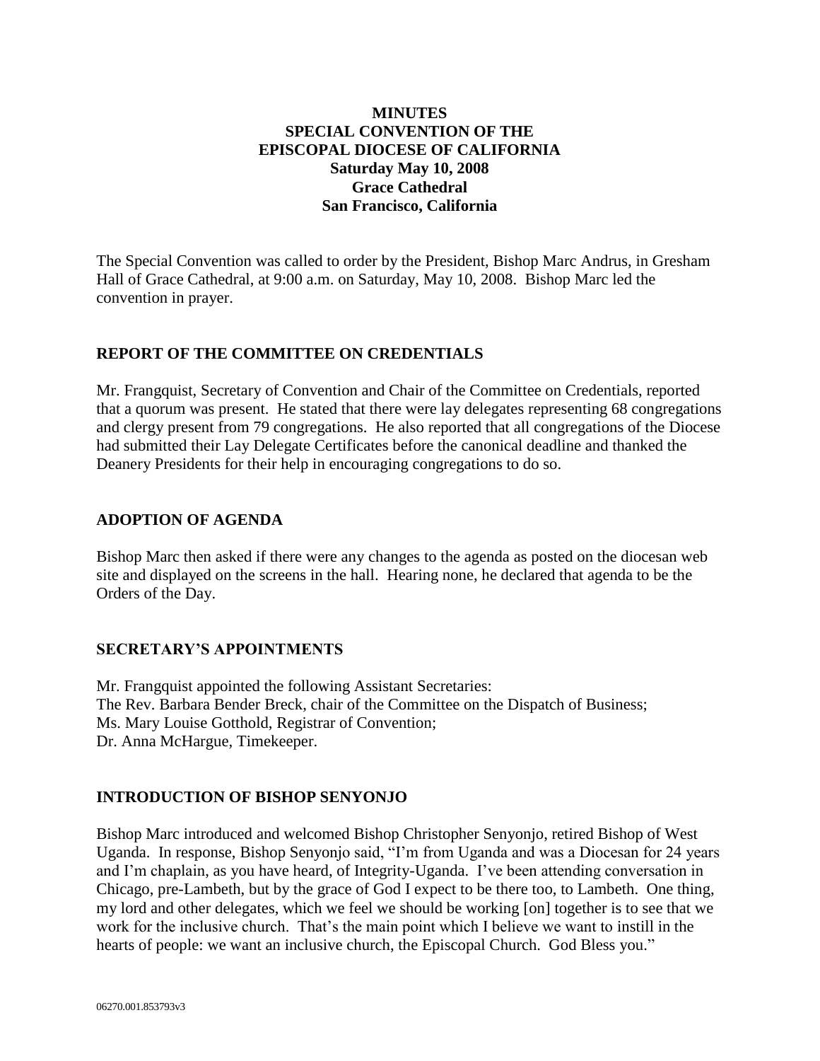# MINUTES
# SPECIAL CONVENTION OF THE EPISCOPAL DIOCESE OF CALIFORNIA
**Saturday May 10, 2008**
**Grace Cathedral**
**San Francisco, California**

The Special Convention was called to order by the President, Bishop Marc Andrus, in Gresham Hall of Grace Cathedral, at 9:00 a.m. on Saturday, May 10, 2008. Bishop Marc led the convention in prayer.

## REPORT OF THE COMMITTEE ON CREDENTIALS

Mr. Frangquist, Secretary of Convention and Chair of the Committee on Credentials, reported that a quorum was present. He stated that there were lay delegates representing 68 congregations and clergy present from 79 congregations. He also reported that all congregations of the Diocese had submitted their Lay Delegate Certificates before the canonical deadline and thanked the Deanery Presidents for their help in encouraging congregations to do so.

## ADOPTION OF AGENDA

Bishop Marc then asked if there were any changes to the agenda as posted on the diocesan web site and displayed on the screens in the hall. Hearing none, he declared that agenda to be the Orders of the Day.

## SECRETARY'S APPOINTMENTS

Mr. Frangquist appointed the following Assistant Secretaries:
The Rev. Barbara Bender Breck, chair of the Committee on the Dispatch of Business;
Ms. Mary Louise Gotthold, Registrar of Convention;
Dr. Anna McHargue, Timekeeper.

## INTRODUCTION OF BISHOP SENYONJO

Bishop Marc introduced and welcomed Bishop Christopher Senyonjo, retired Bishop of West Uganda. In response, Bishop Senyonjo said, "I'm from Uganda and was a Diocesan for 24 years and I'm chaplain, as you have heard, of Integrity-Uganda. I've been attending conversation in Chicago, pre-Lambeth, but by the grace of God I expect to be there too, to Lambeth. One thing, my lord and other delegates, which we feel we should be working [on] together is to see that we work for the inclusive church. That's the main point which I believe we want to instill in the hearts of people: we want an inclusive church, the Episcopal Church. God Bless you."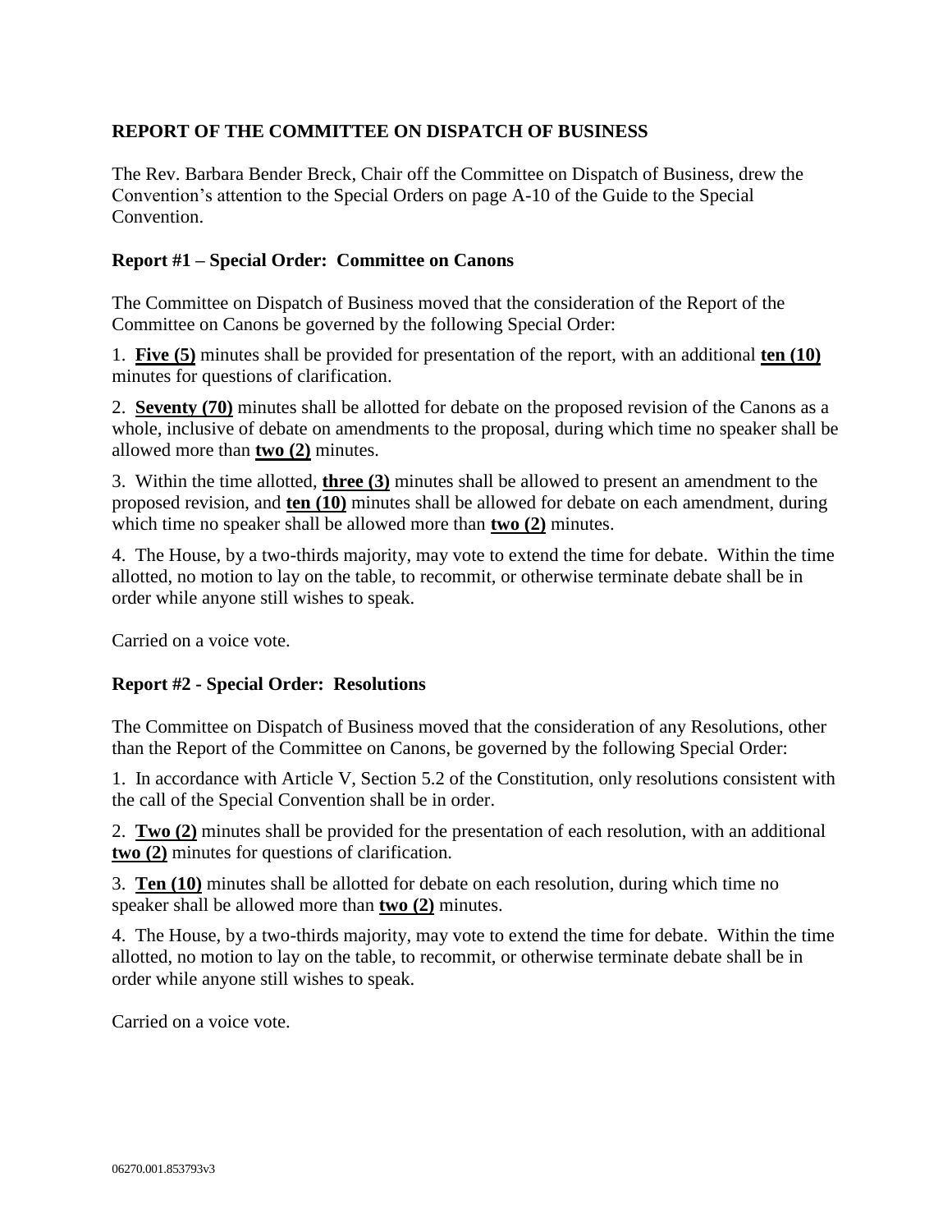## REPORT OF THE COMMITTEE ON DISPATCH OF BUSINESS

The Rev. Barbara Bender Breck, Chair off the Committee on Dispatch of Business, drew the Convention's attention to the Special Orders on page A-10 of the Guide to the Special Convention.

### Report #1 – Special Order: Committee on Canons

The Committee on Dispatch of Business moved that the consideration of the Report of the Committee on Canons be governed by the following Special Order:

1. **Five (5)** minutes shall be provided for presentation of the report, with an additional **ten (10)** minutes for questions of clarification.

2. **Seventy (70)** minutes shall be allotted for debate on the proposed revision of the Canons as a whole, inclusive of debate on amendments to the proposal, during which time no speaker shall be allowed more than **two (2)** minutes.

3. Within the time allotted, **three (3)** minutes shall be allowed to present an amendment to the proposed revision, and **ten (10)** minutes shall be allowed for debate on each amendment, during which time no speaker shall be allowed more than **two (2)** minutes.

4. The House, by a two-thirds majority, may vote to extend the time for debate. Within the time allotted, no motion to lay on the table, to recommit, or otherwise terminate debate shall be in order while anyone still wishes to speak.

Carried on a voice vote.

### Report #2 - Special Order: Resolutions

The Committee on Dispatch of Business moved that the consideration of any Resolutions, other than the Report of the Committee on Canons, be governed by the following Special Order:

1. In accordance with Article V, Section 5.2 of the Constitution, only resolutions consistent with the call of the Special Convention shall be in order.

2. **Two (2)** minutes shall be provided for the presentation of each resolution, with an additional **two (2)** minutes for questions of clarification.

3. **Ten (10)** minutes shall be allotted for debate on each resolution, during which time no speaker shall be allowed more than **two (2)** minutes.

4. The House, by a two-thirds majority, may vote to extend the time for debate. Within the time allotted, no motion to lay on the table, to recommit, or otherwise terminate debate shall be in order while anyone still wishes to speak.

Carried on a voice vote.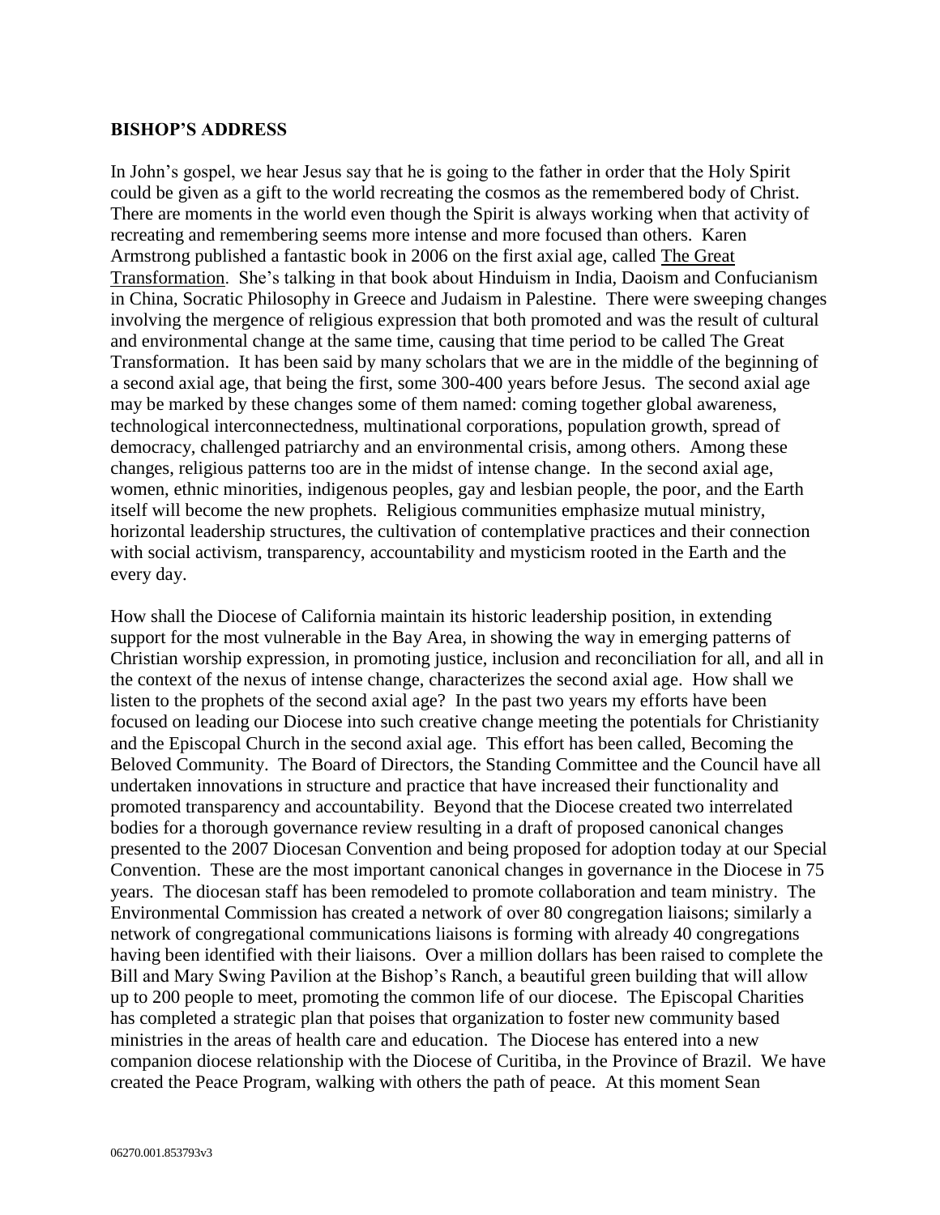**BISHOP'S ADDRESS**

In John's gospel, we hear Jesus say that he is going to the father in order that the Holy Spirit could be given as a gift to the world recreating the cosmos as the remembered body of Christ. There are moments in the world even though the Spirit is always working when that activity of recreating and remembering seems more intense and more focused than others. Karen Armstrong published a fantastic book in 2006 on the first axial age, called The Great Transformation. She's talking in that book about Hinduism in India, Daoism and Confucianism in China, Socratic Philosophy in Greece and Judaism in Palestine. There were sweeping changes involving the mergence of religious expression that both promoted and was the result of cultural and environmental change at the same time, causing that time period to be called The Great Transformation. It has been said by many scholars that we are in the middle of the beginning of a second axial age, that being the first, some 300-400 years before Jesus. The second axial age may be marked by these changes some of them named: coming together global awareness, technological interconnectedness, multinational corporations, population growth, spread of democracy, challenged patriarchy and an environmental crisis, among others. Among these changes, religious patterns too are in the midst of intense change. In the second axial age, women, ethnic minorities, indigenous peoples, gay and lesbian people, the poor, and the Earth itself will become the new prophets. Religious communities emphasize mutual ministry, horizontal leadership structures, the cultivation of contemplative practices and their connection with social activism, transparency, accountability and mysticism rooted in the Earth and the every day.

How shall the Diocese of California maintain its historic leadership position, in extending support for the most vulnerable in the Bay Area, in showing the way in emerging patterns of Christian worship expression, in promoting justice, inclusion and reconciliation for all, and all in the context of the nexus of intense change, characterizes the second axial age. How shall we listen to the prophets of the second axial age? In the past two years my efforts have been focused on leading our Diocese into such creative change meeting the potentials for Christianity and the Episcopal Church in the second axial age. This effort has been called, Becoming the Beloved Community. The Board of Directors, the Standing Committee and the Council have all undertaken innovations in structure and practice that have increased their functionality and promoted transparency and accountability. Beyond that the Diocese created two interrelated bodies for a thorough governance review resulting in a draft of proposed canonical changes presented to the 2007 Diocesan Convention and being proposed for adoption today at our Special Convention. These are the most important canonical changes in governance in the Diocese in 75 years. The diocesan staff has been remodeled to promote collaboration and team ministry. The Environmental Commission has created a network of over 80 congregation liaisons; similarly a network of congregational communications liaisons is forming with already 40 congregations having been identified with their liaisons. Over a million dollars has been raised to complete the Bill and Mary Swing Pavilion at the Bishop's Ranch, a beautiful green building that will allow up to 200 people to meet, promoting the common life of our diocese. The Episcopal Charities has completed a strategic plan that poises that organization to foster new community based ministries in the areas of health care and education. The Diocese has entered into a new companion diocese relationship with the Diocese of Curitiba, in the Province of Brazil. We have created the Peace Program, walking with others the path of peace. At this moment Sean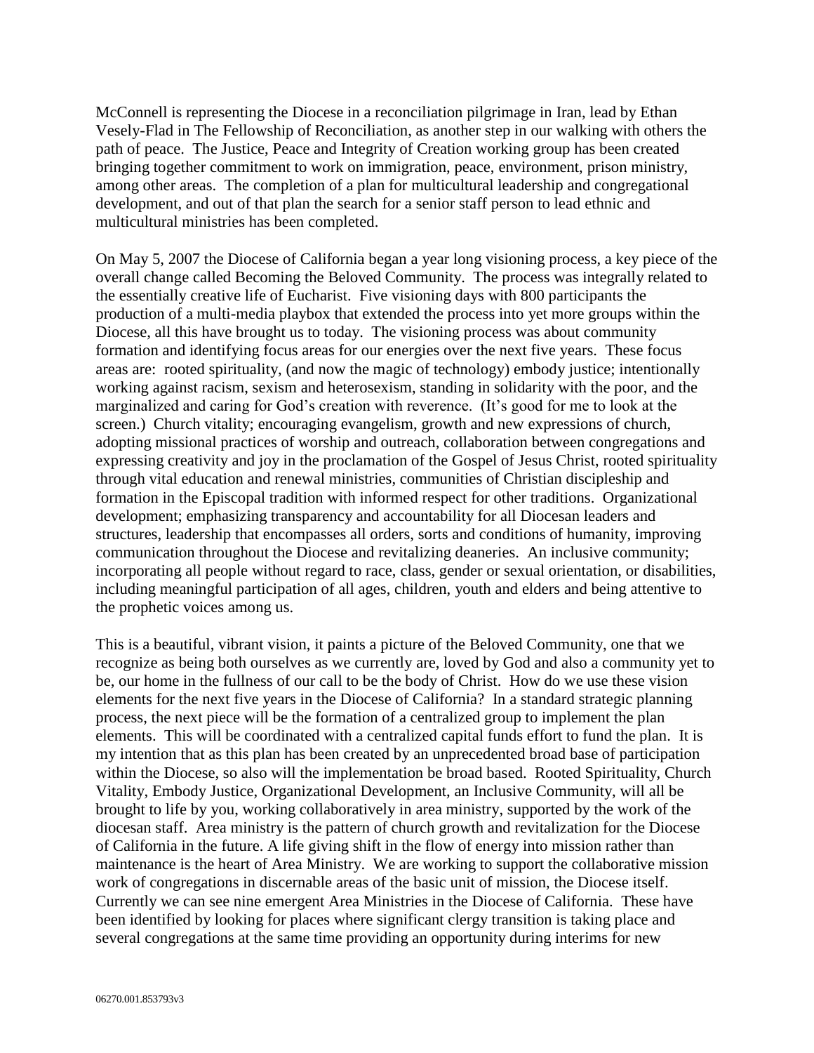McConnell is representing the Diocese in a reconciliation pilgrimage in Iran, lead by Ethan Vesely-Flad in The Fellowship of Reconciliation, as another step in our walking with others the path of peace. The Justice, Peace and Integrity of Creation working group has been created bringing together commitment to work on immigration, peace, environment, prison ministry, among other areas. The completion of a plan for multicultural leadership and congregational development, and out of that plan the search for a senior staff person to lead ethnic and multicultural ministries has been completed.

On May 5, 2007 the Diocese of California began a year long visioning process, a key piece of the overall change called Becoming the Beloved Community. The process was integrally related to the essentially creative life of Eucharist. Five visioning days with 800 participants the production of a multi-media playbox that extended the process into yet more groups within the Diocese, all this have brought us to today. The visioning process was about community formation and identifying focus areas for our energies over the next five years. These focus areas are: rooted spirituality, (and now the magic of technology) embody justice; intentionally working against racism, sexism and heterosexism, standing in solidarity with the poor, and the marginalized and caring for God's creation with reverence. (It's good for me to look at the screen.) Church vitality; encouraging evangelism, growth and new expressions of church, adopting missional practices of worship and outreach, collaboration between congregations and expressing creativity and joy in the proclamation of the Gospel of Jesus Christ, rooted spirituality through vital education and renewal ministries, communities of Christian discipleship and formation in the Episcopal tradition with informed respect for other traditions. Organizational development; emphasizing transparency and accountability for all Diocesan leaders and structures, leadership that encompasses all orders, sorts and conditions of humanity, improving communication throughout the Diocese and revitalizing deaneries. An inclusive community; incorporating all people without regard to race, class, gender or sexual orientation, or disabilities, including meaningful participation of all ages, children, youth and elders and being attentive to the prophetic voices among us.

This is a beautiful, vibrant vision, it paints a picture of the Beloved Community, one that we recognize as being both ourselves as we currently are, loved by God and also a community yet to be, our home in the fullness of our call to be the body of Christ. How do we use these vision elements for the next five years in the Diocese of California? In a standard strategic planning process, the next piece will be the formation of a centralized group to implement the plan elements. This will be coordinated with a centralized capital funds effort to fund the plan. It is my intention that as this plan has been created by an unprecedented broad base of participation within the Diocese, so also will the implementation be broad based. Rooted Spirituality, Church Vitality, Embody Justice, Organizational Development, an Inclusive Community, will all be brought to life by you, working collaboratively in area ministry, supported by the work of the diocesan staff. Area ministry is the pattern of church growth and revitalization for the Diocese of California in the future. A life giving shift in the flow of energy into mission rather than maintenance is the heart of Area Ministry. We are working to support the collaborative mission work of congregations in discernable areas of the basic unit of mission, the Diocese itself. Currently we can see nine emergent Area Ministries in the Diocese of California. These have been identified by looking for places where significant clergy transition is taking place and several congregations at the same time providing an opportunity during interims for new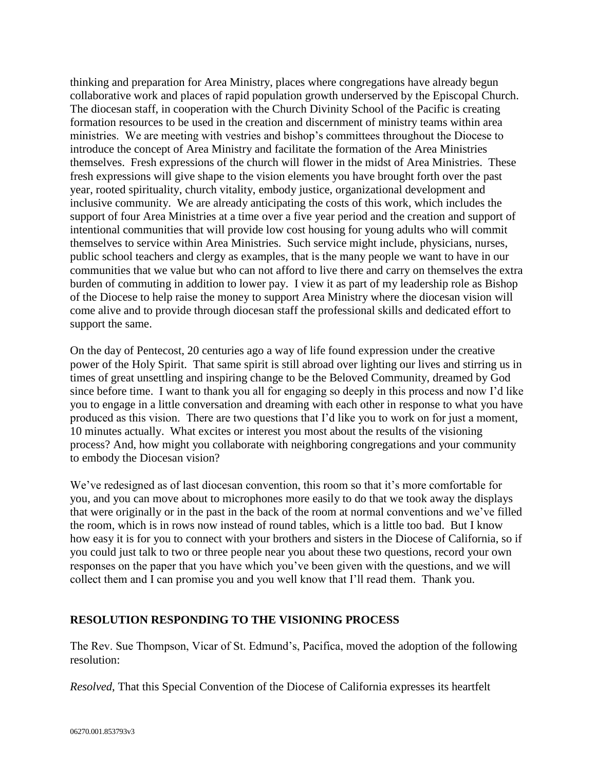thinking and preparation for Area Ministry, places where congregations have already begun collaborative work and places of rapid population growth underserved by the Episcopal Church. The diocesan staff, in cooperation with the Church Divinity School of the Pacific is creating formation resources to be used in the creation and discernment of ministry teams within area ministries. We are meeting with vestries and bishop's committees throughout the Diocese to introduce the concept of Area Ministry and facilitate the formation of the Area Ministries themselves. Fresh expressions of the church will flower in the midst of Area Ministries. These fresh expressions will give shape to the vision elements you have brought forth over the past year, rooted spirituality, church vitality, embody justice, organizational development and inclusive community. We are already anticipating the costs of this work, which includes the support of four Area Ministries at a time over a five year period and the creation and support of intentional communities that will provide low cost housing for young adults who will commit themselves to service within Area Ministries. Such service might include, physicians, nurses, public school teachers and clergy as examples, that is the many people we want to have in our communities that we value but who can not afford to live there and carry on themselves the extra burden of commuting in addition to lower pay. I view it as part of my leadership role as Bishop of the Diocese to help raise the money to support Area Ministry where the diocesan vision will come alive and to provide through diocesan staff the professional skills and dedicated effort to support the same.

On the day of Pentecost, 20 centuries ago a way of life found expression under the creative power of the Holy Spirit. That same spirit is still abroad over lighting our lives and stirring us in times of great unsettling and inspiring change to be the Beloved Community, dreamed by God since before time. I want to thank you all for engaging so deeply in this process and now I'd like you to engage in a little conversation and dreaming with each other in response to what you have produced as this vision. There are two questions that I'd like you to work on for just a moment, 10 minutes actually. What excites or interest you most about the results of the visioning process? And, how might you collaborate with neighboring congregations and your community to embody the Diocesan vision?

We've redesigned as of last diocesan convention, this room so that it's more comfortable for you, and you can move about to microphones more easily to do that we took away the displays that were originally or in the past in the back of the room at normal conventions and we've filled the room, which is in rows now instead of round tables, which is a little too bad. But I know how easy it is for you to connect with your brothers and sisters in the Diocese of California, so if you could just talk to two or three people near you about these two questions, record your own responses on the paper that you have which you've been given with the questions, and we will collect them and I can promise you and you well know that I'll read them. Thank you.

**RESOLUTION RESPONDING TO THE VISIONING PROCESS**

The Rev. Sue Thompson, Vicar of St. Edmund's, Pacifica, moved the adoption of the following resolution:

*Resolved*, That this Special Convention of the Diocese of California expresses its heartfelt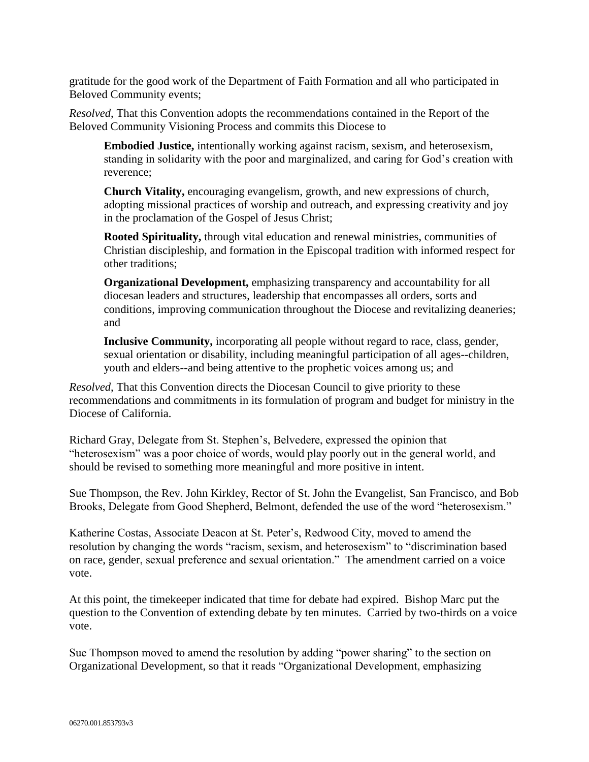gratitude for the good work of the Department of Faith Formation and all who participated in Beloved Community events;

*Resolved*, That this Convention adopts the recommendations contained in the Report of the Beloved Community Visioning Process and commits this Diocese to

> **Embodied Justice,** intentionally working against racism, sexism, and heterosexism, standing in solidarity with the poor and marginalized, and caring for God's creation with reverence;
>
> **Church Vitality,** encouraging evangelism, growth, and new expressions of church, adopting missional practices of worship and outreach, and expressing creativity and joy in the proclamation of the Gospel of Jesus Christ;
>
> **Rooted Spirituality,** through vital education and renewal ministries, communities of Christian discipleship, and formation in the Episcopal tradition with informed respect for other traditions;
>
> **Organizational Development,** emphasizing transparency and accountability for all diocesan leaders and structures, leadership that encompasses all orders, sorts and conditions, improving communication throughout the Diocese and revitalizing deaneries; and
>
> **Inclusive Community,** incorporating all people without regard to race, class, gender, sexual orientation or disability, including meaningful participation of all ages--children, youth and elders--and being attentive to the prophetic voices among us; and

*Resolved*, That this Convention directs the Diocesan Council to give priority to these recommendations and commitments in its formulation of program and budget for ministry in the Diocese of California.

Richard Gray, Delegate from St. Stephen's, Belvedere, expressed the opinion that "heterosexism" was a poor choice of words, would play poorly out in the general world, and should be revised to something more meaningful and more positive in intent.

Sue Thompson, the Rev. John Kirkley, Rector of St. John the Evangelist, San Francisco, and Bob Brooks, Delegate from Good Shepherd, Belmont, defended the use of the word "heterosexism."

Katherine Costas, Associate Deacon at St. Peter's, Redwood City, moved to amend the resolution by changing the words "racism, sexism, and heterosexism" to "discrimination based on race, gender, sexual preference and sexual orientation." The amendment carried on a voice vote.

At this point, the timekeeper indicated that time for debate had expired. Bishop Marc put the question to the Convention of extending debate by ten minutes. Carried by two-thirds on a voice vote.

Sue Thompson moved to amend the resolution by adding "power sharing" to the section on Organizational Development, so that it reads "Organizational Development, emphasizing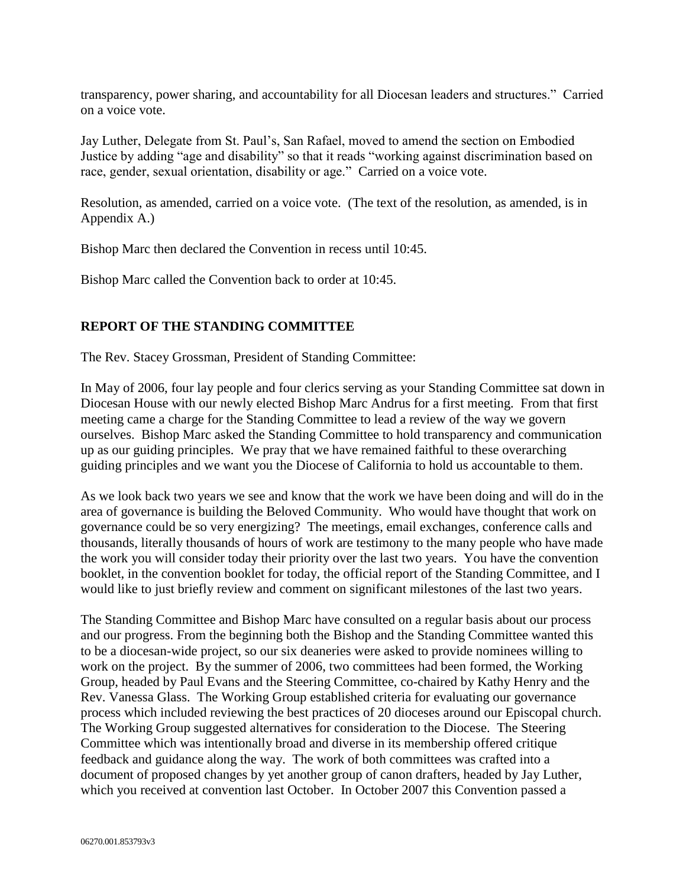transparency, power sharing, and accountability for all Diocesan leaders and structures." Carried on a voice vote.

Jay Luther, Delegate from St. Paul's, San Rafael, moved to amend the section on Embodied Justice by adding "age and disability" so that it reads "working against discrimination based on race, gender, sexual orientation, disability or age." Carried on a voice vote.

Resolution, as amended, carried on a voice vote. (The text of the resolution, as amended, is in Appendix A.)

Bishop Marc then declared the Convention in recess until 10:45.

Bishop Marc called the Convention back to order at 10:45.

## REPORT OF THE STANDING COMMITTEE

The Rev. Stacey Grossman, President of Standing Committee:

In May of 2006, four lay people and four clerics serving as your Standing Committee sat down in Diocesan House with our newly elected Bishop Marc Andrus for a first meeting. From that first meeting came a charge for the Standing Committee to lead a review of the way we govern ourselves. Bishop Marc asked the Standing Committee to hold transparency and communication up as our guiding principles. We pray that we have remained faithful to these overarching guiding principles and we want you the Diocese of California to hold us accountable to them.

As we look back two years we see and know that the work we have been doing and will do in the area of governance is building the Beloved Community. Who would have thought that work on governance could be so very energizing? The meetings, email exchanges, conference calls and thousands, literally thousands of hours of work are testimony to the many people who have made the work you will consider today their priority over the last two years. You have the convention booklet, in the convention booklet for today, the official report of the Standing Committee, and I would like to just briefly review and comment on significant milestones of the last two years.

The Standing Committee and Bishop Marc have consulted on a regular basis about our process and our progress. From the beginning both the Bishop and the Standing Committee wanted this to be a diocesan-wide project, so our six deaneries were asked to provide nominees willing to work on the project. By the summer of 2006, two committees had been formed, the Working Group, headed by Paul Evans and the Steering Committee, co-chaired by Kathy Henry and the Rev. Vanessa Glass. The Working Group established criteria for evaluating our governance process which included reviewing the best practices of 20 dioceses around our Episcopal church. The Working Group suggested alternatives for consideration to the Diocese. The Steering Committee which was intentionally broad and diverse in its membership offered critique feedback and guidance along the way. The work of both committees was crafted into a document of proposed changes by yet another group of canon drafters, headed by Jay Luther, which you received at convention last October. In October 2007 this Convention passed a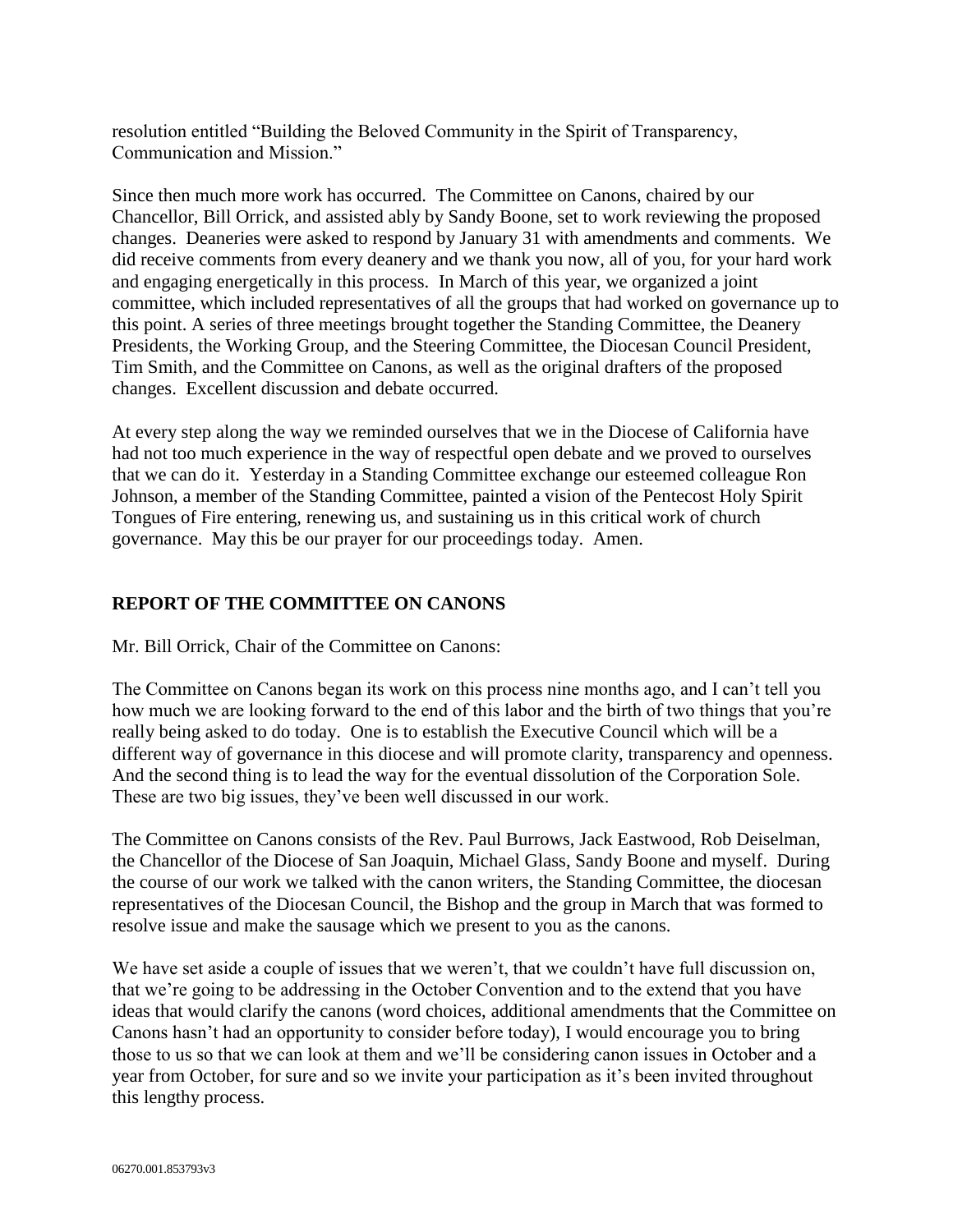resolution entitled "Building the Beloved Community in the Spirit of Transparency, Communication and Mission."

Since then much more work has occurred. The Committee on Canons, chaired by our Chancellor, Bill Orrick, and assisted ably by Sandy Boone, set to work reviewing the proposed changes. Deaneries were asked to respond by January 31 with amendments and comments. We did receive comments from every deanery and we thank you now, all of you, for your hard work and engaging energetically in this process. In March of this year, we organized a joint committee, which included representatives of all the groups that had worked on governance up to this point. A series of three meetings brought together the Standing Committee, the Deanery Presidents, the Working Group, and the Steering Committee, the Diocesan Council President, Tim Smith, and the Committee on Canons, as well as the original drafters of the proposed changes. Excellent discussion and debate occurred.

At every step along the way we reminded ourselves that we in the Diocese of California have had not too much experience in the way of respectful open debate and we proved to ourselves that we can do it. Yesterday in a Standing Committee exchange our esteemed colleague Ron Johnson, a member of the Standing Committee, painted a vision of the Pentecost Holy Spirit Tongues of Fire entering, renewing us, and sustaining us in this critical work of church governance. May this be our prayer for our proceedings today. Amen.

## REPORT OF THE COMMITTEE ON CANONS

Mr. Bill Orrick, Chair of the Committee on Canons:

The Committee on Canons began its work on this process nine months ago, and I can't tell you how much we are looking forward to the end of this labor and the birth of two things that you're really being asked to do today. One is to establish the Executive Council which will be a different way of governance in this diocese and will promote clarity, transparency and openness. And the second thing is to lead the way for the eventual dissolution of the Corporation Sole. These are two big issues, they've been well discussed in our work.

The Committee on Canons consists of the Rev. Paul Burrows, Jack Eastwood, Rob Deiselman, the Chancellor of the Diocese of San Joaquin, Michael Glass, Sandy Boone and myself. During the course of our work we talked with the canon writers, the Standing Committee, the diocesan representatives of the Diocesan Council, the Bishop and the group in March that was formed to resolve issue and make the sausage which we present to you as the canons.

We have set aside a couple of issues that we weren't, that we couldn't have full discussion on, that we're going to be addressing in the October Convention and to the extend that you have ideas that would clarify the canons (word choices, additional amendments that the Committee on Canons hasn't had an opportunity to consider before today), I would encourage you to bring those to us so that we can look at them and we'll be considering canon issues in October and a year from October, for sure and so we invite your participation as it's been invited throughout this lengthy process.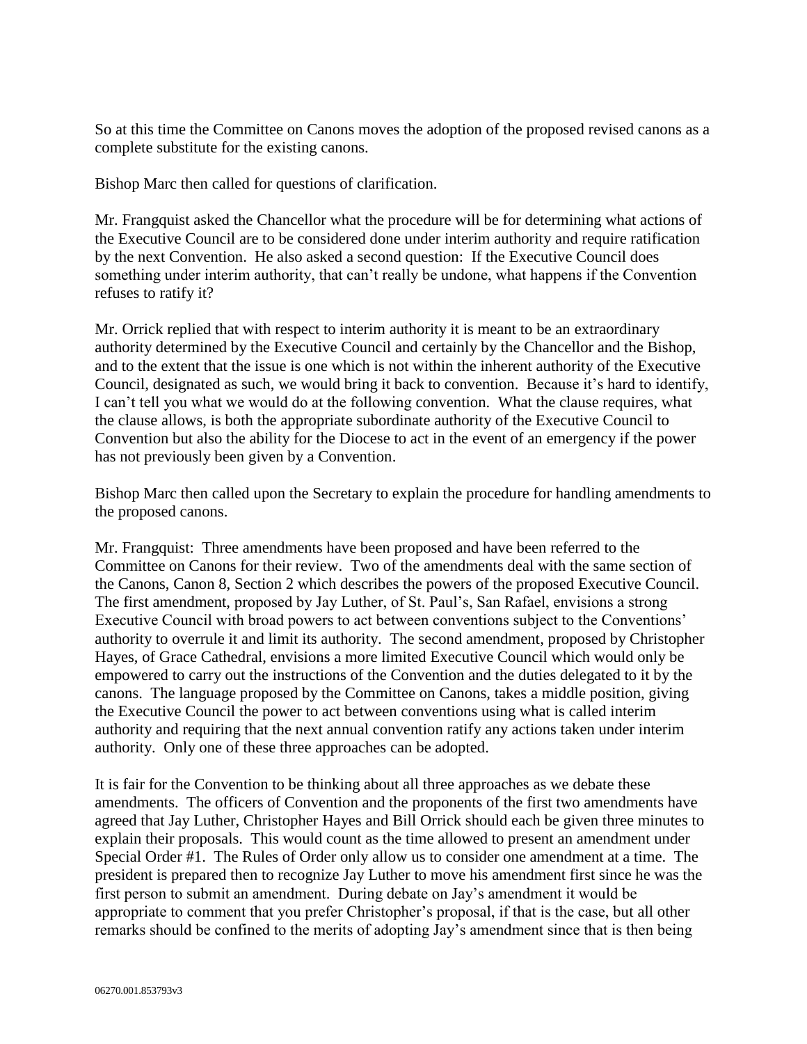So at this time the Committee on Canons moves the adoption of the proposed revised canons as a complete substitute for the existing canons.

Bishop Marc then called for questions of clarification.

Mr. Frangquist asked the Chancellor what the procedure will be for determining what actions of the Executive Council are to be considered done under interim authority and require ratification by the next Convention. He also asked a second question: If the Executive Council does something under interim authority, that can't really be undone, what happens if the Convention refuses to ratify it?

Mr. Orrick replied that with respect to interim authority it is meant to be an extraordinary authority determined by the Executive Council and certainly by the Chancellor and the Bishop, and to the extent that the issue is one which is not within the inherent authority of the Executive Council, designated as such, we would bring it back to convention. Because it's hard to identify, I can't tell you what we would do at the following convention. What the clause requires, what the clause allows, is both the appropriate subordinate authority of the Executive Council to Convention but also the ability for the Diocese to act in the event of an emergency if the power has not previously been given by a Convention.

Bishop Marc then called upon the Secretary to explain the procedure for handling amendments to the proposed canons.

Mr. Frangquist: Three amendments have been proposed and have been referred to the Committee on Canons for their review. Two of the amendments deal with the same section of the Canons, Canon 8, Section 2 which describes the powers of the proposed Executive Council. The first amendment, proposed by Jay Luther, of St. Paul's, San Rafael, envisions a strong Executive Council with broad powers to act between conventions subject to the Conventions' authority to overrule it and limit its authority. The second amendment, proposed by Christopher Hayes, of Grace Cathedral, envisions a more limited Executive Council which would only be empowered to carry out the instructions of the Convention and the duties delegated to it by the canons. The language proposed by the Committee on Canons, takes a middle position, giving the Executive Council the power to act between conventions using what is called interim authority and requiring that the next annual convention ratify any actions taken under interim authority. Only one of these three approaches can be adopted.

It is fair for the Convention to be thinking about all three approaches as we debate these amendments. The officers of Convention and the proponents of the first two amendments have agreed that Jay Luther, Christopher Hayes and Bill Orrick should each be given three minutes to explain their proposals. This would count as the time allowed to present an amendment under Special Order #1. The Rules of Order only allow us to consider one amendment at a time. The president is prepared then to recognize Jay Luther to move his amendment first since he was the first person to submit an amendment. During debate on Jay's amendment it would be appropriate to comment that you prefer Christopher's proposal, if that is the case, but all other remarks should be confined to the merits of adopting Jay's amendment since that is then being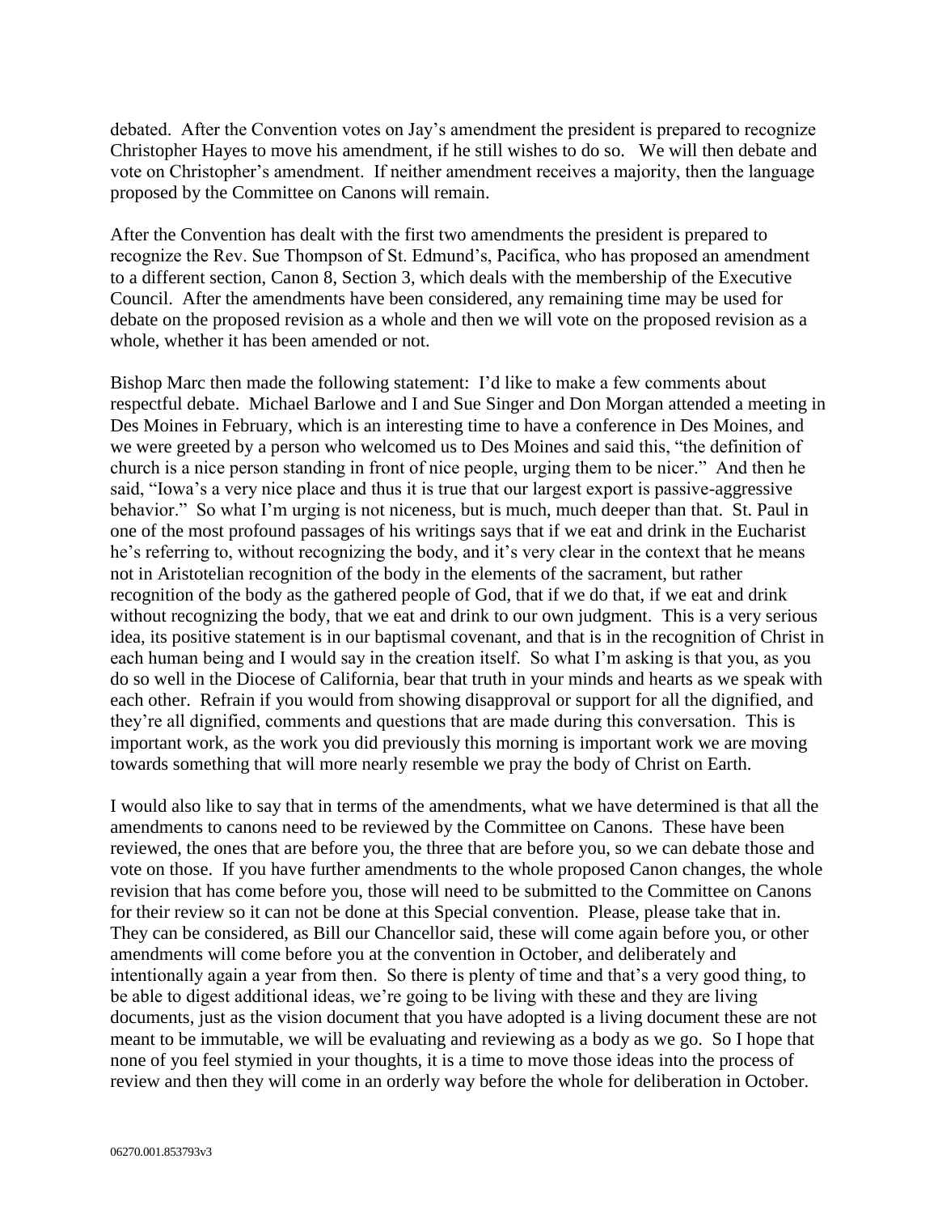debated. After the Convention votes on Jay's amendment the president is prepared to recognize Christopher Hayes to move his amendment, if he still wishes to do so. We will then debate and vote on Christopher's amendment. If neither amendment receives a majority, then the language proposed by the Committee on Canons will remain.

After the Convention has dealt with the first two amendments the president is prepared to recognize the Rev. Sue Thompson of St. Edmund's, Pacifica, who has proposed an amendment to a different section, Canon 8, Section 3, which deals with the membership of the Executive Council. After the amendments have been considered, any remaining time may be used for debate on the proposed revision as a whole and then we will vote on the proposed revision as a whole, whether it has been amended or not.

Bishop Marc then made the following statement: I'd like to make a few comments about respectful debate. Michael Barlowe and I and Sue Singer and Don Morgan attended a meeting in Des Moines in February, which is an interesting time to have a conference in Des Moines, and we were greeted by a person who welcomed us to Des Moines and said this, "the definition of church is a nice person standing in front of nice people, urging them to be nicer." And then he said, "Iowa's a very nice place and thus it is true that our largest export is passive-aggressive behavior." So what I'm urging is not niceness, but is much, much deeper than that. St. Paul in one of the most profound passages of his writings says that if we eat and drink in the Eucharist he's referring to, without recognizing the body, and it's very clear in the context that he means not in Aristotelian recognition of the body in the elements of the sacrament, but rather recognition of the body as the gathered people of God, that if we do that, if we eat and drink without recognizing the body, that we eat and drink to our own judgment. This is a very serious idea, its positive statement is in our baptismal covenant, and that is in the recognition of Christ in each human being and I would say in the creation itself. So what I'm asking is that you, as you do so well in the Diocese of California, bear that truth in your minds and hearts as we speak with each other. Refrain if you would from showing disapproval or support for all the dignified, and they're all dignified, comments and questions that are made during this conversation. This is important work, as the work you did previously this morning is important work we are moving towards something that will more nearly resemble we pray the body of Christ on Earth.

I would also like to say that in terms of the amendments, what we have determined is that all the amendments to canons need to be reviewed by the Committee on Canons. These have been reviewed, the ones that are before you, the three that are before you, so we can debate those and vote on those. If you have further amendments to the whole proposed Canon changes, the whole revision that has come before you, those will need to be submitted to the Committee on Canons for their review so it can not be done at this Special convention. Please, please take that in. They can be considered, as Bill our Chancellor said, these will come again before you, or other amendments will come before you at the convention in October, and deliberately and intentionally again a year from then. So there is plenty of time and that's a very good thing, to be able to digest additional ideas, we're going to be living with these and they are living documents, just as the vision document that you have adopted is a living document these are not meant to be immutable, we will be evaluating and reviewing as a body as we go. So I hope that none of you feel stymied in your thoughts, it is a time to move those ideas into the process of review and then they will come in an orderly way before the whole for deliberation in October.

06270.001.853793v3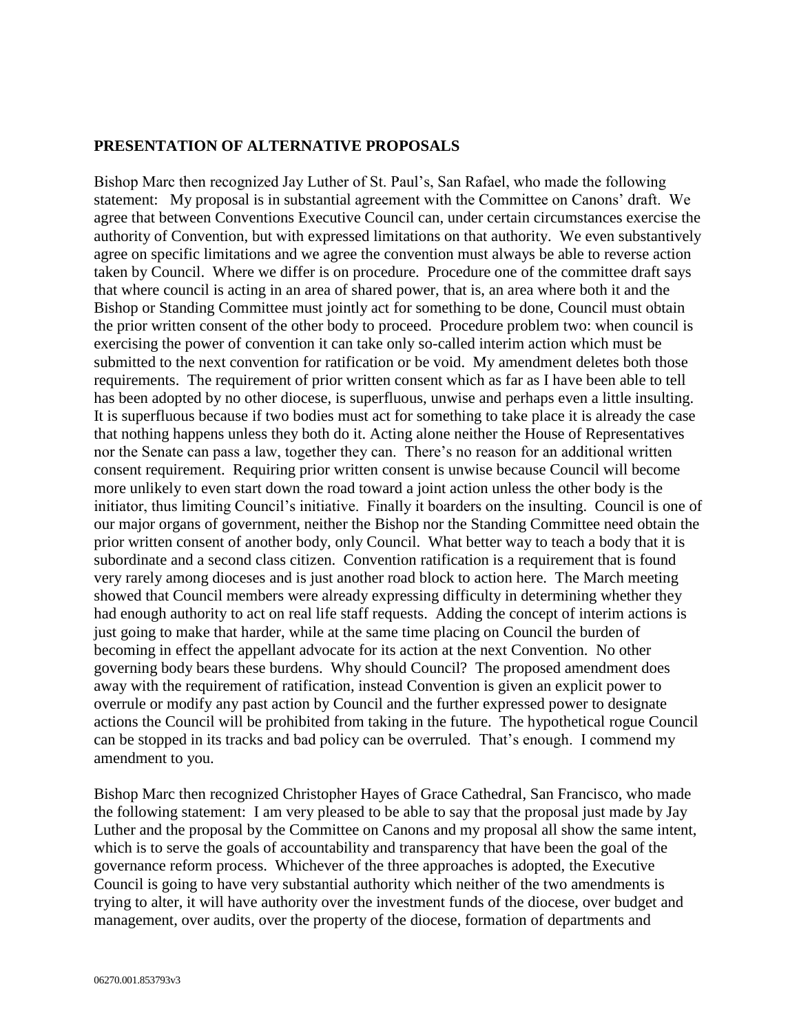**PRESENTATION OF ALTERNATIVE PROPOSALS**

Bishop Marc then recognized Jay Luther of St. Paul's, San Rafael, who made the following statement: My proposal is in substantial agreement with the Committee on Canons' draft. We agree that between Conventions Executive Council can, under certain circumstances exercise the authority of Convention, but with expressed limitations on that authority. We even substantively agree on specific limitations and we agree the convention must always be able to reverse action taken by Council. Where we differ is on procedure. Procedure one of the committee draft says that where council is acting in an area of shared power, that is, an area where both it and the Bishop or Standing Committee must jointly act for something to be done, Council must obtain the prior written consent of the other body to proceed. Procedure problem two: when council is exercising the power of convention it can take only so-called interim action which must be submitted to the next convention for ratification or be void. My amendment deletes both those requirements. The requirement of prior written consent which as far as I have been able to tell has been adopted by no other diocese, is superfluous, unwise and perhaps even a little insulting. It is superfluous because if two bodies must act for something to take place it is already the case that nothing happens unless they both do it. Acting alone neither the House of Representatives nor the Senate can pass a law, together they can. There's no reason for an additional written consent requirement. Requiring prior written consent is unwise because Council will become more unlikely to even start down the road toward a joint action unless the other body is the initiator, thus limiting Council's initiative. Finally it boarders on the insulting. Council is one of our major organs of government, neither the Bishop nor the Standing Committee need obtain the prior written consent of another body, only Council. What better way to teach a body that it is subordinate and a second class citizen. Convention ratification is a requirement that is found very rarely among dioceses and is just another road block to action here. The March meeting showed that Council members were already expressing difficulty in determining whether they had enough authority to act on real life staff requests. Adding the concept of interim actions is just going to make that harder, while at the same time placing on Council the burden of becoming in effect the appellant advocate for its action at the next Convention. No other governing body bears these burdens. Why should Council? The proposed amendment does away with the requirement of ratification, instead Convention is given an explicit power to overrule or modify any past action by Council and the further expressed power to designate actions the Council will be prohibited from taking in the future. The hypothetical rogue Council can be stopped in its tracks and bad policy can be overruled. That's enough. I commend my amendment to you.

Bishop Marc then recognized Christopher Hayes of Grace Cathedral, San Francisco, who made the following statement: I am very pleased to be able to say that the proposal just made by Jay Luther and the proposal by the Committee on Canons and my proposal all show the same intent, which is to serve the goals of accountability and transparency that have been the goal of the governance reform process. Whichever of the three approaches is adopted, the Executive Council is going to have very substantial authority which neither of the two amendments is trying to alter, it will have authority over the investment funds of the diocese, over budget and management, over audits, over the property of the diocese, formation of departments and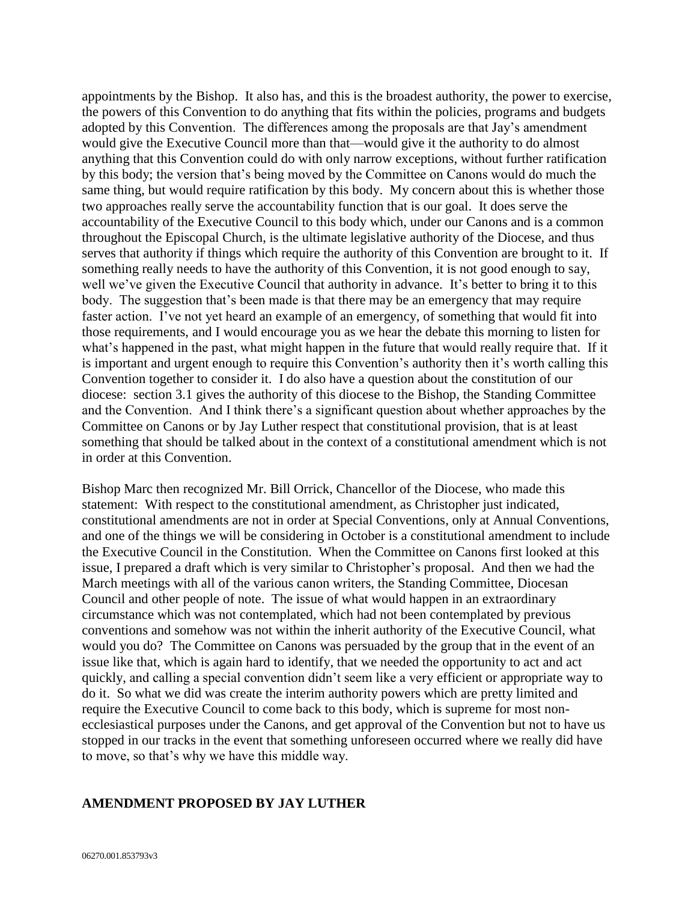appointments by the Bishop. It also has, and this is the broadest authority, the power to exercise, the powers of this Convention to do anything that fits within the policies, programs and budgets adopted by this Convention. The differences among the proposals are that Jay's amendment would give the Executive Council more than that—would give it the authority to do almost anything that this Convention could do with only narrow exceptions, without further ratification by this body; the version that's being moved by the Committee on Canons would do much the same thing, but would require ratification by this body. My concern about this is whether those two approaches really serve the accountability function that is our goal. It does serve the accountability of the Executive Council to this body which, under our Canons and is a common throughout the Episcopal Church, is the ultimate legislative authority of the Diocese, and thus serves that authority if things which require the authority of this Convention are brought to it. If something really needs to have the authority of this Convention, it is not good enough to say, well we've given the Executive Council that authority in advance. It's better to bring it to this body. The suggestion that's been made is that there may be an emergency that may require faster action. I've not yet heard an example of an emergency, of something that would fit into those requirements, and I would encourage you as we hear the debate this morning to listen for what's happened in the past, what might happen in the future that would really require that. If it is important and urgent enough to require this Convention's authority then it's worth calling this Convention together to consider it. I do also have a question about the constitution of our diocese: section 3.1 gives the authority of this diocese to the Bishop, the Standing Committee and the Convention. And I think there's a significant question about whether approaches by the Committee on Canons or by Jay Luther respect that constitutional provision, that is at least something that should be talked about in the context of a constitutional amendment which is not in order at this Convention.

Bishop Marc then recognized Mr. Bill Orrick, Chancellor of the Diocese, who made this statement: With respect to the constitutional amendment, as Christopher just indicated, constitutional amendments are not in order at Special Conventions, only at Annual Conventions, and one of the things we will be considering in October is a constitutional amendment to include the Executive Council in the Constitution. When the Committee on Canons first looked at this issue, I prepared a draft which is very similar to Christopher's proposal. And then we had the March meetings with all of the various canon writers, the Standing Committee, Diocesan Council and other people of note. The issue of what would happen in an extraordinary circumstance which was not contemplated, which had not been contemplated by previous conventions and somehow was not within the inherit authority of the Executive Council, what would you do? The Committee on Canons was persuaded by the group that in the event of an issue like that, which is again hard to identify, that we needed the opportunity to act and act quickly, and calling a special convention didn't seem like a very efficient or appropriate way to do it. So what we did was create the interim authority powers which are pretty limited and require the Executive Council to come back to this body, which is supreme for most non-ecclesiastical purposes under the Canons, and get approval of the Convention but not to have us stopped in our tracks in the event that something unforeseen occurred where we really did have to move, so that's why we have this middle way.

**AMENDMENT PROPOSED BY JAY LUTHER**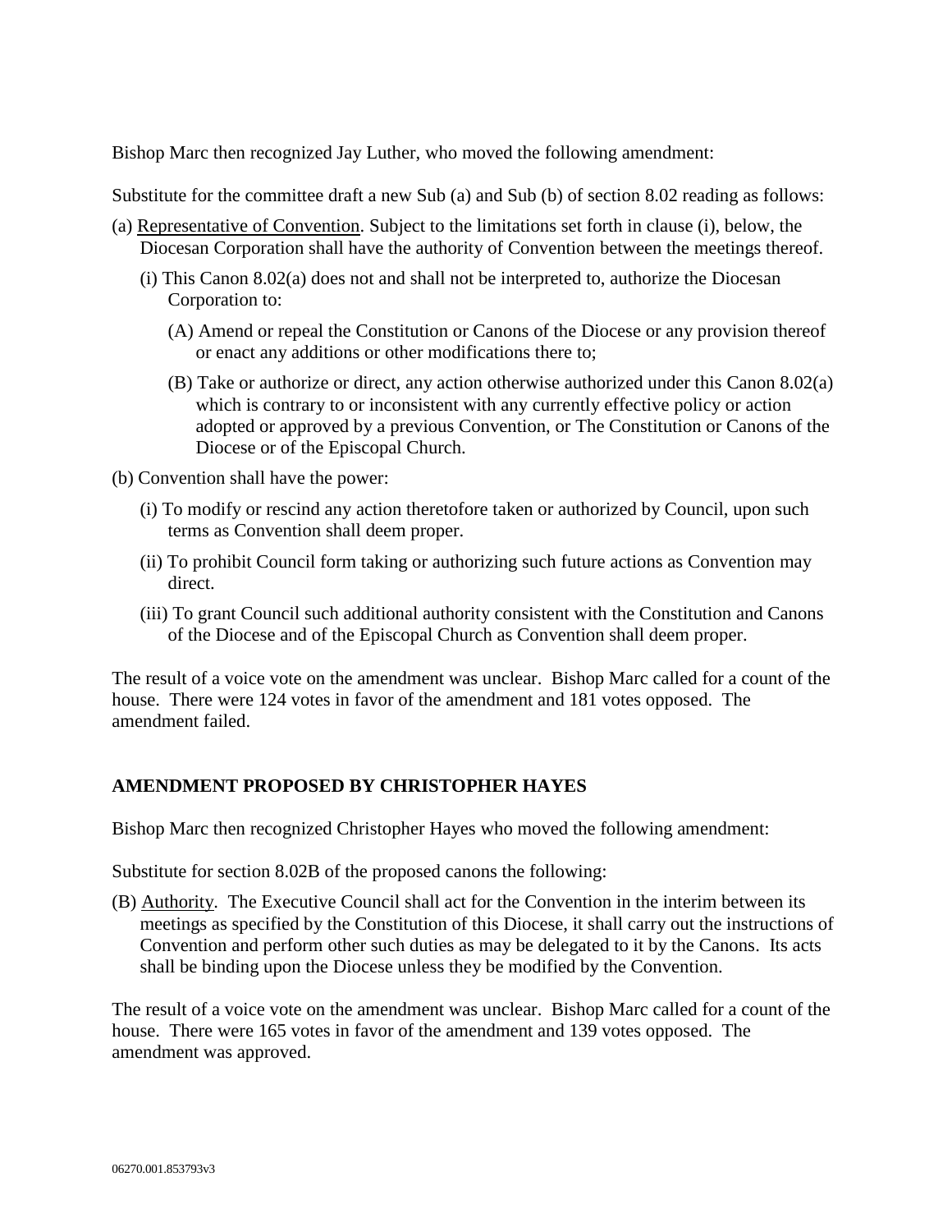Bishop Marc then recognized Jay Luther, who moved the following amendment:

Substitute for the committee draft a new Sub (a) and Sub (b) of section 8.02 reading as follows:

(a) <u>Representative of Convention</u>. Subject to the limitations set forth in clause (i), below, the Diocesan Corporation shall have the authority of Convention between the meetings thereof.

- (i) This Canon 8.02(a) does not and shall not be interpreted to, authorize the Diocesan Corporation to:
  - (A) Amend or repeal the Constitution or Canons of the Diocese or any provision thereof or enact any additions or other modifications there to;
  - (B) Take or authorize or direct, any action otherwise authorized under this Canon 8.02(a) which is contrary to or inconsistent with any currently effective policy or action adopted or approved by a previous Convention, or The Constitution or Canons of the Diocese or of the Episcopal Church.

(b) Convention shall have the power:

- (i) To modify or rescind any action theretofore taken or authorized by Council, upon such terms as Convention shall deem proper.
- (ii) To prohibit Council form taking or authorizing such future actions as Convention may direct.
- (iii) To grant Council such additional authority consistent with the Constitution and Canons of the Diocese and of the Episcopal Church as Convention shall deem proper.

The result of a voice vote on the amendment was unclear. Bishop Marc called for a count of the house. There were 124 votes in favor of the amendment and 181 votes opposed. The amendment failed.

**AMENDMENT PROPOSED BY CHRISTOPHER HAYES**

Bishop Marc then recognized Christopher Hayes who moved the following amendment:

Substitute for section 8.02B of the proposed canons the following:

(B) <u>Authority</u>. The Executive Council shall act for the Convention in the interim between its meetings as specified by the Constitution of this Diocese, it shall carry out the instructions of Convention and perform other such duties as may be delegated to it by the Canons. Its acts shall be binding upon the Diocese unless they be modified by the Convention.

The result of a voice vote on the amendment was unclear. Bishop Marc called for a count of the house. There were 165 votes in favor of the amendment and 139 votes opposed. The amendment was approved.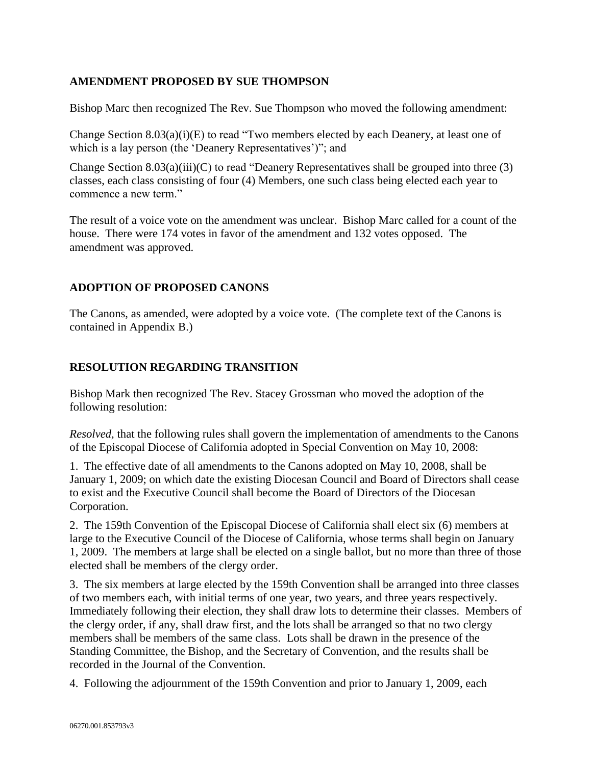## AMENDMENT PROPOSED BY SUE THOMPSON

Bishop Marc then recognized The Rev. Sue Thompson who moved the following amendment:

Change Section 8.03(a)(i)(E) to read "Two members elected by each Deanery, at least one of which is a lay person (the 'Deanery Representatives')"; and

Change Section 8.03(a)(iii)(C) to read "Deanery Representatives shall be grouped into three (3) classes, each class consisting of four (4) Members, one such class being elected each year to commence a new term."

The result of a voice vote on the amendment was unclear. Bishop Marc called for a count of the house. There were 174 votes in favor of the amendment and 132 votes opposed. The amendment was approved.

## ADOPTION OF PROPOSED CANONS

The Canons, as amended, were adopted by a voice vote. (The complete text of the Canons is contained in Appendix B.)

## RESOLUTION REGARDING TRANSITION

Bishop Mark then recognized The Rev. Stacey Grossman who moved the adoption of the following resolution:

*Resolved,* that the following rules shall govern the implementation of amendments to the Canons of the Episcopal Diocese of California adopted in Special Convention on May 10, 2008:

1. The effective date of all amendments to the Canons adopted on May 10, 2008, shall be January 1, 2009; on which date the existing Diocesan Council and Board of Directors shall cease to exist and the Executive Council shall become the Board of Directors of the Diocesan Corporation.

2. The 159th Convention of the Episcopal Diocese of California shall elect six (6) members at large to the Executive Council of the Diocese of California, whose terms shall begin on January 1, 2009. The members at large shall be elected on a single ballot, but no more than three of those elected shall be members of the clergy order.

3. The six members at large elected by the 159th Convention shall be arranged into three classes of two members each, with initial terms of one year, two years, and three years respectively. Immediately following their election, they shall draw lots to determine their classes. Members of the clergy order, if any, shall draw first, and the lots shall be arranged so that no two clergy members shall be members of the same class. Lots shall be drawn in the presence of the Standing Committee, the Bishop, and the Secretary of Convention, and the results shall be recorded in the Journal of the Convention.

4. Following the adjournment of the 159th Convention and prior to January 1, 2009, each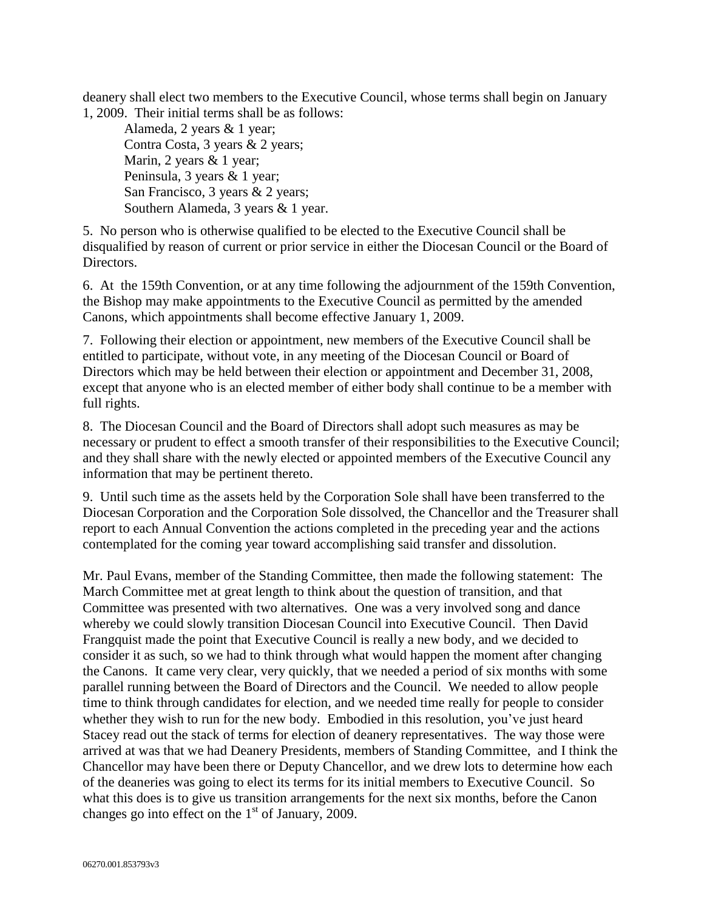deanery shall elect two members to the Executive Council, whose terms shall begin on January 1, 2009. Their initial terms shall be as follows:

Alameda, 2 years & 1 year;
Contra Costa, 3 years & 2 years;
Marin, 2 years & 1 year;
Peninsula, 3 years & 1 year;
San Francisco, 3 years & 2 years;
Southern Alameda, 3 years & 1 year.

5. No person who is otherwise qualified to be elected to the Executive Council shall be disqualified by reason of current or prior service in either the Diocesan Council or the Board of Directors.

6. At the 159th Convention, or at any time following the adjournment of the 159th Convention, the Bishop may make appointments to the Executive Council as permitted by the amended Canons, which appointments shall become effective January 1, 2009.

7. Following their election or appointment, new members of the Executive Council shall be entitled to participate, without vote, in any meeting of the Diocesan Council or Board of Directors which may be held between their election or appointment and December 31, 2008, except that anyone who is an elected member of either body shall continue to be a member with full rights.

8. The Diocesan Council and the Board of Directors shall adopt such measures as may be necessary or prudent to effect a smooth transfer of their responsibilities to the Executive Council; and they shall share with the newly elected or appointed members of the Executive Council any information that may be pertinent thereto.

9. Until such time as the assets held by the Corporation Sole shall have been transferred to the Diocesan Corporation and the Corporation Sole dissolved, the Chancellor and the Treasurer shall report to each Annual Convention the actions completed in the preceding year and the actions contemplated for the coming year toward accomplishing said transfer and dissolution.

Mr. Paul Evans, member of the Standing Committee, then made the following statement: The March Committee met at great length to think about the question of transition, and that Committee was presented with two alternatives. One was a very involved song and dance whereby we could slowly transition Diocesan Council into Executive Council. Then David Frangquist made the point that Executive Council is really a new body, and we decided to consider it as such, so we had to think through what would happen the moment after changing the Canons. It came very clear, very quickly, that we needed a period of six months with some parallel running between the Board of Directors and the Council. We needed to allow people time to think through candidates for election, and we needed time really for people to consider whether they wish to run for the new body. Embodied in this resolution, you've just heard Stacey read out the stack of terms for election of deanery representatives. The way those were arrived at was that we had Deanery Presidents, members of Standing Committee, and I think the Chancellor may have been there or Deputy Chancellor, and we drew lots to determine how each of the deaneries was going to elect its terms for its initial members to Executive Council. So what this does is to give us transition arrangements for the next six months, before the Canon changes go into effect on the 1st of January, 2009.

06270.001.853793v3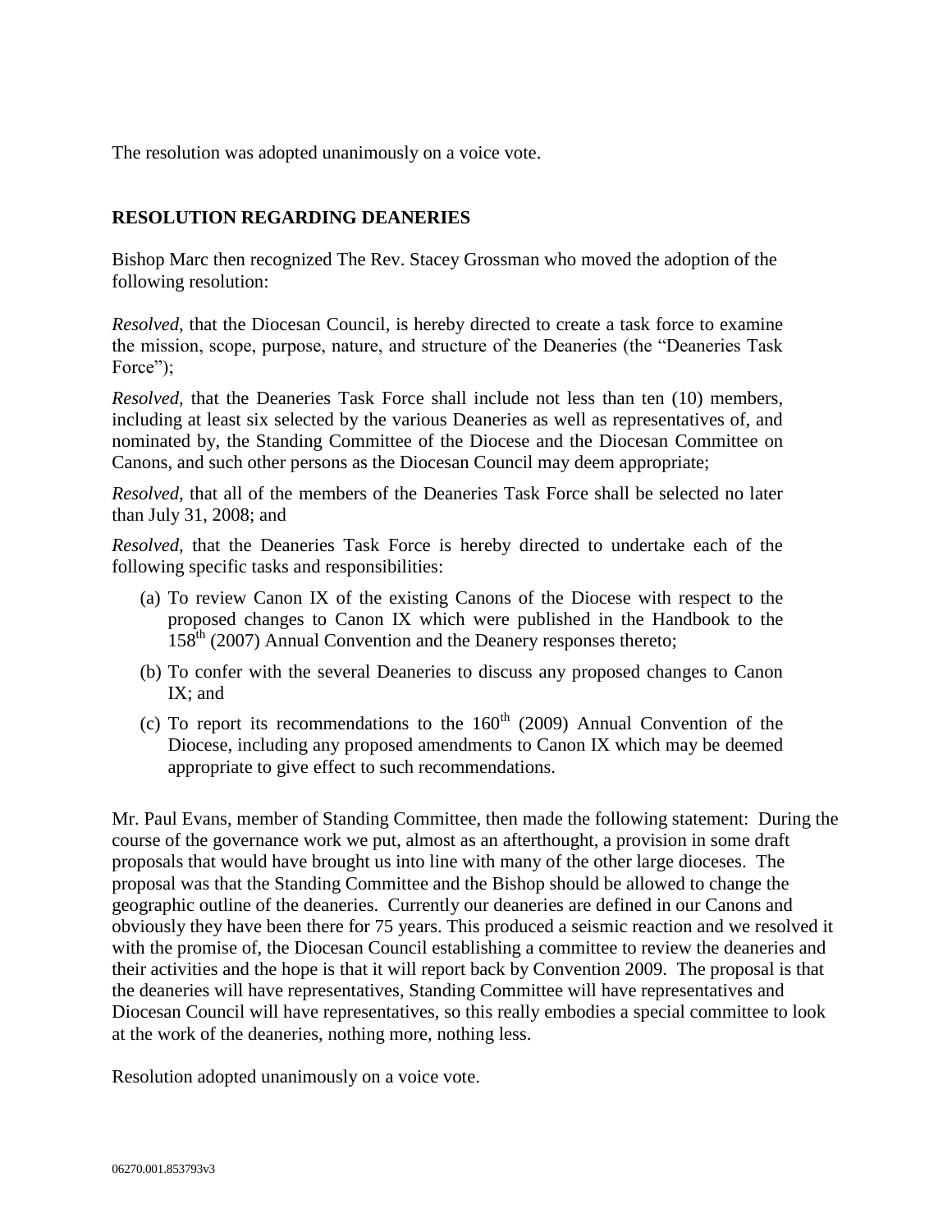The resolution was adopted unanimously on a voice vote.

## RESOLUTION REGARDING DEANERIES

Bishop Marc then recognized The Rev. Stacey Grossman who moved the adoption of the following resolution:

*Resolved,* that the Diocesan Council, is hereby directed to create a task force to examine the mission, scope, purpose, nature, and structure of the Deaneries (the "Deaneries Task Force");

*Resolved,* that the Deaneries Task Force shall include not less than ten (10) members, including at least six selected by the various Deaneries as well as representatives of, and nominated by, the Standing Committee of the Diocese and the Diocesan Committee on Canons, and such other persons as the Diocesan Council may deem appropriate;

*Resolved,* that all of the members of the Deaneries Task Force shall be selected no later than July 31, 2008; and

*Resolved,* that the Deaneries Task Force is hereby directed to undertake each of the following specific tasks and responsibilities:

(a) To review Canon IX of the existing Canons of the Diocese with respect to the proposed changes to Canon IX which were published in the Handbook to the 158th (2007) Annual Convention and the Deanery responses thereto;

(b) To confer with the several Deaneries to discuss any proposed changes to Canon IX; and

(c) To report its recommendations to the 160th (2009) Annual Convention of the Diocese, including any proposed amendments to Canon IX which may be deemed appropriate to give effect to such recommendations.

Mr. Paul Evans, member of Standing Committee, then made the following statement: During the course of the governance work we put, almost as an afterthought, a provision in some draft proposals that would have brought us into line with many of the other large dioceses. The proposal was that the Standing Committee and the Bishop should be allowed to change the geographic outline of the deaneries. Currently our deaneries are defined in our Canons and obviously they have been there for 75 years. This produced a seismic reaction and we resolved it with the promise of, the Diocesan Council establishing a committee to review the deaneries and their activities and the hope is that it will report back by Convention 2009. The proposal is that the deaneries will have representatives, Standing Committee will have representatives and Diocesan Council will have representatives, so this really embodies a special committee to look at the work of the deaneries, nothing more, nothing less.

Resolution adopted unanimously on a voice vote.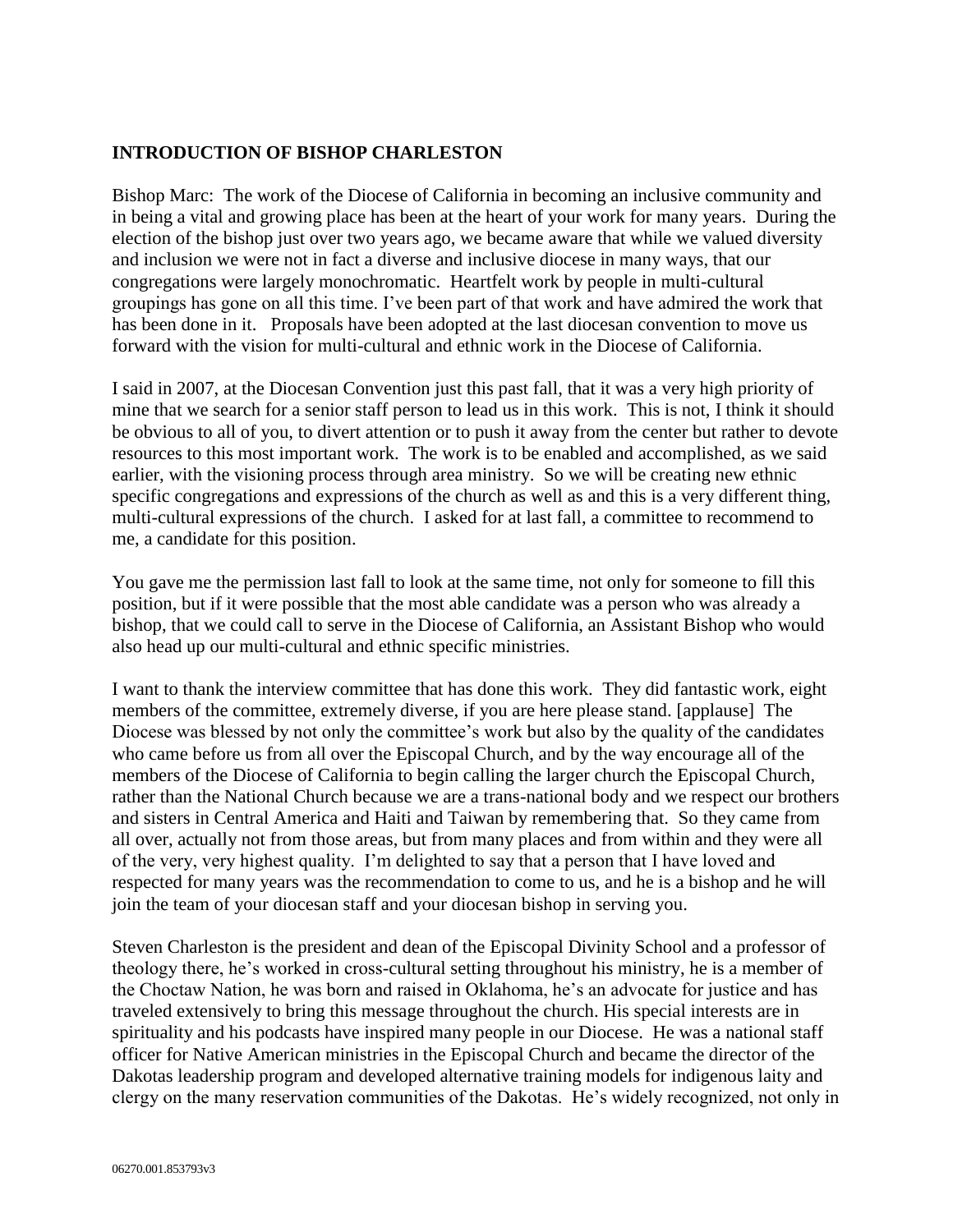**INTRODUCTION OF BISHOP CHARLESTON**

Bishop Marc: The work of the Diocese of California in becoming an inclusive community and in being a vital and growing place has been at the heart of your work for many years. During the election of the bishop just over two years ago, we became aware that while we valued diversity and inclusion we were not in fact a diverse and inclusive diocese in many ways, that our congregations were largely monochromatic. Heartfelt work by people in multi-cultural groupings has gone on all this time. I've been part of that work and have admired the work that has been done in it. Proposals have been adopted at the last diocesan convention to move us forward with the vision for multi-cultural and ethnic work in the Diocese of California.

I said in 2007, at the Diocesan Convention just this past fall, that it was a very high priority of mine that we search for a senior staff person to lead us in this work. This is not, I think it should be obvious to all of you, to divert attention or to push it away from the center but rather to devote resources to this most important work. The work is to be enabled and accomplished, as we said earlier, with the visioning process through area ministry. So we will be creating new ethnic specific congregations and expressions of the church as well as and this is a very different thing, multi-cultural expressions of the church. I asked for at last fall, a committee to recommend to me, a candidate for this position.

You gave me the permission last fall to look at the same time, not only for someone to fill this position, but if it were possible that the most able candidate was a person who was already a bishop, that we could call to serve in the Diocese of California, an Assistant Bishop who would also head up our multi-cultural and ethnic specific ministries.

I want to thank the interview committee that has done this work. They did fantastic work, eight members of the committee, extremely diverse, if you are here please stand. [applause] The Diocese was blessed by not only the committee's work but also by the quality of the candidates who came before us from all over the Episcopal Church, and by the way encourage all of the members of the Diocese of California to begin calling the larger church the Episcopal Church, rather than the National Church because we are a trans-national body and we respect our brothers and sisters in Central America and Haiti and Taiwan by remembering that. So they came from all over, actually not from those areas, but from many places and from within and they were all of the very, very highest quality. I'm delighted to say that a person that I have loved and respected for many years was the recommendation to come to us, and he is a bishop and he will join the team of your diocesan staff and your diocesan bishop in serving you.

Steven Charleston is the president and dean of the Episcopal Divinity School and a professor of theology there, he's worked in cross-cultural setting throughout his ministry, he is a member of the Choctaw Nation, he was born and raised in Oklahoma, he's an advocate for justice and has traveled extensively to bring this message throughout the church. His special interests are in spirituality and his podcasts have inspired many people in our Diocese. He was a national staff officer for Native American ministries in the Episcopal Church and became the director of the Dakotas leadership program and developed alternative training models for indigenous laity and clergy on the many reservation communities of the Dakotas. He's widely recognized, not only in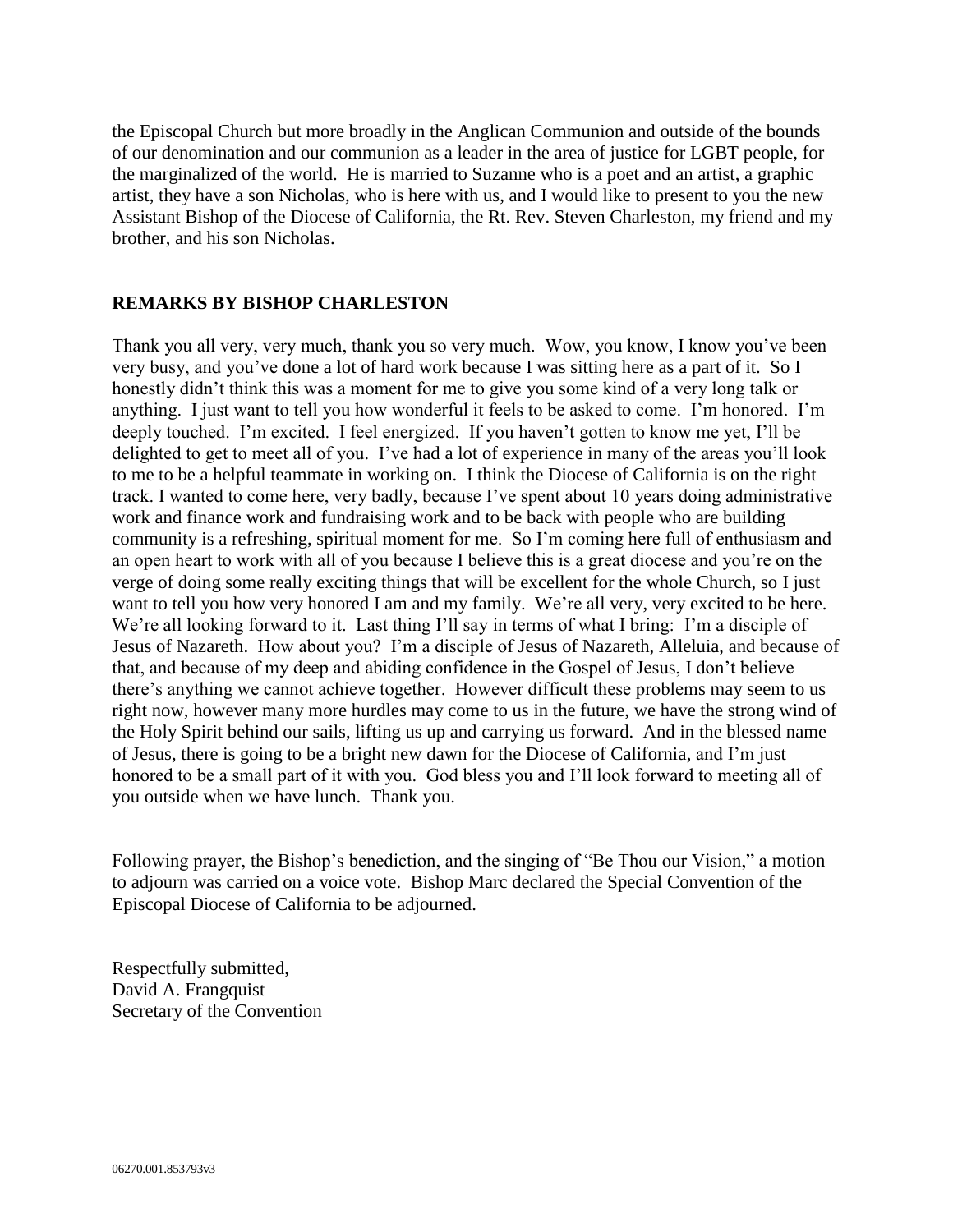the Episcopal Church but more broadly in the Anglican Communion and outside of the bounds of our denomination and our communion as a leader in the area of justice for LGBT people, for the marginalized of the world. He is married to Suzanne who is a poet and an artist, a graphic artist, they have a son Nicholas, who is here with us, and I would like to present to you the new Assistant Bishop of the Diocese of California, the Rt. Rev. Steven Charleston, my friend and my brother, and his son Nicholas.

**REMARKS BY BISHOP CHARLESTON**

Thank you all very, very much, thank you so very much. Wow, you know, I know you've been very busy, and you've done a lot of hard work because I was sitting here as a part of it. So I honestly didn't think this was a moment for me to give you some kind of a very long talk or anything. I just want to tell you how wonderful it feels to be asked to come. I'm honored. I'm deeply touched. I'm excited. I feel energized. If you haven't gotten to know me yet, I'll be delighted to get to meet all of you. I've had a lot of experience in many of the areas you'll look to me to be a helpful teammate in working on. I think the Diocese of California is on the right track. I wanted to come here, very badly, because I've spent about 10 years doing administrative work and finance work and fundraising work and to be back with people who are building community is a refreshing, spiritual moment for me. So I'm coming here full of enthusiasm and an open heart to work with all of you because I believe this is a great diocese and you're on the verge of doing some really exciting things that will be excellent for the whole Church, so I just want to tell you how very honored I am and my family. We're all very, very excited to be here. We're all looking forward to it. Last thing I'll say in terms of what I bring: I'm a disciple of Jesus of Nazareth. How about you? I'm a disciple of Jesus of Nazareth, Alleluia, and because of that, and because of my deep and abiding confidence in the Gospel of Jesus, I don't believe there's anything we cannot achieve together. However difficult these problems may seem to us right now, however many more hurdles may come to us in the future, we have the strong wind of the Holy Spirit behind our sails, lifting us up and carrying us forward. And in the blessed name of Jesus, there is going to be a bright new dawn for the Diocese of California, and I'm just honored to be a small part of it with you. God bless you and I'll look forward to meeting all of you outside when we have lunch. Thank you.

Following prayer, the Bishop's benediction, and the singing of "Be Thou our Vision," a motion to adjourn was carried on a voice vote. Bishop Marc declared the Special Convention of the Episcopal Diocese of California to be adjourned.

Respectfully submitted,
David A. Frangquist
Secretary of the Convention

06270.001.853793v3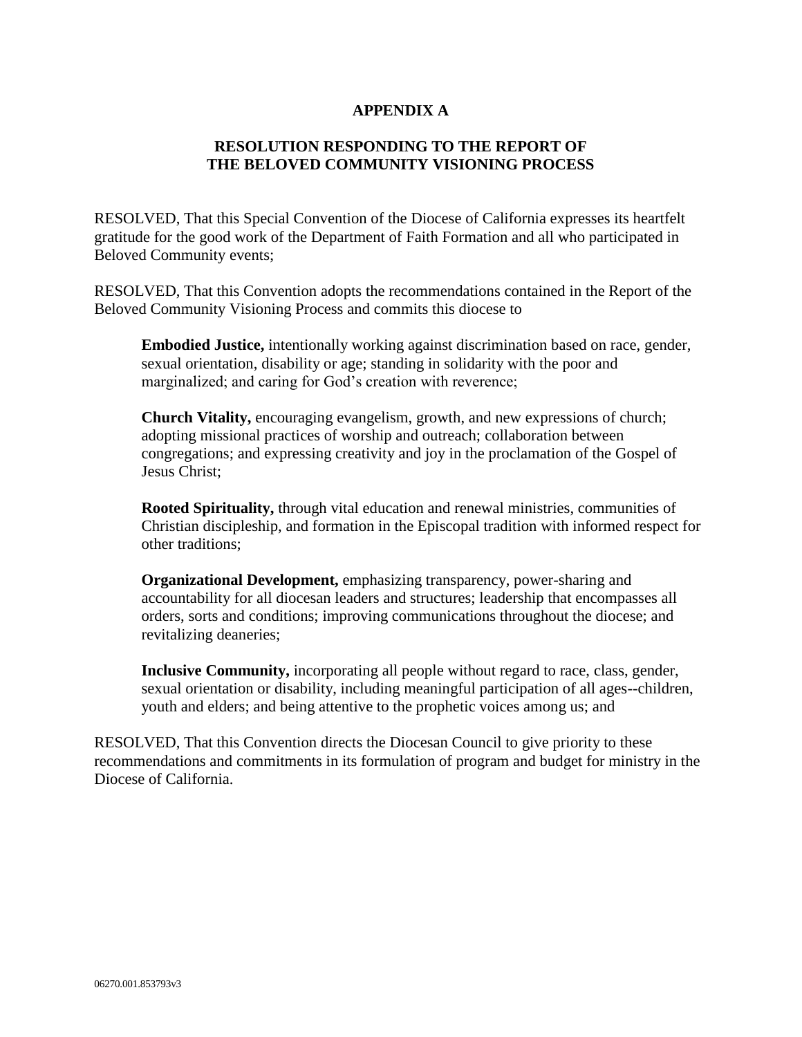# APPENDIX A

## RESOLUTION RESPONDING TO THE REPORT OF THE BELOVED COMMUNITY VISIONING PROCESS

RESOLVED, That this Special Convention of the Diocese of California expresses its heartfelt gratitude for the good work of the Department of Faith Formation and all who participated in Beloved Community events;

RESOLVED, That this Convention adopts the recommendations contained in the Report of the Beloved Community Visioning Process and commits this diocese to

> **Embodied Justice,** intentionally working against discrimination based on race, gender, sexual orientation, disability or age; standing in solidarity with the poor and marginalized; and caring for God's creation with reverence;
>
> **Church Vitality,** encouraging evangelism, growth, and new expressions of church; adopting missional practices of worship and outreach; collaboration between congregations; and expressing creativity and joy in the proclamation of the Gospel of Jesus Christ;
>
> **Rooted Spirituality,** through vital education and renewal ministries, communities of Christian discipleship, and formation in the Episcopal tradition with informed respect for other traditions;
>
> **Organizational Development,** emphasizing transparency, power-sharing and accountability for all diocesan leaders and structures; leadership that encompasses all orders, sorts and conditions; improving communications throughout the diocese; and revitalizing deaneries;
>
> **Inclusive Community,** incorporating all people without regard to race, class, gender, sexual orientation or disability, including meaningful participation of all ages--children, youth and elders; and being attentive to the prophetic voices among us; and

RESOLVED, That this Convention directs the Diocesan Council to give priority to these recommendations and commitments in its formulation of program and budget for ministry in the Diocese of California.

06270.001.853793v3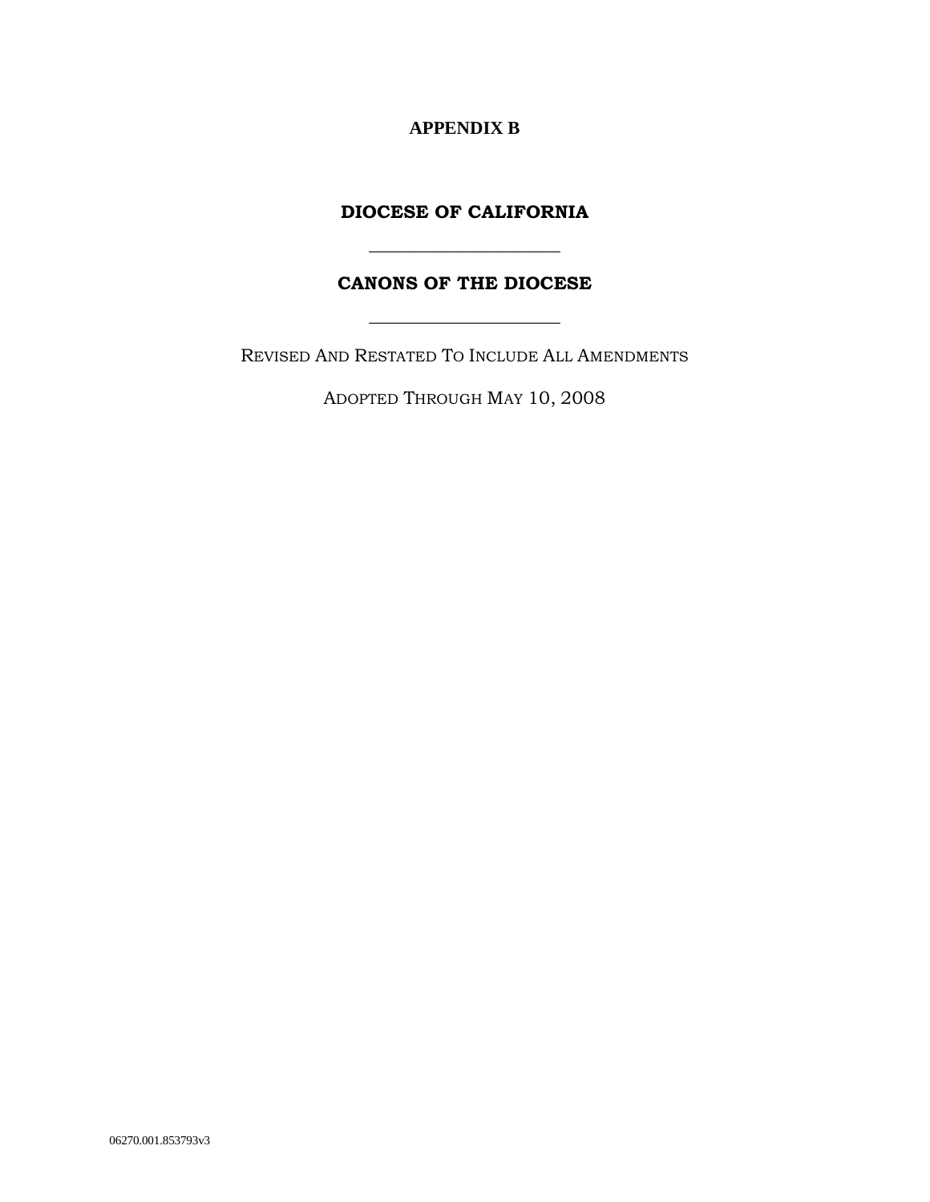**APPENDIX B**

# DIOCESE OF CALIFORNIA

---

## CANONS OF THE DIOCESE

---

REVISED AND RESTATED TO INCLUDE ALL AMENDMENTS

ADOPTED THROUGH MAY 10, 2008

06270.001.853793v3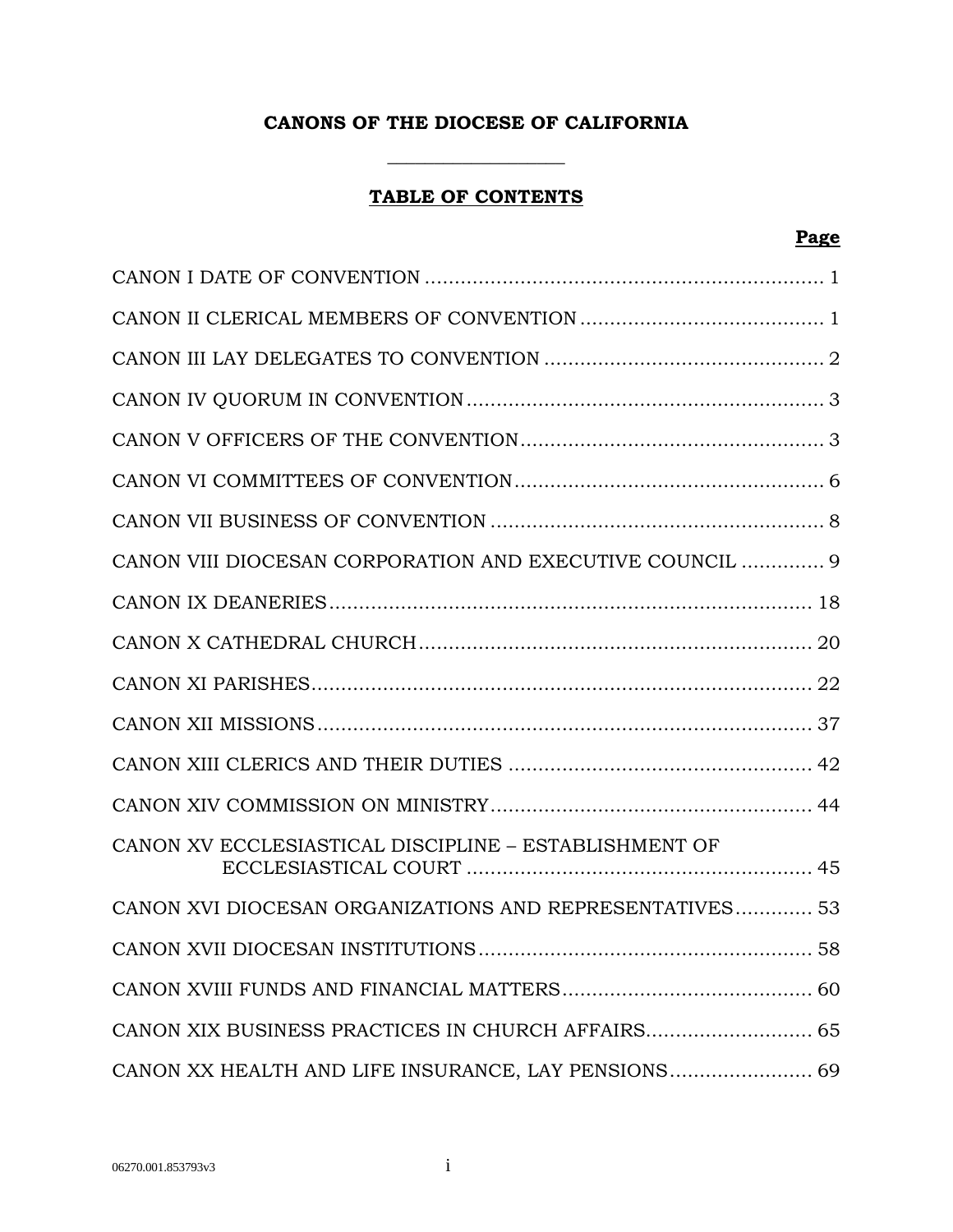# CANONS OF THE DIOCESE OF CALIFORNIA

---

## TABLE OF CONTENTS

| | Page |
|---|---|
| CANON I DATE OF CONVENTION | 1 |
| CANON II CLERICAL MEMBERS OF CONVENTION | 1 |
| CANON III LAY DELEGATES TO CONVENTION | 2 |
| CANON IV QUORUM IN CONVENTION | 3 |
| CANON V OFFICERS OF THE CONVENTION | 3 |
| CANON VI COMMITTEES OF CONVENTION | 6 |
| CANON VII BUSINESS OF CONVENTION | 8 |
| CANON VIII DIOCESAN CORPORATION AND EXECUTIVE COUNCIL | 9 |
| CANON IX DEANERIES | 18 |
| CANON X CATHEDRAL CHURCH | 20 |
| CANON XI PARISHES | 22 |
| CANON XII MISSIONS | 37 |
| CANON XIII CLERICS AND THEIR DUTIES | 42 |
| CANON XIV COMMISSION ON MINISTRY | 44 |
| CANON XV ECCLESIASTICAL DISCIPLINE – ESTABLISHMENT OF ECCLESIASTICAL COURT | 45 |
| CANON XVI DIOCESAN ORGANIZATIONS AND REPRESENTATIVES | 53 |
| CANON XVII DIOCESAN INSTITUTIONS | 58 |
| CANON XVIII FUNDS AND FINANCIAL MATTERS | 60 |
| CANON XIX BUSINESS PRACTICES IN CHURCH AFFAIRS | 65 |
| CANON XX HEALTH AND LIFE INSURANCE, LAY PENSIONS | 69 |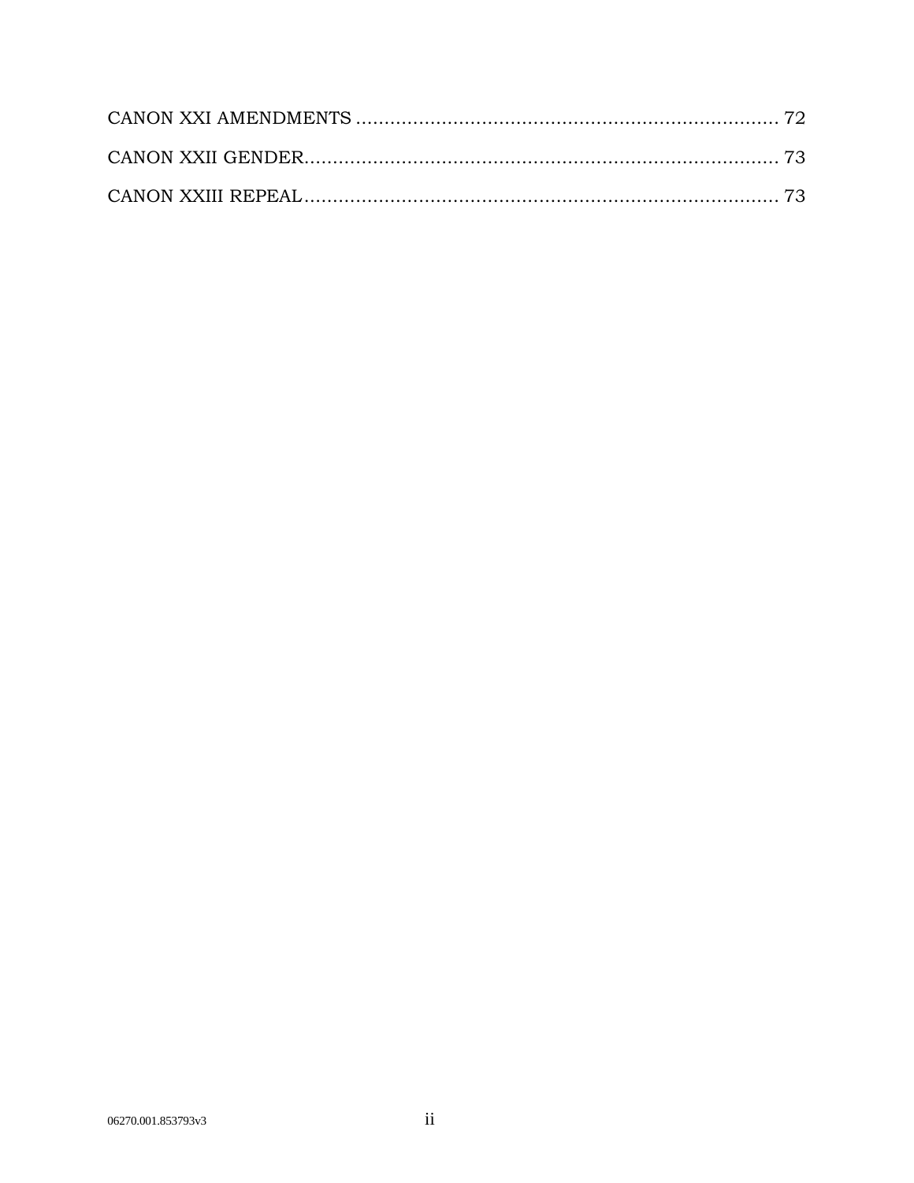CANON XXI AMENDMENTS .......................................................................... 72

CANON XXII GENDER.................................................................................. 73

CANON XXIII REPEAL.................................................................................. 73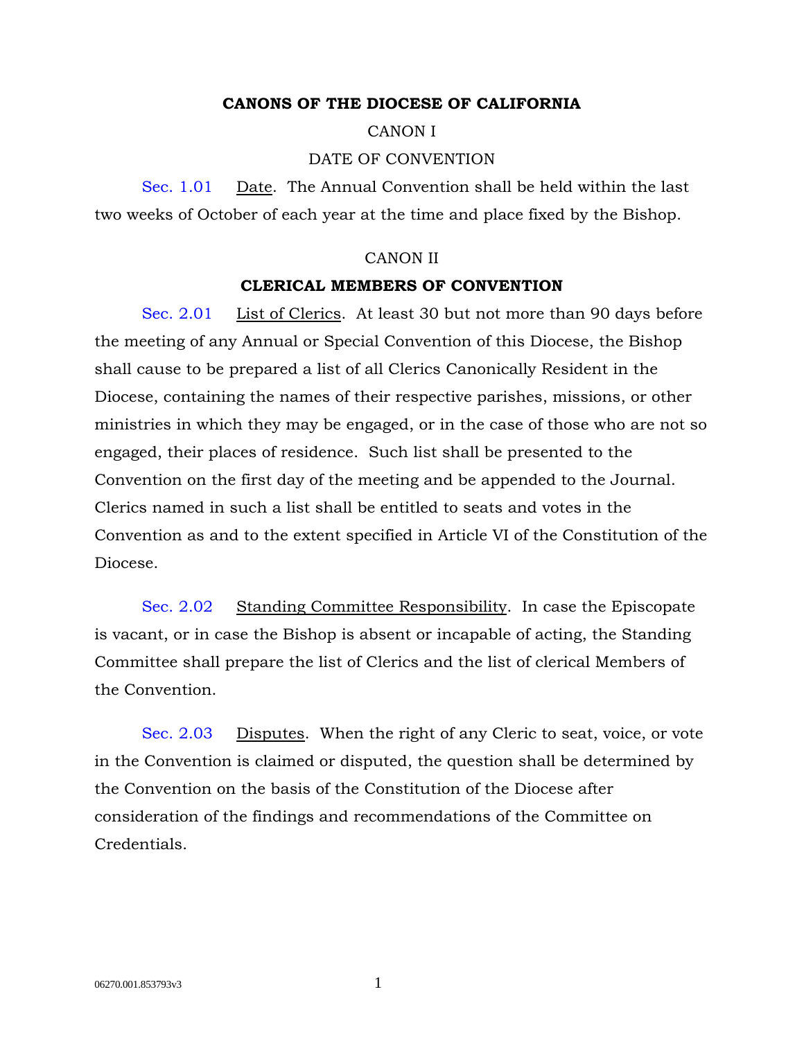# CANONS OF THE DIOCESE OF CALIFORNIA

## CANON I

## DATE OF CONVENTION

Sec. 1.01 Date. The Annual Convention shall be held within the last two weeks of October of each year at the time and place fixed by the Bishop.

## CANON II

## CLERICAL MEMBERS OF CONVENTION

Sec. 2.01 List of Clerics. At least 30 but not more than 90 days before the meeting of any Annual or Special Convention of this Diocese, the Bishop shall cause to be prepared a list of all Clerics Canonically Resident in the Diocese, containing the names of their respective parishes, missions, or other ministries in which they may be engaged, or in the case of those who are not so engaged, their places of residence. Such list shall be presented to the Convention on the first day of the meeting and be appended to the Journal. Clerics named in such a list shall be entitled to seats and votes in the Convention as and to the extent specified in Article VI of the Constitution of the Diocese.

Sec. 2.02 Standing Committee Responsibility. In case the Episcopate is vacant, or in case the Bishop is absent or incapable of acting, the Standing Committee shall prepare the list of Clerics and the list of clerical Members of the Convention.

Sec. 2.03 Disputes. When the right of any Cleric to seat, voice, or vote in the Convention is claimed or disputed, the question shall be determined by the Convention on the basis of the Constitution of the Diocese after consideration of the findings and recommendations of the Committee on Credentials.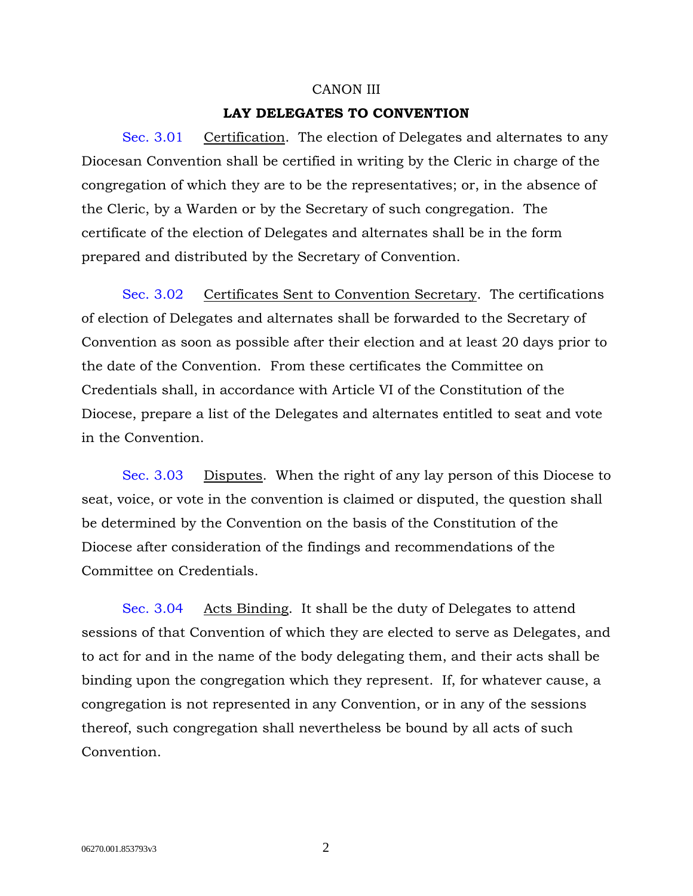## CANON III

### LAY DELEGATES TO CONVENTION

Sec. 3.01 Certification. The election of Delegates and alternates to any Diocesan Convention shall be certified in writing by the Cleric in charge of the congregation of which they are to be the representatives; or, in the absence of the Cleric, by a Warden or by the Secretary of such congregation. The certificate of the election of Delegates and alternates shall be in the form prepared and distributed by the Secretary of Convention.

Sec. 3.02 Certificates Sent to Convention Secretary. The certifications of election of Delegates and alternates shall be forwarded to the Secretary of Convention as soon as possible after their election and at least 20 days prior to the date of the Convention. From these certificates the Committee on Credentials shall, in accordance with Article VI of the Constitution of the Diocese, prepare a list of the Delegates and alternates entitled to seat and vote in the Convention.

Sec. 3.03 Disputes. When the right of any lay person of this Diocese to seat, voice, or vote in the convention is claimed or disputed, the question shall be determined by the Convention on the basis of the Constitution of the Diocese after consideration of the findings and recommendations of the Committee on Credentials.

Sec. 3.04 Acts Binding. It shall be the duty of Delegates to attend sessions of that Convention of which they are elected to serve as Delegates, and to act for and in the name of the body delegating them, and their acts shall be binding upon the congregation which they represent. If, for whatever cause, a congregation is not represented in any Convention, or in any of the sessions thereof, such congregation shall nevertheless be bound by all acts of such Convention.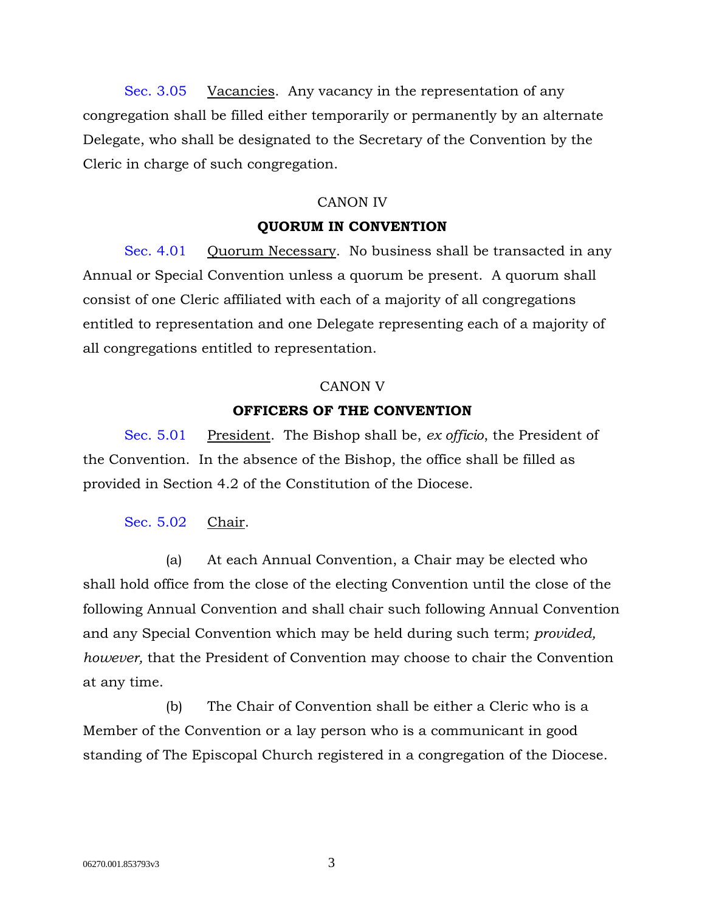Sec. 3.05 Vacancies. Any vacancy in the representation of any congregation shall be filled either temporarily or permanently by an alternate Delegate, who shall be designated to the Secretary of the Convention by the Cleric in charge of such congregation.

CANON IV

**QUORUM IN CONVENTION**

Sec. 4.01 Quorum Necessary. No business shall be transacted in any Annual or Special Convention unless a quorum be present. A quorum shall consist of one Cleric affiliated with each of a majority of all congregations entitled to representation and one Delegate representing each of a majority of all congregations entitled to representation.

CANON V

**OFFICERS OF THE CONVENTION**

Sec. 5.01 President. The Bishop shall be, *ex officio*, the President of the Convention. In the absence of the Bishop, the office shall be filled as provided in Section 4.2 of the Constitution of the Diocese.

Sec. 5.02 Chair.

(a) At each Annual Convention, a Chair may be elected who shall hold office from the close of the electing Convention until the close of the following Annual Convention and shall chair such following Annual Convention and any Special Convention which may be held during such term; *provided, however,* that the President of Convention may choose to chair the Convention at any time.

(b) The Chair of Convention shall be either a Cleric who is a Member of the Convention or a lay person who is a communicant in good standing of The Episcopal Church registered in a congregation of the Diocese.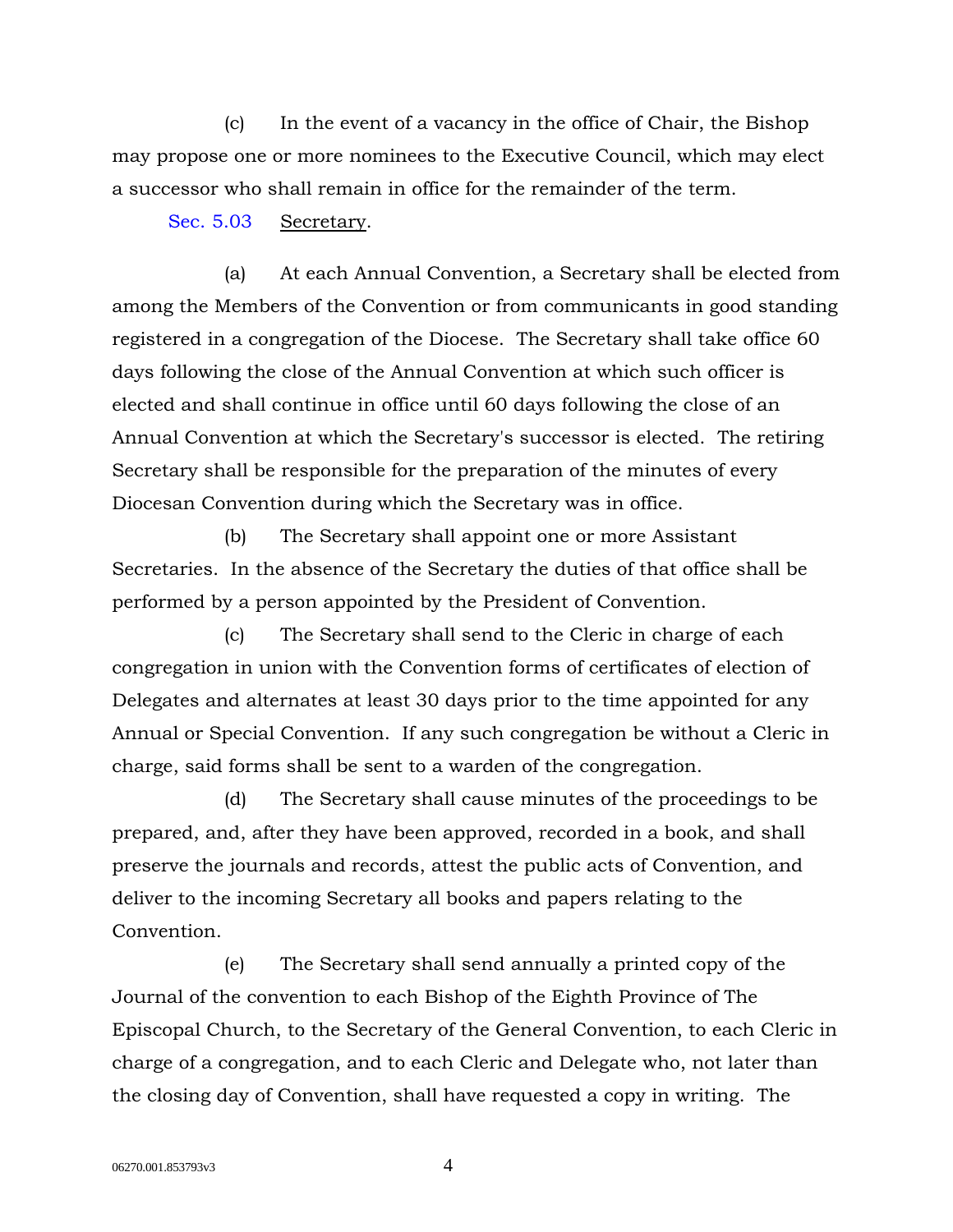(c) In the event of a vacancy in the office of Chair, the Bishop may propose one or more nominees to the Executive Council, which may elect a successor who shall remain in office for the remainder of the term.

Sec. 5.03 Secretary.

(a) At each Annual Convention, a Secretary shall be elected from among the Members of the Convention or from communicants in good standing registered in a congregation of the Diocese. The Secretary shall take office 60 days following the close of the Annual Convention at which such officer is elected and shall continue in office until 60 days following the close of an Annual Convention at which the Secretary's successor is elected. The retiring Secretary shall be responsible for the preparation of the minutes of every Diocesan Convention during which the Secretary was in office.

(b) The Secretary shall appoint one or more Assistant Secretaries. In the absence of the Secretary the duties of that office shall be performed by a person appointed by the President of Convention.

(c) The Secretary shall send to the Cleric in charge of each congregation in union with the Convention forms of certificates of election of Delegates and alternates at least 30 days prior to the time appointed for any Annual or Special Convention. If any such congregation be without a Cleric in charge, said forms shall be sent to a warden of the congregation.

(d) The Secretary shall cause minutes of the proceedings to be prepared, and, after they have been approved, recorded in a book, and shall preserve the journals and records, attest the public acts of Convention, and deliver to the incoming Secretary all books and papers relating to the Convention.

(e) The Secretary shall send annually a printed copy of the Journal of the convention to each Bishop of the Eighth Province of The Episcopal Church, to the Secretary of the General Convention, to each Cleric in charge of a congregation, and to each Cleric and Delegate who, not later than the closing day of Convention, shall have requested a copy in writing. The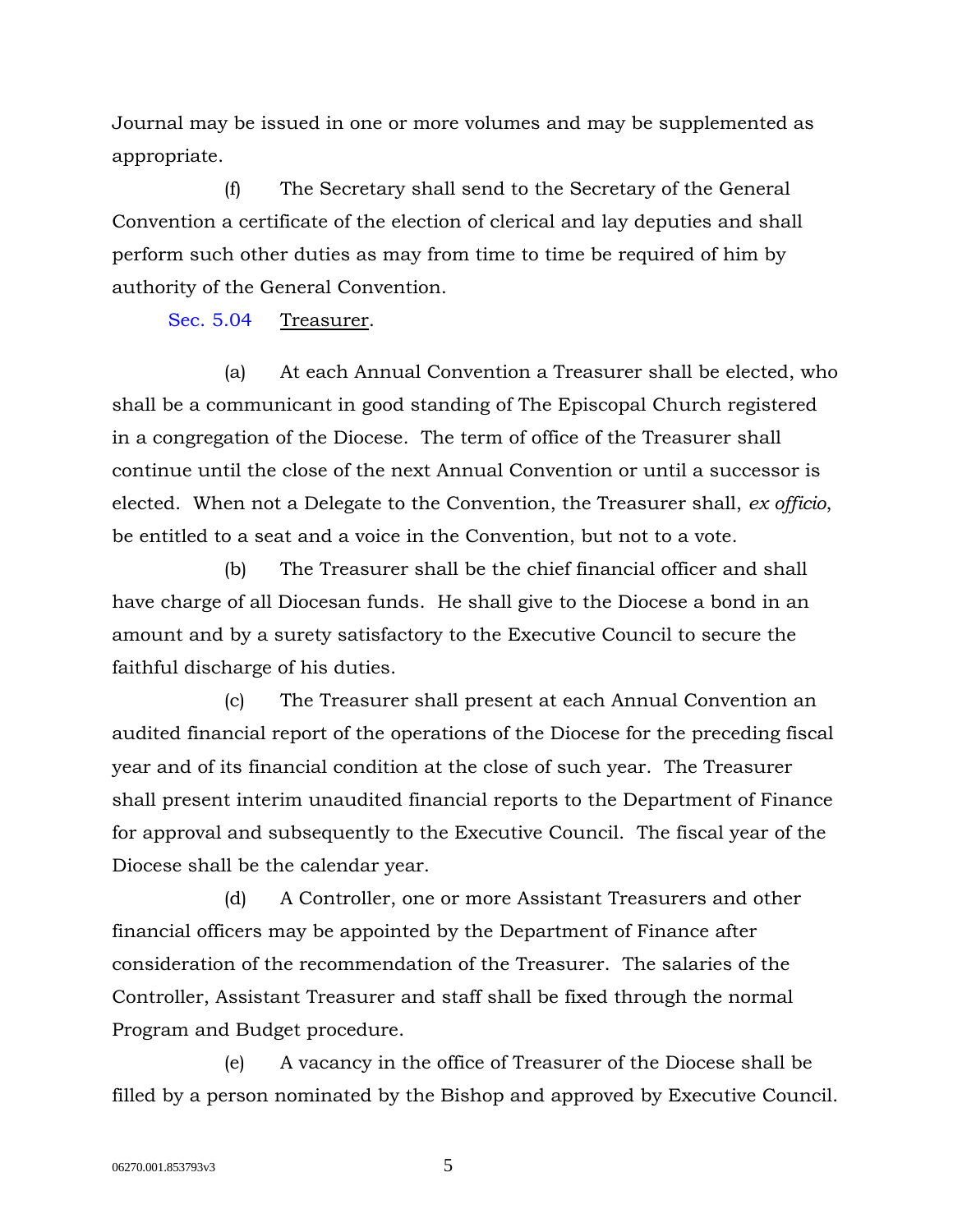Journal may be issued in one or more volumes and may be supplemented as appropriate.

(f) The Secretary shall send to the Secretary of the General Convention a certificate of the election of clerical and lay deputies and shall perform such other duties as may from time to time be required of him by authority of the General Convention.

Sec. 5.04 Treasurer.

(a) At each Annual Convention a Treasurer shall be elected, who shall be a communicant in good standing of The Episcopal Church registered in a congregation of the Diocese. The term of office of the Treasurer shall continue until the close of the next Annual Convention or until a successor is elected. When not a Delegate to the Convention, the Treasurer shall, *ex officio*, be entitled to a seat and a voice in the Convention, but not to a vote.

(b) The Treasurer shall be the chief financial officer and shall have charge of all Diocesan funds. He shall give to the Diocese a bond in an amount and by a surety satisfactory to the Executive Council to secure the faithful discharge of his duties.

(c) The Treasurer shall present at each Annual Convention an audited financial report of the operations of the Diocese for the preceding fiscal year and of its financial condition at the close of such year. The Treasurer shall present interim unaudited financial reports to the Department of Finance for approval and subsequently to the Executive Council. The fiscal year of the Diocese shall be the calendar year.

(d) A Controller, one or more Assistant Treasurers and other financial officers may be appointed by the Department of Finance after consideration of the recommendation of the Treasurer. The salaries of the Controller, Assistant Treasurer and staff shall be fixed through the normal Program and Budget procedure.

(e) A vacancy in the office of Treasurer of the Diocese shall be filled by a person nominated by the Bishop and approved by Executive Council.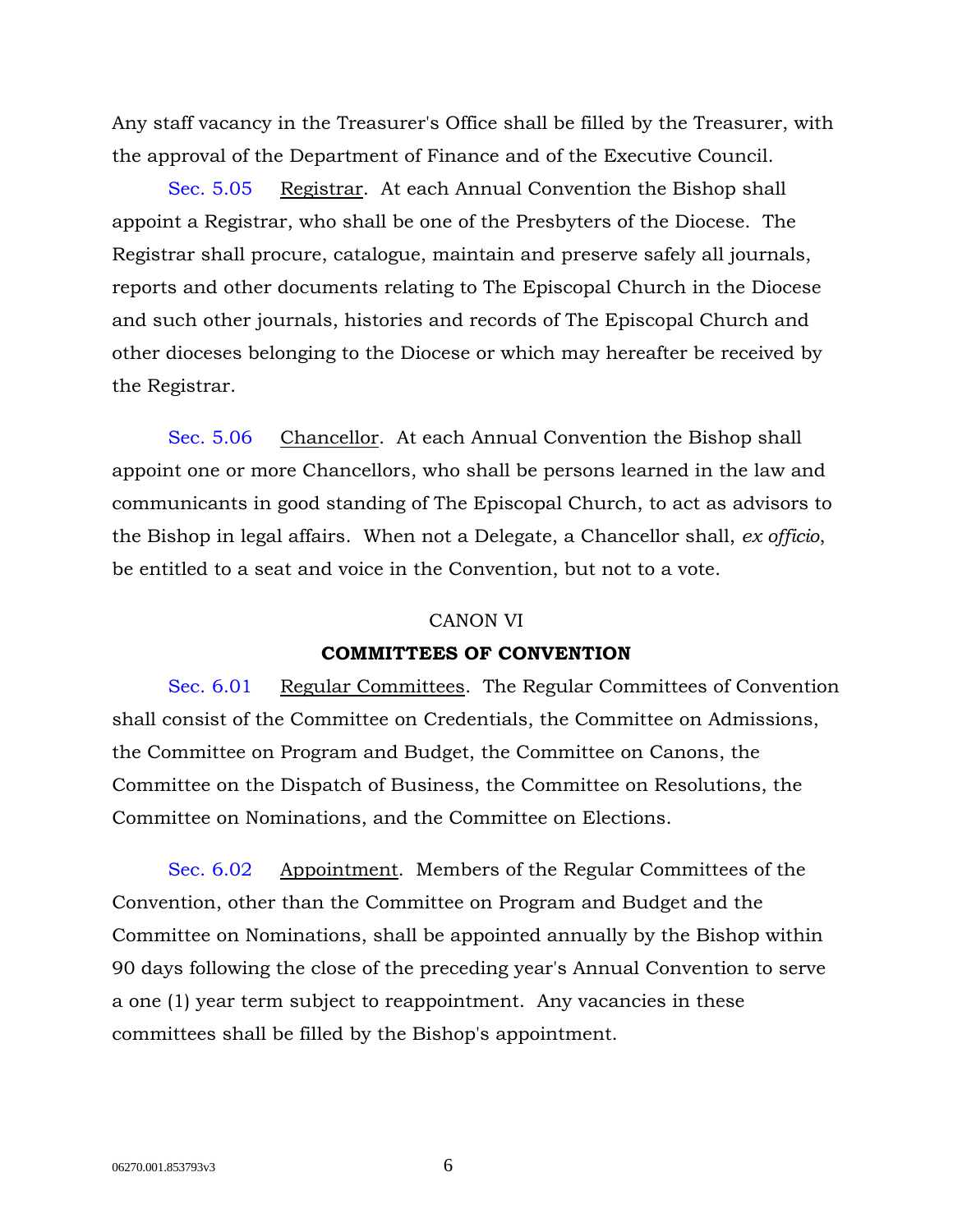Any staff vacancy in the Treasurer's Office shall be filled by the Treasurer, with the approval of the Department of Finance and of the Executive Council.

Sec. 5.05 Registrar. At each Annual Convention the Bishop shall appoint a Registrar, who shall be one of the Presbyters of the Diocese. The Registrar shall procure, catalogue, maintain and preserve safely all journals, reports and other documents relating to The Episcopal Church in the Diocese and such other journals, histories and records of The Episcopal Church and other dioceses belonging to the Diocese or which may hereafter be received by the Registrar.

Sec. 5.06 Chancellor. At each Annual Convention the Bishop shall appoint one or more Chancellors, who shall be persons learned in the law and communicants in good standing of The Episcopal Church, to act as advisors to the Bishop in legal affairs. When not a Delegate, a Chancellor shall, *ex officio*, be entitled to a seat and voice in the Convention, but not to a vote.

## CANON VI

## COMMITTEES OF CONVENTION

Sec. 6.01 Regular Committees. The Regular Committees of Convention shall consist of the Committee on Credentials, the Committee on Admissions, the Committee on Program and Budget, the Committee on Canons, the Committee on the Dispatch of Business, the Committee on Resolutions, the Committee on Nominations, and the Committee on Elections.

Sec. 6.02 Appointment. Members of the Regular Committees of the Convention, other than the Committee on Program and Budget and the Committee on Nominations, shall be appointed annually by the Bishop within 90 days following the close of the preceding year's Annual Convention to serve a one (1) year term subject to reappointment. Any vacancies in these committees shall be filled by the Bishop's appointment.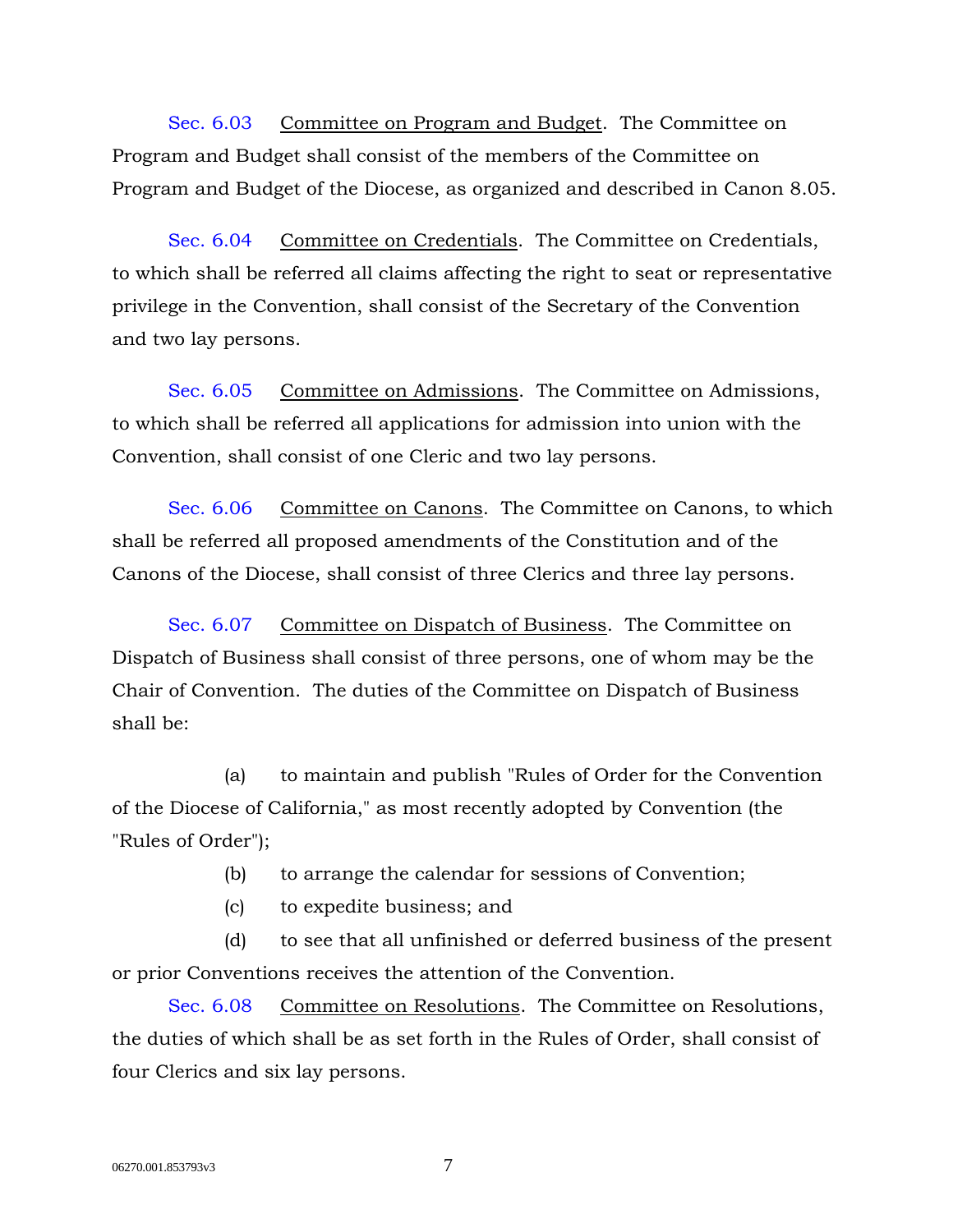Sec. 6.03 Committee on Program and Budget. The Committee on Program and Budget shall consist of the members of the Committee on Program and Budget of the Diocese, as organized and described in Canon 8.05.

Sec. 6.04 Committee on Credentials. The Committee on Credentials, to which shall be referred all claims affecting the right to seat or representative privilege in the Convention, shall consist of the Secretary of the Convention and two lay persons.

Sec. 6.05 Committee on Admissions. The Committee on Admissions, to which shall be referred all applications for admission into union with the Convention, shall consist of one Cleric and two lay persons.

Sec. 6.06 Committee on Canons. The Committee on Canons, to which shall be referred all proposed amendments of the Constitution and of the Canons of the Diocese, shall consist of three Clerics and three lay persons.

Sec. 6.07 Committee on Dispatch of Business. The Committee on Dispatch of Business shall consist of three persons, one of whom may be the Chair of Convention. The duties of the Committee on Dispatch of Business shall be:

(a) to maintain and publish "Rules of Order for the Convention of the Diocese of California," as most recently adopted by Convention (the "Rules of Order");

(b) to arrange the calendar for sessions of Convention;

(c) to expedite business; and

(d) to see that all unfinished or deferred business of the present or prior Conventions receives the attention of the Convention.

Sec. 6.08 Committee on Resolutions. The Committee on Resolutions, the duties of which shall be as set forth in the Rules of Order, shall consist of four Clerics and six lay persons.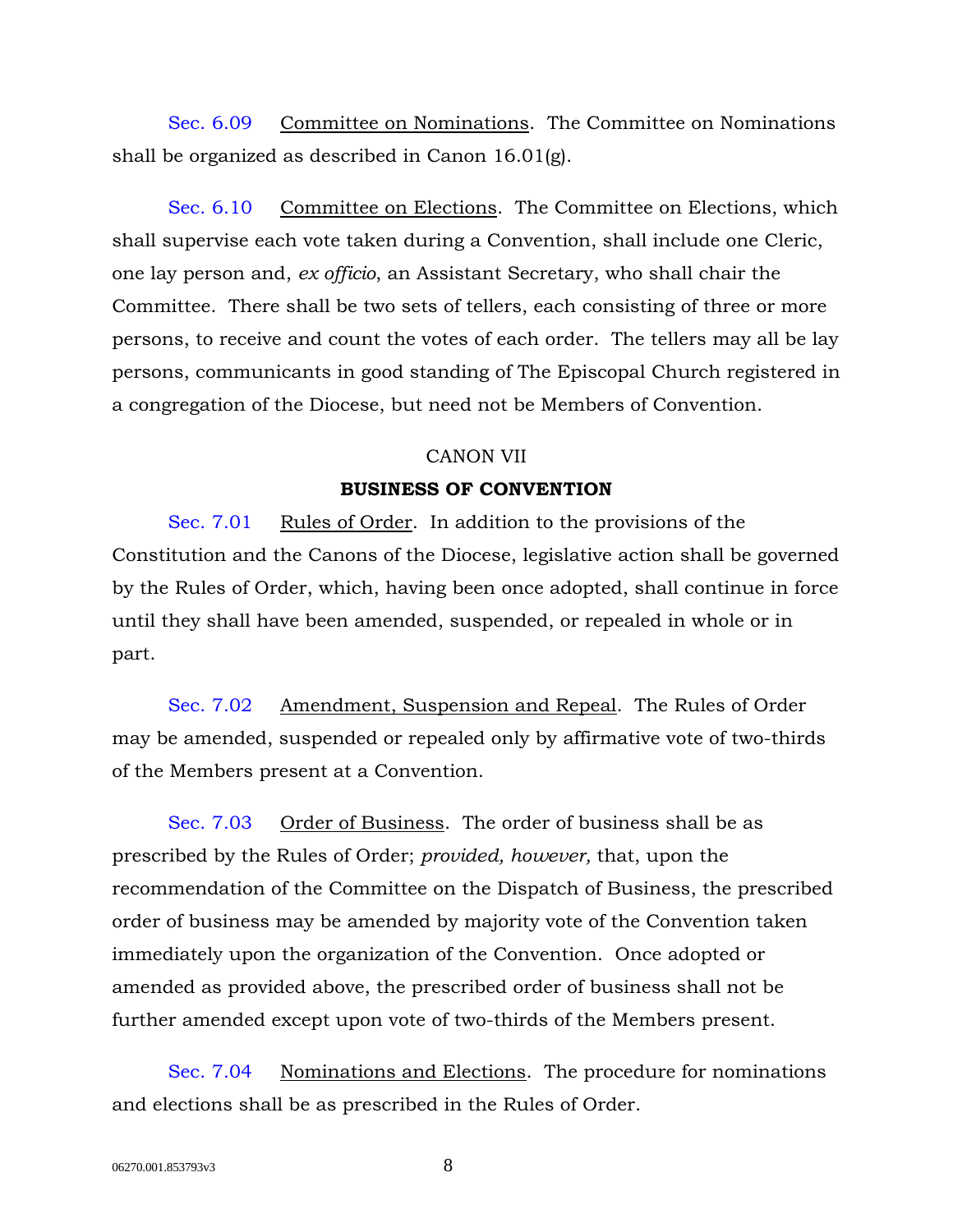Sec. 6.09 Committee on Nominations. The Committee on Nominations shall be organized as described in Canon 16.01(g).

Sec. 6.10 Committee on Elections. The Committee on Elections, which shall supervise each vote taken during a Convention, shall include one Cleric, one lay person and, *ex officio*, an Assistant Secretary, who shall chair the Committee. There shall be two sets of tellers, each consisting of three or more persons, to receive and count the votes of each order. The tellers may all be lay persons, communicants in good standing of The Episcopal Church registered in a congregation of the Diocese, but need not be Members of Convention.

## CANON VII

## BUSINESS OF CONVENTION

Sec. 7.01 Rules of Order. In addition to the provisions of the Constitution and the Canons of the Diocese, legislative action shall be governed by the Rules of Order, which, having been once adopted, shall continue in force until they shall have been amended, suspended, or repealed in whole or in part.

Sec. 7.02 Amendment, Suspension and Repeal. The Rules of Order may be amended, suspended or repealed only by affirmative vote of two-thirds of the Members present at a Convention.

Sec. 7.03 Order of Business. The order of business shall be as prescribed by the Rules of Order; *provided, however,* that, upon the recommendation of the Committee on the Dispatch of Business, the prescribed order of business may be amended by majority vote of the Convention taken immediately upon the organization of the Convention. Once adopted or amended as provided above, the prescribed order of business shall not be further amended except upon vote of two-thirds of the Members present.

Sec. 7.04 Nominations and Elections. The procedure for nominations and elections shall be as prescribed in the Rules of Order.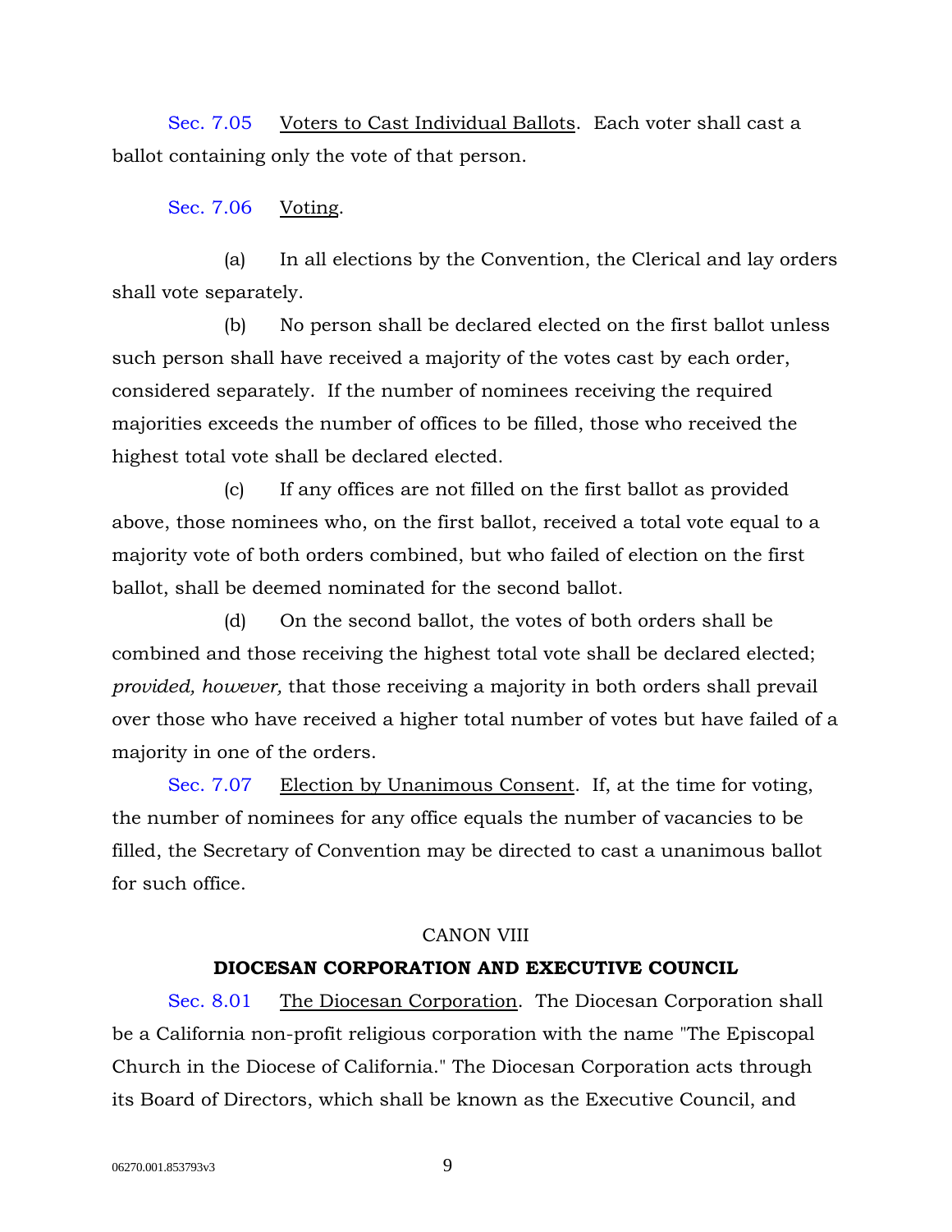Sec. 7.05 Voters to Cast Individual Ballots. Each voter shall cast a ballot containing only the vote of that person.

Sec. 7.06 Voting.

(a) In all elections by the Convention, the Clerical and lay orders shall vote separately.

(b) No person shall be declared elected on the first ballot unless such person shall have received a majority of the votes cast by each order, considered separately. If the number of nominees receiving the required majorities exceeds the number of offices to be filled, those who received the highest total vote shall be declared elected.

(c) If any offices are not filled on the first ballot as provided above, those nominees who, on the first ballot, received a total vote equal to a majority vote of both orders combined, but who failed of election on the first ballot, shall be deemed nominated for the second ballot.

(d) On the second ballot, the votes of both orders shall be combined and those receiving the highest total vote shall be declared elected; *provided, however,* that those receiving a majority in both orders shall prevail over those who have received a higher total number of votes but have failed of a majority in one of the orders.

Sec. 7.07 Election by Unanimous Consent. If, at the time for voting, the number of nominees for any office equals the number of vacancies to be filled, the Secretary of Convention may be directed to cast a unanimous ballot for such office.

## CANON VIII

## DIOCESAN CORPORATION AND EXECUTIVE COUNCIL

Sec. 8.01 The Diocesan Corporation. The Diocesan Corporation shall be a California non-profit religious corporation with the name "The Episcopal Church in the Diocese of California." The Diocesan Corporation acts through its Board of Directors, which shall be known as the Executive Council, and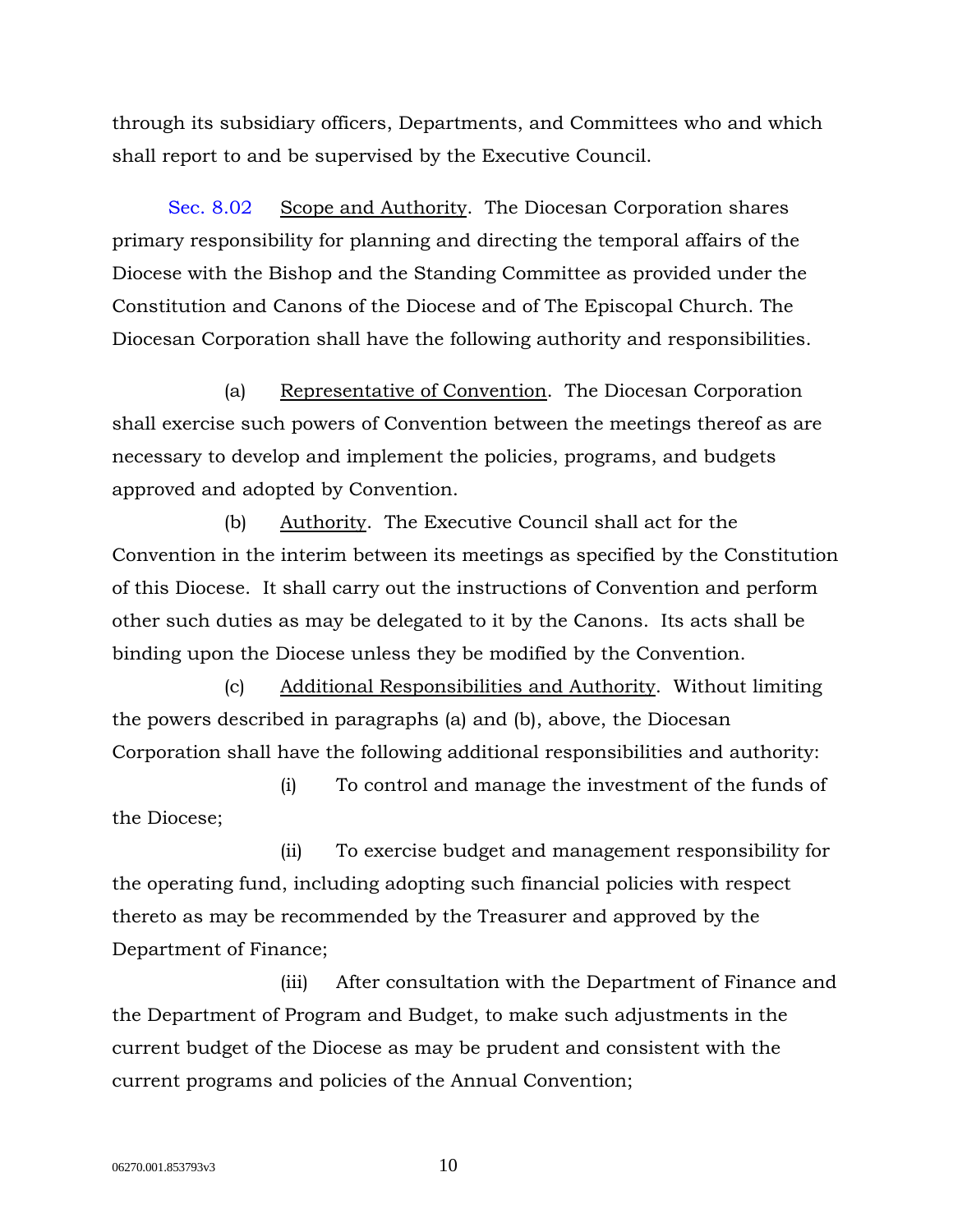through its subsidiary officers, Departments, and Committees who and which shall report to and be supervised by the Executive Council.

Sec. 8.02 Scope and Authority. The Diocesan Corporation shares primary responsibility for planning and directing the temporal affairs of the Diocese with the Bishop and the Standing Committee as provided under the Constitution and Canons of the Diocese and of The Episcopal Church. The Diocesan Corporation shall have the following authority and responsibilities.

(a) Representative of Convention. The Diocesan Corporation shall exercise such powers of Convention between the meetings thereof as are necessary to develop and implement the policies, programs, and budgets approved and adopted by Convention.

(b) Authority. The Executive Council shall act for the Convention in the interim between its meetings as specified by the Constitution of this Diocese. It shall carry out the instructions of Convention and perform other such duties as may be delegated to it by the Canons. Its acts shall be binding upon the Diocese unless they be modified by the Convention.

(c) Additional Responsibilities and Authority. Without limiting the powers described in paragraphs (a) and (b), above, the Diocesan Corporation shall have the following additional responsibilities and authority:

(i) To control and manage the investment of the funds of the Diocese;

(ii) To exercise budget and management responsibility for the operating fund, including adopting such financial policies with respect thereto as may be recommended by the Treasurer and approved by the Department of Finance;

(iii) After consultation with the Department of Finance and the Department of Program and Budget, to make such adjustments in the current budget of the Diocese as may be prudent and consistent with the current programs and policies of the Annual Convention;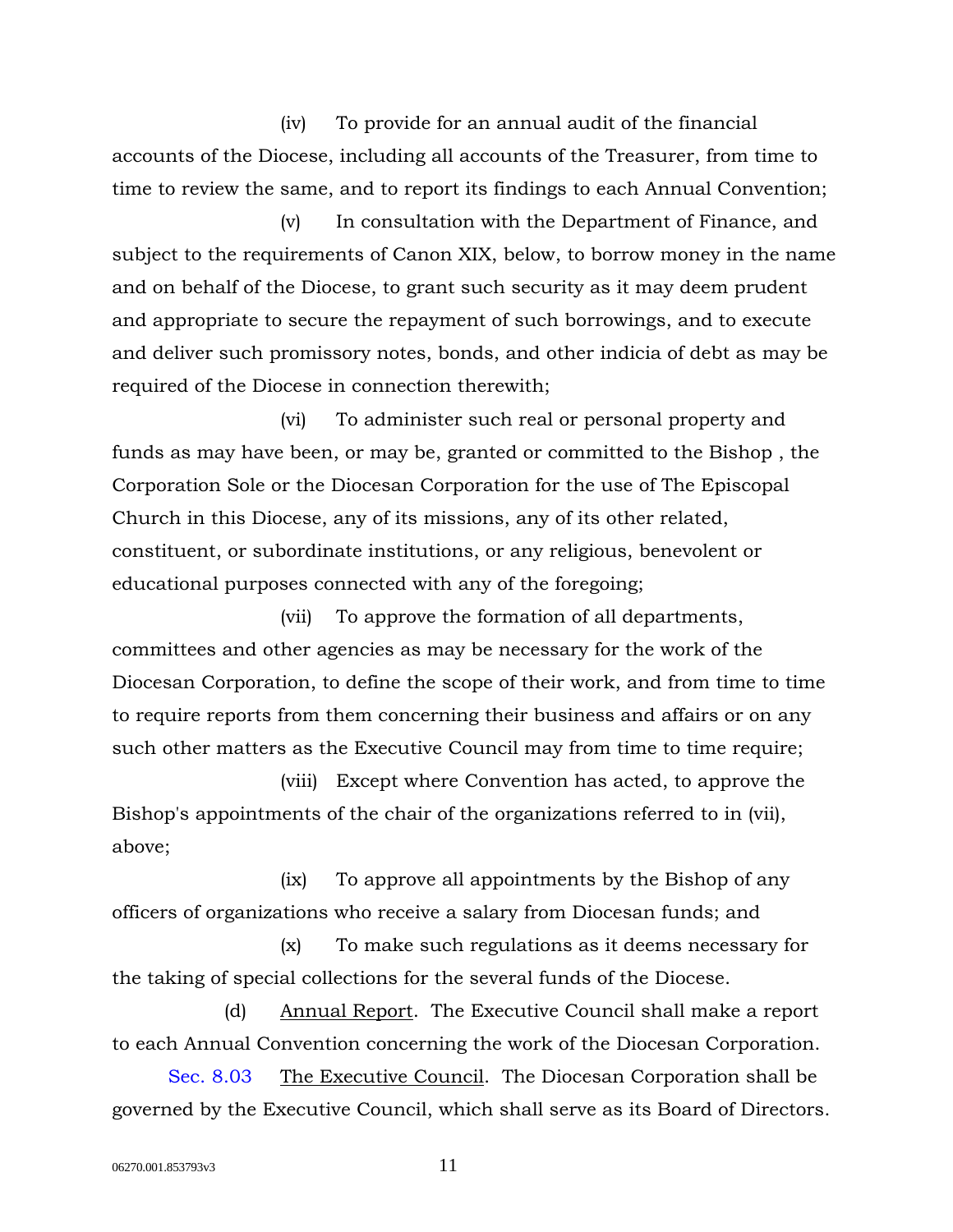(iv) To provide for an annual audit of the financial accounts of the Diocese, including all accounts of the Treasurer, from time to time to review the same, and to report its findings to each Annual Convention;

(v) In consultation with the Department of Finance, and subject to the requirements of Canon XIX, below, to borrow money in the name and on behalf of the Diocese, to grant such security as it may deem prudent and appropriate to secure the repayment of such borrowings, and to execute and deliver such promissory notes, bonds, and other indicia of debt as may be required of the Diocese in connection therewith;

(vi) To administer such real or personal property and funds as may have been, or may be, granted or committed to the Bishop , the Corporation Sole or the Diocesan Corporation for the use of The Episcopal Church in this Diocese, any of its missions, any of its other related, constituent, or subordinate institutions, or any religious, benevolent or educational purposes connected with any of the foregoing;

(vii) To approve the formation of all departments, committees and other agencies as may be necessary for the work of the Diocesan Corporation, to define the scope of their work, and from time to time to require reports from them concerning their business and affairs or on any such other matters as the Executive Council may from time to time require;

(viii) Except where Convention has acted, to approve the Bishop's appointments of the chair of the organizations referred to in (vii), above;

(ix) To approve all appointments by the Bishop of any officers of organizations who receive a salary from Diocesan funds; and

(x) To make such regulations as it deems necessary for the taking of special collections for the several funds of the Diocese.

(d) Annual Report. The Executive Council shall make a report to each Annual Convention concerning the work of the Diocesan Corporation.

Sec. 8.03 The Executive Council. The Diocesan Corporation shall be governed by the Executive Council, which shall serve as its Board of Directors.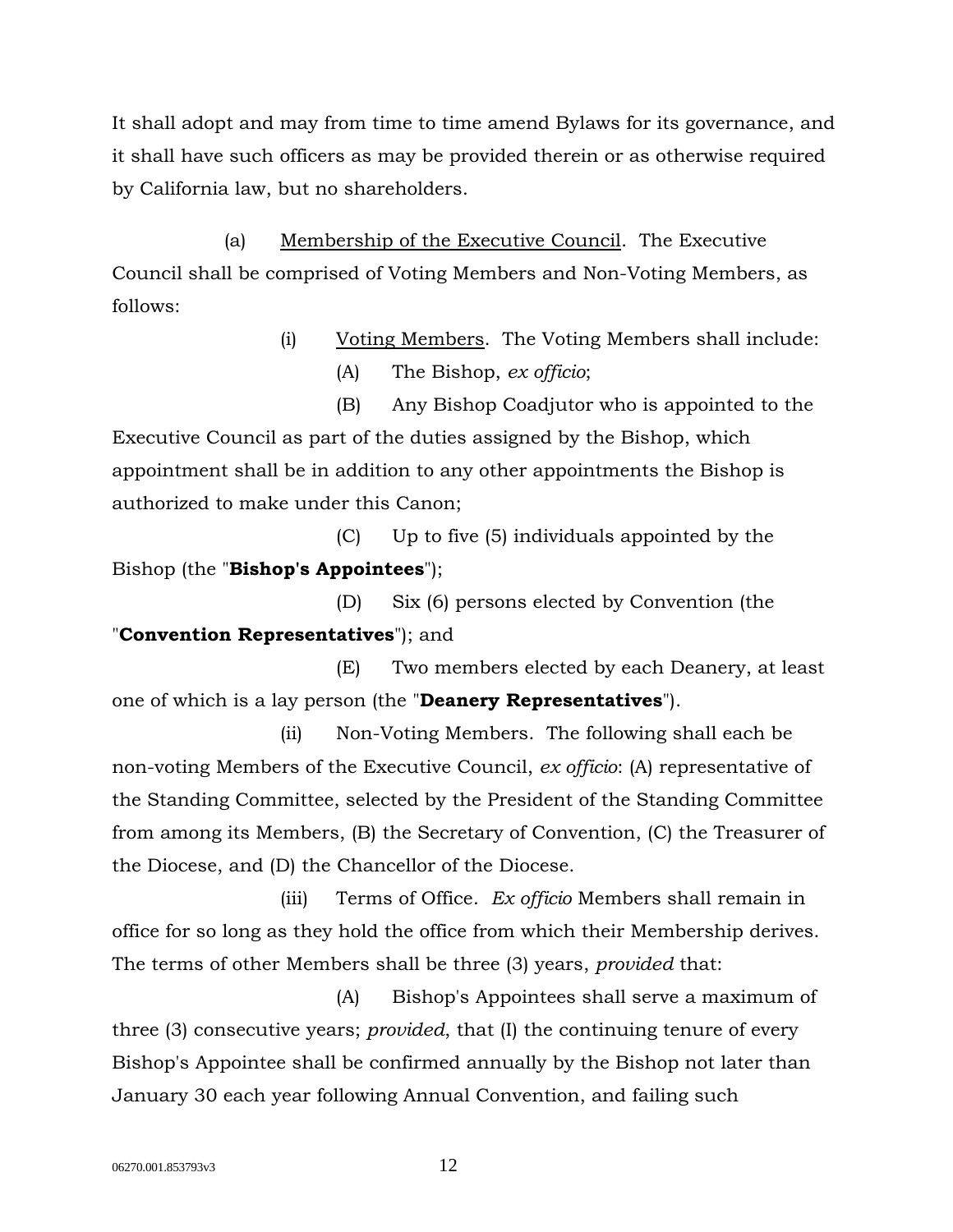It shall adopt and may from time to time amend Bylaws for its governance, and it shall have such officers as may be provided therein or as otherwise required by California law, but no shareholders.

(a) Membership of the Executive Council. The Executive Council shall be comprised of Voting Members and Non-Voting Members, as follows:

(i) Voting Members. The Voting Members shall include:

(A) The Bishop, *ex officio*;

(B) Any Bishop Coadjutor who is appointed to the Executive Council as part of the duties assigned by the Bishop, which appointment shall be in addition to any other appointments the Bishop is authorized to make under this Canon;

(C) Up to five (5) individuals appointed by the Bishop (the "**Bishop's Appointees**");

(D) Six (6) persons elected by Convention (the "**Convention Representatives**"); and

(E) Two members elected by each Deanery, at least one of which is a lay person (the "**Deanery Representatives**").

(ii) Non-Voting Members. The following shall each be non-voting Members of the Executive Council, *ex officio*: (A) representative of the Standing Committee, selected by the President of the Standing Committee from among its Members, (B) the Secretary of Convention, (C) the Treasurer of the Diocese, and (D) the Chancellor of the Diocese.

(iii) Terms of Office. *Ex officio* Members shall remain in office for so long as they hold the office from which their Membership derives. The terms of other Members shall be three (3) years, *provided* that:

(A) Bishop's Appointees shall serve a maximum of three (3) consecutive years; *provided*, that (I) the continuing tenure of every Bishop's Appointee shall be confirmed annually by the Bishop not later than January 30 each year following Annual Convention, and failing such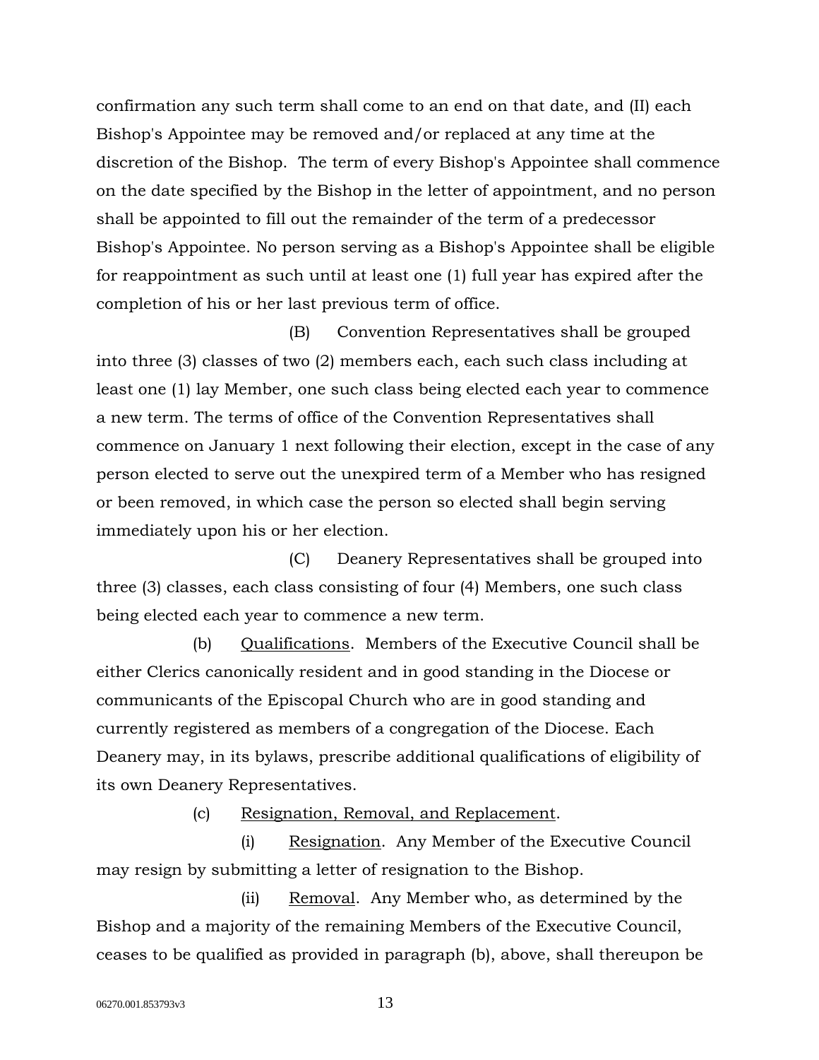confirmation any such term shall come to an end on that date, and (II) each Bishop's Appointee may be removed and/or replaced at any time at the discretion of the Bishop. The term of every Bishop's Appointee shall commence on the date specified by the Bishop in the letter of appointment, and no person shall be appointed to fill out the remainder of the term of a predecessor Bishop's Appointee. No person serving as a Bishop's Appointee shall be eligible for reappointment as such until at least one (1) full year has expired after the completion of his or her last previous term of office.

(B) Convention Representatives shall be grouped into three (3) classes of two (2) members each, each such class including at least one (1) lay Member, one such class being elected each year to commence a new term. The terms of office of the Convention Representatives shall commence on January 1 next following their election, except in the case of any person elected to serve out the unexpired term of a Member who has resigned or been removed, in which case the person so elected shall begin serving immediately upon his or her election.

(C) Deanery Representatives shall be grouped into three (3) classes, each class consisting of four (4) Members, one such class being elected each year to commence a new term.

(b) Qualifications. Members of the Executive Council shall be either Clerics canonically resident and in good standing in the Diocese or communicants of the Episcopal Church who are in good standing and currently registered as members of a congregation of the Diocese. Each Deanery may, in its bylaws, prescribe additional qualifications of eligibility of its own Deanery Representatives.

(c) Resignation, Removal, and Replacement.

(i) Resignation. Any Member of the Executive Council may resign by submitting a letter of resignation to the Bishop.

(ii) Removal. Any Member who, as determined by the Bishop and a majority of the remaining Members of the Executive Council, ceases to be qualified as provided in paragraph (b), above, shall thereupon be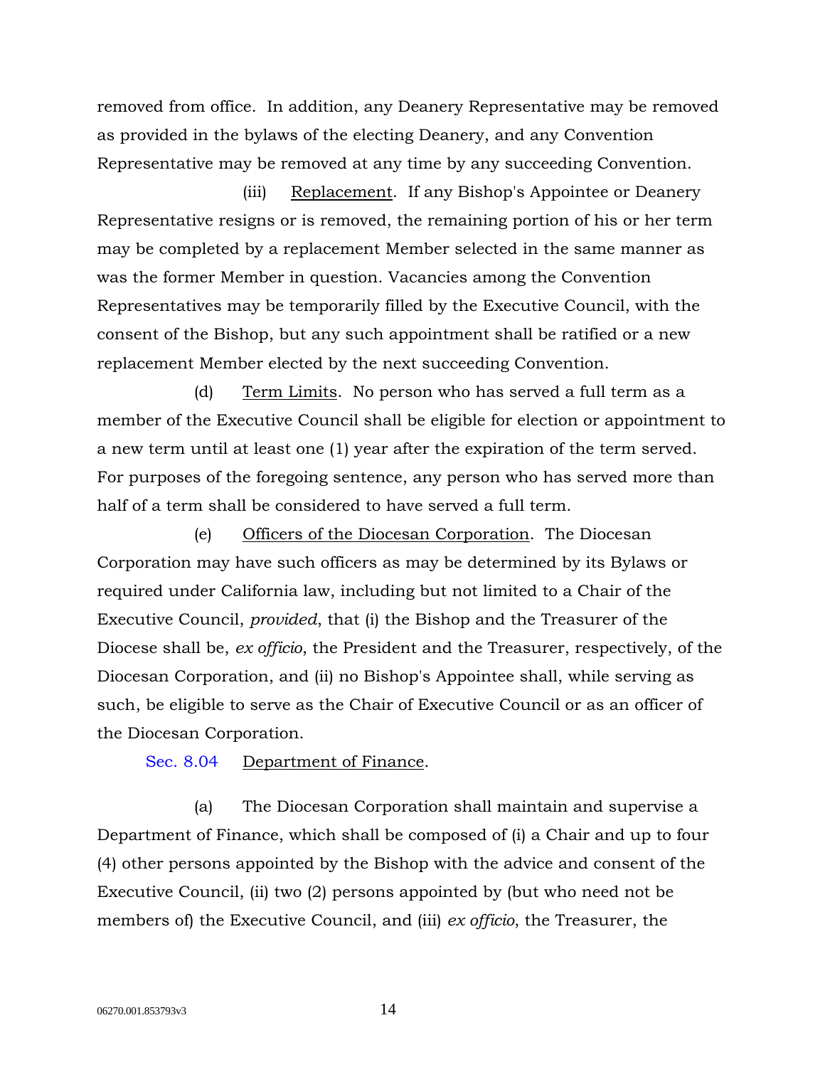removed from office. In addition, any Deanery Representative may be removed as provided in the bylaws of the electing Deanery, and any Convention Representative may be removed at any time by any succeeding Convention.

(iii) Replacement. If any Bishop's Appointee or Deanery Representative resigns or is removed, the remaining portion of his or her term may be completed by a replacement Member selected in the same manner as was the former Member in question. Vacancies among the Convention Representatives may be temporarily filled by the Executive Council, with the consent of the Bishop, but any such appointment shall be ratified or a new replacement Member elected by the next succeeding Convention.

(d) Term Limits. No person who has served a full term as a member of the Executive Council shall be eligible for election or appointment to a new term until at least one (1) year after the expiration of the term served. For purposes of the foregoing sentence, any person who has served more than half of a term shall be considered to have served a full term.

(e) Officers of the Diocesan Corporation. The Diocesan Corporation may have such officers as may be determined by its Bylaws or required under California law, including but not limited to a Chair of the Executive Council, *provided*, that (i) the Bishop and the Treasurer of the Diocese shall be, *ex officio*, the President and the Treasurer, respectively, of the Diocesan Corporation, and (ii) no Bishop's Appointee shall, while serving as such, be eligible to serve as the Chair of Executive Council or as an officer of the Diocesan Corporation.

Sec. 8.04 Department of Finance.

(a) The Diocesan Corporation shall maintain and supervise a Department of Finance, which shall be composed of (i) a Chair and up to four (4) other persons appointed by the Bishop with the advice and consent of the Executive Council, (ii) two (2) persons appointed by (but who need not be members of) the Executive Council, and (iii) *ex officio*, the Treasurer, the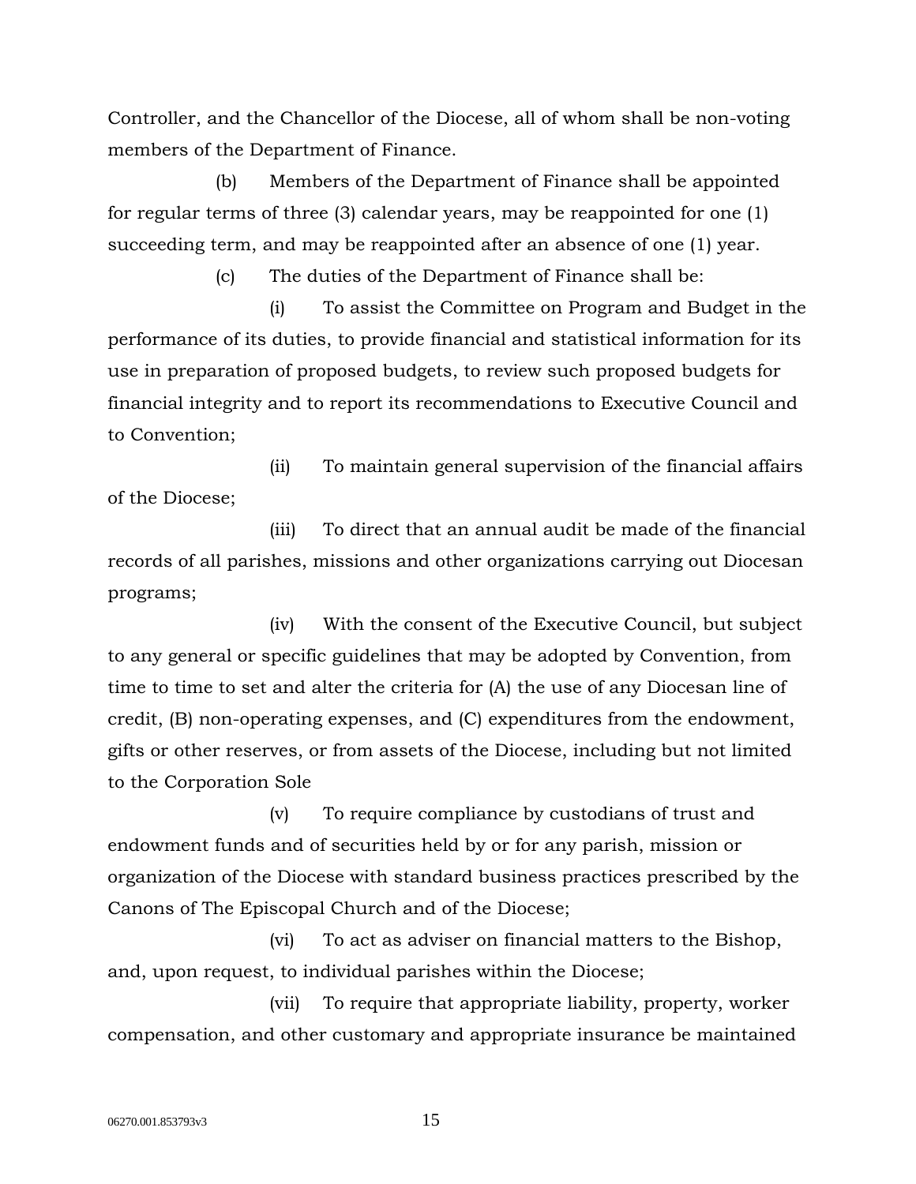Controller, and the Chancellor of the Diocese, all of whom shall be non-voting members of the Department of Finance.

(b) Members of the Department of Finance shall be appointed for regular terms of three (3) calendar years, may be reappointed for one (1) succeeding term, and may be reappointed after an absence of one (1) year.

(c) The duties of the Department of Finance shall be:

(i) To assist the Committee on Program and Budget in the performance of its duties, to provide financial and statistical information for its use in preparation of proposed budgets, to review such proposed budgets for financial integrity and to report its recommendations to Executive Council and to Convention;

(ii) To maintain general supervision of the financial affairs of the Diocese;

(iii) To direct that an annual audit be made of the financial records of all parishes, missions and other organizations carrying out Diocesan programs;

(iv) With the consent of the Executive Council, but subject to any general or specific guidelines that may be adopted by Convention, from time to time to set and alter the criteria for (A) the use of any Diocesan line of credit, (B) non-operating expenses, and (C) expenditures from the endowment, gifts or other reserves, or from assets of the Diocese, including but not limited to the Corporation Sole

(v) To require compliance by custodians of trust and endowment funds and of securities held by or for any parish, mission or organization of the Diocese with standard business practices prescribed by the Canons of The Episcopal Church and of the Diocese;

(vi) To act as adviser on financial matters to the Bishop, and, upon request, to individual parishes within the Diocese;

(vii) To require that appropriate liability, property, worker compensation, and other customary and appropriate insurance be maintained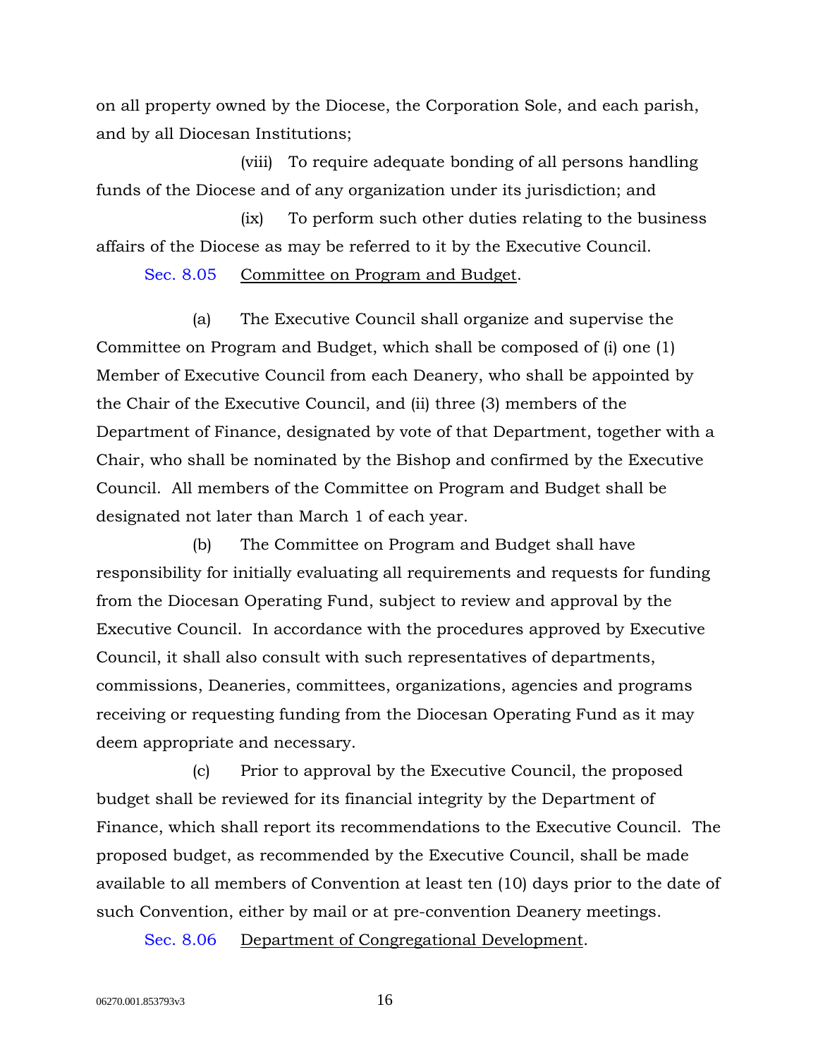on all property owned by the Diocese, the Corporation Sole, and each parish, and by all Diocesan Institutions;

(viii) To require adequate bonding of all persons handling funds of the Diocese and of any organization under its jurisdiction; and

(ix) To perform such other duties relating to the business affairs of the Diocese as may be referred to it by the Executive Council.

Sec. 8.05 Committee on Program and Budget.

(a) The Executive Council shall organize and supervise the Committee on Program and Budget, which shall be composed of (i) one (1) Member of Executive Council from each Deanery, who shall be appointed by the Chair of the Executive Council, and (ii) three (3) members of the Department of Finance, designated by vote of that Department, together with a Chair, who shall be nominated by the Bishop and confirmed by the Executive Council. All members of the Committee on Program and Budget shall be designated not later than March 1 of each year.

(b) The Committee on Program and Budget shall have responsibility for initially evaluating all requirements and requests for funding from the Diocesan Operating Fund, subject to review and approval by the Executive Council. In accordance with the procedures approved by Executive Council, it shall also consult with such representatives of departments, commissions, Deaneries, committees, organizations, agencies and programs receiving or requesting funding from the Diocesan Operating Fund as it may deem appropriate and necessary.

(c) Prior to approval by the Executive Council, the proposed budget shall be reviewed for its financial integrity by the Department of Finance, which shall report its recommendations to the Executive Council. The proposed budget, as recommended by the Executive Council, shall be made available to all members of Convention at least ten (10) days prior to the date of such Convention, either by mail or at pre-convention Deanery meetings.

Sec. 8.06 Department of Congregational Development.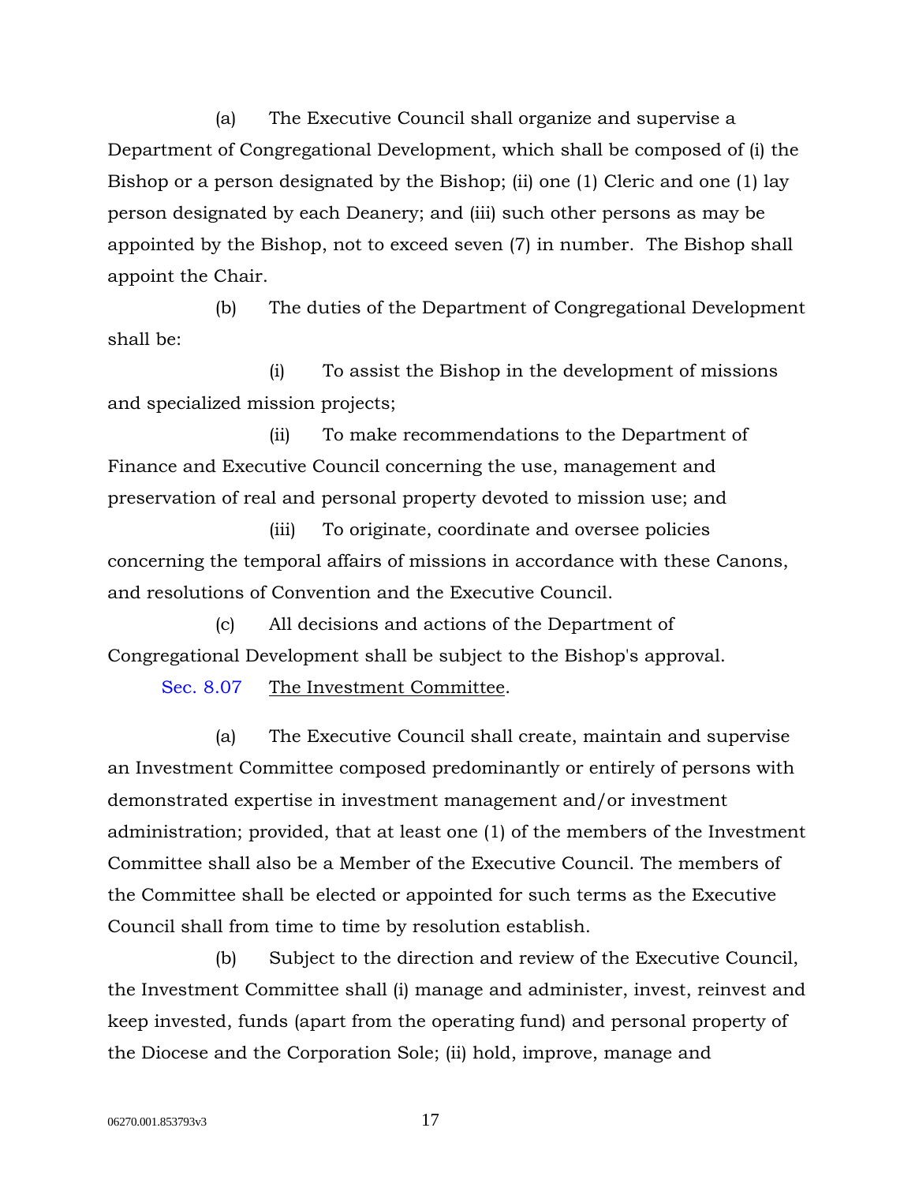(a) The Executive Council shall organize and supervise a Department of Congregational Development, which shall be composed of (i) the Bishop or a person designated by the Bishop; (ii) one (1) Cleric and one (1) lay person designated by each Deanery; and (iii) such other persons as may be appointed by the Bishop, not to exceed seven (7) in number. The Bishop shall appoint the Chair.

(b) The duties of the Department of Congregational Development shall be:

(i) To assist the Bishop in the development of missions and specialized mission projects;

(ii) To make recommendations to the Department of Finance and Executive Council concerning the use, management and preservation of real and personal property devoted to mission use; and

(iii) To originate, coordinate and oversee policies concerning the temporal affairs of missions in accordance with these Canons, and resolutions of Convention and the Executive Council.

(c) All decisions and actions of the Department of Congregational Development shall be subject to the Bishop's approval.

Sec. 8.07 The Investment Committee.

(a) The Executive Council shall create, maintain and supervise an Investment Committee composed predominantly or entirely of persons with demonstrated expertise in investment management and/or investment administration; provided, that at least one (1) of the members of the Investment Committee shall also be a Member of the Executive Council. The members of the Committee shall be elected or appointed for such terms as the Executive Council shall from time to time by resolution establish.

(b) Subject to the direction and review of the Executive Council, the Investment Committee shall (i) manage and administer, invest, reinvest and keep invested, funds (apart from the operating fund) and personal property of the Diocese and the Corporation Sole; (ii) hold, improve, manage and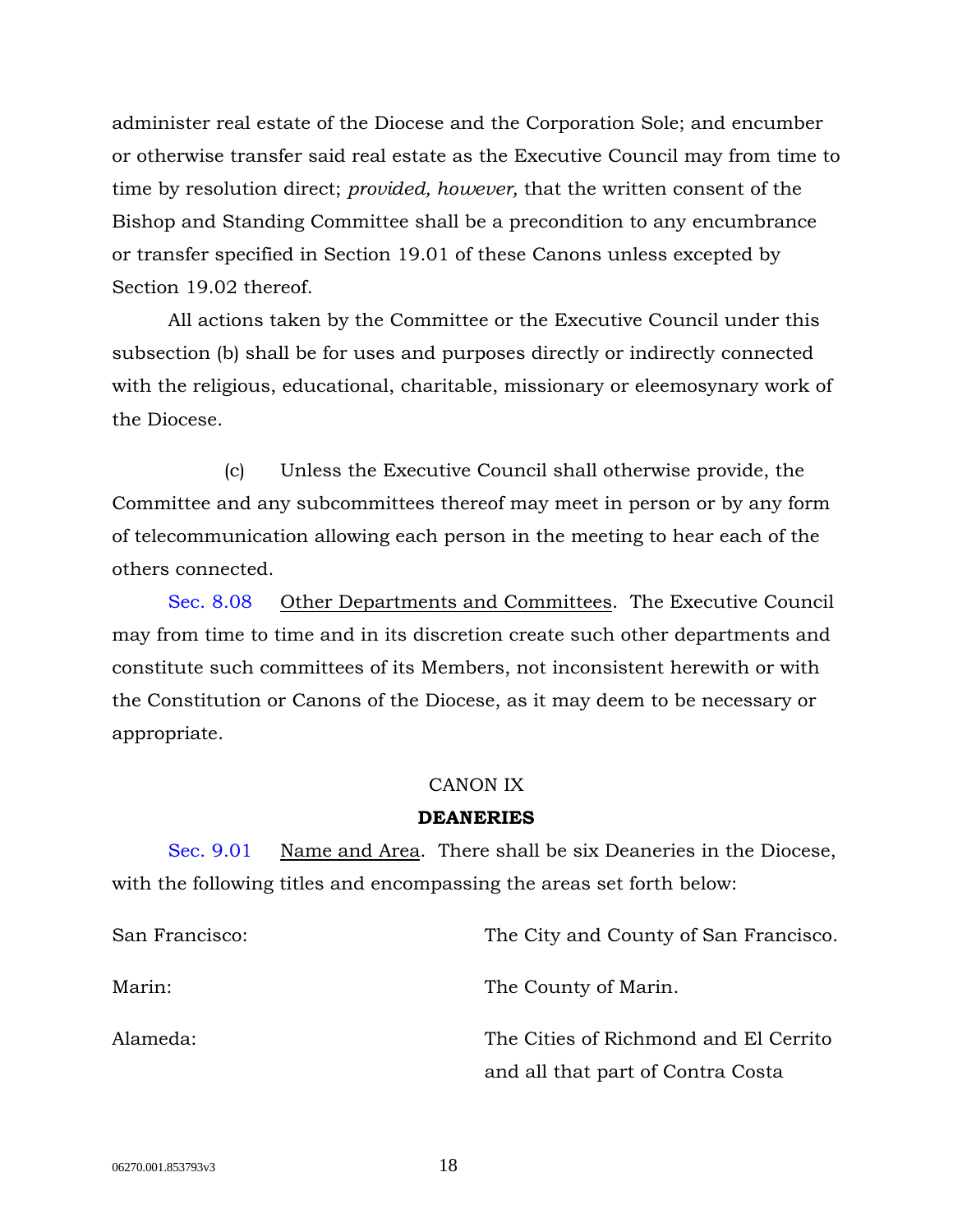administer real estate of the Diocese and the Corporation Sole; and encumber or otherwise transfer said real estate as the Executive Council may from time to time by resolution direct; *provided, however,* that the written consent of the Bishop and Standing Committee shall be a precondition to any encumbrance or transfer specified in Section 19.01 of these Canons unless excepted by Section 19.02 thereof.

All actions taken by the Committee or the Executive Council under this subsection (b) shall be for uses and purposes directly or indirectly connected with the religious, educational, charitable, missionary or eleemosynary work of the Diocese.

(c) Unless the Executive Council shall otherwise provide, the Committee and any subcommittees thereof may meet in person or by any form of telecommunication allowing each person in the meeting to hear each of the others connected.

Sec. 8.08 Other Departments and Committees. The Executive Council may from time to time and in its discretion create such other departments and constitute such committees of its Members, not inconsistent herewith or with the Constitution or Canons of the Diocese, as it may deem to be necessary or appropriate.

## CANON IX

## DEANERIES

Sec. 9.01 Name and Area. There shall be six Deaneries in the Diocese, with the following titles and encompassing the areas set forth below:

| | |
|---|---|
| San Francisco: | The City and County of San Francisco. |
| Marin: | The County of Marin. |
| Alameda: | The Cities of Richmond and El Cerrito and all that part of Contra Costa |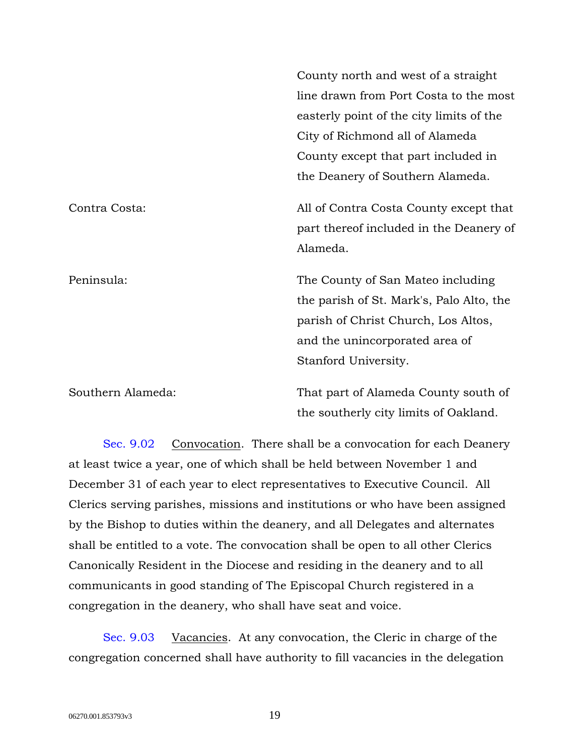| | |
|---|---|
| | County north and west of a straight line drawn from Port Costa to the most easterly point of the city limits of the City of Richmond all of Alameda County except that part included in the Deanery of Southern Alameda. |
| Contra Costa: | All of Contra Costa County except that part thereof included in the Deanery of Alameda. |
| Peninsula: | The County of San Mateo including the parish of St. Mark's, Palo Alto, the parish of Christ Church, Los Altos, and the unincorporated area of Stanford University. |
| Southern Alameda: | That part of Alameda County south of the southerly city limits of Oakland. |

Sec. 9.02 Convocation. There shall be a convocation for each Deanery at least twice a year, one of which shall be held between November 1 and December 31 of each year to elect representatives to Executive Council. All Clerics serving parishes, missions and institutions or who have been assigned by the Bishop to duties within the deanery, and all Delegates and alternates shall be entitled to a vote. The convocation shall be open to all other Clerics Canonically Resident in the Diocese and residing in the deanery and to all communicants in good standing of The Episcopal Church registered in a congregation in the deanery, who shall have seat and voice.

Sec. 9.03 Vacancies. At any convocation, the Cleric in charge of the congregation concerned shall have authority to fill vacancies in the delegation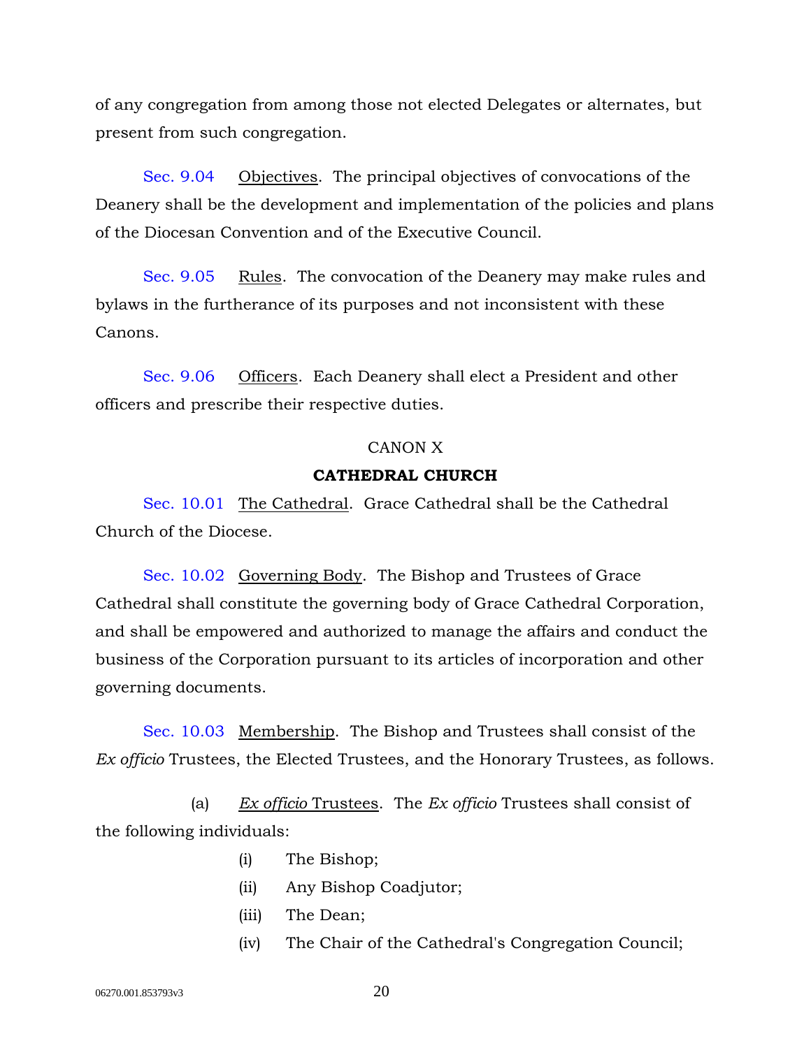of any congregation from among those not elected Delegates or alternates, but present from such congregation.

Sec. 9.04 Objectives. The principal objectives of convocations of the Deanery shall be the development and implementation of the policies and plans of the Diocesan Convention and of the Executive Council.

Sec. 9.05 Rules. The convocation of the Deanery may make rules and bylaws in the furtherance of its purposes and not inconsistent with these Canons.

Sec. 9.06 Officers. Each Deanery shall elect a President and other officers and prescribe their respective duties.

## CANON X

## CATHEDRAL CHURCH

Sec. 10.01 The Cathedral. Grace Cathedral shall be the Cathedral Church of the Diocese.

Sec. 10.02 Governing Body. The Bishop and Trustees of Grace Cathedral shall constitute the governing body of Grace Cathedral Corporation, and shall be empowered and authorized to manage the affairs and conduct the business of the Corporation pursuant to its articles of incorporation and other governing documents.

Sec. 10.03 Membership. The Bishop and Trustees shall consist of the *Ex officio* Trustees, the Elected Trustees, and the Honorary Trustees, as follows.

(a) *Ex officio* Trustees. The *Ex officio* Trustees shall consist of the following individuals:

(i) The Bishop;

(ii) Any Bishop Coadjutor;

(iii) The Dean;

(iv) The Chair of the Cathedral's Congregation Council;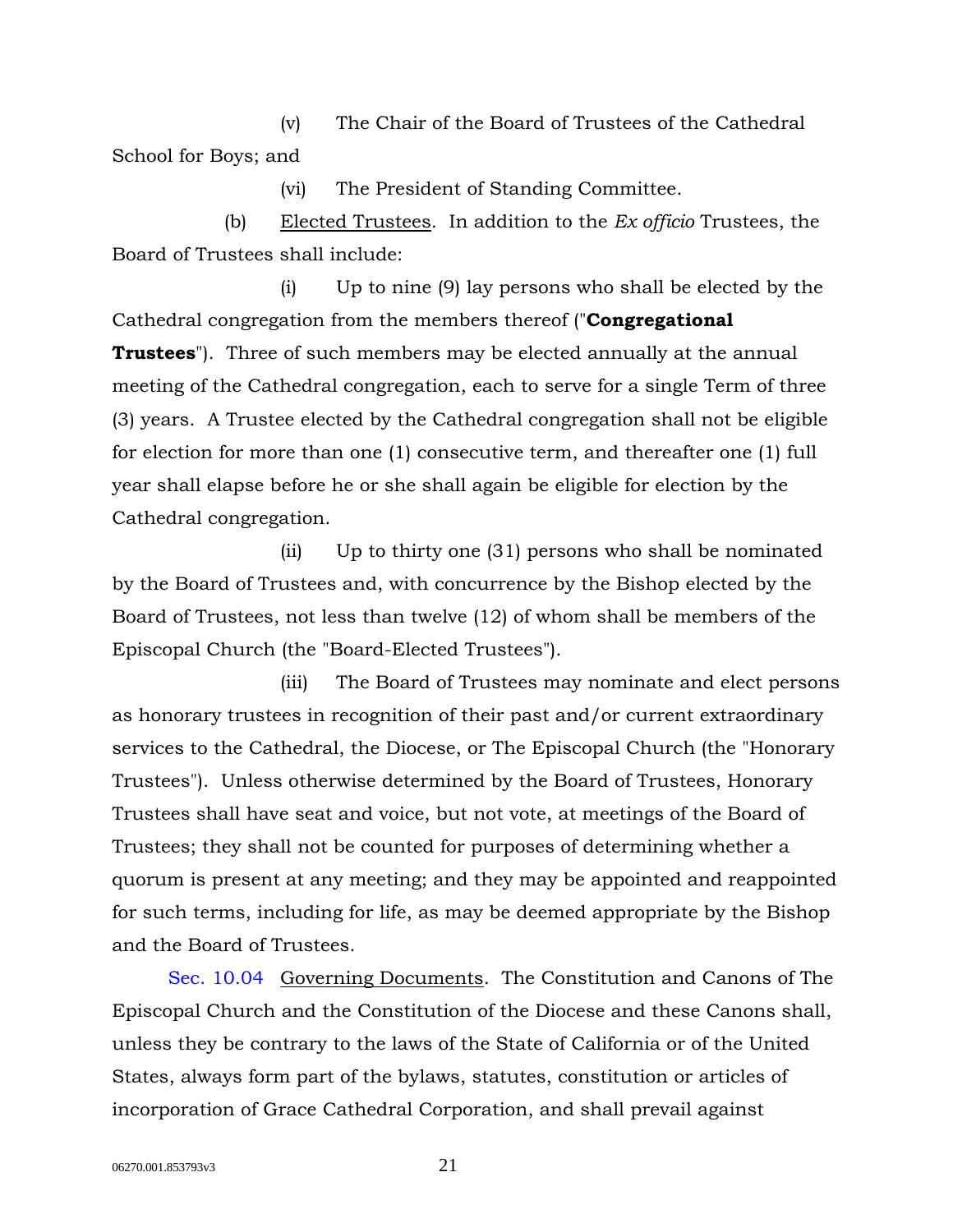(v) The Chair of the Board of Trustees of the Cathedral School for Boys; and

(vi) The President of Standing Committee.

(b) Elected Trustees. In addition to the *Ex officio* Trustees, the Board of Trustees shall include:

(i) Up to nine (9) lay persons who shall be elected by the Cathedral congregation from the members thereof ("**Congregational Trustees**"). Three of such members may be elected annually at the annual meeting of the Cathedral congregation, each to serve for a single Term of three (3) years. A Trustee elected by the Cathedral congregation shall not be eligible for election for more than one (1) consecutive term, and thereafter one (1) full year shall elapse before he or she shall again be eligible for election by the Cathedral congregation.

(ii) Up to thirty one (31) persons who shall be nominated by the Board of Trustees and, with concurrence by the Bishop elected by the Board of Trustees, not less than twelve (12) of whom shall be members of the Episcopal Church (the "Board-Elected Trustees").

(iii) The Board of Trustees may nominate and elect persons as honorary trustees in recognition of their past and/or current extraordinary services to the Cathedral, the Diocese, or The Episcopal Church (the "Honorary Trustees"). Unless otherwise determined by the Board of Trustees, Honorary Trustees shall have seat and voice, but not vote, at meetings of the Board of Trustees; they shall not be counted for purposes of determining whether a quorum is present at any meeting; and they may be appointed and reappointed for such terms, including for life, as may be deemed appropriate by the Bishop and the Board of Trustees.

Sec. 10.04 Governing Documents. The Constitution and Canons of The Episcopal Church and the Constitution of the Diocese and these Canons shall, unless they be contrary to the laws of the State of California or of the United States, always form part of the bylaws, statutes, constitution or articles of incorporation of Grace Cathedral Corporation, and shall prevail against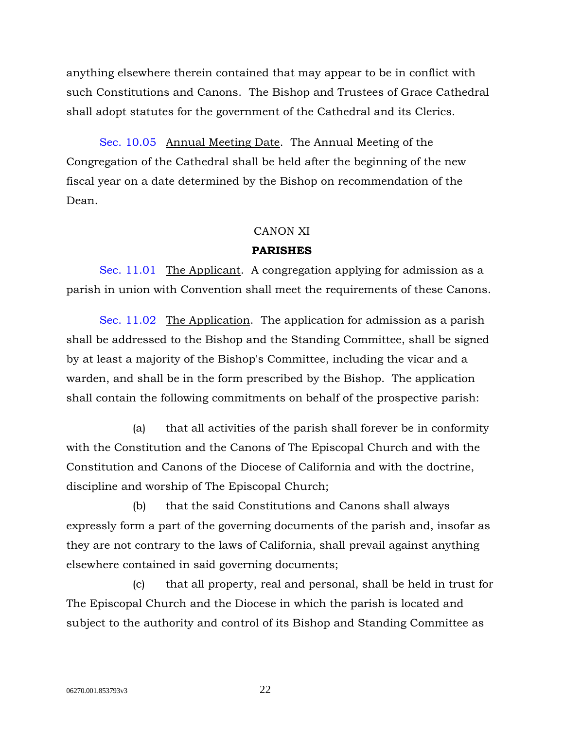anything elsewhere therein contained that may appear to be in conflict with such Constitutions and Canons. The Bishop and Trustees of Grace Cathedral shall adopt statutes for the government of the Cathedral and its Clerics.

Sec. 10.05 Annual Meeting Date. The Annual Meeting of the Congregation of the Cathedral shall be held after the beginning of the new fiscal year on a date determined by the Bishop on recommendation of the Dean.

## CANON XI

## PARISHES

Sec. 11.01 The Applicant. A congregation applying for admission as a parish in union with Convention shall meet the requirements of these Canons.

Sec. 11.02 The Application. The application for admission as a parish shall be addressed to the Bishop and the Standing Committee, shall be signed by at least a majority of the Bishop's Committee, including the vicar and a warden, and shall be in the form prescribed by the Bishop. The application shall contain the following commitments on behalf of the prospective parish:

(a) that all activities of the parish shall forever be in conformity with the Constitution and the Canons of The Episcopal Church and with the Constitution and Canons of the Diocese of California and with the doctrine, discipline and worship of The Episcopal Church;

(b) that the said Constitutions and Canons shall always expressly form a part of the governing documents of the parish and, insofar as they are not contrary to the laws of California, shall prevail against anything elsewhere contained in said governing documents;

(c) that all property, real and personal, shall be held in trust for The Episcopal Church and the Diocese in which the parish is located and subject to the authority and control of its Bishop and Standing Committee as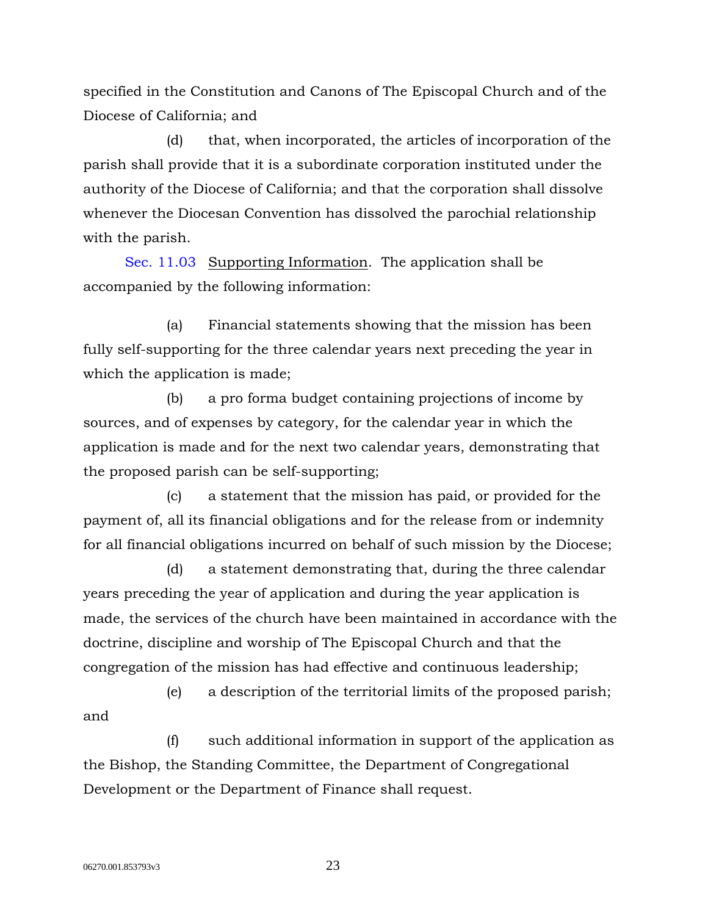specified in the Constitution and Canons of The Episcopal Church and of the Diocese of California; and

(d) that, when incorporated, the articles of incorporation of the parish shall provide that it is a subordinate corporation instituted under the authority of the Diocese of California; and that the corporation shall dissolve whenever the Diocesan Convention has dissolved the parochial relationship with the parish.

Sec. 11.03 Supporting Information. The application shall be accompanied by the following information:

(a) Financial statements showing that the mission has been fully self-supporting for the three calendar years next preceding the year in which the application is made;

(b) a pro forma budget containing projections of income by sources, and of expenses by category, for the calendar year in which the application is made and for the next two calendar years, demonstrating that the proposed parish can be self-supporting;

(c) a statement that the mission has paid, or provided for the payment of, all its financial obligations and for the release from or indemnity for all financial obligations incurred on behalf of such mission by the Diocese;

(d) a statement demonstrating that, during the three calendar years preceding the year of application and during the year application is made, the services of the church have been maintained in accordance with the doctrine, discipline and worship of The Episcopal Church and that the congregation of the mission has had effective and continuous leadership;

(e) a description of the territorial limits of the proposed parish; and

(f) such additional information in support of the application as the Bishop, the Standing Committee, the Department of Congregational Development or the Department of Finance shall request.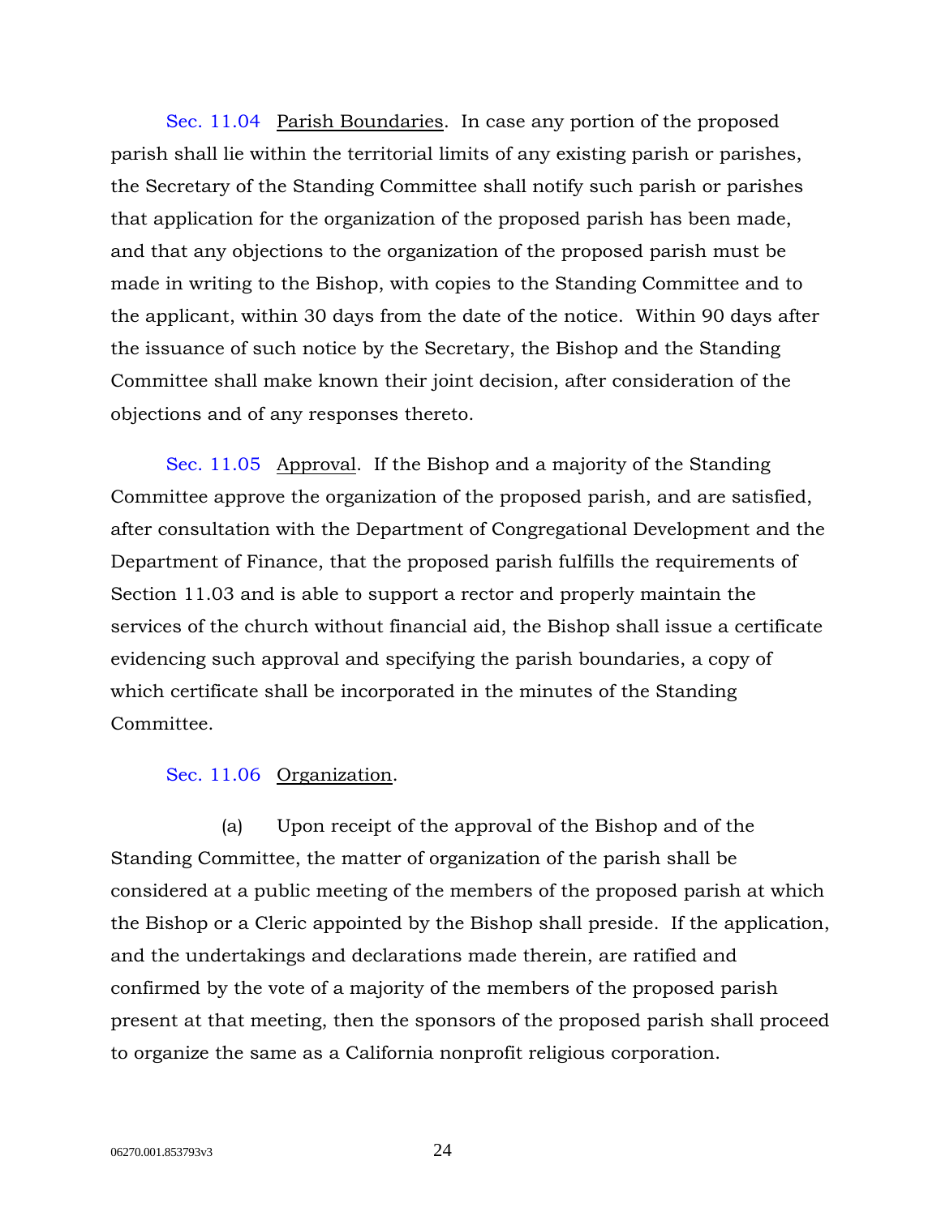Sec. 11.04 Parish Boundaries. In case any portion of the proposed parish shall lie within the territorial limits of any existing parish or parishes, the Secretary of the Standing Committee shall notify such parish or parishes that application for the organization of the proposed parish has been made, and that any objections to the organization of the proposed parish must be made in writing to the Bishop, with copies to the Standing Committee and to the applicant, within 30 days from the date of the notice. Within 90 days after the issuance of such notice by the Secretary, the Bishop and the Standing Committee shall make known their joint decision, after consideration of the objections and of any responses thereto.

Sec. 11.05 Approval. If the Bishop and a majority of the Standing Committee approve the organization of the proposed parish, and are satisfied, after consultation with the Department of Congregational Development and the Department of Finance, that the proposed parish fulfills the requirements of Section 11.03 and is able to support a rector and properly maintain the services of the church without financial aid, the Bishop shall issue a certificate evidencing such approval and specifying the parish boundaries, a copy of which certificate shall be incorporated in the minutes of the Standing Committee.

Sec. 11.06 Organization.

(a) Upon receipt of the approval of the Bishop and of the Standing Committee, the matter of organization of the parish shall be considered at a public meeting of the members of the proposed parish at which the Bishop or a Cleric appointed by the Bishop shall preside. If the application, and the undertakings and declarations made therein, are ratified and confirmed by the vote of a majority of the members of the proposed parish present at that meeting, then the sponsors of the proposed parish shall proceed to organize the same as a California nonprofit religious corporation.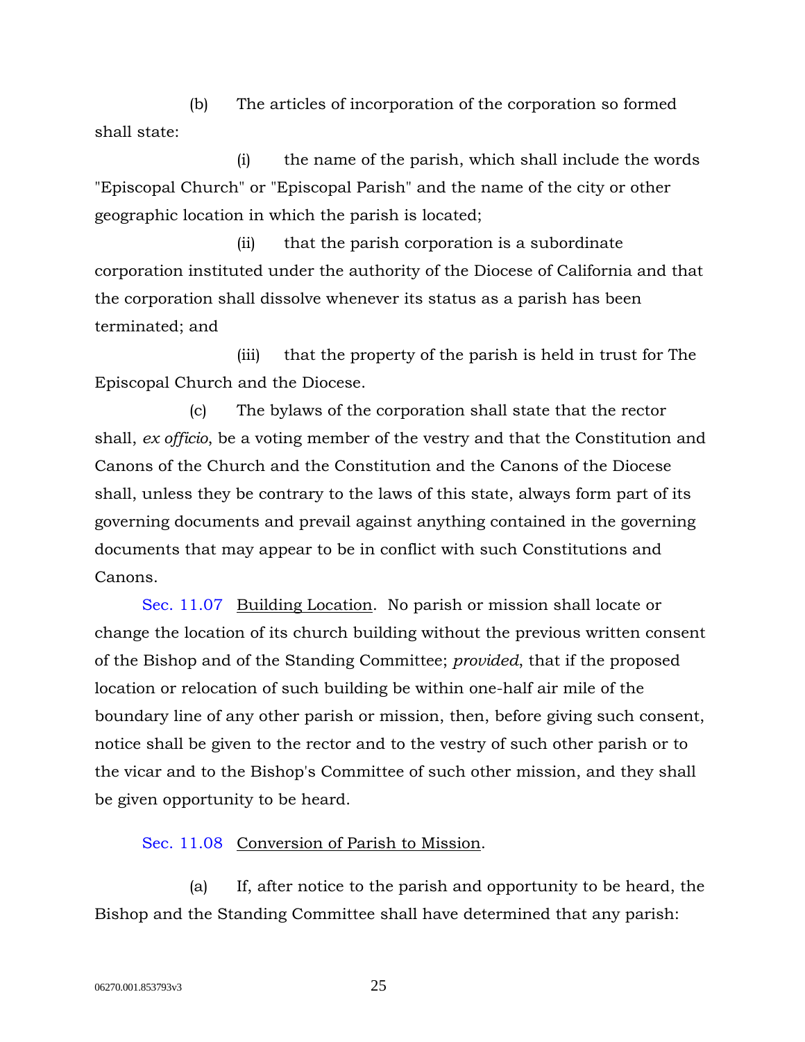(b) The articles of incorporation of the corporation so formed shall state:

(i) the name of the parish, which shall include the words "Episcopal Church" or "Episcopal Parish" and the name of the city or other geographic location in which the parish is located;

(ii) that the parish corporation is a subordinate corporation instituted under the authority of the Diocese of California and that the corporation shall dissolve whenever its status as a parish has been terminated; and

(iii) that the property of the parish is held in trust for The Episcopal Church and the Diocese.

(c) The bylaws of the corporation shall state that the rector shall, *ex officio*, be a voting member of the vestry and that the Constitution and Canons of the Church and the Constitution and the Canons of the Diocese shall, unless they be contrary to the laws of this state, always form part of its governing documents and prevail against anything contained in the governing documents that may appear to be in conflict with such Constitutions and Canons.

Sec. 11.07 Building Location. No parish or mission shall locate or change the location of its church building without the previous written consent of the Bishop and of the Standing Committee; *provided*, that if the proposed location or relocation of such building be within one-half air mile of the boundary line of any other parish or mission, then, before giving such consent, notice shall be given to the rector and to the vestry of such other parish or to the vicar and to the Bishop's Committee of such other mission, and they shall be given opportunity to be heard.

Sec. 11.08 Conversion of Parish to Mission.

(a) If, after notice to the parish and opportunity to be heard, the Bishop and the Standing Committee shall have determined that any parish: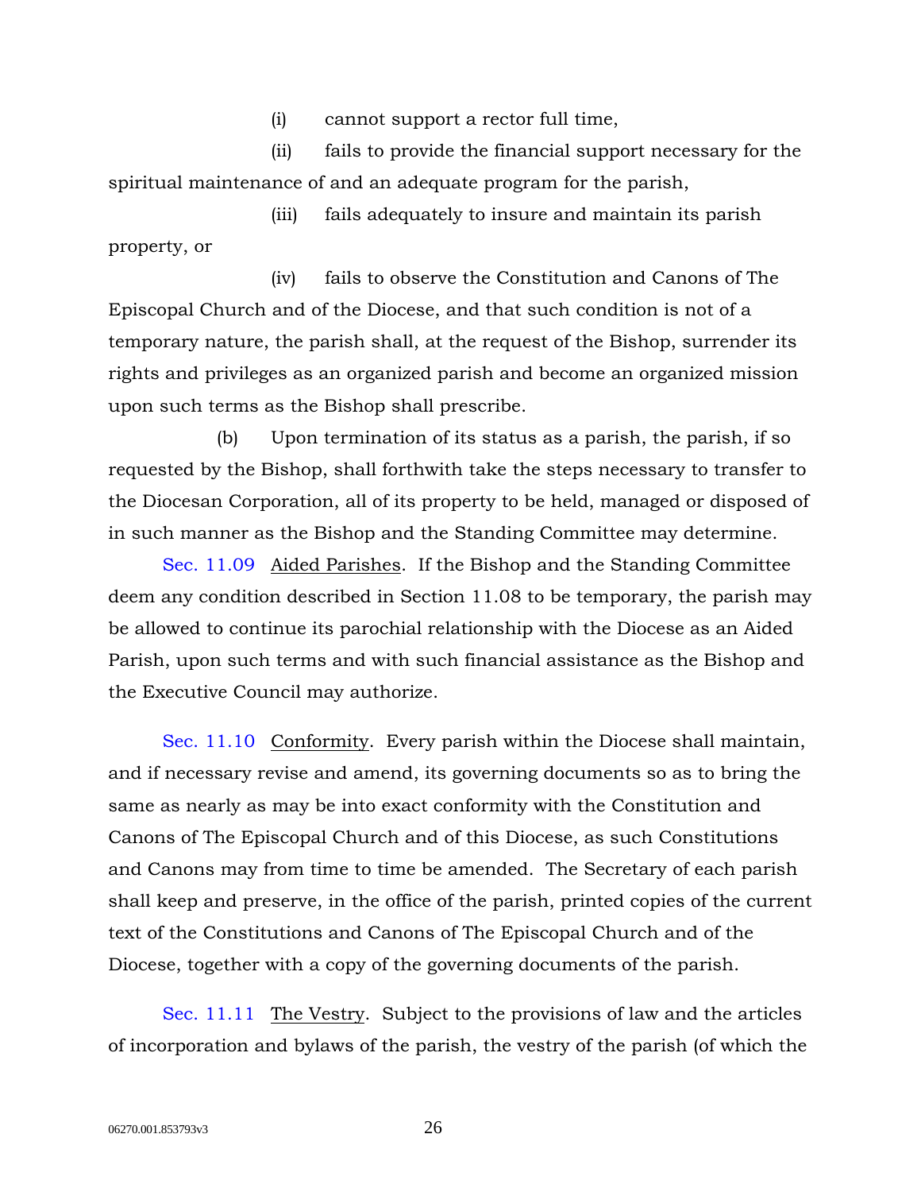(i) cannot support a rector full time,

(ii) fails to provide the financial support necessary for the spiritual maintenance of and an adequate program for the parish,

(iii) fails adequately to insure and maintain its parish property, or

(iv) fails to observe the Constitution and Canons of The Episcopal Church and of the Diocese, and that such condition is not of a temporary nature, the parish shall, at the request of the Bishop, surrender its rights and privileges as an organized parish and become an organized mission upon such terms as the Bishop shall prescribe.

(b) Upon termination of its status as a parish, the parish, if so requested by the Bishop, shall forthwith take the steps necessary to transfer to the Diocesan Corporation, all of its property to be held, managed or disposed of in such manner as the Bishop and the Standing Committee may determine.

Sec. 11.09 Aided Parishes. If the Bishop and the Standing Committee deem any condition described in Section 11.08 to be temporary, the parish may be allowed to continue its parochial relationship with the Diocese as an Aided Parish, upon such terms and with such financial assistance as the Bishop and the Executive Council may authorize.

Sec. 11.10 Conformity. Every parish within the Diocese shall maintain, and if necessary revise and amend, its governing documents so as to bring the same as nearly as may be into exact conformity with the Constitution and Canons of The Episcopal Church and of this Diocese, as such Constitutions and Canons may from time to time be amended. The Secretary of each parish shall keep and preserve, in the office of the parish, printed copies of the current text of the Constitutions and Canons of The Episcopal Church and of the Diocese, together with a copy of the governing documents of the parish.

Sec. 11.11 The Vestry. Subject to the provisions of law and the articles of incorporation and bylaws of the parish, the vestry of the parish (of which the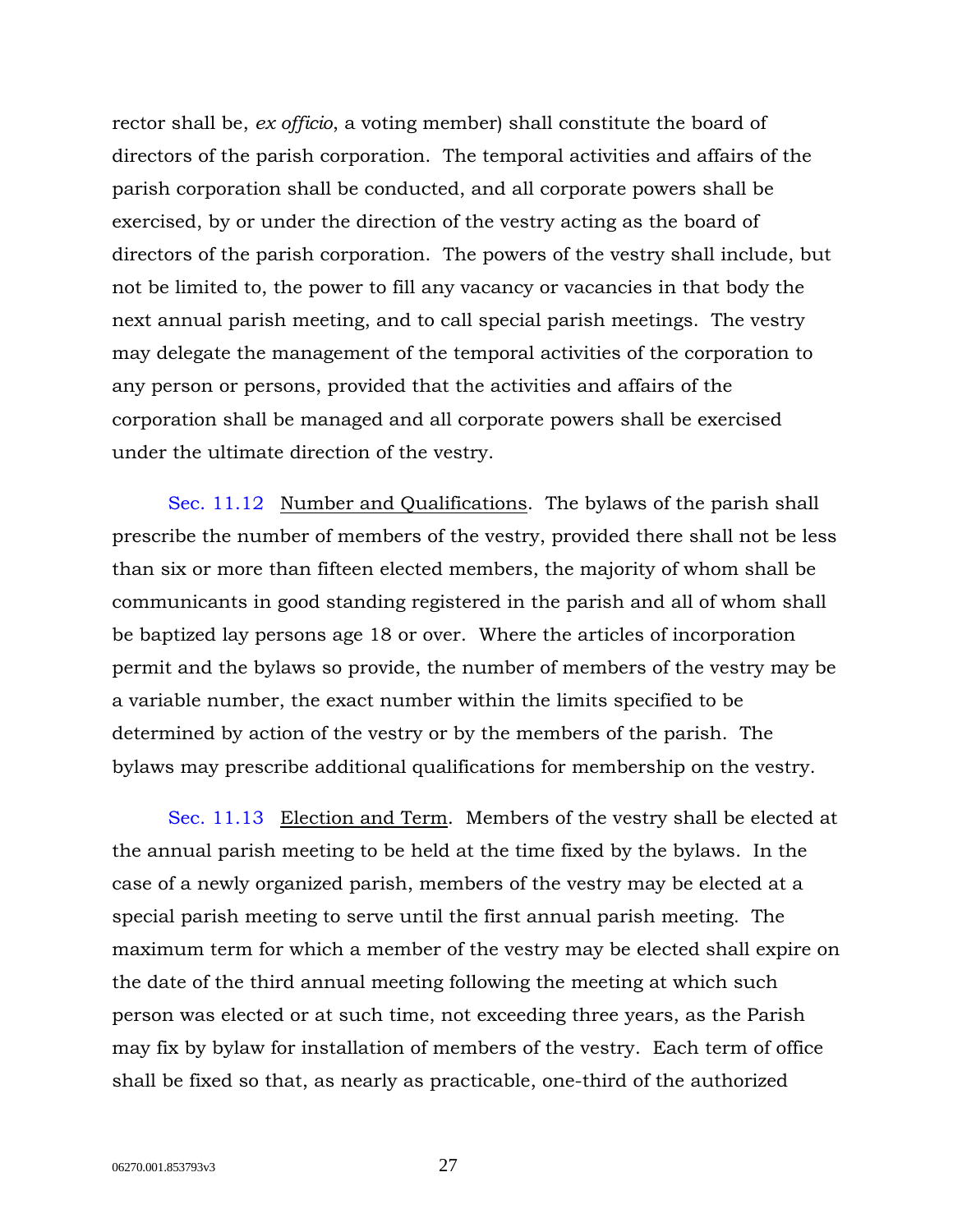rector shall be, *ex officio*, a voting member) shall constitute the board of directors of the parish corporation. The temporal activities and affairs of the parish corporation shall be conducted, and all corporate powers shall be exercised, by or under the direction of the vestry acting as the board of directors of the parish corporation. The powers of the vestry shall include, but not be limited to, the power to fill any vacancy or vacancies in that body the next annual parish meeting, and to call special parish meetings. The vestry may delegate the management of the temporal activities of the corporation to any person or persons, provided that the activities and affairs of the corporation shall be managed and all corporate powers shall be exercised under the ultimate direction of the vestry.

Sec. 11.12 Number and Qualifications. The bylaws of the parish shall prescribe the number of members of the vestry, provided there shall not be less than six or more than fifteen elected members, the majority of whom shall be communicants in good standing registered in the parish and all of whom shall be baptized lay persons age 18 or over. Where the articles of incorporation permit and the bylaws so provide, the number of members of the vestry may be a variable number, the exact number within the limits specified to be determined by action of the vestry or by the members of the parish. The bylaws may prescribe additional qualifications for membership on the vestry.

Sec. 11.13 Election and Term. Members of the vestry shall be elected at the annual parish meeting to be held at the time fixed by the bylaws. In the case of a newly organized parish, members of the vestry may be elected at a special parish meeting to serve until the first annual parish meeting. The maximum term for which a member of the vestry may be elected shall expire on the date of the third annual meeting following the meeting at which such person was elected or at such time, not exceeding three years, as the Parish may fix by bylaw for installation of members of the vestry. Each term of office shall be fixed so that, as nearly as practicable, one-third of the authorized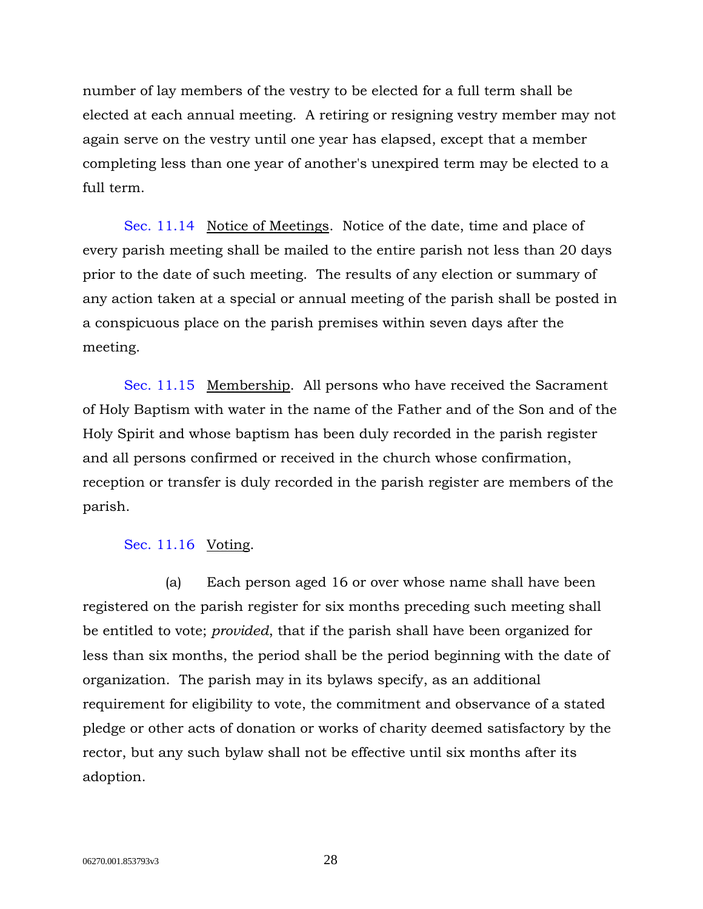number of lay members of the vestry to be elected for a full term shall be elected at each annual meeting. A retiring or resigning vestry member may not again serve on the vestry until one year has elapsed, except that a member completing less than one year of another's unexpired term may be elected to a full term.

Sec. 11.14 Notice of Meetings. Notice of the date, time and place of every parish meeting shall be mailed to the entire parish not less than 20 days prior to the date of such meeting. The results of any election or summary of any action taken at a special or annual meeting of the parish shall be posted in a conspicuous place on the parish premises within seven days after the meeting.

Sec. 11.15 Membership. All persons who have received the Sacrament of Holy Baptism with water in the name of the Father and of the Son and of the Holy Spirit and whose baptism has been duly recorded in the parish register and all persons confirmed or received in the church whose confirmation, reception or transfer is duly recorded in the parish register are members of the parish.

Sec. 11.16 Voting.

(a) Each person aged 16 or over whose name shall have been registered on the parish register for six months preceding such meeting shall be entitled to vote; *provided*, that if the parish shall have been organized for less than six months, the period shall be the period beginning with the date of organization. The parish may in its bylaws specify, as an additional requirement for eligibility to vote, the commitment and observance of a stated pledge or other acts of donation or works of charity deemed satisfactory by the rector, but any such bylaw shall not be effective until six months after its adoption.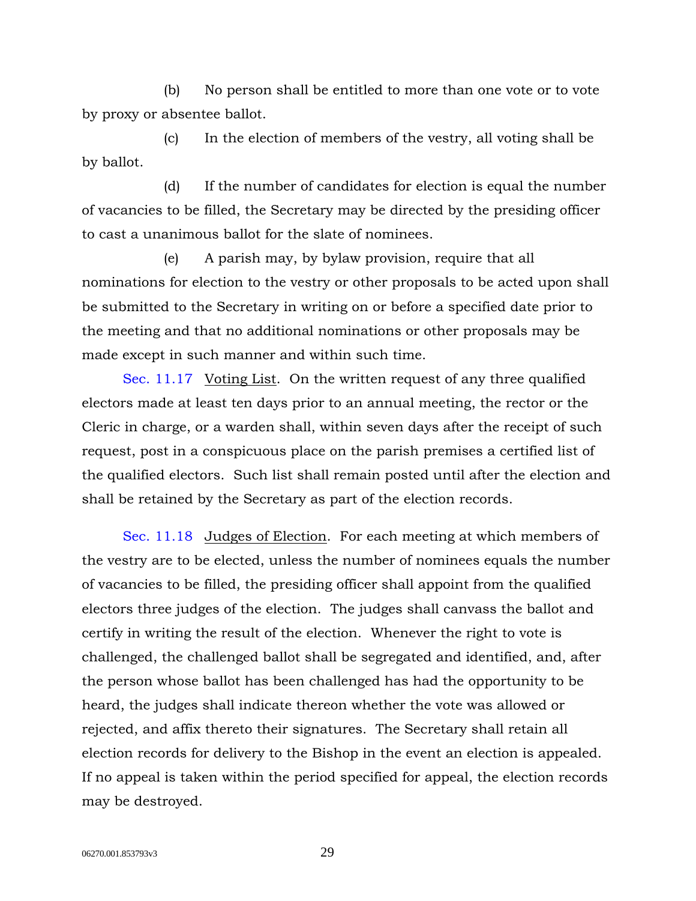(b) No person shall be entitled to more than one vote or to vote by proxy or absentee ballot.

(c) In the election of members of the vestry, all voting shall be by ballot.

(d) If the number of candidates for election is equal the number of vacancies to be filled, the Secretary may be directed by the presiding officer to cast a unanimous ballot for the slate of nominees.

(e) A parish may, by bylaw provision, require that all nominations for election to the vestry or other proposals to be acted upon shall be submitted to the Secretary in writing on or before a specified date prior to the meeting and that no additional nominations or other proposals may be made except in such manner and within such time.

Sec. 11.17 Voting List. On the written request of any three qualified electors made at least ten days prior to an annual meeting, the rector or the Cleric in charge, or a warden shall, within seven days after the receipt of such request, post in a conspicuous place on the parish premises a certified list of the qualified electors. Such list shall remain posted until after the election and shall be retained by the Secretary as part of the election records.

Sec. 11.18 Judges of Election. For each meeting at which members of the vestry are to be elected, unless the number of nominees equals the number of vacancies to be filled, the presiding officer shall appoint from the qualified electors three judges of the election. The judges shall canvass the ballot and certify in writing the result of the election. Whenever the right to vote is challenged, the challenged ballot shall be segregated and identified, and, after the person whose ballot has been challenged has had the opportunity to be heard, the judges shall indicate thereon whether the vote was allowed or rejected, and affix thereto their signatures. The Secretary shall retain all election records for delivery to the Bishop in the event an election is appealed. If no appeal is taken within the period specified for appeal, the election records may be destroyed.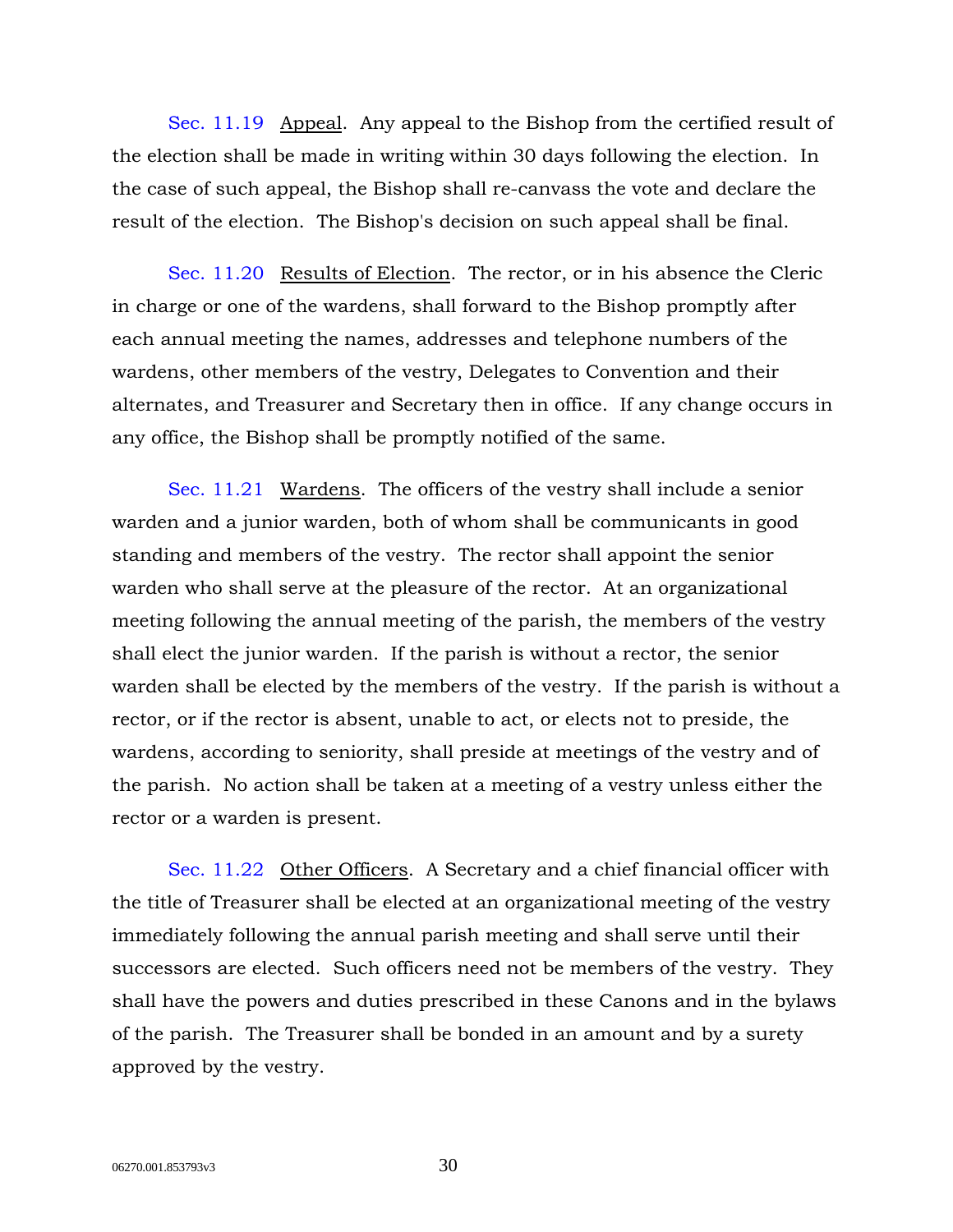Sec. 11.19 Appeal. Any appeal to the Bishop from the certified result of the election shall be made in writing within 30 days following the election. In the case of such appeal, the Bishop shall re-canvass the vote and declare the result of the election. The Bishop's decision on such appeal shall be final.

Sec. 11.20 Results of Election. The rector, or in his absence the Cleric in charge or one of the wardens, shall forward to the Bishop promptly after each annual meeting the names, addresses and telephone numbers of the wardens, other members of the vestry, Delegates to Convention and their alternates, and Treasurer and Secretary then in office. If any change occurs in any office, the Bishop shall be promptly notified of the same.

Sec. 11.21 Wardens. The officers of the vestry shall include a senior warden and a junior warden, both of whom shall be communicants in good standing and members of the vestry. The rector shall appoint the senior warden who shall serve at the pleasure of the rector. At an organizational meeting following the annual meeting of the parish, the members of the vestry shall elect the junior warden. If the parish is without a rector, the senior warden shall be elected by the members of the vestry. If the parish is without a rector, or if the rector is absent, unable to act, or elects not to preside, the wardens, according to seniority, shall preside at meetings of the vestry and of the parish. No action shall be taken at a meeting of a vestry unless either the rector or a warden is present.

Sec. 11.22 Other Officers. A Secretary and a chief financial officer with the title of Treasurer shall be elected at an organizational meeting of the vestry immediately following the annual parish meeting and shall serve until their successors are elected. Such officers need not be members of the vestry. They shall have the powers and duties prescribed in these Canons and in the bylaws of the parish. The Treasurer shall be bonded in an amount and by a surety approved by the vestry.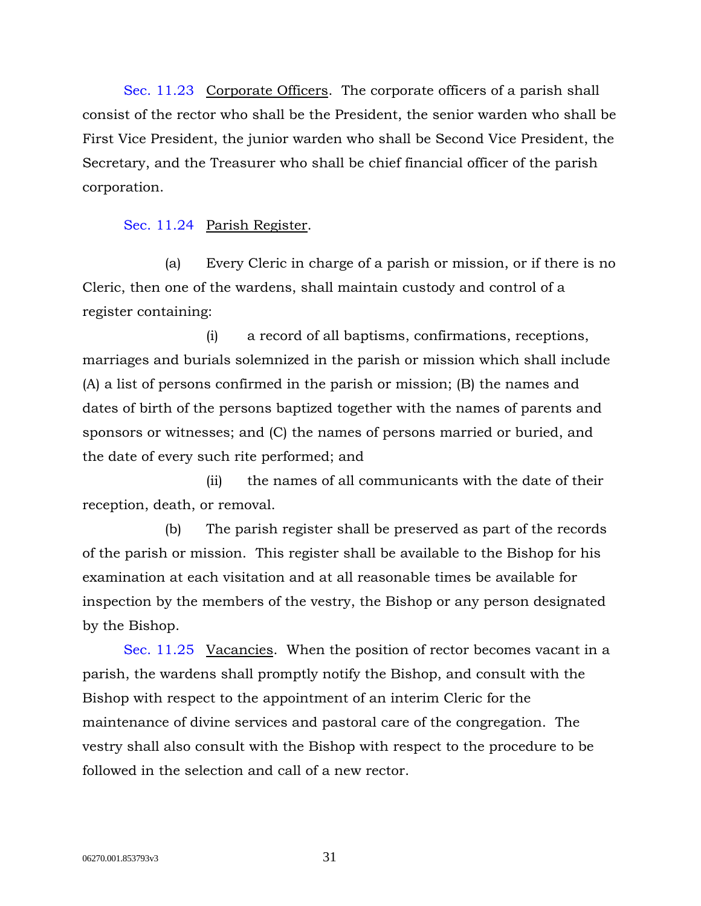Sec. 11.23 Corporate Officers. The corporate officers of a parish shall consist of the rector who shall be the President, the senior warden who shall be First Vice President, the junior warden who shall be Second Vice President, the Secretary, and the Treasurer who shall be chief financial officer of the parish corporation.

Sec. 11.24 Parish Register.

(a) Every Cleric in charge of a parish or mission, or if there is no Cleric, then one of the wardens, shall maintain custody and control of a register containing:

(i) a record of all baptisms, confirmations, receptions, marriages and burials solemnized in the parish or mission which shall include (A) a list of persons confirmed in the parish or mission; (B) the names and dates of birth of the persons baptized together with the names of parents and sponsors or witnesses; and (C) the names of persons married or buried, and the date of every such rite performed; and

(ii) the names of all communicants with the date of their reception, death, or removal.

(b) The parish register shall be preserved as part of the records of the parish or mission. This register shall be available to the Bishop for his examination at each visitation and at all reasonable times be available for inspection by the members of the vestry, the Bishop or any person designated by the Bishop.

Sec. 11.25 Vacancies. When the position of rector becomes vacant in a parish, the wardens shall promptly notify the Bishop, and consult with the Bishop with respect to the appointment of an interim Cleric for the maintenance of divine services and pastoral care of the congregation. The vestry shall also consult with the Bishop with respect to the procedure to be followed in the selection and call of a new rector.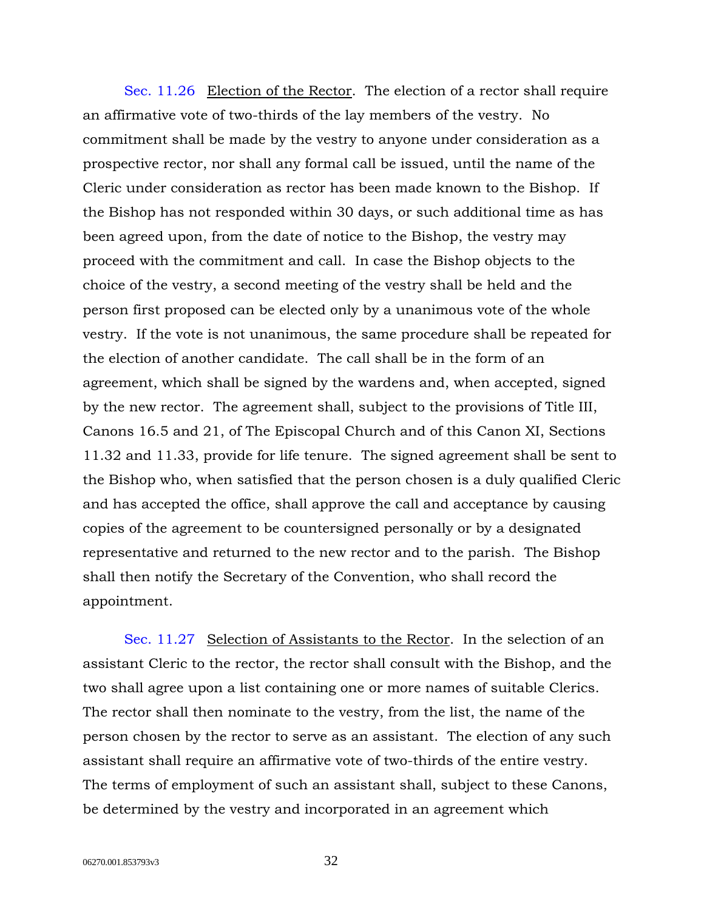Sec. 11.26 Election of the Rector. The election of a rector shall require an affirmative vote of two-thirds of the lay members of the vestry. No commitment shall be made by the vestry to anyone under consideration as a prospective rector, nor shall any formal call be issued, until the name of the Cleric under consideration as rector has been made known to the Bishop. If the Bishop has not responded within 30 days, or such additional time as has been agreed upon, from the date of notice to the Bishop, the vestry may proceed with the commitment and call. In case the Bishop objects to the choice of the vestry, a second meeting of the vestry shall be held and the person first proposed can be elected only by a unanimous vote of the whole vestry. If the vote is not unanimous, the same procedure shall be repeated for the election of another candidate. The call shall be in the form of an agreement, which shall be signed by the wardens and, when accepted, signed by the new rector. The agreement shall, subject to the provisions of Title III, Canons 16.5 and 21, of The Episcopal Church and of this Canon XI, Sections 11.32 and 11.33, provide for life tenure. The signed agreement shall be sent to the Bishop who, when satisfied that the person chosen is a duly qualified Cleric and has accepted the office, shall approve the call and acceptance by causing copies of the agreement to be countersigned personally or by a designated representative and returned to the new rector and to the parish. The Bishop shall then notify the Secretary of the Convention, who shall record the appointment.

Sec. 11.27 Selection of Assistants to the Rector. In the selection of an assistant Cleric to the rector, the rector shall consult with the Bishop, and the two shall agree upon a list containing one or more names of suitable Clerics. The rector shall then nominate to the vestry, from the list, the name of the person chosen by the rector to serve as an assistant. The election of any such assistant shall require an affirmative vote of two-thirds of the entire vestry. The terms of employment of such an assistant shall, subject to these Canons, be determined by the vestry and incorporated in an agreement which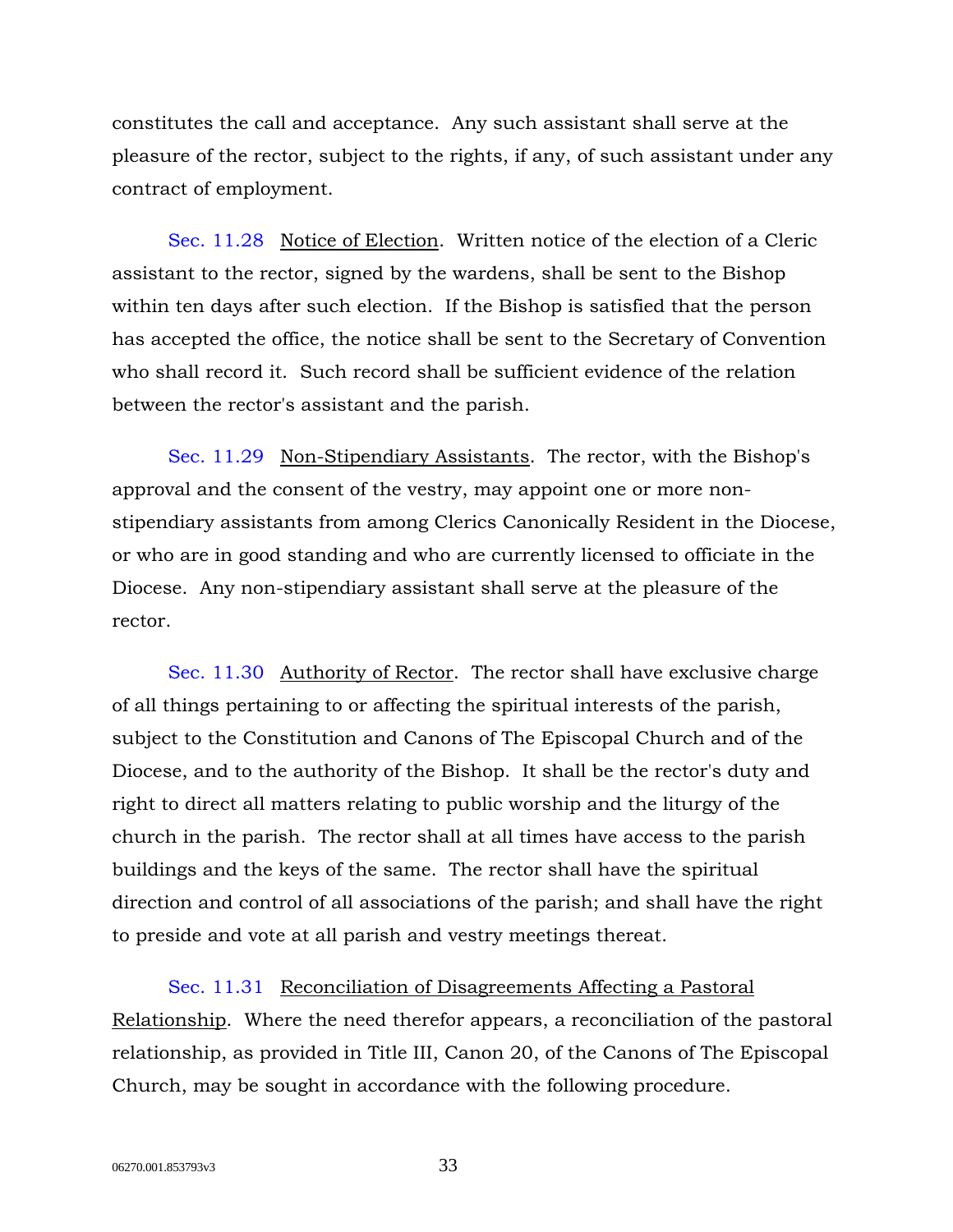constitutes the call and acceptance. Any such assistant shall serve at the pleasure of the rector, subject to the rights, if any, of such assistant under any contract of employment.

Sec. 11.28 Notice of Election. Written notice of the election of a Cleric assistant to the rector, signed by the wardens, shall be sent to the Bishop within ten days after such election. If the Bishop is satisfied that the person has accepted the office, the notice shall be sent to the Secretary of Convention who shall record it. Such record shall be sufficient evidence of the relation between the rector's assistant and the parish.

Sec. 11.29 Non-Stipendiary Assistants. The rector, with the Bishop's approval and the consent of the vestry, may appoint one or more non-stipendiary assistants from among Clerics Canonically Resident in the Diocese, or who are in good standing and who are currently licensed to officiate in the Diocese. Any non-stipendiary assistant shall serve at the pleasure of the rector.

Sec. 11.30 Authority of Rector. The rector shall have exclusive charge of all things pertaining to or affecting the spiritual interests of the parish, subject to the Constitution and Canons of The Episcopal Church and of the Diocese, and to the authority of the Bishop. It shall be the rector's duty and right to direct all matters relating to public worship and the liturgy of the church in the parish. The rector shall at all times have access to the parish buildings and the keys of the same. The rector shall have the spiritual direction and control of all associations of the parish; and shall have the right to preside and vote at all parish and vestry meetings thereat.

Sec. 11.31 Reconciliation of Disagreements Affecting a Pastoral Relationship. Where the need therefor appears, a reconciliation of the pastoral relationship, as provided in Title III, Canon 20, of the Canons of The Episcopal Church, may be sought in accordance with the following procedure.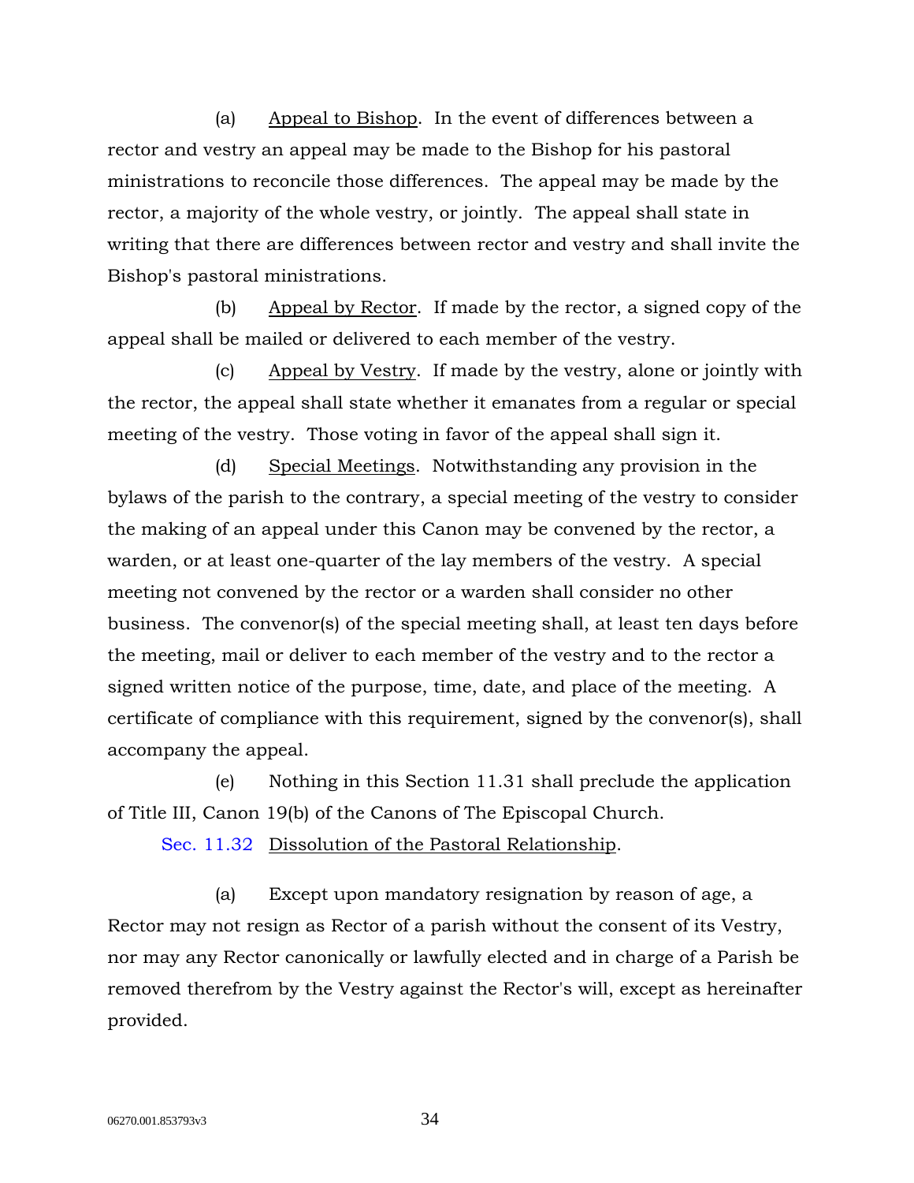(a) Appeal to Bishop. In the event of differences between a rector and vestry an appeal may be made to the Bishop for his pastoral ministrations to reconcile those differences. The appeal may be made by the rector, a majority of the whole vestry, or jointly. The appeal shall state in writing that there are differences between rector and vestry and shall invite the Bishop's pastoral ministrations.

(b) Appeal by Rector. If made by the rector, a signed copy of the appeal shall be mailed or delivered to each member of the vestry.

(c) Appeal by Vestry. If made by the vestry, alone or jointly with the rector, the appeal shall state whether it emanates from a regular or special meeting of the vestry. Those voting in favor of the appeal shall sign it.

(d) Special Meetings. Notwithstanding any provision in the bylaws of the parish to the contrary, a special meeting of the vestry to consider the making of an appeal under this Canon may be convened by the rector, a warden, or at least one-quarter of the lay members of the vestry. A special meeting not convened by the rector or a warden shall consider no other business. The convenor(s) of the special meeting shall, at least ten days before the meeting, mail or deliver to each member of the vestry and to the rector a signed written notice of the purpose, time, date, and place of the meeting. A certificate of compliance with this requirement, signed by the convenor(s), shall accompany the appeal.

(e) Nothing in this Section 11.31 shall preclude the application of Title III, Canon 19(b) of the Canons of The Episcopal Church.

Sec. 11.32 Dissolution of the Pastoral Relationship.

(a) Except upon mandatory resignation by reason of age, a Rector may not resign as Rector of a parish without the consent of its Vestry, nor may any Rector canonically or lawfully elected and in charge of a Parish be removed therefrom by the Vestry against the Rector's will, except as hereinafter provided.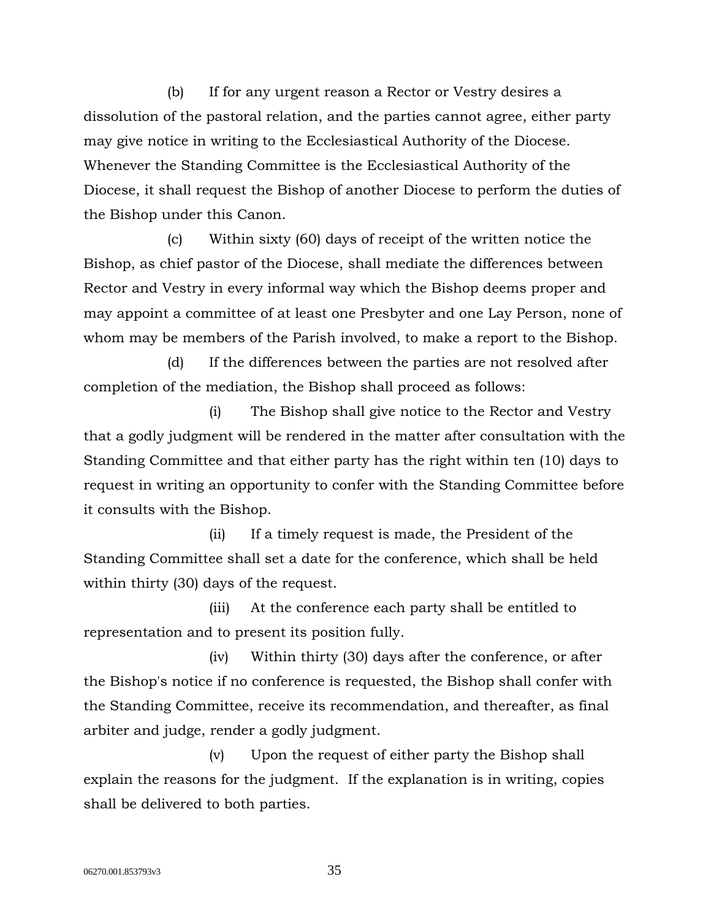(b) If for any urgent reason a Rector or Vestry desires a dissolution of the pastoral relation, and the parties cannot agree, either party may give notice in writing to the Ecclesiastical Authority of the Diocese. Whenever the Standing Committee is the Ecclesiastical Authority of the Diocese, it shall request the Bishop of another Diocese to perform the duties of the Bishop under this Canon.

(c) Within sixty (60) days of receipt of the written notice the Bishop, as chief pastor of the Diocese, shall mediate the differences between Rector and Vestry in every informal way which the Bishop deems proper and may appoint a committee of at least one Presbyter and one Lay Person, none of whom may be members of the Parish involved, to make a report to the Bishop.

(d) If the differences between the parties are not resolved after completion of the mediation, the Bishop shall proceed as follows:

(i) The Bishop shall give notice to the Rector and Vestry that a godly judgment will be rendered in the matter after consultation with the Standing Committee and that either party has the right within ten (10) days to request in writing an opportunity to confer with the Standing Committee before it consults with the Bishop.

(ii) If a timely request is made, the President of the Standing Committee shall set a date for the conference, which shall be held within thirty (30) days of the request.

(iii) At the conference each party shall be entitled to representation and to present its position fully.

(iv) Within thirty (30) days after the conference, or after the Bishop's notice if no conference is requested, the Bishop shall confer with the Standing Committee, receive its recommendation, and thereafter, as final arbiter and judge, render a godly judgment.

(v) Upon the request of either party the Bishop shall explain the reasons for the judgment. If the explanation is in writing, copies shall be delivered to both parties.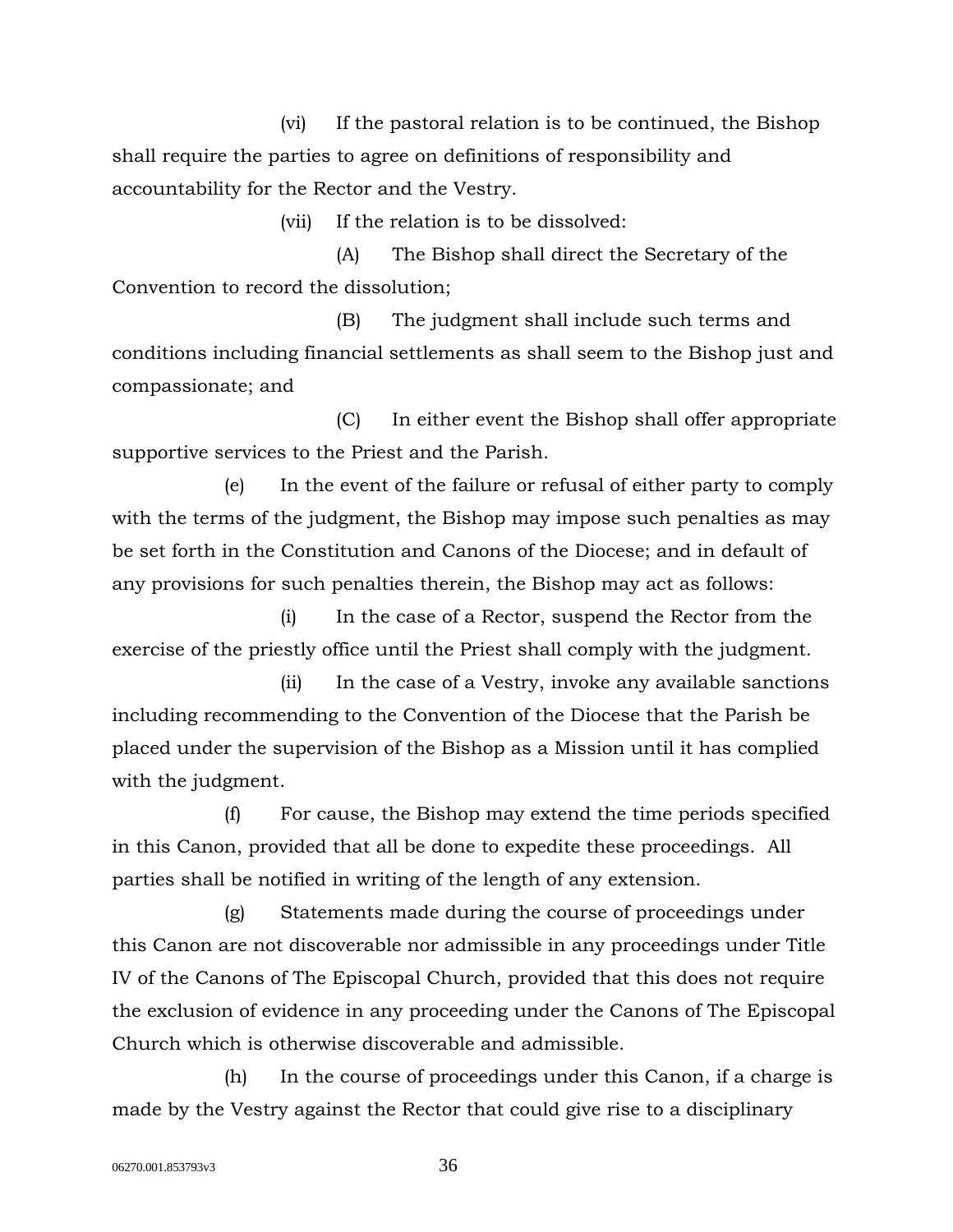(vi) If the pastoral relation is to be continued, the Bishop shall require the parties to agree on definitions of responsibility and accountability for the Rector and the Vestry.

(vii) If the relation is to be dissolved:

(A) The Bishop shall direct the Secretary of the Convention to record the dissolution;

(B) The judgment shall include such terms and conditions including financial settlements as shall seem to the Bishop just and compassionate; and

(C) In either event the Bishop shall offer appropriate supportive services to the Priest and the Parish.

(e) In the event of the failure or refusal of either party to comply with the terms of the judgment, the Bishop may impose such penalties as may be set forth in the Constitution and Canons of the Diocese; and in default of any provisions for such penalties therein, the Bishop may act as follows:

(i) In the case of a Rector, suspend the Rector from the exercise of the priestly office until the Priest shall comply with the judgment.

(ii) In the case of a Vestry, invoke any available sanctions including recommending to the Convention of the Diocese that the Parish be placed under the supervision of the Bishop as a Mission until it has complied with the judgment.

(f) For cause, the Bishop may extend the time periods specified in this Canon, provided that all be done to expedite these proceedings. All parties shall be notified in writing of the length of any extension.

(g) Statements made during the course of proceedings under this Canon are not discoverable nor admissible in any proceedings under Title IV of the Canons of The Episcopal Church, provided that this does not require the exclusion of evidence in any proceeding under the Canons of The Episcopal Church which is otherwise discoverable and admissible.

(h) In the course of proceedings under this Canon, if a charge is made by the Vestry against the Rector that could give rise to a disciplinary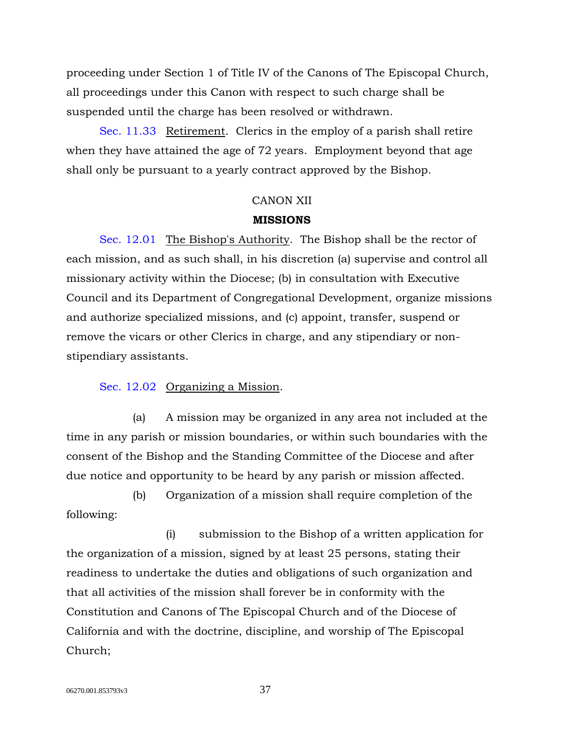proceeding under Section 1 of Title IV of the Canons of The Episcopal Church, all proceedings under this Canon with respect to such charge shall be suspended until the charge has been resolved or withdrawn.

Sec. 11.33 Retirement. Clerics in the employ of a parish shall retire when they have attained the age of 72 years. Employment beyond that age shall only be pursuant to a yearly contract approved by the Bishop.

CANON XII

## MISSIONS

Sec. 12.01 The Bishop's Authority. The Bishop shall be the rector of each mission, and as such shall, in his discretion (a) supervise and control all missionary activity within the Diocese; (b) in consultation with Executive Council and its Department of Congregational Development, organize missions and authorize specialized missions, and (c) appoint, transfer, suspend or remove the vicars or other Clerics in charge, and any stipendiary or non-stipendiary assistants.

Sec. 12.02 Organizing a Mission.

(a) A mission may be organized in any area not included at the time in any parish or mission boundaries, or within such boundaries with the consent of the Bishop and the Standing Committee of the Diocese and after due notice and opportunity to be heard by any parish or mission affected.

(b) Organization of a mission shall require completion of the following:

(i) submission to the Bishop of a written application for the organization of a mission, signed by at least 25 persons, stating their readiness to undertake the duties and obligations of such organization and that all activities of the mission shall forever be in conformity with the Constitution and Canons of The Episcopal Church and of the Diocese of California and with the doctrine, discipline, and worship of The Episcopal Church;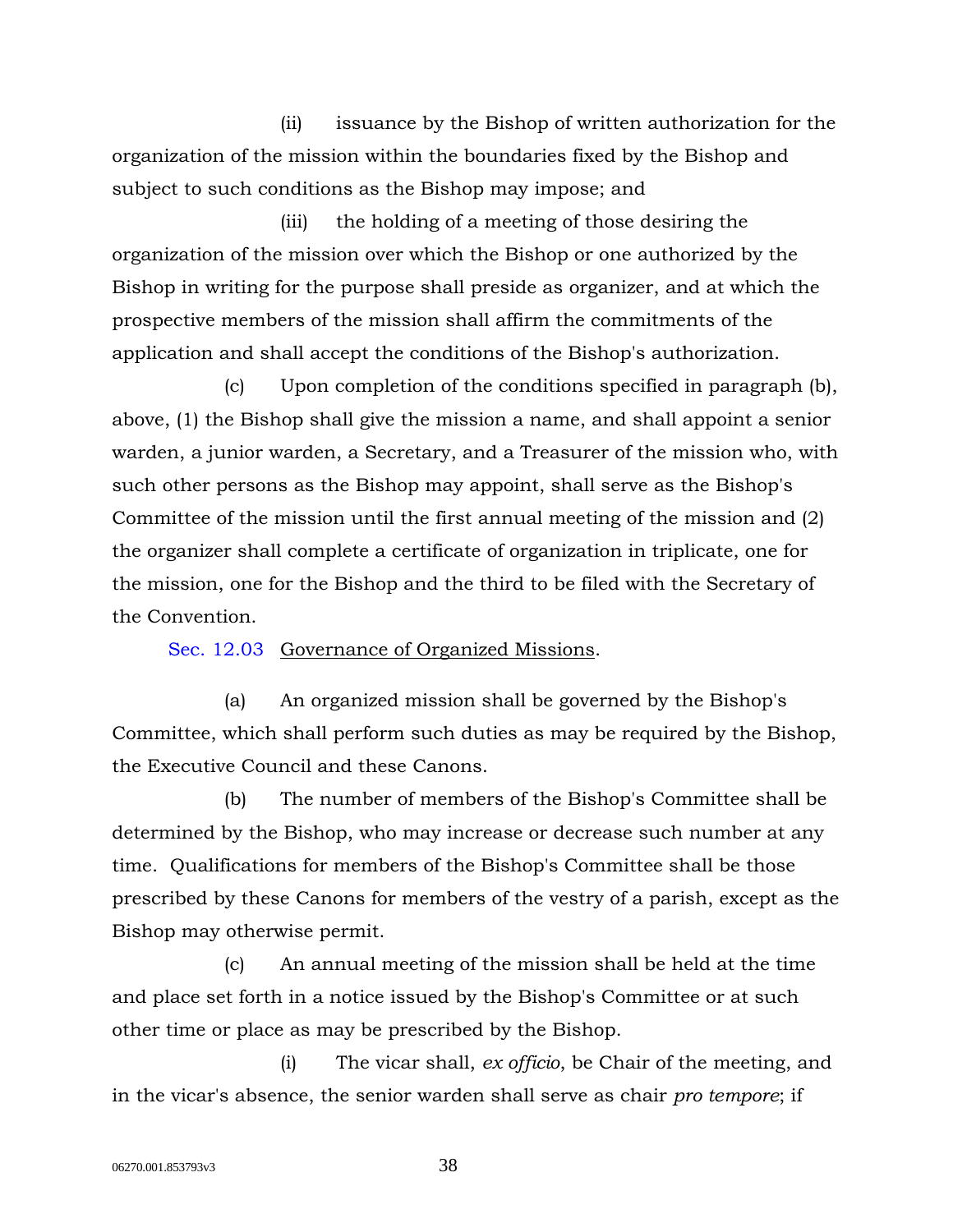(ii) issuance by the Bishop of written authorization for the organization of the mission within the boundaries fixed by the Bishop and subject to such conditions as the Bishop may impose; and

(iii) the holding of a meeting of those desiring the organization of the mission over which the Bishop or one authorized by the Bishop in writing for the purpose shall preside as organizer, and at which the prospective members of the mission shall affirm the commitments of the application and shall accept the conditions of the Bishop's authorization.

(c) Upon completion of the conditions specified in paragraph (b), above, (1) the Bishop shall give the mission a name, and shall appoint a senior warden, a junior warden, a Secretary, and a Treasurer of the mission who, with such other persons as the Bishop may appoint, shall serve as the Bishop's Committee of the mission until the first annual meeting of the mission and (2) the organizer shall complete a certificate of organization in triplicate, one for the mission, one for the Bishop and the third to be filed with the Secretary of the Convention.

Sec. 12.03 Governance of Organized Missions.

(a) An organized mission shall be governed by the Bishop's Committee, which shall perform such duties as may be required by the Bishop, the Executive Council and these Canons.

(b) The number of members of the Bishop's Committee shall be determined by the Bishop, who may increase or decrease such number at any time. Qualifications for members of the Bishop's Committee shall be those prescribed by these Canons for members of the vestry of a parish, except as the Bishop may otherwise permit.

(c) An annual meeting of the mission shall be held at the time and place set forth in a notice issued by the Bishop's Committee or at such other time or place as may be prescribed by the Bishop.

(i) The vicar shall, *ex officio*, be Chair of the meeting, and in the vicar's absence, the senior warden shall serve as chair *pro tempore*; if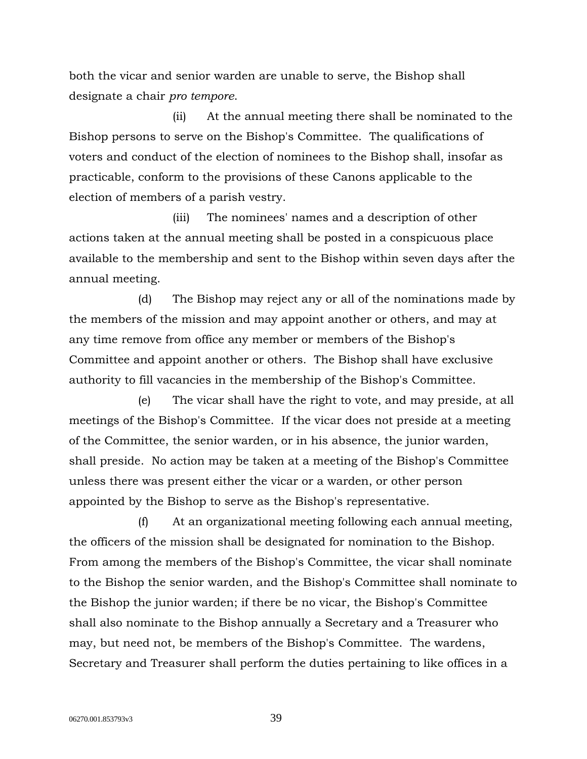both the vicar and senior warden are unable to serve, the Bishop shall designate a chair *pro tempore*.

(ii) At the annual meeting there shall be nominated to the Bishop persons to serve on the Bishop's Committee. The qualifications of voters and conduct of the election of nominees to the Bishop shall, insofar as practicable, conform to the provisions of these Canons applicable to the election of members of a parish vestry.

(iii) The nominees' names and a description of other actions taken at the annual meeting shall be posted in a conspicuous place available to the membership and sent to the Bishop within seven days after the annual meeting.

(d) The Bishop may reject any or all of the nominations made by the members of the mission and may appoint another or others, and may at any time remove from office any member or members of the Bishop's Committee and appoint another or others. The Bishop shall have exclusive authority to fill vacancies in the membership of the Bishop's Committee.

(e) The vicar shall have the right to vote, and may preside, at all meetings of the Bishop's Committee. If the vicar does not preside at a meeting of the Committee, the senior warden, or in his absence, the junior warden, shall preside. No action may be taken at a meeting of the Bishop's Committee unless there was present either the vicar or a warden, or other person appointed by the Bishop to serve as the Bishop's representative.

(f) At an organizational meeting following each annual meeting, the officers of the mission shall be designated for nomination to the Bishop. From among the members of the Bishop's Committee, the vicar shall nominate to the Bishop the senior warden, and the Bishop's Committee shall nominate to the Bishop the junior warden; if there be no vicar, the Bishop's Committee shall also nominate to the Bishop annually a Secretary and a Treasurer who may, but need not, be members of the Bishop's Committee. The wardens, Secretary and Treasurer shall perform the duties pertaining to like offices in a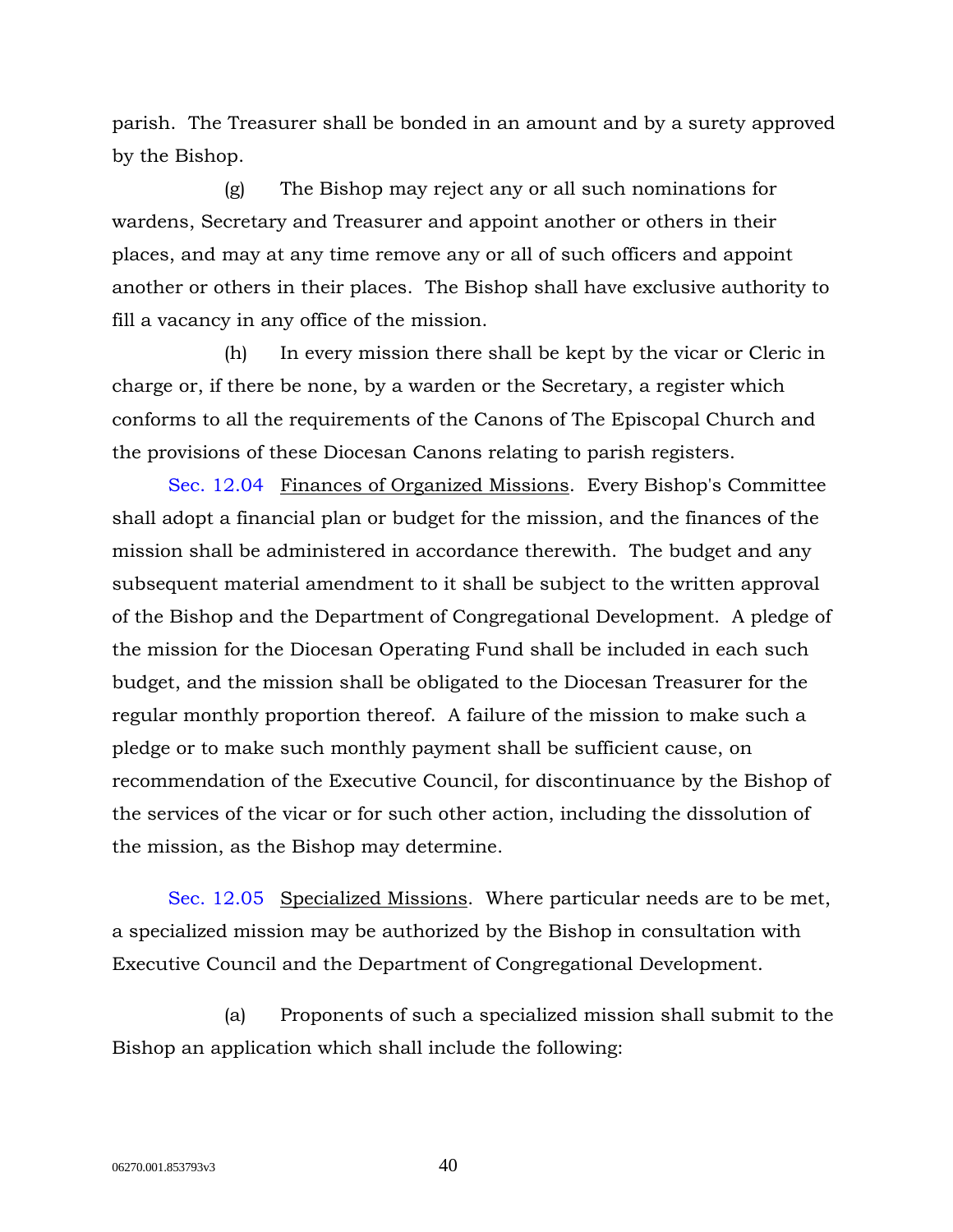parish. The Treasurer shall be bonded in an amount and by a surety approved by the Bishop.

(g) The Bishop may reject any or all such nominations for wardens, Secretary and Treasurer and appoint another or others in their places, and may at any time remove any or all of such officers and appoint another or others in their places. The Bishop shall have exclusive authority to fill a vacancy in any office of the mission.

(h) In every mission there shall be kept by the vicar or Cleric in charge or, if there be none, by a warden or the Secretary, a register which conforms to all the requirements of the Canons of The Episcopal Church and the provisions of these Diocesan Canons relating to parish registers.

Sec. 12.04 Finances of Organized Missions. Every Bishop's Committee shall adopt a financial plan or budget for the mission, and the finances of the mission shall be administered in accordance therewith. The budget and any subsequent material amendment to it shall be subject to the written approval of the Bishop and the Department of Congregational Development. A pledge of the mission for the Diocesan Operating Fund shall be included in each such budget, and the mission shall be obligated to the Diocesan Treasurer for the regular monthly proportion thereof. A failure of the mission to make such a pledge or to make such monthly payment shall be sufficient cause, on recommendation of the Executive Council, for discontinuance by the Bishop of the services of the vicar or for such other action, including the dissolution of the mission, as the Bishop may determine.

Sec. 12.05 Specialized Missions. Where particular needs are to be met, a specialized mission may be authorized by the Bishop in consultation with Executive Council and the Department of Congregational Development.

(a) Proponents of such a specialized mission shall submit to the Bishop an application which shall include the following: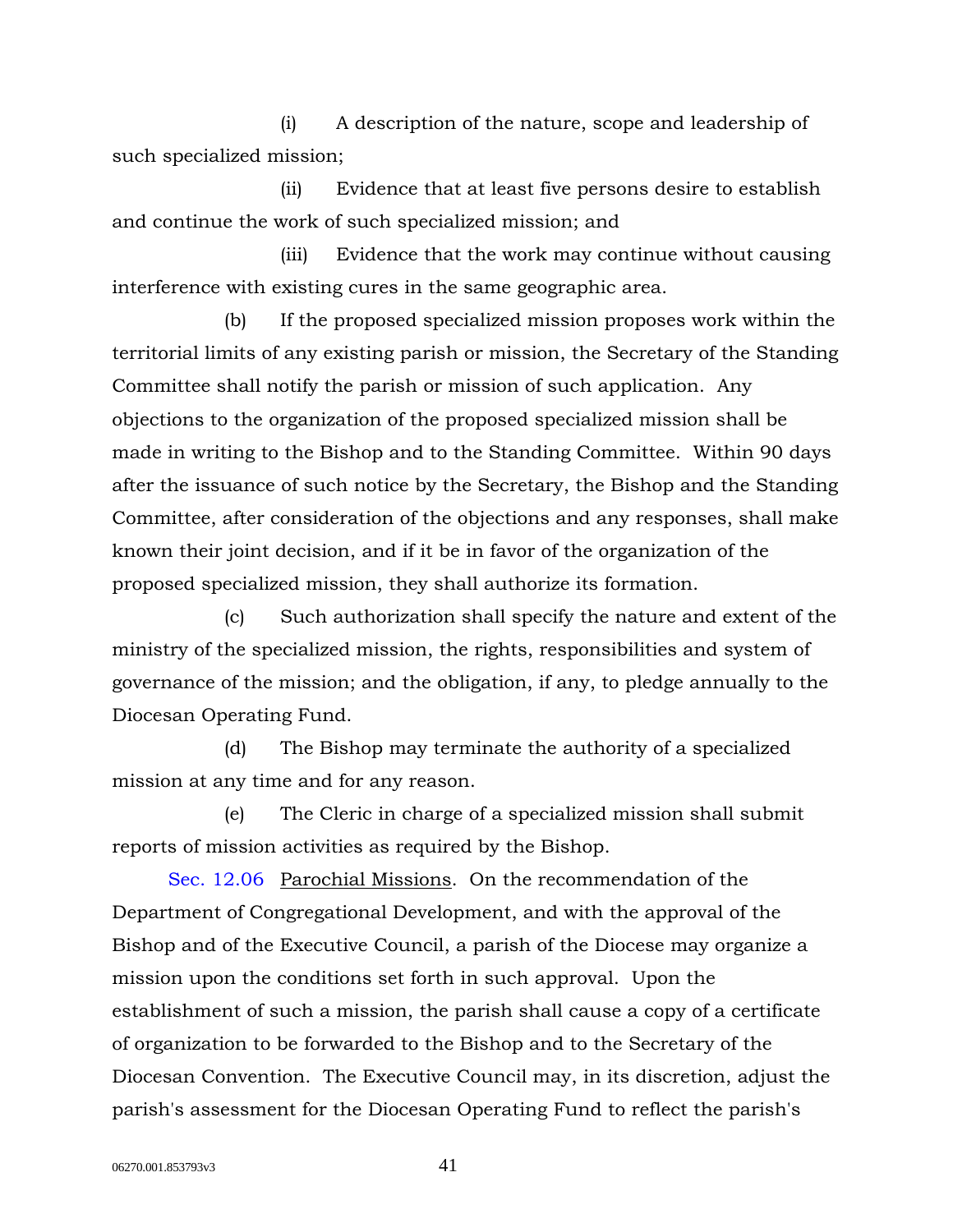(i) A description of the nature, scope and leadership of such specialized mission;

(ii) Evidence that at least five persons desire to establish and continue the work of such specialized mission; and

(iii) Evidence that the work may continue without causing interference with existing cures in the same geographic area.

(b) If the proposed specialized mission proposes work within the territorial limits of any existing parish or mission, the Secretary of the Standing Committee shall notify the parish or mission of such application. Any objections to the organization of the proposed specialized mission shall be made in writing to the Bishop and to the Standing Committee. Within 90 days after the issuance of such notice by the Secretary, the Bishop and the Standing Committee, after consideration of the objections and any responses, shall make known their joint decision, and if it be in favor of the organization of the proposed specialized mission, they shall authorize its formation.

(c) Such authorization shall specify the nature and extent of the ministry of the specialized mission, the rights, responsibilities and system of governance of the mission; and the obligation, if any, to pledge annually to the Diocesan Operating Fund.

(d) The Bishop may terminate the authority of a specialized mission at any time and for any reason.

(e) The Cleric in charge of a specialized mission shall submit reports of mission activities as required by the Bishop.

Sec. 12.06 Parochial Missions. On the recommendation of the Department of Congregational Development, and with the approval of the Bishop and of the Executive Council, a parish of the Diocese may organize a mission upon the conditions set forth in such approval. Upon the establishment of such a mission, the parish shall cause a copy of a certificate of organization to be forwarded to the Bishop and to the Secretary of the Diocesan Convention. The Executive Council may, in its discretion, adjust the parish's assessment for the Diocesan Operating Fund to reflect the parish's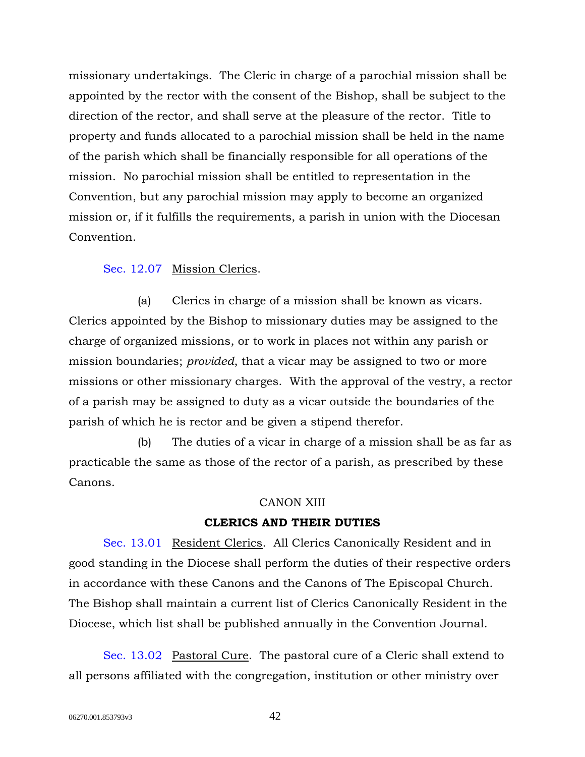missionary undertakings. The Cleric in charge of a parochial mission shall be appointed by the rector with the consent of the Bishop, shall be subject to the direction of the rector, and shall serve at the pleasure of the rector. Title to property and funds allocated to a parochial mission shall be held in the name of the parish which shall be financially responsible for all operations of the mission. No parochial mission shall be entitled to representation in the Convention, but any parochial mission may apply to become an organized mission or, if it fulfills the requirements, a parish in union with the Diocesan Convention.

Sec. 12.07 Mission Clerics.

(a) Clerics in charge of a mission shall be known as vicars. Clerics appointed by the Bishop to missionary duties may be assigned to the charge of organized missions, or to work in places not within any parish or mission boundaries; *provided*, that a vicar may be assigned to two or more missions or other missionary charges. With the approval of the vestry, a rector of a parish may be assigned to duty as a vicar outside the boundaries of the parish of which he is rector and be given a stipend therefor.

(b) The duties of a vicar in charge of a mission shall be as far as practicable the same as those of the rector of a parish, as prescribed by these Canons.

## CANON XIII

## CLERICS AND THEIR DUTIES

Sec. 13.01 Resident Clerics. All Clerics Canonically Resident and in good standing in the Diocese shall perform the duties of their respective orders in accordance with these Canons and the Canons of The Episcopal Church. The Bishop shall maintain a current list of Clerics Canonically Resident in the Diocese, which list shall be published annually in the Convention Journal.

Sec. 13.02 Pastoral Cure. The pastoral cure of a Cleric shall extend to all persons affiliated with the congregation, institution or other ministry over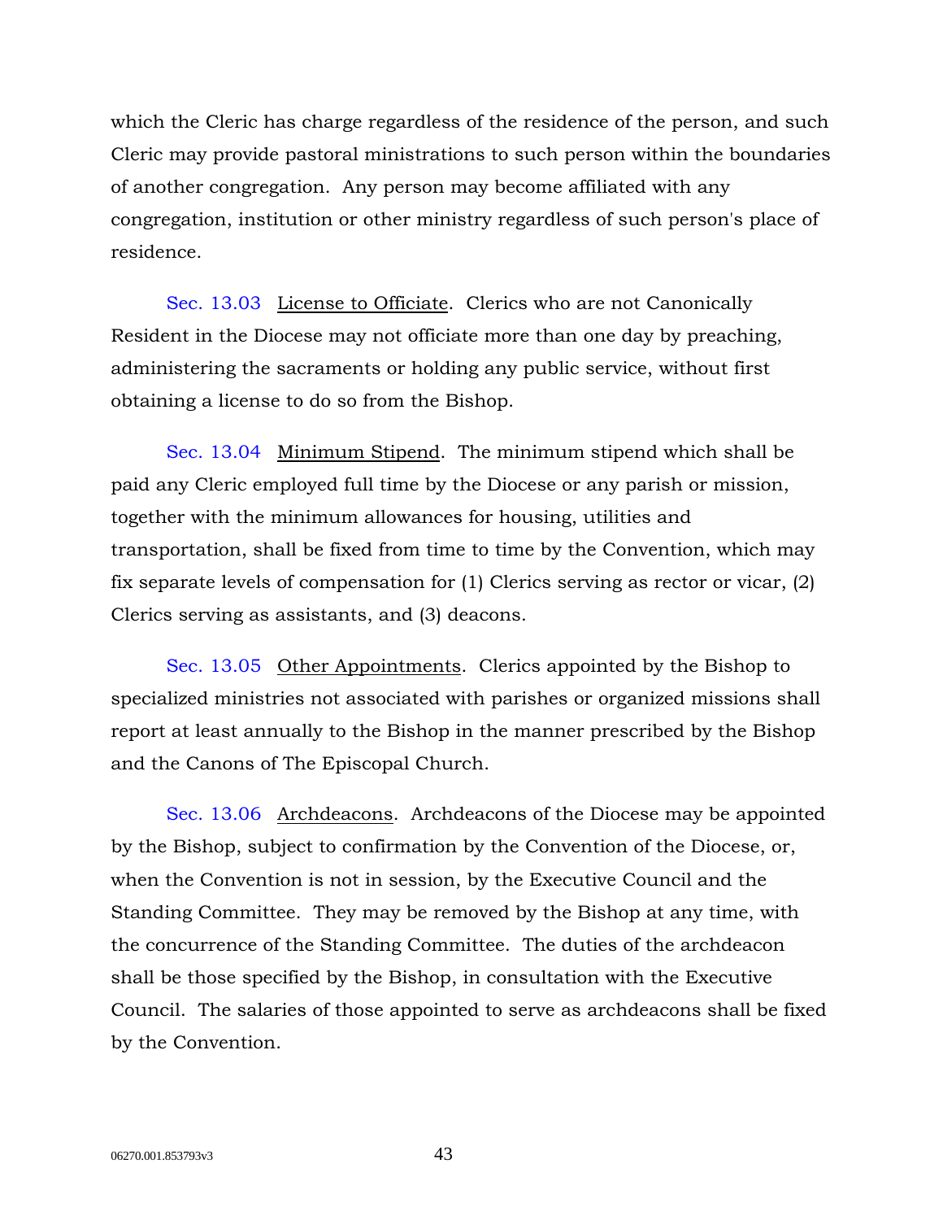which the Cleric has charge regardless of the residence of the person, and such Cleric may provide pastoral ministrations to such person within the boundaries of another congregation. Any person may become affiliated with any congregation, institution or other ministry regardless of such person's place of residence.

Sec. 13.03 License to Officiate. Clerics who are not Canonically Resident in the Diocese may not officiate more than one day by preaching, administering the sacraments or holding any public service, without first obtaining a license to do so from the Bishop.

Sec. 13.04 Minimum Stipend. The minimum stipend which shall be paid any Cleric employed full time by the Diocese or any parish or mission, together with the minimum allowances for housing, utilities and transportation, shall be fixed from time to time by the Convention, which may fix separate levels of compensation for (1) Clerics serving as rector or vicar, (2) Clerics serving as assistants, and (3) deacons.

Sec. 13.05 Other Appointments. Clerics appointed by the Bishop to specialized ministries not associated with parishes or organized missions shall report at least annually to the Bishop in the manner prescribed by the Bishop and the Canons of The Episcopal Church.

Sec. 13.06 Archdeacons. Archdeacons of the Diocese may be appointed by the Bishop, subject to confirmation by the Convention of the Diocese, or, when the Convention is not in session, by the Executive Council and the Standing Committee. They may be removed by the Bishop at any time, with the concurrence of the Standing Committee. The duties of the archdeacon shall be those specified by the Bishop, in consultation with the Executive Council. The salaries of those appointed to serve as archdeacons shall be fixed by the Convention.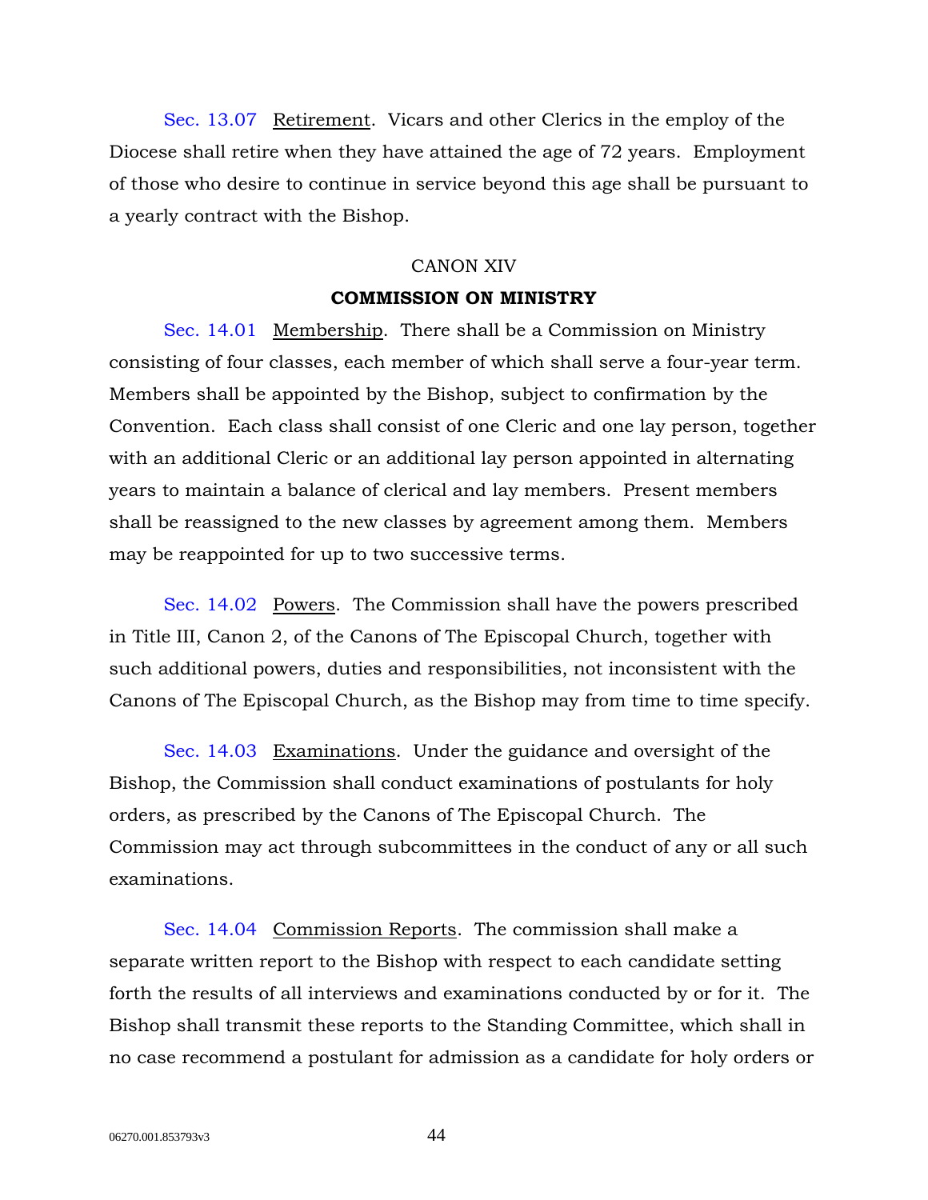Sec. 13.07 Retirement. Vicars and other Clerics in the employ of the Diocese shall retire when they have attained the age of 72 years. Employment of those who desire to continue in service beyond this age shall be pursuant to a yearly contract with the Bishop.

## CANON XIV

## COMMISSION ON MINISTRY

Sec. 14.01 Membership. There shall be a Commission on Ministry consisting of four classes, each member of which shall serve a four-year term. Members shall be appointed by the Bishop, subject to confirmation by the Convention. Each class shall consist of one Cleric and one lay person, together with an additional Cleric or an additional lay person appointed in alternating years to maintain a balance of clerical and lay members. Present members shall be reassigned to the new classes by agreement among them. Members may be reappointed for up to two successive terms.

Sec. 14.02 Powers. The Commission shall have the powers prescribed in Title III, Canon 2, of the Canons of The Episcopal Church, together with such additional powers, duties and responsibilities, not inconsistent with the Canons of The Episcopal Church, as the Bishop may from time to time specify.

Sec. 14.03 Examinations. Under the guidance and oversight of the Bishop, the Commission shall conduct examinations of postulants for holy orders, as prescribed by the Canons of The Episcopal Church. The Commission may act through subcommittees in the conduct of any or all such examinations.

Sec. 14.04 Commission Reports. The commission shall make a separate written report to the Bishop with respect to each candidate setting forth the results of all interviews and examinations conducted by or for it. The Bishop shall transmit these reports to the Standing Committee, which shall in no case recommend a postulant for admission as a candidate for holy orders or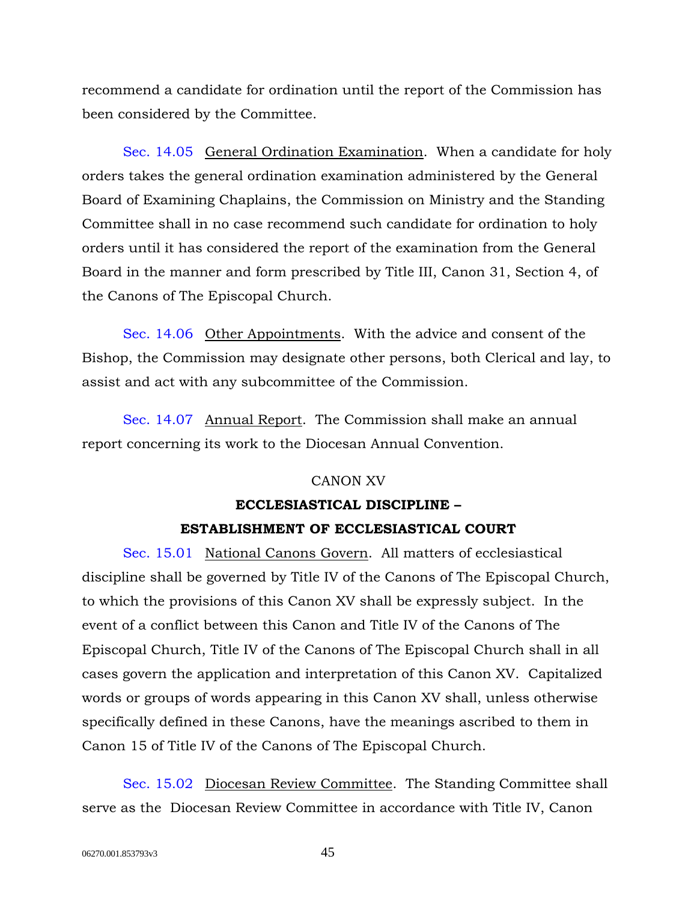recommend a candidate for ordination until the report of the Commission has been considered by the Committee.

Sec. 14.05 General Ordination Examination. When a candidate for holy orders takes the general ordination examination administered by the General Board of Examining Chaplains, the Commission on Ministry and the Standing Committee shall in no case recommend such candidate for ordination to holy orders until it has considered the report of the examination from the General Board in the manner and form prescribed by Title III, Canon 31, Section 4, of the Canons of The Episcopal Church.

Sec. 14.06 Other Appointments. With the advice and consent of the Bishop, the Commission may designate other persons, both Clerical and lay, to assist and act with any subcommittee of the Commission.

Sec. 14.07 Annual Report. The Commission shall make an annual report concerning its work to the Diocesan Annual Convention.

CANON XV

## ECCLESIASTICAL DISCIPLINE – ESTABLISHMENT OF ECCLESIASTICAL COURT

Sec. 15.01 National Canons Govern. All matters of ecclesiastical discipline shall be governed by Title IV of the Canons of The Episcopal Church, to which the provisions of this Canon XV shall be expressly subject. In the event of a conflict between this Canon and Title IV of the Canons of The Episcopal Church, Title IV of the Canons of The Episcopal Church shall in all cases govern the application and interpretation of this Canon XV. Capitalized words or groups of words appearing in this Canon XV shall, unless otherwise specifically defined in these Canons, have the meanings ascribed to them in Canon 15 of Title IV of the Canons of The Episcopal Church.

Sec. 15.02 Diocesan Review Committee. The Standing Committee shall serve as the Diocesan Review Committee in accordance with Title IV, Canon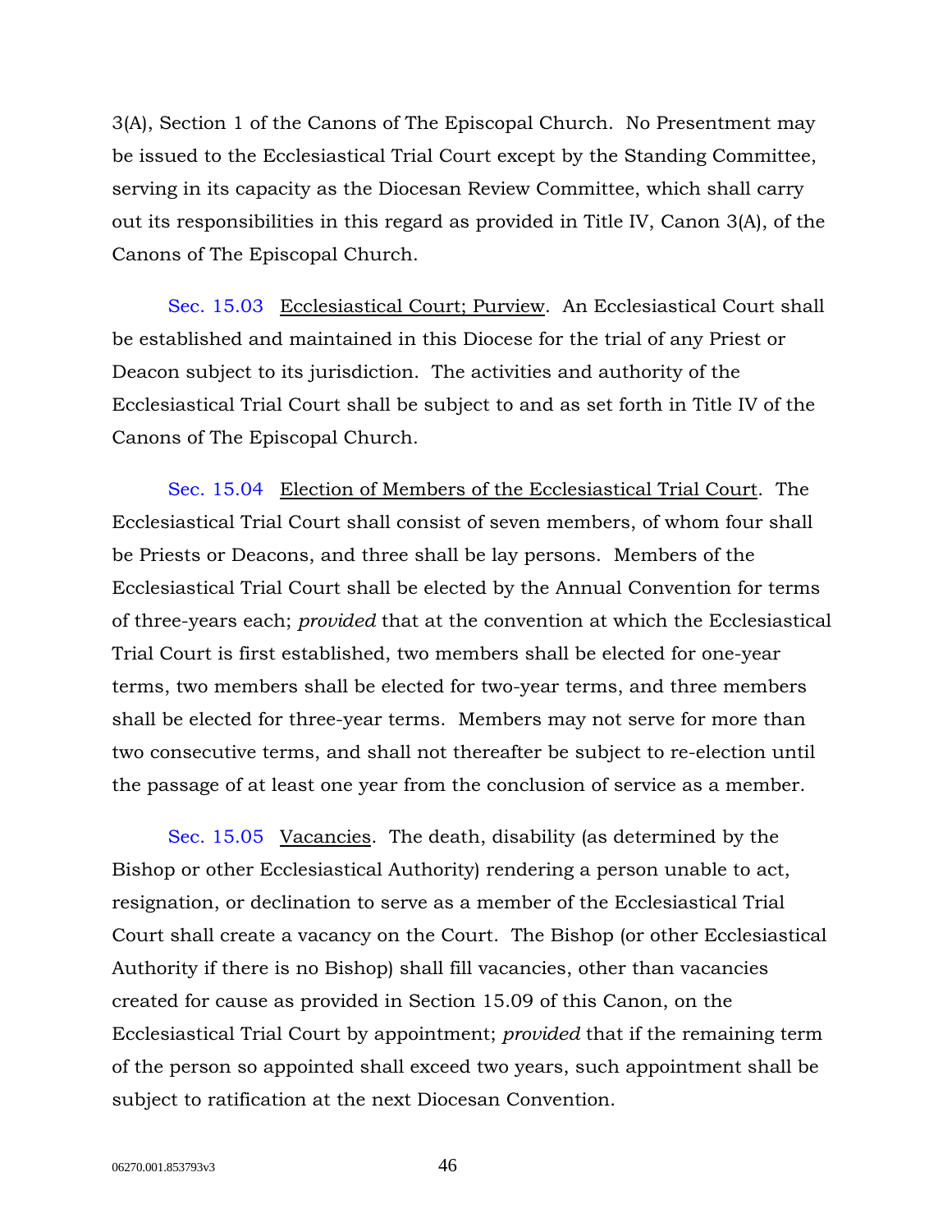3(A), Section 1 of the Canons of The Episcopal Church. No Presentment may be issued to the Ecclesiastical Trial Court except by the Standing Committee, serving in its capacity as the Diocesan Review Committee, which shall carry out its responsibilities in this regard as provided in Title IV, Canon 3(A), of the Canons of The Episcopal Church.

Sec. 15.03 Ecclesiastical Court; Purview. An Ecclesiastical Court shall be established and maintained in this Diocese for the trial of any Priest or Deacon subject to its jurisdiction. The activities and authority of the Ecclesiastical Trial Court shall be subject to and as set forth in Title IV of the Canons of The Episcopal Church.

Sec. 15.04 Election of Members of the Ecclesiastical Trial Court. The Ecclesiastical Trial Court shall consist of seven members, of whom four shall be Priests or Deacons, and three shall be lay persons. Members of the Ecclesiastical Trial Court shall be elected by the Annual Convention for terms of three-years each; *provided* that at the convention at which the Ecclesiastical Trial Court is first established, two members shall be elected for one-year terms, two members shall be elected for two-year terms, and three members shall be elected for three-year terms. Members may not serve for more than two consecutive terms, and shall not thereafter be subject to re-election until the passage of at least one year from the conclusion of service as a member.

Sec. 15.05 Vacancies. The death, disability (as determined by the Bishop or other Ecclesiastical Authority) rendering a person unable to act, resignation, or declination to serve as a member of the Ecclesiastical Trial Court shall create a vacancy on the Court. The Bishop (or other Ecclesiastical Authority if there is no Bishop) shall fill vacancies, other than vacancies created for cause as provided in Section 15.09 of this Canon, on the Ecclesiastical Trial Court by appointment; *provided* that if the remaining term of the person so appointed shall exceed two years, such appointment shall be subject to ratification at the next Diocesan Convention.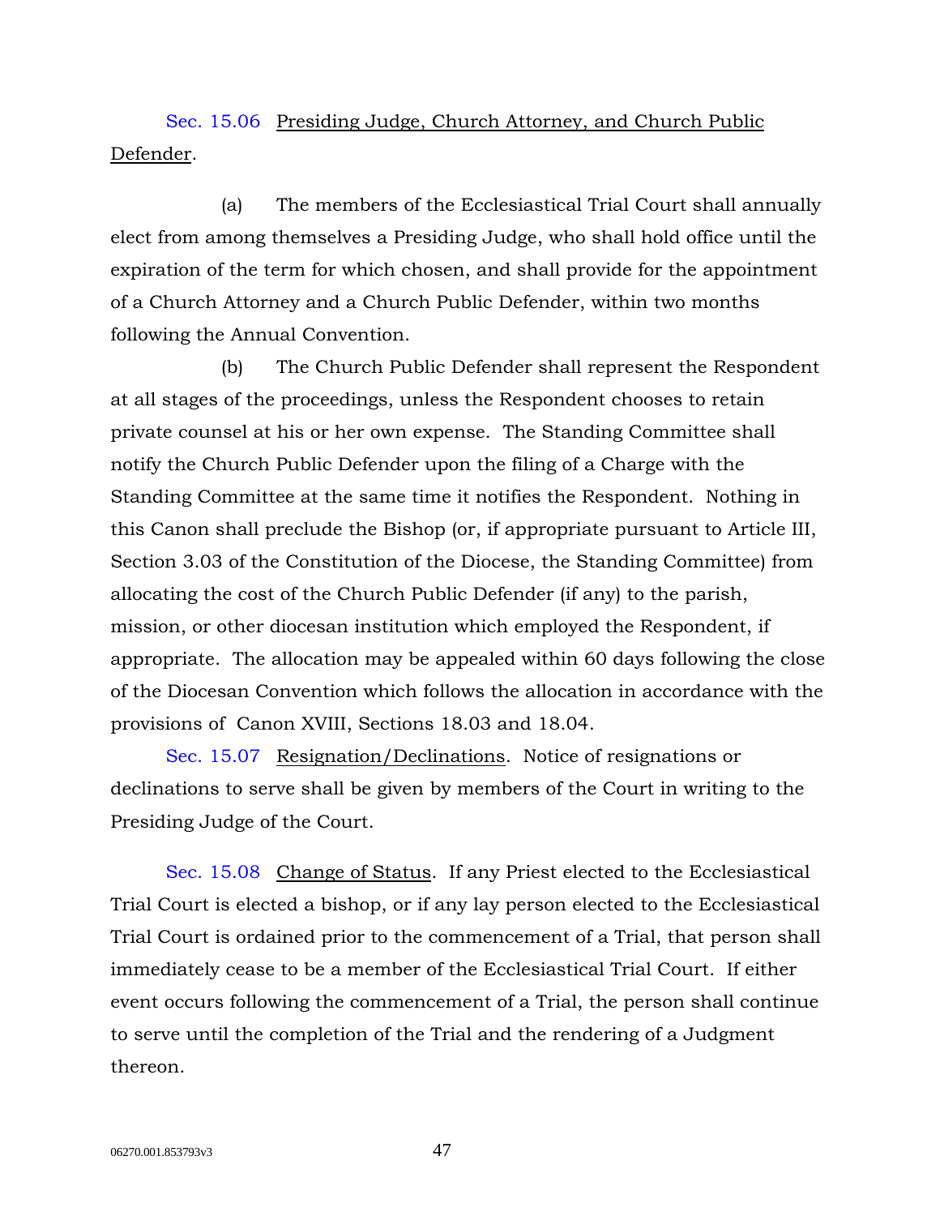Sec. 15.06 Presiding Judge, Church Attorney, and Church Public Defender.

(a) The members of the Ecclesiastical Trial Court shall annually elect from among themselves a Presiding Judge, who shall hold office until the expiration of the term for which chosen, and shall provide for the appointment of a Church Attorney and a Church Public Defender, within two months following the Annual Convention.

(b) The Church Public Defender shall represent the Respondent at all stages of the proceedings, unless the Respondent chooses to retain private counsel at his or her own expense. The Standing Committee shall notify the Church Public Defender upon the filing of a Charge with the Standing Committee at the same time it notifies the Respondent. Nothing in this Canon shall preclude the Bishop (or, if appropriate pursuant to Article III, Section 3.03 of the Constitution of the Diocese, the Standing Committee) from allocating the cost of the Church Public Defender (if any) to the parish, mission, or other diocesan institution which employed the Respondent, if appropriate. The allocation may be appealed within 60 days following the close of the Diocesan Convention which follows the allocation in accordance with the provisions of Canon XVIII, Sections 18.03 and 18.04.

Sec. 15.07 Resignation/Declinations. Notice of resignations or declinations to serve shall be given by members of the Court in writing to the Presiding Judge of the Court.

Sec. 15.08 Change of Status. If any Priest elected to the Ecclesiastical Trial Court is elected a bishop, or if any lay person elected to the Ecclesiastical Trial Court is ordained prior to the commencement of a Trial, that person shall immediately cease to be a member of the Ecclesiastical Trial Court. If either event occurs following the commencement of a Trial, the person shall continue to serve until the completion of the Trial and the rendering of a Judgment thereon.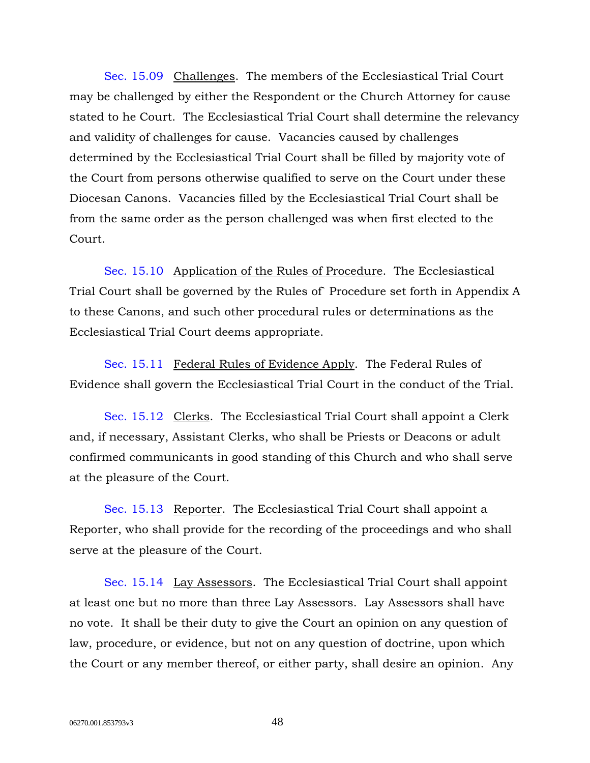Sec. 15.09 Challenges. The members of the Ecclesiastical Trial Court may be challenged by either the Respondent or the Church Attorney for cause stated to he Court. The Ecclesiastical Trial Court shall determine the relevancy and validity of challenges for cause. Vacancies caused by challenges determined by the Ecclesiastical Trial Court shall be filled by majority vote of the Court from persons otherwise qualified to serve on the Court under these Diocesan Canons. Vacancies filled by the Ecclesiastical Trial Court shall be from the same order as the person challenged was when first elected to the Court.

Sec. 15.10 Application of the Rules of Procedure. The Ecclesiastical Trial Court shall be governed by the Rules of Procedure set forth in Appendix A to these Canons, and such other procedural rules or determinations as the Ecclesiastical Trial Court deems appropriate.

Sec. 15.11 Federal Rules of Evidence Apply. The Federal Rules of Evidence shall govern the Ecclesiastical Trial Court in the conduct of the Trial.

Sec. 15.12 Clerks. The Ecclesiastical Trial Court shall appoint a Clerk and, if necessary, Assistant Clerks, who shall be Priests or Deacons or adult confirmed communicants in good standing of this Church and who shall serve at the pleasure of the Court.

Sec. 15.13 Reporter. The Ecclesiastical Trial Court shall appoint a Reporter, who shall provide for the recording of the proceedings and who shall serve at the pleasure of the Court.

Sec. 15.14 Lay Assessors. The Ecclesiastical Trial Court shall appoint at least one but no more than three Lay Assessors. Lay Assessors shall have no vote. It shall be their duty to give the Court an opinion on any question of law, procedure, or evidence, but not on any question of doctrine, upon which the Court or any member thereof, or either party, shall desire an opinion. Any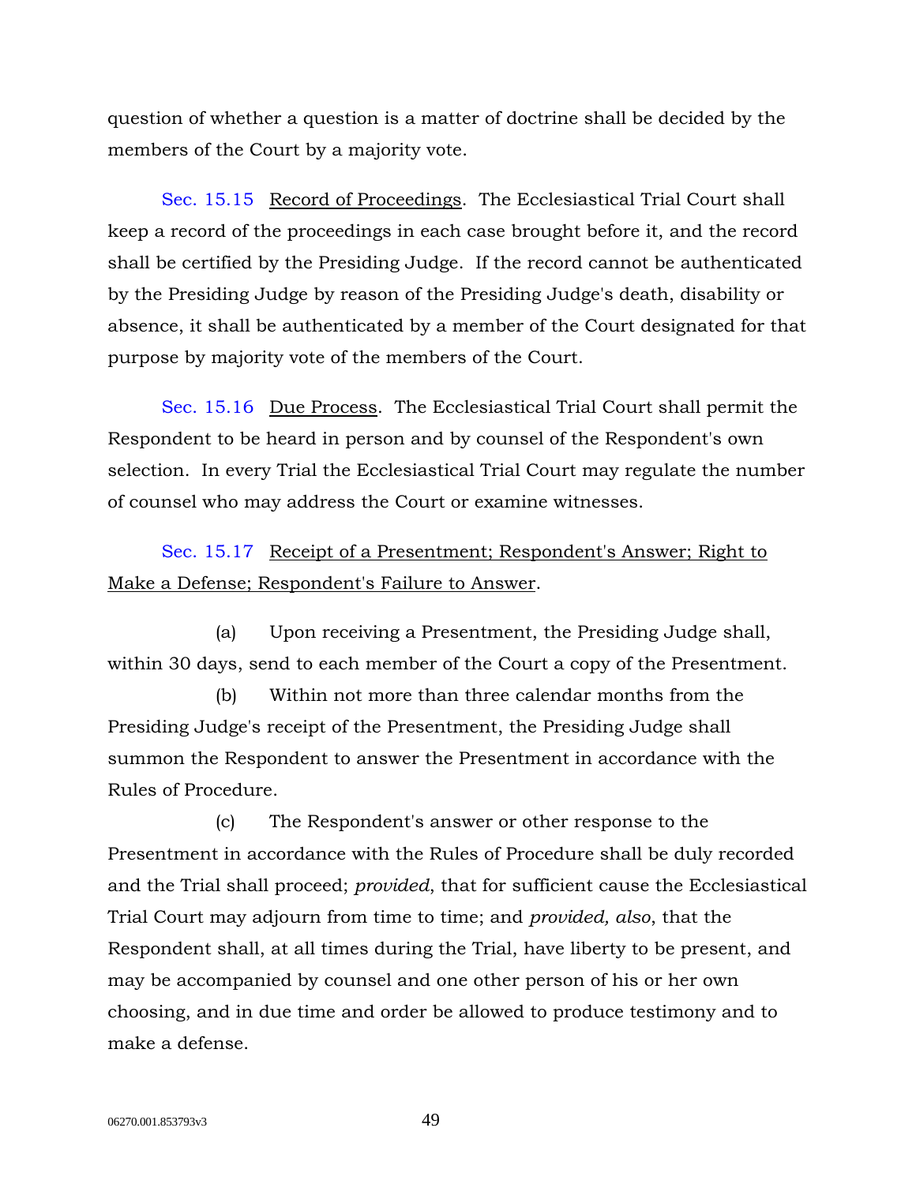question of whether a question is a matter of doctrine shall be decided by the members of the Court by a majority vote.

Sec. 15.15 Record of Proceedings. The Ecclesiastical Trial Court shall keep a record of the proceedings in each case brought before it, and the record shall be certified by the Presiding Judge. If the record cannot be authenticated by the Presiding Judge by reason of the Presiding Judge's death, disability or absence, it shall be authenticated by a member of the Court designated for that purpose by majority vote of the members of the Court.

Sec. 15.16 Due Process. The Ecclesiastical Trial Court shall permit the Respondent to be heard in person and by counsel of the Respondent's own selection. In every Trial the Ecclesiastical Trial Court may regulate the number of counsel who may address the Court or examine witnesses.

Sec. 15.17 Receipt of a Presentment; Respondent's Answer; Right to Make a Defense; Respondent's Failure to Answer.

(a) Upon receiving a Presentment, the Presiding Judge shall, within 30 days, send to each member of the Court a copy of the Presentment.

(b) Within not more than three calendar months from the Presiding Judge's receipt of the Presentment, the Presiding Judge shall summon the Respondent to answer the Presentment in accordance with the Rules of Procedure.

(c) The Respondent's answer or other response to the Presentment in accordance with the Rules of Procedure shall be duly recorded and the Trial shall proceed; *provided*, that for sufficient cause the Ecclesiastical Trial Court may adjourn from time to time; and *provided, also*, that the Respondent shall, at all times during the Trial, have liberty to be present, and may be accompanied by counsel and one other person of his or her own choosing, and in due time and order be allowed to produce testimony and to make a defense.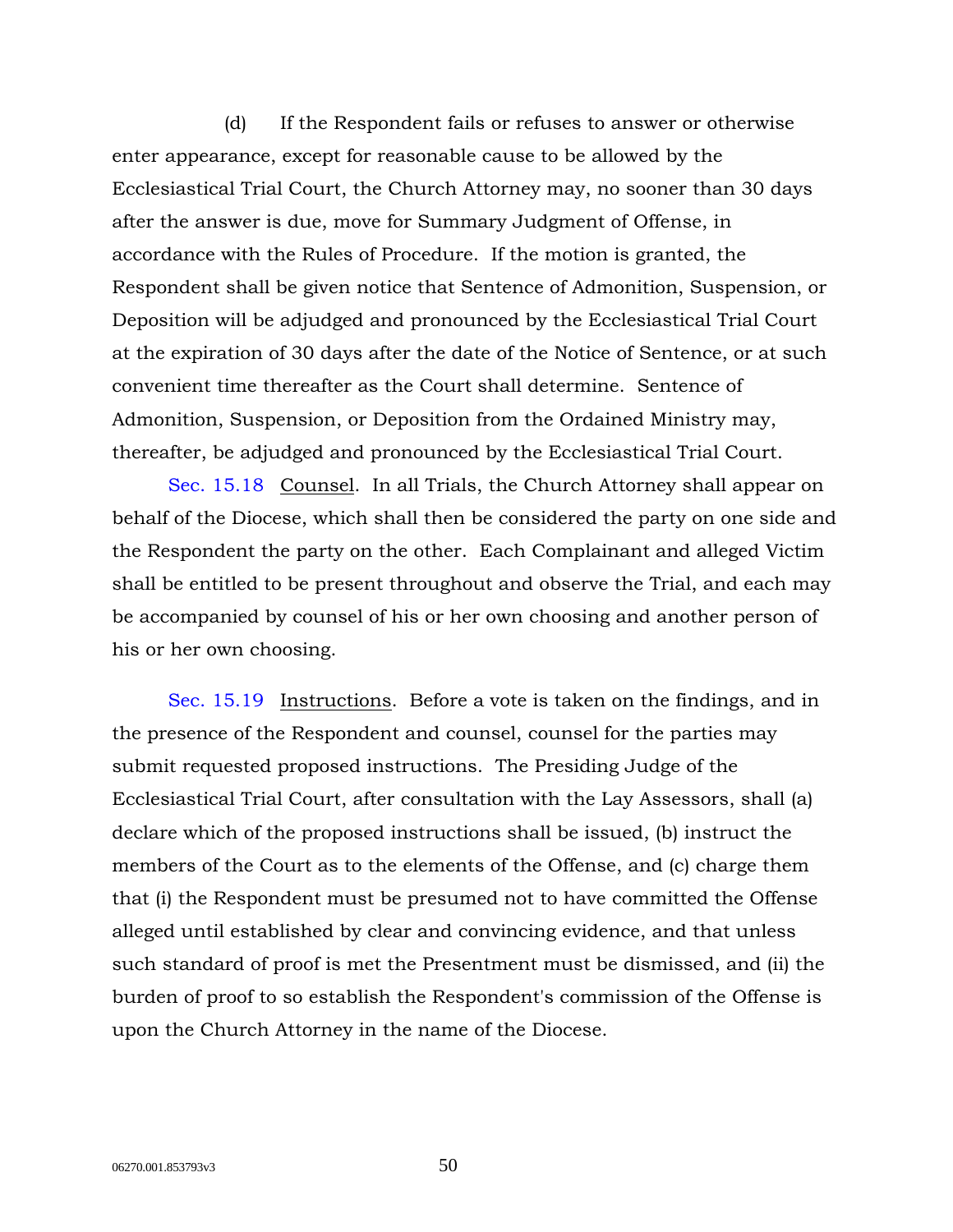(d) If the Respondent fails or refuses to answer or otherwise enter appearance, except for reasonable cause to be allowed by the Ecclesiastical Trial Court, the Church Attorney may, no sooner than 30 days after the answer is due, move for Summary Judgment of Offense, in accordance with the Rules of Procedure. If the motion is granted, the Respondent shall be given notice that Sentence of Admonition, Suspension, or Deposition will be adjudged and pronounced by the Ecclesiastical Trial Court at the expiration of 30 days after the date of the Notice of Sentence, or at such convenient time thereafter as the Court shall determine. Sentence of Admonition, Suspension, or Deposition from the Ordained Ministry may, thereafter, be adjudged and pronounced by the Ecclesiastical Trial Court.

Sec. 15.18 Counsel. In all Trials, the Church Attorney shall appear on behalf of the Diocese, which shall then be considered the party on one side and the Respondent the party on the other. Each Complainant and alleged Victim shall be entitled to be present throughout and observe the Trial, and each may be accompanied by counsel of his or her own choosing and another person of his or her own choosing.

Sec. 15.19 Instructions. Before a vote is taken on the findings, and in the presence of the Respondent and counsel, counsel for the parties may submit requested proposed instructions. The Presiding Judge of the Ecclesiastical Trial Court, after consultation with the Lay Assessors, shall (a) declare which of the proposed instructions shall be issued, (b) instruct the members of the Court as to the elements of the Offense, and (c) charge them that (i) the Respondent must be presumed not to have committed the Offense alleged until established by clear and convincing evidence, and that unless such standard of proof is met the Presentment must be dismissed, and (ii) the burden of proof to so establish the Respondent's commission of the Offense is upon the Church Attorney in the name of the Diocese.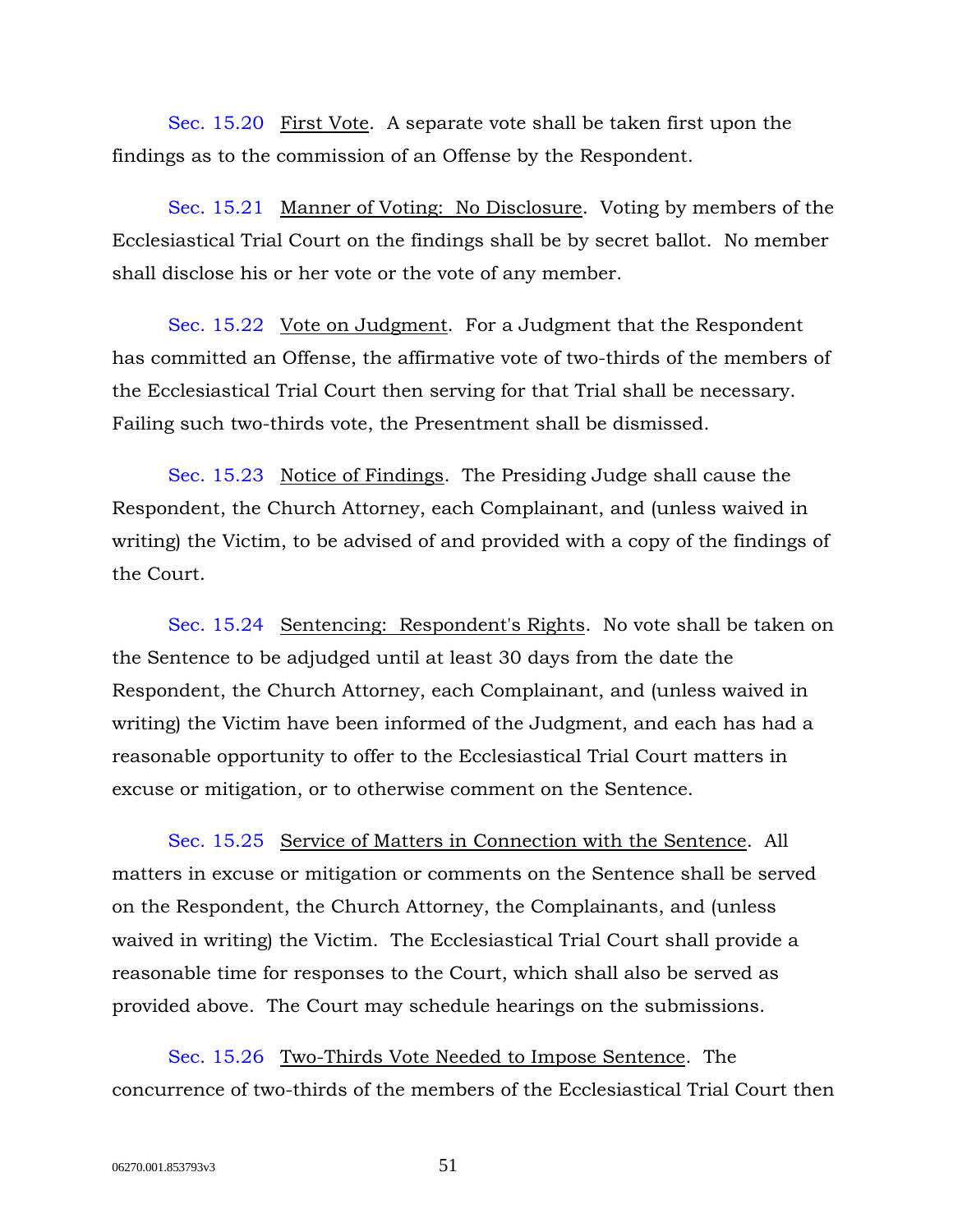Sec. 15.20 First Vote. A separate vote shall be taken first upon the findings as to the commission of an Offense by the Respondent.

Sec. 15.21 Manner of Voting: No Disclosure. Voting by members of the Ecclesiastical Trial Court on the findings shall be by secret ballot. No member shall disclose his or her vote or the vote of any member.

Sec. 15.22 Vote on Judgment. For a Judgment that the Respondent has committed an Offense, the affirmative vote of two-thirds of the members of the Ecclesiastical Trial Court then serving for that Trial shall be necessary. Failing such two-thirds vote, the Presentment shall be dismissed.

Sec. 15.23 Notice of Findings. The Presiding Judge shall cause the Respondent, the Church Attorney, each Complainant, and (unless waived in writing) the Victim, to be advised of and provided with a copy of the findings of the Court.

Sec. 15.24 Sentencing: Respondent's Rights. No vote shall be taken on the Sentence to be adjudged until at least 30 days from the date the Respondent, the Church Attorney, each Complainant, and (unless waived in writing) the Victim have been informed of the Judgment, and each has had a reasonable opportunity to offer to the Ecclesiastical Trial Court matters in excuse or mitigation, or to otherwise comment on the Sentence.

Sec. 15.25 Service of Matters in Connection with the Sentence. All matters in excuse or mitigation or comments on the Sentence shall be served on the Respondent, the Church Attorney, the Complainants, and (unless waived in writing) the Victim. The Ecclesiastical Trial Court shall provide a reasonable time for responses to the Court, which shall also be served as provided above. The Court may schedule hearings on the submissions.

Sec. 15.26 Two-Thirds Vote Needed to Impose Sentence. The concurrence of two-thirds of the members of the Ecclesiastical Trial Court then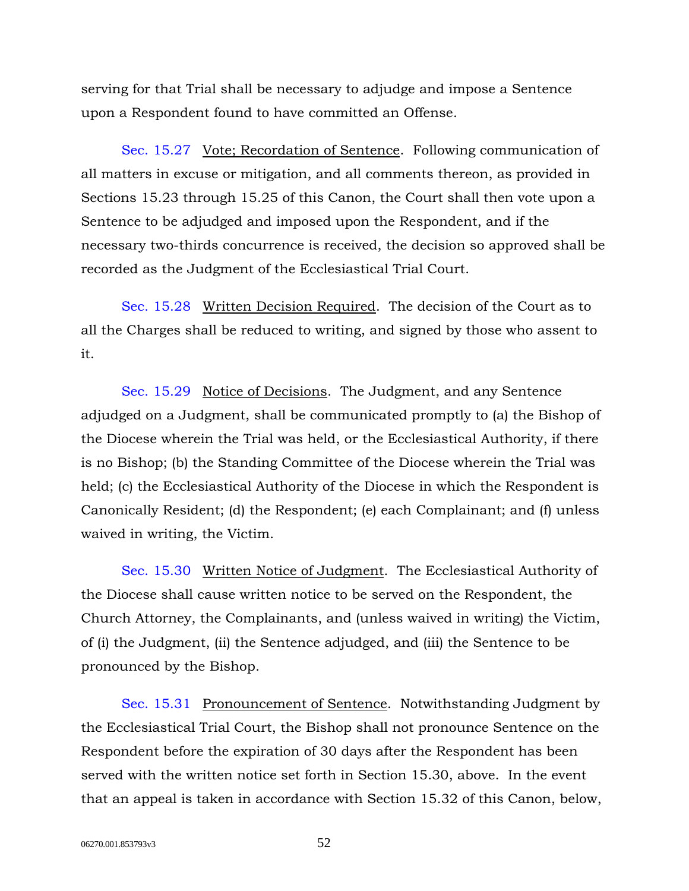serving for that Trial shall be necessary to adjudge and impose a Sentence upon a Respondent found to have committed an Offense.

Sec. 15.27 Vote; Recordation of Sentence. Following communication of all matters in excuse or mitigation, and all comments thereon, as provided in Sections 15.23 through 15.25 of this Canon, the Court shall then vote upon a Sentence to be adjudged and imposed upon the Respondent, and if the necessary two-thirds concurrence is received, the decision so approved shall be recorded as the Judgment of the Ecclesiastical Trial Court.

Sec. 15.28 Written Decision Required. The decision of the Court as to all the Charges shall be reduced to writing, and signed by those who assent to it.

Sec. 15.29 Notice of Decisions. The Judgment, and any Sentence adjudged on a Judgment, shall be communicated promptly to (a) the Bishop of the Diocese wherein the Trial was held, or the Ecclesiastical Authority, if there is no Bishop; (b) the Standing Committee of the Diocese wherein the Trial was held; (c) the Ecclesiastical Authority of the Diocese in which the Respondent is Canonically Resident; (d) the Respondent; (e) each Complainant; and (f) unless waived in writing, the Victim.

Sec. 15.30 Written Notice of Judgment. The Ecclesiastical Authority of the Diocese shall cause written notice to be served on the Respondent, the Church Attorney, the Complainants, and (unless waived in writing) the Victim, of (i) the Judgment, (ii) the Sentence adjudged, and (iii) the Sentence to be pronounced by the Bishop.

Sec. 15.31 Pronouncement of Sentence. Notwithstanding Judgment by the Ecclesiastical Trial Court, the Bishop shall not pronounce Sentence on the Respondent before the expiration of 30 days after the Respondent has been served with the written notice set forth in Section 15.30, above. In the event that an appeal is taken in accordance with Section 15.32 of this Canon, below,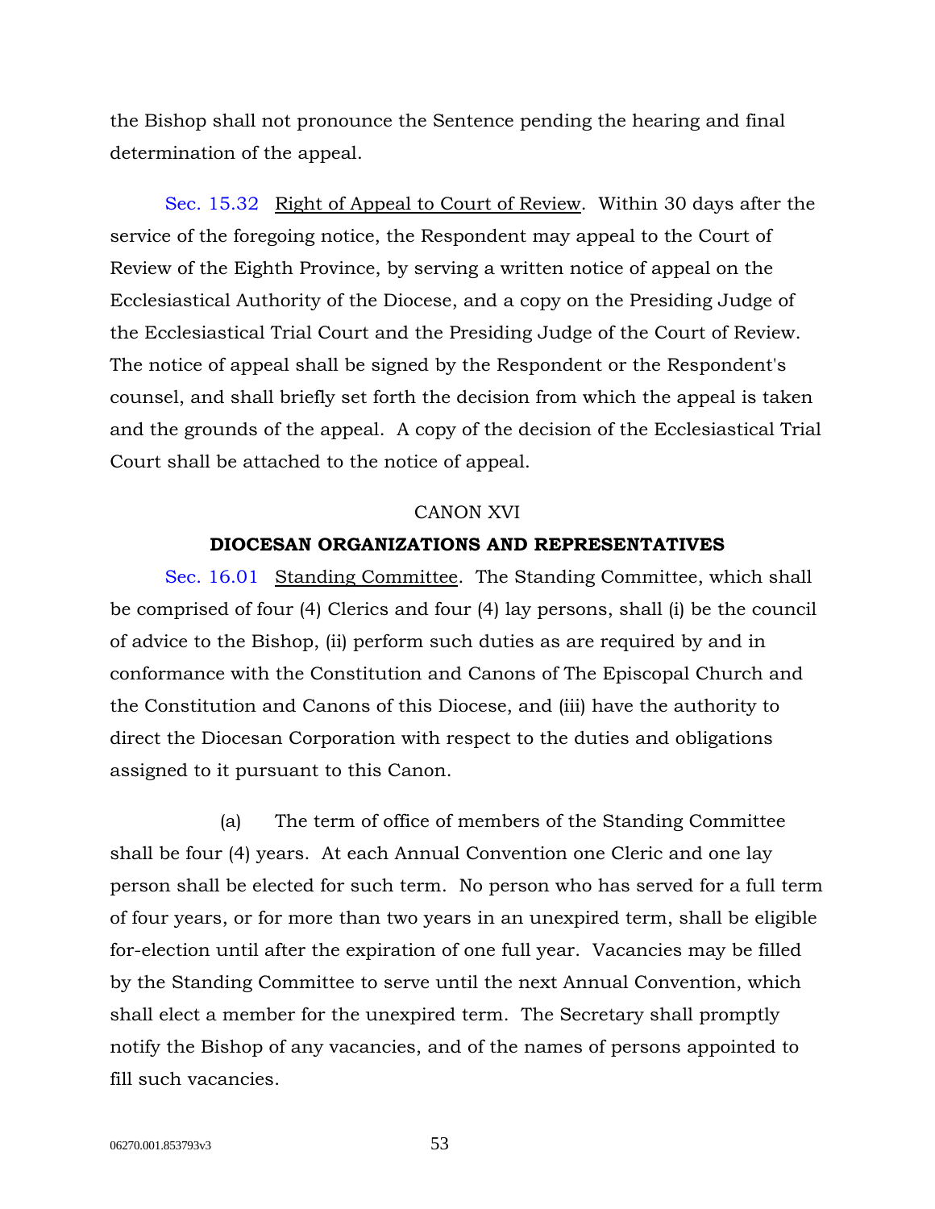the Bishop shall not pronounce the Sentence pending the hearing and final determination of the appeal.

Sec. 15.32 Right of Appeal to Court of Review. Within 30 days after the service of the foregoing notice, the Respondent may appeal to the Court of Review of the Eighth Province, by serving a written notice of appeal on the Ecclesiastical Authority of the Diocese, and a copy on the Presiding Judge of the Ecclesiastical Trial Court and the Presiding Judge of the Court of Review. The notice of appeal shall be signed by the Respondent or the Respondent's counsel, and shall briefly set forth the decision from which the appeal is taken and the grounds of the appeal. A copy of the decision of the Ecclesiastical Trial Court shall be attached to the notice of appeal.

CANON XVI

## DIOCESAN ORGANIZATIONS AND REPRESENTATIVES

Sec. 16.01 Standing Committee. The Standing Committee, which shall be comprised of four (4) Clerics and four (4) lay persons, shall (i) be the council of advice to the Bishop, (ii) perform such duties as are required by and in conformance with the Constitution and Canons of The Episcopal Church and the Constitution and Canons of this Diocese, and (iii) have the authority to direct the Diocesan Corporation with respect to the duties and obligations assigned to it pursuant to this Canon.

(a) The term of office of members of the Standing Committee shall be four (4) years. At each Annual Convention one Cleric and one lay person shall be elected for such term. No person who has served for a full term of four years, or for more than two years in an unexpired term, shall be eligible for-election until after the expiration of one full year. Vacancies may be filled by the Standing Committee to serve until the next Annual Convention, which shall elect a member for the unexpired term. The Secretary shall promptly notify the Bishop of any vacancies, and of the names of persons appointed to fill such vacancies.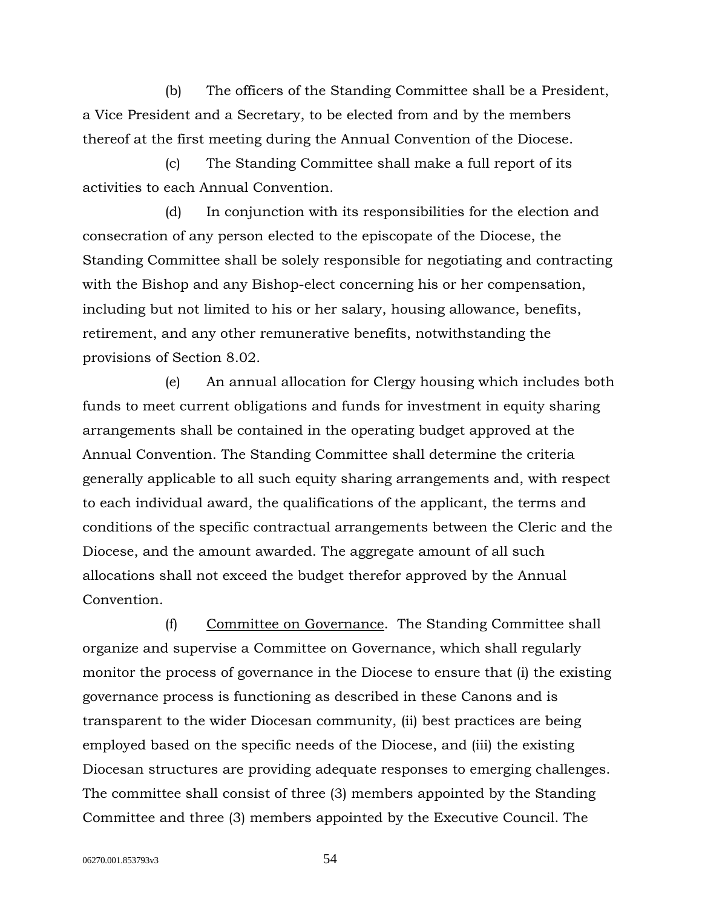(b) The officers of the Standing Committee shall be a President, a Vice President and a Secretary, to be elected from and by the members thereof at the first meeting during the Annual Convention of the Diocese.

(c) The Standing Committee shall make a full report of its activities to each Annual Convention.

(d) In conjunction with its responsibilities for the election and consecration of any person elected to the episcopate of the Diocese, the Standing Committee shall be solely responsible for negotiating and contracting with the Bishop and any Bishop-elect concerning his or her compensation, including but not limited to his or her salary, housing allowance, benefits, retirement, and any other remunerative benefits, notwithstanding the provisions of Section 8.02.

(e) An annual allocation for Clergy housing which includes both funds to meet current obligations and funds for investment in equity sharing arrangements shall be contained in the operating budget approved at the Annual Convention. The Standing Committee shall determine the criteria generally applicable to all such equity sharing arrangements and, with respect to each individual award, the qualifications of the applicant, the terms and conditions of the specific contractual arrangements between the Cleric and the Diocese, and the amount awarded. The aggregate amount of all such allocations shall not exceed the budget therefor approved by the Annual Convention.

(f) <u>Committee on Governance</u>. The Standing Committee shall organize and supervise a Committee on Governance, which shall regularly monitor the process of governance in the Diocese to ensure that (i) the existing governance process is functioning as described in these Canons and is transparent to the wider Diocesan community, (ii) best practices are being employed based on the specific needs of the Diocese, and (iii) the existing Diocesan structures are providing adequate responses to emerging challenges. The committee shall consist of three (3) members appointed by the Standing Committee and three (3) members appointed by the Executive Council. The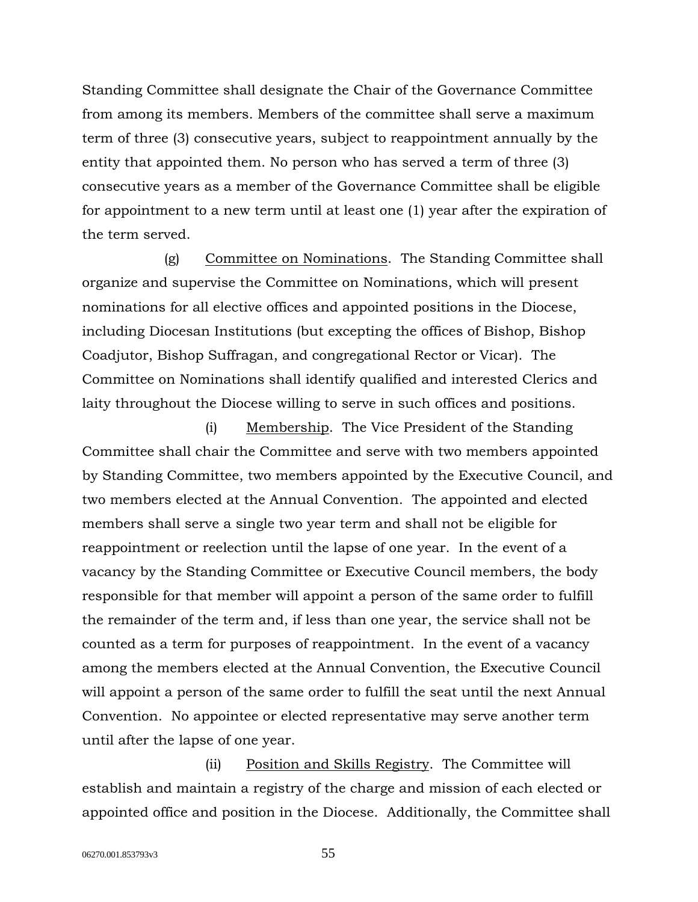Standing Committee shall designate the Chair of the Governance Committee from among its members. Members of the committee shall serve a maximum term of three (3) consecutive years, subject to reappointment annually by the entity that appointed them. No person who has served a term of three (3) consecutive years as a member of the Governance Committee shall be eligible for appointment to a new term until at least one (1) year after the expiration of the term served.

(g) Committee on Nominations. The Standing Committee shall organize and supervise the Committee on Nominations, which will present nominations for all elective offices and appointed positions in the Diocese, including Diocesan Institutions (but excepting the offices of Bishop, Bishop Coadjutor, Bishop Suffragan, and congregational Rector or Vicar). The Committee on Nominations shall identify qualified and interested Clerics and laity throughout the Diocese willing to serve in such offices and positions.

(i) Membership. The Vice President of the Standing Committee shall chair the Committee and serve with two members appointed by Standing Committee, two members appointed by the Executive Council, and two members elected at the Annual Convention. The appointed and elected members shall serve a single two year term and shall not be eligible for reappointment or reelection until the lapse of one year. In the event of a vacancy by the Standing Committee or Executive Council members, the body responsible for that member will appoint a person of the same order to fulfill the remainder of the term and, if less than one year, the service shall not be counted as a term for purposes of reappointment. In the event of a vacancy among the members elected at the Annual Convention, the Executive Council will appoint a person of the same order to fulfill the seat until the next Annual Convention. No appointee or elected representative may serve another term until after the lapse of one year.

(ii) Position and Skills Registry. The Committee will establish and maintain a registry of the charge and mission of each elected or appointed office and position in the Diocese. Additionally, the Committee shall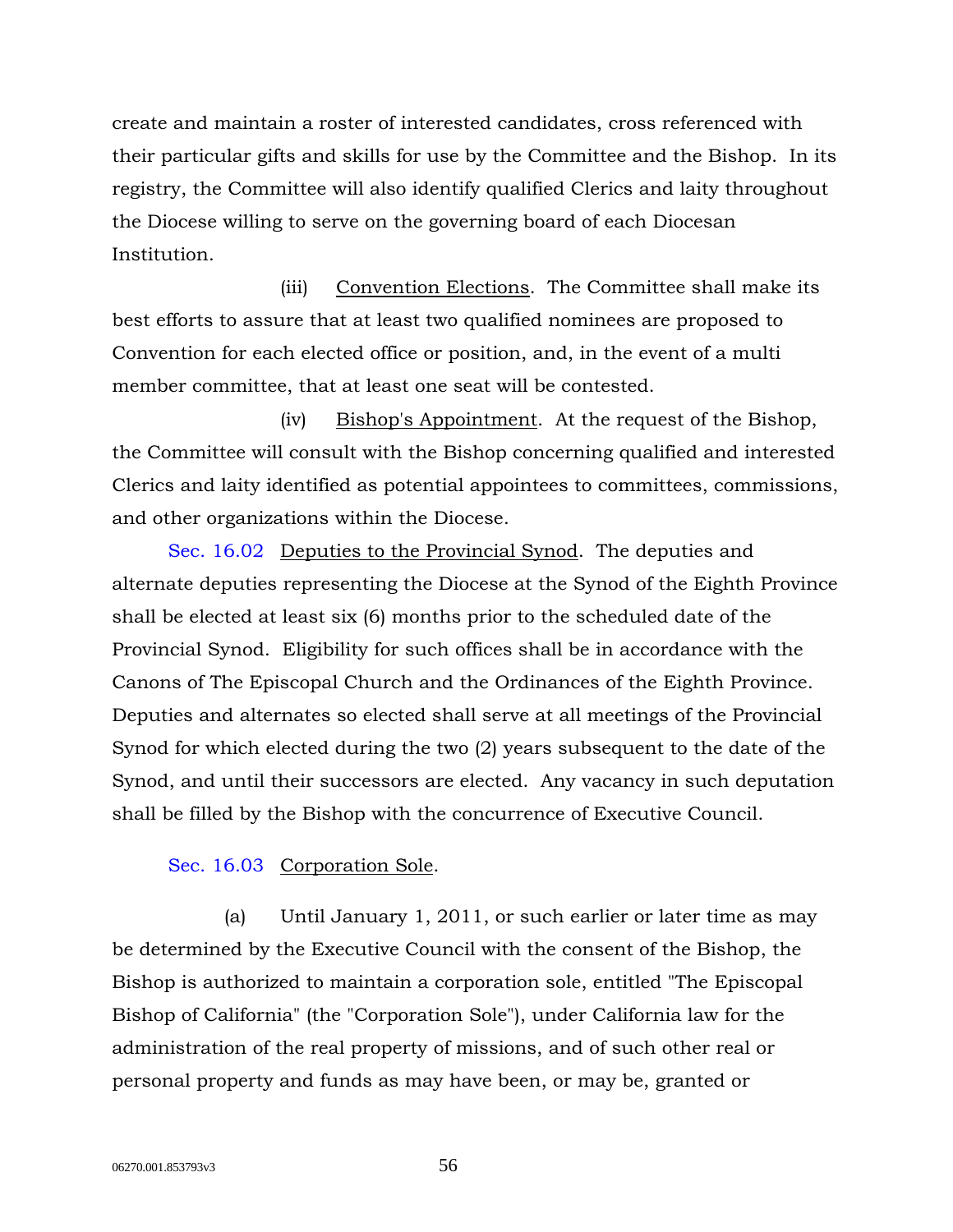create and maintain a roster of interested candidates, cross referenced with their particular gifts and skills for use by the Committee and the Bishop. In its registry, the Committee will also identify qualified Clerics and laity throughout the Diocese willing to serve on the governing board of each Diocesan Institution.

(iii) Convention Elections. The Committee shall make its best efforts to assure that at least two qualified nominees are proposed to Convention for each elected office or position, and, in the event of a multi member committee, that at least one seat will be contested.

(iv) Bishop's Appointment. At the request of the Bishop, the Committee will consult with the Bishop concerning qualified and interested Clerics and laity identified as potential appointees to committees, commissions, and other organizations within the Diocese.

Sec. 16.02 Deputies to the Provincial Synod. The deputies and alternate deputies representing the Diocese at the Synod of the Eighth Province shall be elected at least six (6) months prior to the scheduled date of the Provincial Synod. Eligibility for such offices shall be in accordance with the Canons of The Episcopal Church and the Ordinances of the Eighth Province. Deputies and alternates so elected shall serve at all meetings of the Provincial Synod for which elected during the two (2) years subsequent to the date of the Synod, and until their successors are elected. Any vacancy in such deputation shall be filled by the Bishop with the concurrence of Executive Council.

Sec. 16.03 Corporation Sole.

(a) Until January 1, 2011, or such earlier or later time as may be determined by the Executive Council with the consent of the Bishop, the Bishop is authorized to maintain a corporation sole, entitled "The Episcopal Bishop of California" (the "Corporation Sole"), under California law for the administration of the real property of missions, and of such other real or personal property and funds as may have been, or may be, granted or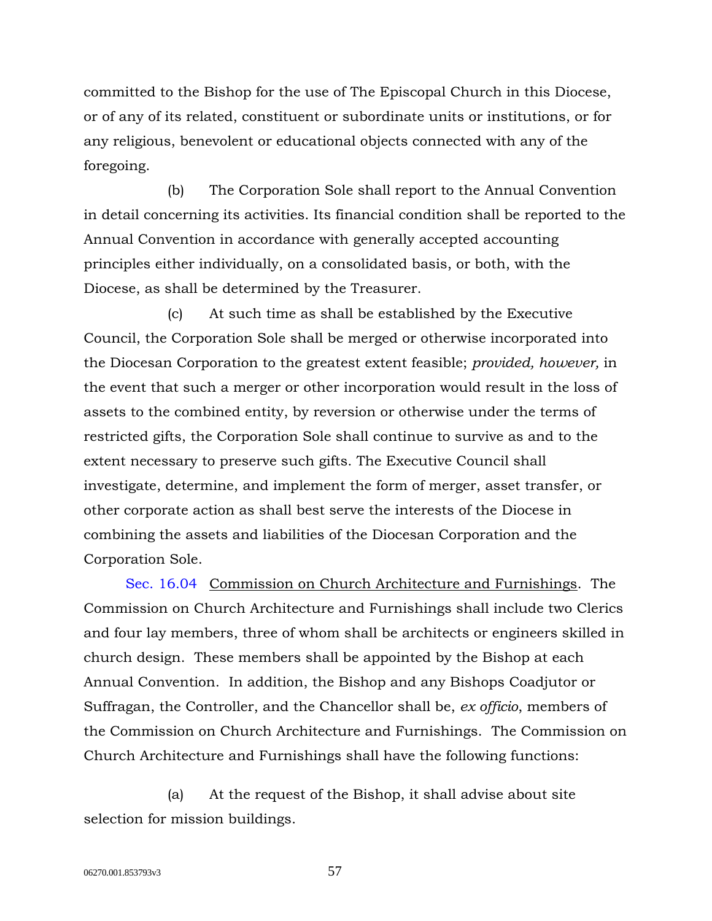committed to the Bishop for the use of The Episcopal Church in this Diocese, or of any of its related, constituent or subordinate units or institutions, or for any religious, benevolent or educational objects connected with any of the foregoing.

(b) The Corporation Sole shall report to the Annual Convention in detail concerning its activities. Its financial condition shall be reported to the Annual Convention in accordance with generally accepted accounting principles either individually, on a consolidated basis, or both, with the Diocese, as shall be determined by the Treasurer.

(c) At such time as shall be established by the Executive Council, the Corporation Sole shall be merged or otherwise incorporated into the Diocesan Corporation to the greatest extent feasible; *provided, however,* in the event that such a merger or other incorporation would result in the loss of assets to the combined entity, by reversion or otherwise under the terms of restricted gifts, the Corporation Sole shall continue to survive as and to the extent necessary to preserve such gifts. The Executive Council shall investigate, determine, and implement the form of merger, asset transfer, or other corporate action as shall best serve the interests of the Diocese in combining the assets and liabilities of the Diocesan Corporation and the Corporation Sole.

Sec. 16.04 Commission on Church Architecture and Furnishings. The Commission on Church Architecture and Furnishings shall include two Clerics and four lay members, three of whom shall be architects or engineers skilled in church design. These members shall be appointed by the Bishop at each Annual Convention. In addition, the Bishop and any Bishops Coadjutor or Suffragan, the Controller, and the Chancellor shall be, *ex officio*, members of the Commission on Church Architecture and Furnishings. The Commission on Church Architecture and Furnishings shall have the following functions:

(a) At the request of the Bishop, it shall advise about site selection for mission buildings.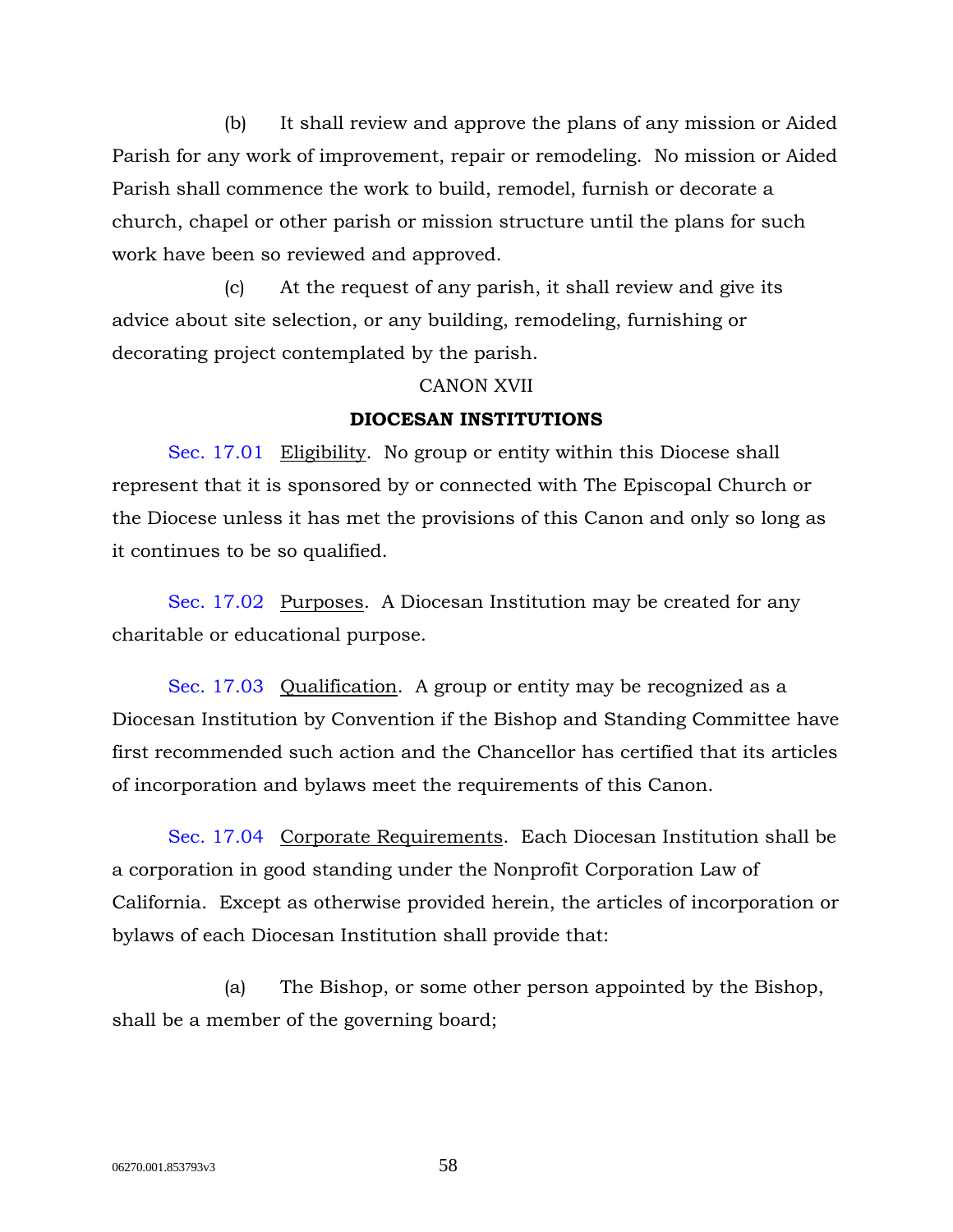(b) It shall review and approve the plans of any mission or Aided Parish for any work of improvement, repair or remodeling. No mission or Aided Parish shall commence the work to build, remodel, furnish or decorate a church, chapel or other parish or mission structure until the plans for such work have been so reviewed and approved.

(c) At the request of any parish, it shall review and give its advice about site selection, or any building, remodeling, furnishing or decorating project contemplated by the parish.

CANON XVII

**DIOCESAN INSTITUTIONS**

Sec. 17.01 Eligibility. No group or entity within this Diocese shall represent that it is sponsored by or connected with The Episcopal Church or the Diocese unless it has met the provisions of this Canon and only so long as it continues to be so qualified.

Sec. 17.02 Purposes. A Diocesan Institution may be created for any charitable or educational purpose.

Sec. 17.03 Qualification. A group or entity may be recognized as a Diocesan Institution by Convention if the Bishop and Standing Committee have first recommended such action and the Chancellor has certified that its articles of incorporation and bylaws meet the requirements of this Canon.

Sec. 17.04 Corporate Requirements. Each Diocesan Institution shall be a corporation in good standing under the Nonprofit Corporation Law of California. Except as otherwise provided herein, the articles of incorporation or bylaws of each Diocesan Institution shall provide that:

(a) The Bishop, or some other person appointed by the Bishop, shall be a member of the governing board;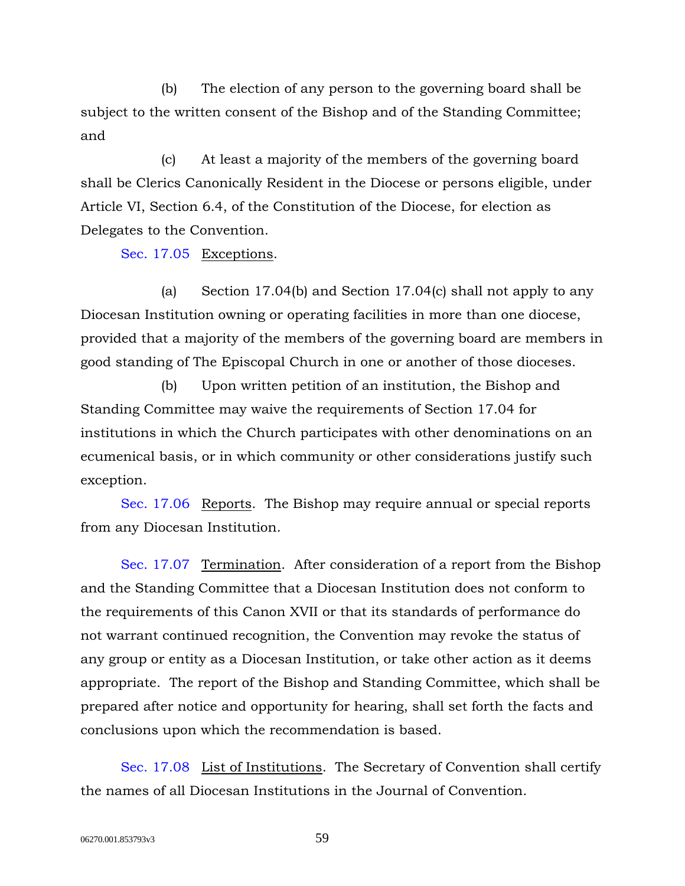(b) The election of any person to the governing board shall be subject to the written consent of the Bishop and of the Standing Committee; and

(c) At least a majority of the members of the governing board shall be Clerics Canonically Resident in the Diocese or persons eligible, under Article VI, Section 6.4, of the Constitution of the Diocese, for election as Delegates to the Convention.

Sec. 17.05 Exceptions.

(a) Section 17.04(b) and Section 17.04(c) shall not apply to any Diocesan Institution owning or operating facilities in more than one diocese, provided that a majority of the members of the governing board are members in good standing of The Episcopal Church in one or another of those dioceses.

(b) Upon written petition of an institution, the Bishop and Standing Committee may waive the requirements of Section 17.04 for institutions in which the Church participates with other denominations on an ecumenical basis, or in which community or other considerations justify such exception.

Sec. 17.06 Reports. The Bishop may require annual or special reports from any Diocesan Institution.

Sec. 17.07 Termination. After consideration of a report from the Bishop and the Standing Committee that a Diocesan Institution does not conform to the requirements of this Canon XVII or that its standards of performance do not warrant continued recognition, the Convention may revoke the status of any group or entity as a Diocesan Institution, or take other action as it deems appropriate. The report of the Bishop and Standing Committee, which shall be prepared after notice and opportunity for hearing, shall set forth the facts and conclusions upon which the recommendation is based.

Sec. 17.08 List of Institutions. The Secretary of Convention shall certify the names of all Diocesan Institutions in the Journal of Convention.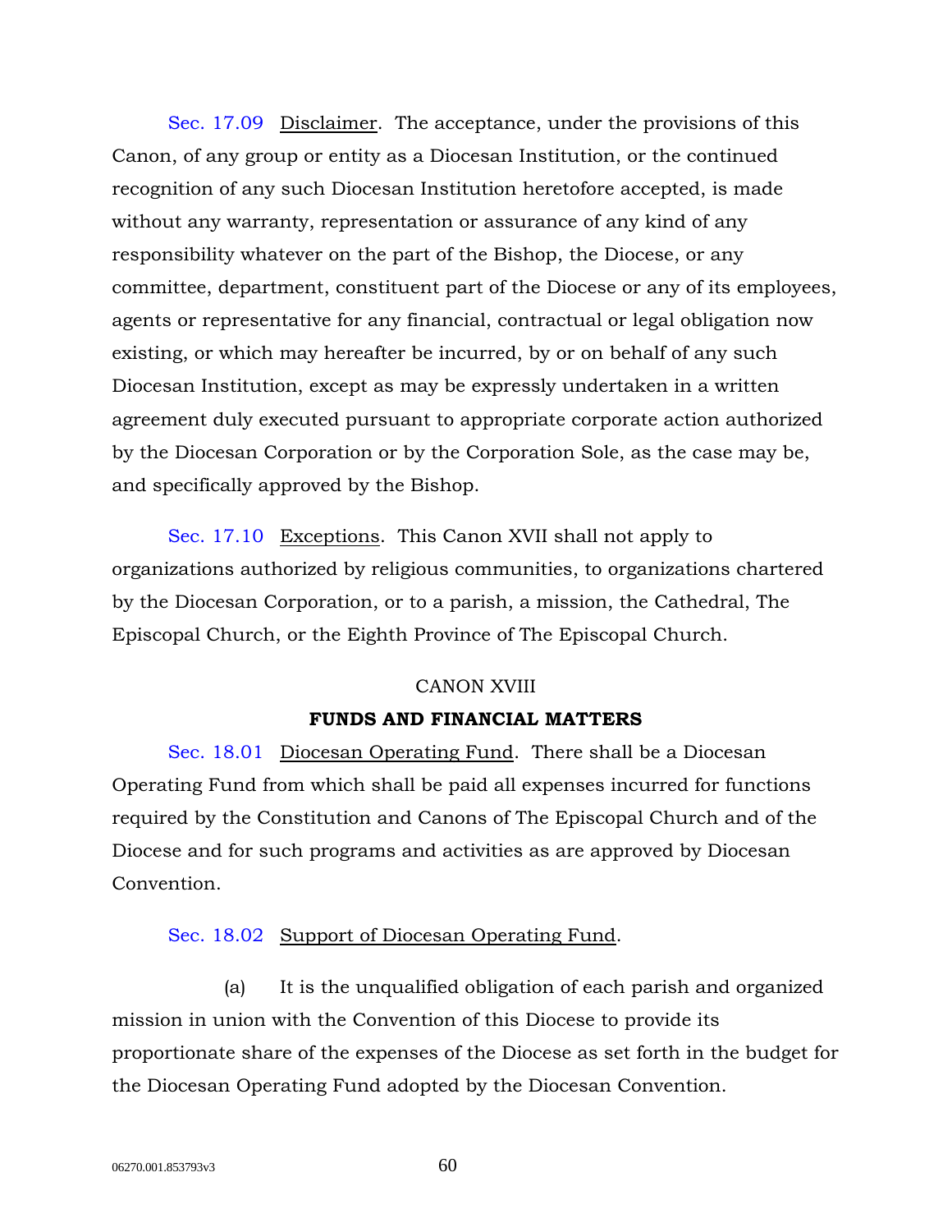Sec. 17.09 Disclaimer. The acceptance, under the provisions of this Canon, of any group or entity as a Diocesan Institution, or the continued recognition of any such Diocesan Institution heretofore accepted, is made without any warranty, representation or assurance of any kind of any responsibility whatever on the part of the Bishop, the Diocese, or any committee, department, constituent part of the Diocese or any of its employees, agents or representative for any financial, contractual or legal obligation now existing, or which may hereafter be incurred, by or on behalf of any such Diocesan Institution, except as may be expressly undertaken in a written agreement duly executed pursuant to appropriate corporate action authorized by the Diocesan Corporation or by the Corporation Sole, as the case may be, and specifically approved by the Bishop.

Sec. 17.10 Exceptions. This Canon XVII shall not apply to organizations authorized by religious communities, to organizations chartered by the Diocesan Corporation, or to a parish, a mission, the Cathedral, The Episcopal Church, or the Eighth Province of The Episcopal Church.

## CANON XVIII

## FUNDS AND FINANCIAL MATTERS

Sec. 18.01 Diocesan Operating Fund. There shall be a Diocesan Operating Fund from which shall be paid all expenses incurred for functions required by the Constitution and Canons of The Episcopal Church and of the Diocese and for such programs and activities as are approved by Diocesan Convention.

Sec. 18.02 Support of Diocesan Operating Fund.

(a) It is the unqualified obligation of each parish and organized mission in union with the Convention of this Diocese to provide its proportionate share of the expenses of the Diocese as set forth in the budget for the Diocesan Operating Fund adopted by the Diocesan Convention.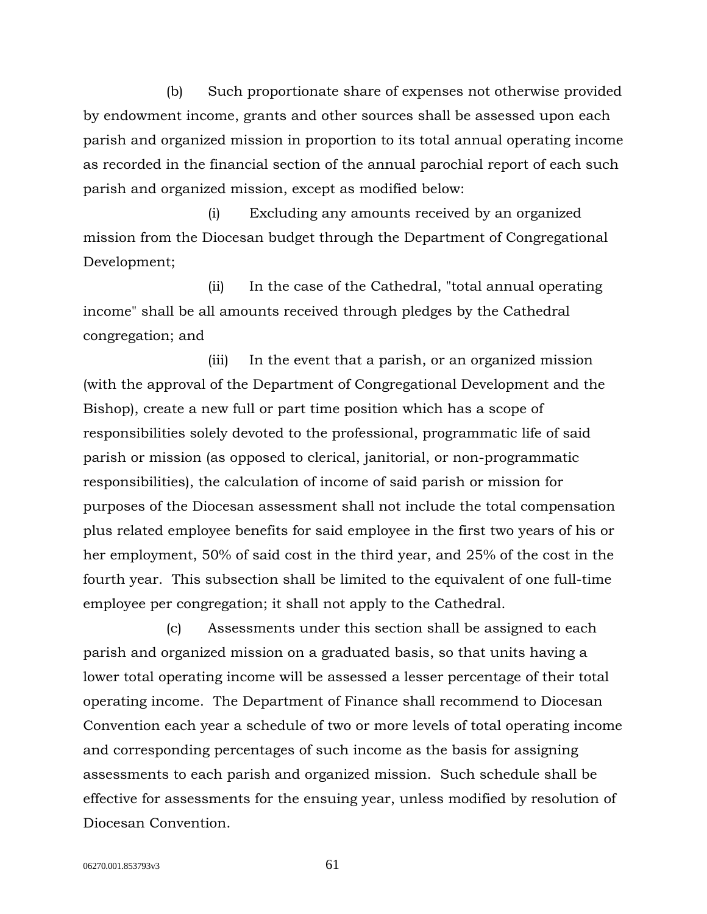(b) Such proportionate share of expenses not otherwise provided by endowment income, grants and other sources shall be assessed upon each parish and organized mission in proportion to its total annual operating income as recorded in the financial section of the annual parochial report of each such parish and organized mission, except as modified below:

(i) Excluding any amounts received by an organized mission from the Diocesan budget through the Department of Congregational Development;

(ii) In the case of the Cathedral, "total annual operating income" shall be all amounts received through pledges by the Cathedral congregation; and

(iii) In the event that a parish, or an organized mission (with the approval of the Department of Congregational Development and the Bishop), create a new full or part time position which has a scope of responsibilities solely devoted to the professional, programmatic life of said parish or mission (as opposed to clerical, janitorial, or non-programmatic responsibilities), the calculation of income of said parish or mission for purposes of the Diocesan assessment shall not include the total compensation plus related employee benefits for said employee in the first two years of his or her employment, 50% of said cost in the third year, and 25% of the cost in the fourth year. This subsection shall be limited to the equivalent of one full-time employee per congregation; it shall not apply to the Cathedral.

(c) Assessments under this section shall be assigned to each parish and organized mission on a graduated basis, so that units having a lower total operating income will be assessed a lesser percentage of their total operating income. The Department of Finance shall recommend to Diocesan Convention each year a schedule of two or more levels of total operating income and corresponding percentages of such income as the basis for assigning assessments to each parish and organized mission. Such schedule shall be effective for assessments for the ensuing year, unless modified by resolution of Diocesan Convention.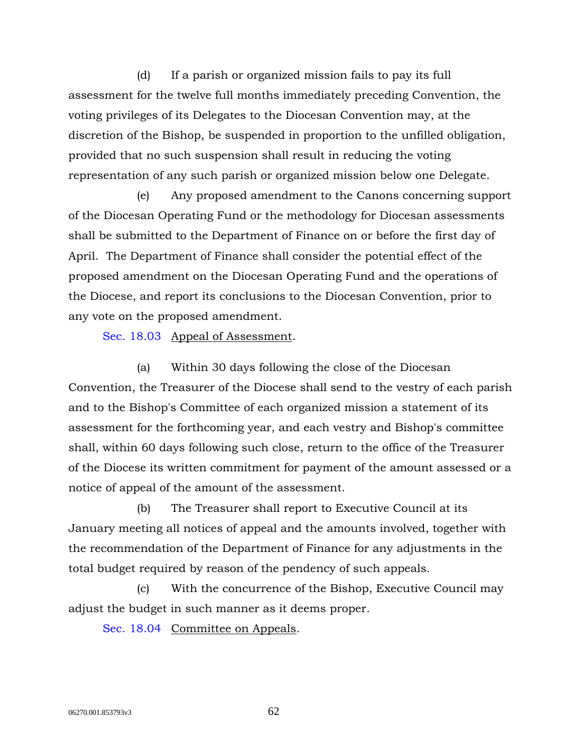(d) If a parish or organized mission fails to pay its full assessment for the twelve full months immediately preceding Convention, the voting privileges of its Delegates to the Diocesan Convention may, at the discretion of the Bishop, be suspended in proportion to the unfilled obligation, provided that no such suspension shall result in reducing the voting representation of any such parish or organized mission below one Delegate.

(e) Any proposed amendment to the Canons concerning support of the Diocesan Operating Fund or the methodology for Diocesan assessments shall be submitted to the Department of Finance on or before the first day of April. The Department of Finance shall consider the potential effect of the proposed amendment on the Diocesan Operating Fund and the operations of the Diocese, and report its conclusions to the Diocesan Convention, prior to any vote on the proposed amendment.

Sec. 18.03 Appeal of Assessment.

(a) Within 30 days following the close of the Diocesan Convention, the Treasurer of the Diocese shall send to the vestry of each parish and to the Bishop's Committee of each organized mission a statement of its assessment for the forthcoming year, and each vestry and Bishop's committee shall, within 60 days following such close, return to the office of the Treasurer of the Diocese its written commitment for payment of the amount assessed or a notice of appeal of the amount of the assessment.

(b) The Treasurer shall report to Executive Council at its January meeting all notices of appeal and the amounts involved, together with the recommendation of the Department of Finance for any adjustments in the total budget required by reason of the pendency of such appeals.

(c) With the concurrence of the Bishop, Executive Council may adjust the budget in such manner as it deems proper.

Sec. 18.04 Committee on Appeals.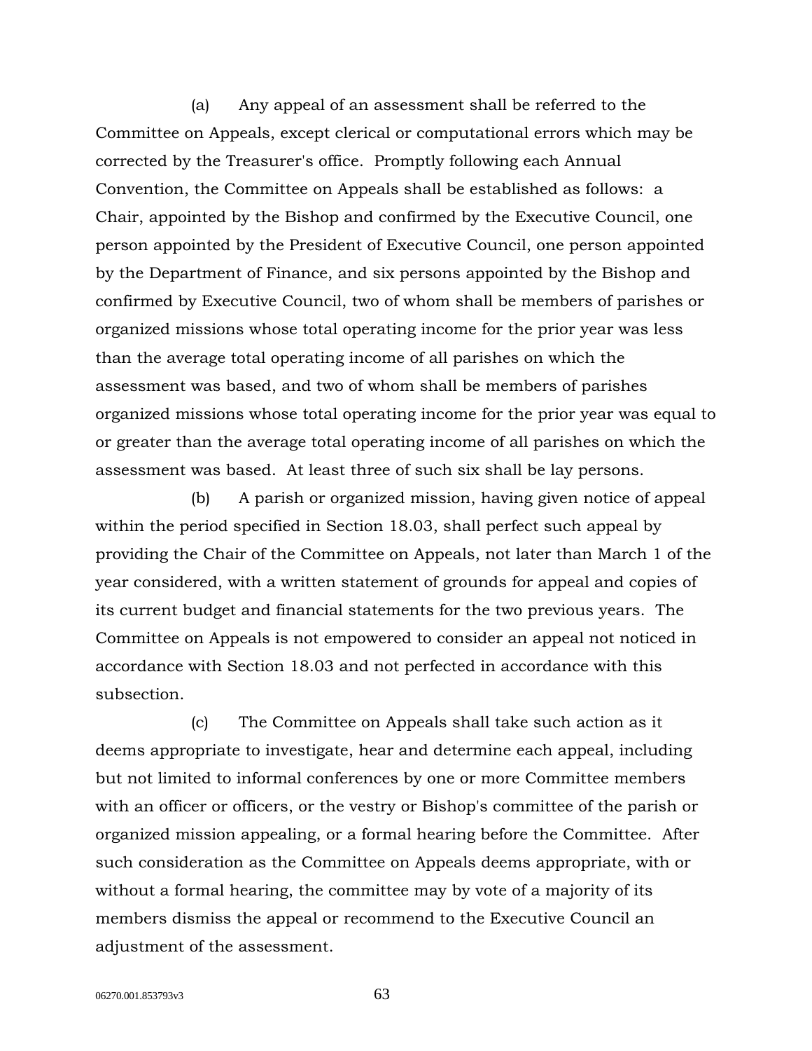(a) Any appeal of an assessment shall be referred to the Committee on Appeals, except clerical or computational errors which may be corrected by the Treasurer's office. Promptly following each Annual Convention, the Committee on Appeals shall be established as follows: a Chair, appointed by the Bishop and confirmed by the Executive Council, one person appointed by the President of Executive Council, one person appointed by the Department of Finance, and six persons appointed by the Bishop and confirmed by Executive Council, two of whom shall be members of parishes or organized missions whose total operating income for the prior year was less than the average total operating income of all parishes on which the assessment was based, and two of whom shall be members of parishes organized missions whose total operating income for the prior year was equal to or greater than the average total operating income of all parishes on which the assessment was based. At least three of such six shall be lay persons.

(b) A parish or organized mission, having given notice of appeal within the period specified in Section 18.03, shall perfect such appeal by providing the Chair of the Committee on Appeals, not later than March 1 of the year considered, with a written statement of grounds for appeal and copies of its current budget and financial statements for the two previous years. The Committee on Appeals is not empowered to consider an appeal not noticed in accordance with Section 18.03 and not perfected in accordance with this subsection.

(c) The Committee on Appeals shall take such action as it deems appropriate to investigate, hear and determine each appeal, including but not limited to informal conferences by one or more Committee members with an officer or officers, or the vestry or Bishop's committee of the parish or organized mission appealing, or a formal hearing before the Committee. After such consideration as the Committee on Appeals deems appropriate, with or without a formal hearing, the committee may by vote of a majority of its members dismiss the appeal or recommend to the Executive Council an adjustment of the assessment.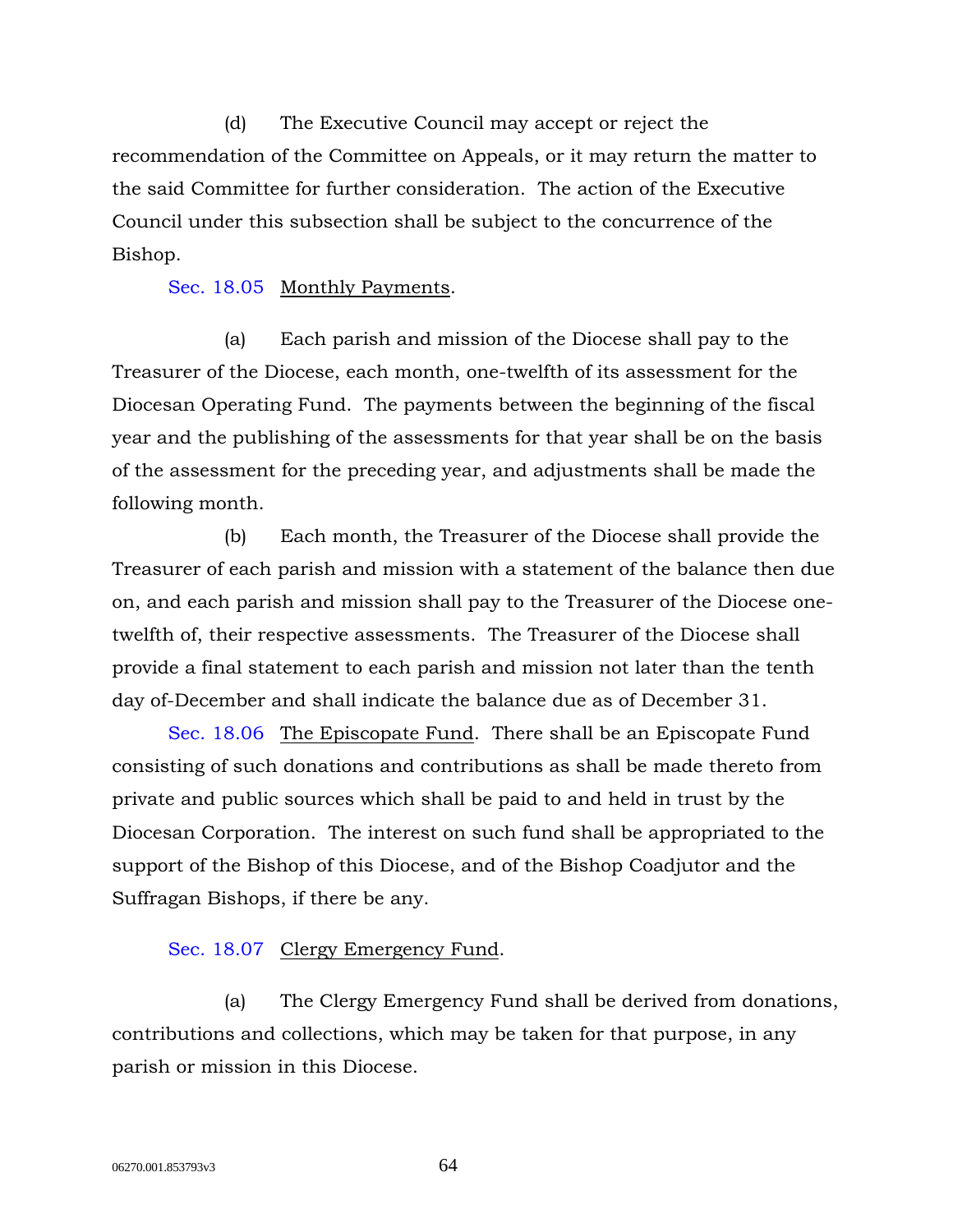(d) The Executive Council may accept or reject the recommendation of the Committee on Appeals, or it may return the matter to the said Committee for further consideration. The action of the Executive Council under this subsection shall be subject to the concurrence of the Bishop.

Sec. 18.05 Monthly Payments.

(a) Each parish and mission of the Diocese shall pay to the Treasurer of the Diocese, each month, one-twelfth of its assessment for the Diocesan Operating Fund. The payments between the beginning of the fiscal year and the publishing of the assessments for that year shall be on the basis of the assessment for the preceding year, and adjustments shall be made the following month.

(b) Each month, the Treasurer of the Diocese shall provide the Treasurer of each parish and mission with a statement of the balance then due on, and each parish and mission shall pay to the Treasurer of the Diocese one-twelfth of, their respective assessments. The Treasurer of the Diocese shall provide a final statement to each parish and mission not later than the tenth day of-December and shall indicate the balance due as of December 31.

Sec. 18.06 The Episcopate Fund. There shall be an Episcopate Fund consisting of such donations and contributions as shall be made thereto from private and public sources which shall be paid to and held in trust by the Diocesan Corporation. The interest on such fund shall be appropriated to the support of the Bishop of this Diocese, and of the Bishop Coadjutor and the Suffragan Bishops, if there be any.

Sec. 18.07 Clergy Emergency Fund.

(a) The Clergy Emergency Fund shall be derived from donations, contributions and collections, which may be taken for that purpose, in any parish or mission in this Diocese.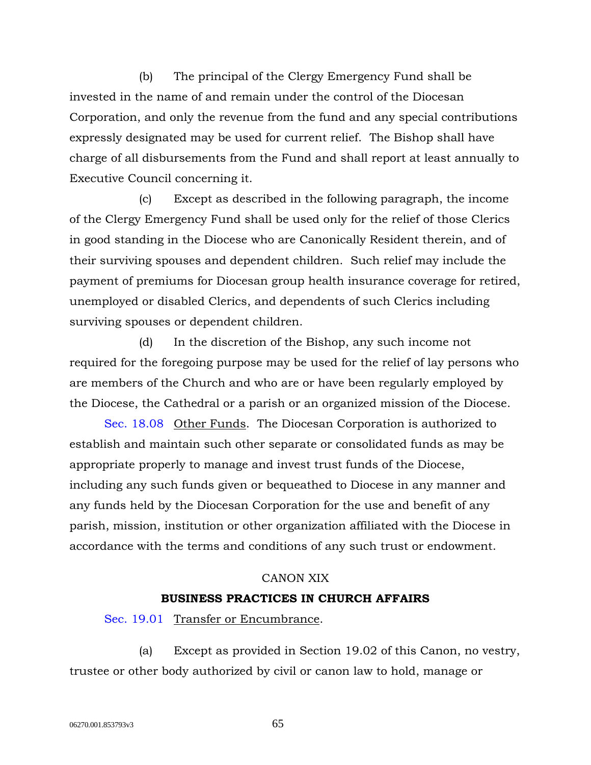(b) The principal of the Clergy Emergency Fund shall be invested in the name of and remain under the control of the Diocesan Corporation, and only the revenue from the fund and any special contributions expressly designated may be used for current relief. The Bishop shall have charge of all disbursements from the Fund and shall report at least annually to Executive Council concerning it.

(c) Except as described in the following paragraph, the income of the Clergy Emergency Fund shall be used only for the relief of those Clerics in good standing in the Diocese who are Canonically Resident therein, and of their surviving spouses and dependent children. Such relief may include the payment of premiums for Diocesan group health insurance coverage for retired, unemployed or disabled Clerics, and dependents of such Clerics including surviving spouses or dependent children.

(d) In the discretion of the Bishop, any such income not required for the foregoing purpose may be used for the relief of lay persons who are members of the Church and who are or have been regularly employed by the Diocese, the Cathedral or a parish or an organized mission of the Diocese.

Sec. 18.08 Other Funds. The Diocesan Corporation is authorized to establish and maintain such other separate or consolidated funds as may be appropriate properly to manage and invest trust funds of the Diocese, including any such funds given or bequeathed to Diocese in any manner and any funds held by the Diocesan Corporation for the use and benefit of any parish, mission, institution or other organization affiliated with the Diocese in accordance with the terms and conditions of any such trust or endowment.

## CANON XIX

### BUSINESS PRACTICES IN CHURCH AFFAIRS

Sec. 19.01 Transfer or Encumbrance.

(a) Except as provided in Section 19.02 of this Canon, no vestry, trustee or other body authorized by civil or canon law to hold, manage or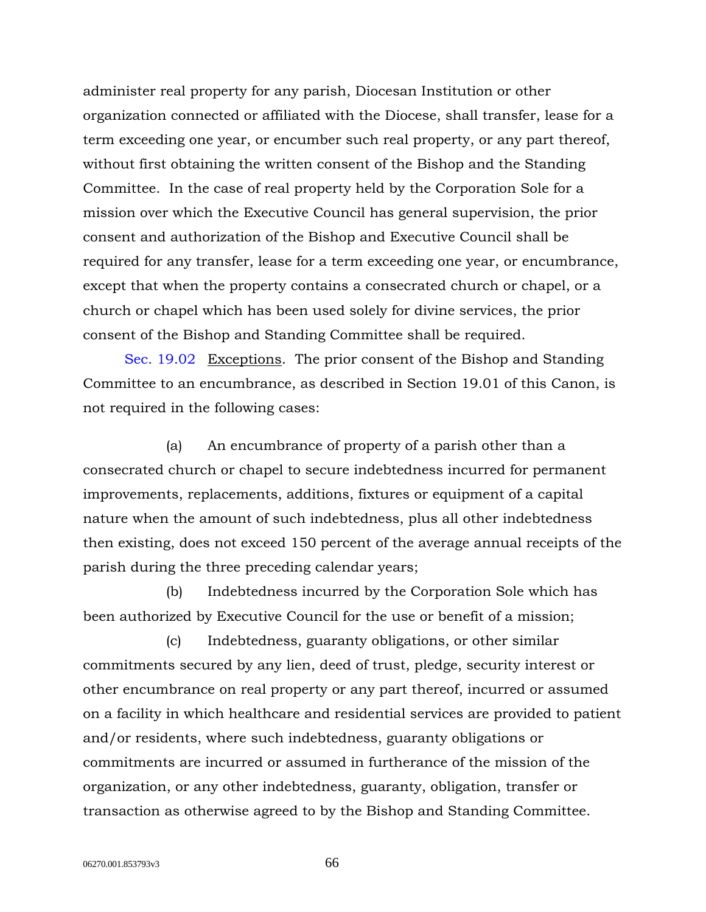administer real property for any parish, Diocesan Institution or other organization connected or affiliated with the Diocese, shall transfer, lease for a term exceeding one year, or encumber such real property, or any part thereof, without first obtaining the written consent of the Bishop and the Standing Committee. In the case of real property held by the Corporation Sole for a mission over which the Executive Council has general supervision, the prior consent and authorization of the Bishop and Executive Council shall be required for any transfer, lease for a term exceeding one year, or encumbrance, except that when the property contains a consecrated church or chapel, or a church or chapel which has been used solely for divine services, the prior consent of the Bishop and Standing Committee shall be required.

Sec. 19.02 Exceptions. The prior consent of the Bishop and Standing Committee to an encumbrance, as described in Section 19.01 of this Canon, is not required in the following cases:

(a) An encumbrance of property of a parish other than a consecrated church or chapel to secure indebtedness incurred for permanent improvements, replacements, additions, fixtures or equipment of a capital nature when the amount of such indebtedness, plus all other indebtedness then existing, does not exceed 150 percent of the average annual receipts of the parish during the three preceding calendar years;

(b) Indebtedness incurred by the Corporation Sole which has been authorized by Executive Council for the use or benefit of a mission;

(c) Indebtedness, guaranty obligations, or other similar commitments secured by any lien, deed of trust, pledge, security interest or other encumbrance on real property or any part thereof, incurred or assumed on a facility in which healthcare and residential services are provided to patient and/or residents, where such indebtedness, guaranty obligations or commitments are incurred or assumed in furtherance of the mission of the organization, or any other indebtedness, guaranty, obligation, transfer or transaction as otherwise agreed to by the Bishop and Standing Committee.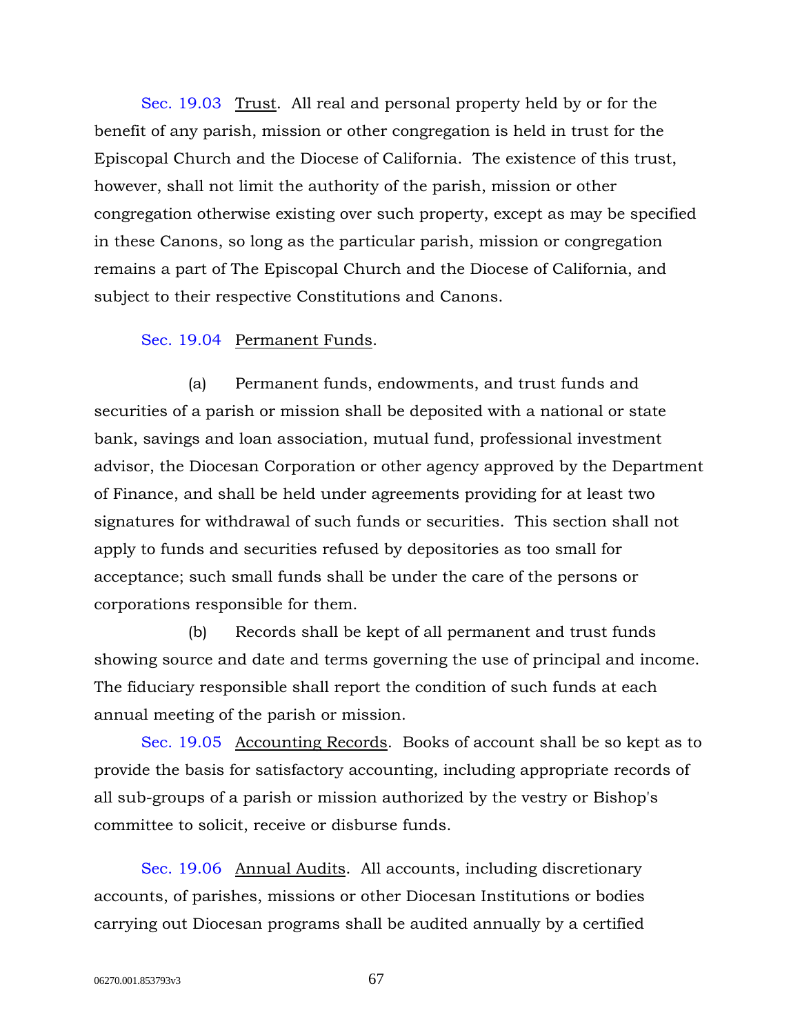Sec. 19.03 Trust. All real and personal property held by or for the benefit of any parish, mission or other congregation is held in trust for the Episcopal Church and the Diocese of California. The existence of this trust, however, shall not limit the authority of the parish, mission or other congregation otherwise existing over such property, except as may be specified in these Canons, so long as the particular parish, mission or congregation remains a part of The Episcopal Church and the Diocese of California, and subject to their respective Constitutions and Canons.

Sec. 19.04 Permanent Funds.

(a) Permanent funds, endowments, and trust funds and securities of a parish or mission shall be deposited with a national or state bank, savings and loan association, mutual fund, professional investment advisor, the Diocesan Corporation or other agency approved by the Department of Finance, and shall be held under agreements providing for at least two signatures for withdrawal of such funds or securities. This section shall not apply to funds and securities refused by depositories as too small for acceptance; such small funds shall be under the care of the persons or corporations responsible for them.

(b) Records shall be kept of all permanent and trust funds showing source and date and terms governing the use of principal and income. The fiduciary responsible shall report the condition of such funds at each annual meeting of the parish or mission.

Sec. 19.05 Accounting Records. Books of account shall be so kept as to provide the basis for satisfactory accounting, including appropriate records of all sub-groups of a parish or mission authorized by the vestry or Bishop's committee to solicit, receive or disburse funds.

Sec. 19.06 Annual Audits. All accounts, including discretionary accounts, of parishes, missions or other Diocesan Institutions or bodies carrying out Diocesan programs shall be audited annually by a certified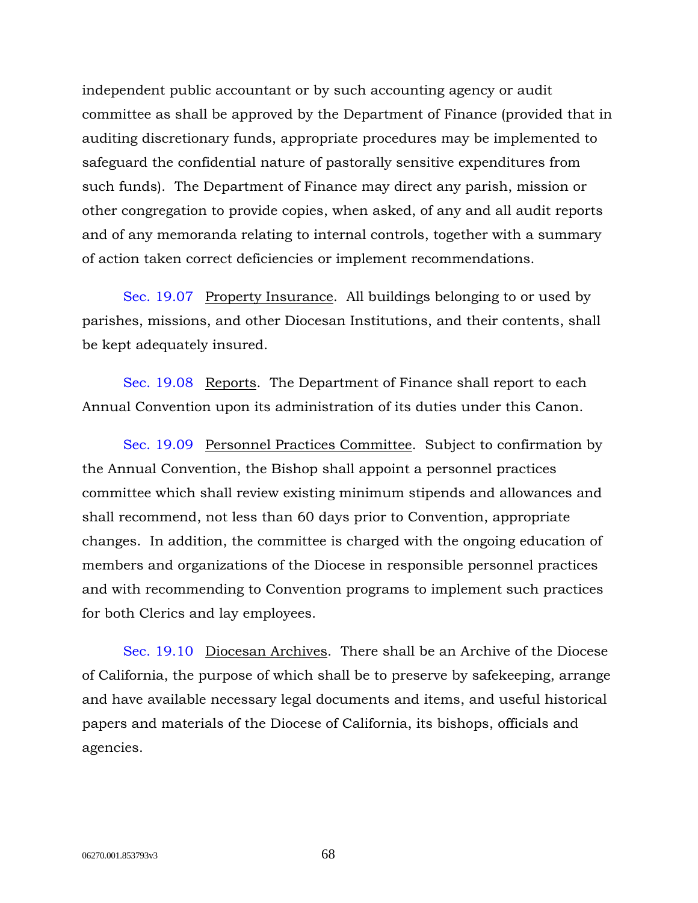independent public accountant or by such accounting agency or audit committee as shall be approved by the Department of Finance (provided that in auditing discretionary funds, appropriate procedures may be implemented to safeguard the confidential nature of pastorally sensitive expenditures from such funds). The Department of Finance may direct any parish, mission or other congregation to provide copies, when asked, of any and all audit reports and of any memoranda relating to internal controls, together with a summary of action taken correct deficiencies or implement recommendations.

Sec. 19.07 Property Insurance. All buildings belonging to or used by parishes, missions, and other Diocesan Institutions, and their contents, shall be kept adequately insured.

Sec. 19.08 Reports. The Department of Finance shall report to each Annual Convention upon its administration of its duties under this Canon.

Sec. 19.09 Personnel Practices Committee. Subject to confirmation by the Annual Convention, the Bishop shall appoint a personnel practices committee which shall review existing minimum stipends and allowances and shall recommend, not less than 60 days prior to Convention, appropriate changes. In addition, the committee is charged with the ongoing education of members and organizations of the Diocese in responsible personnel practices and with recommending to Convention programs to implement such practices for both Clerics and lay employees.

Sec. 19.10 Diocesan Archives. There shall be an Archive of the Diocese of California, the purpose of which shall be to preserve by safekeeping, arrange and have available necessary legal documents and items, and useful historical papers and materials of the Diocese of California, its bishops, officials and agencies.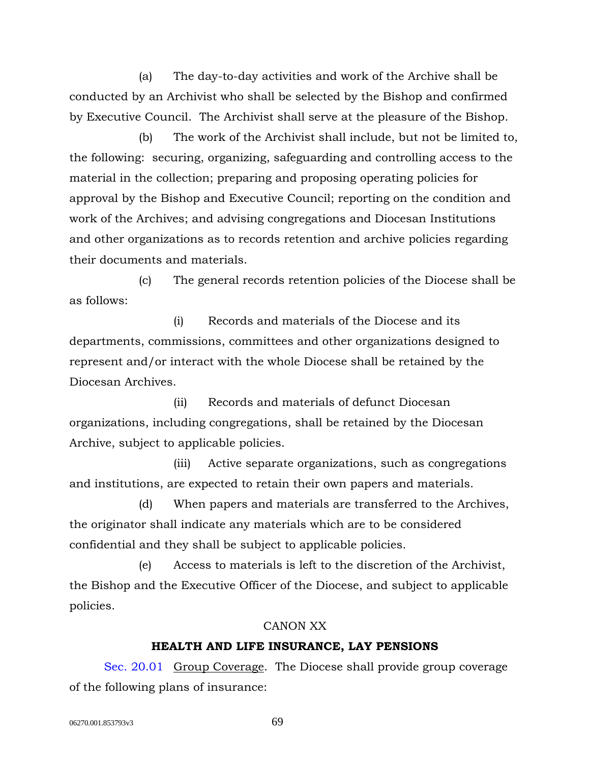(a) The day-to-day activities and work of the Archive shall be conducted by an Archivist who shall be selected by the Bishop and confirmed by Executive Council. The Archivist shall serve at the pleasure of the Bishop.

(b) The work of the Archivist shall include, but not be limited to, the following: securing, organizing, safeguarding and controlling access to the material in the collection; preparing and proposing operating policies for approval by the Bishop and Executive Council; reporting on the condition and work of the Archives; and advising congregations and Diocesan Institutions and other organizations as to records retention and archive policies regarding their documents and materials.

(c) The general records retention policies of the Diocese shall be as follows:

(i) Records and materials of the Diocese and its departments, commissions, committees and other organizations designed to represent and/or interact with the whole Diocese shall be retained by the Diocesan Archives.

(ii) Records and materials of defunct Diocesan organizations, including congregations, shall be retained by the Diocesan Archive, subject to applicable policies.

(iii) Active separate organizations, such as congregations and institutions, are expected to retain their own papers and materials.

(d) When papers and materials are transferred to the Archives, the originator shall indicate any materials which are to be considered confidential and they shall be subject to applicable policies.

(e) Access to materials is left to the discretion of the Archivist, the Bishop and the Executive Officer of the Diocese, and subject to applicable policies.

CANON XX

**HEALTH AND LIFE INSURANCE, LAY PENSIONS**

Sec. 20.01 Group Coverage. The Diocese shall provide group coverage of the following plans of insurance: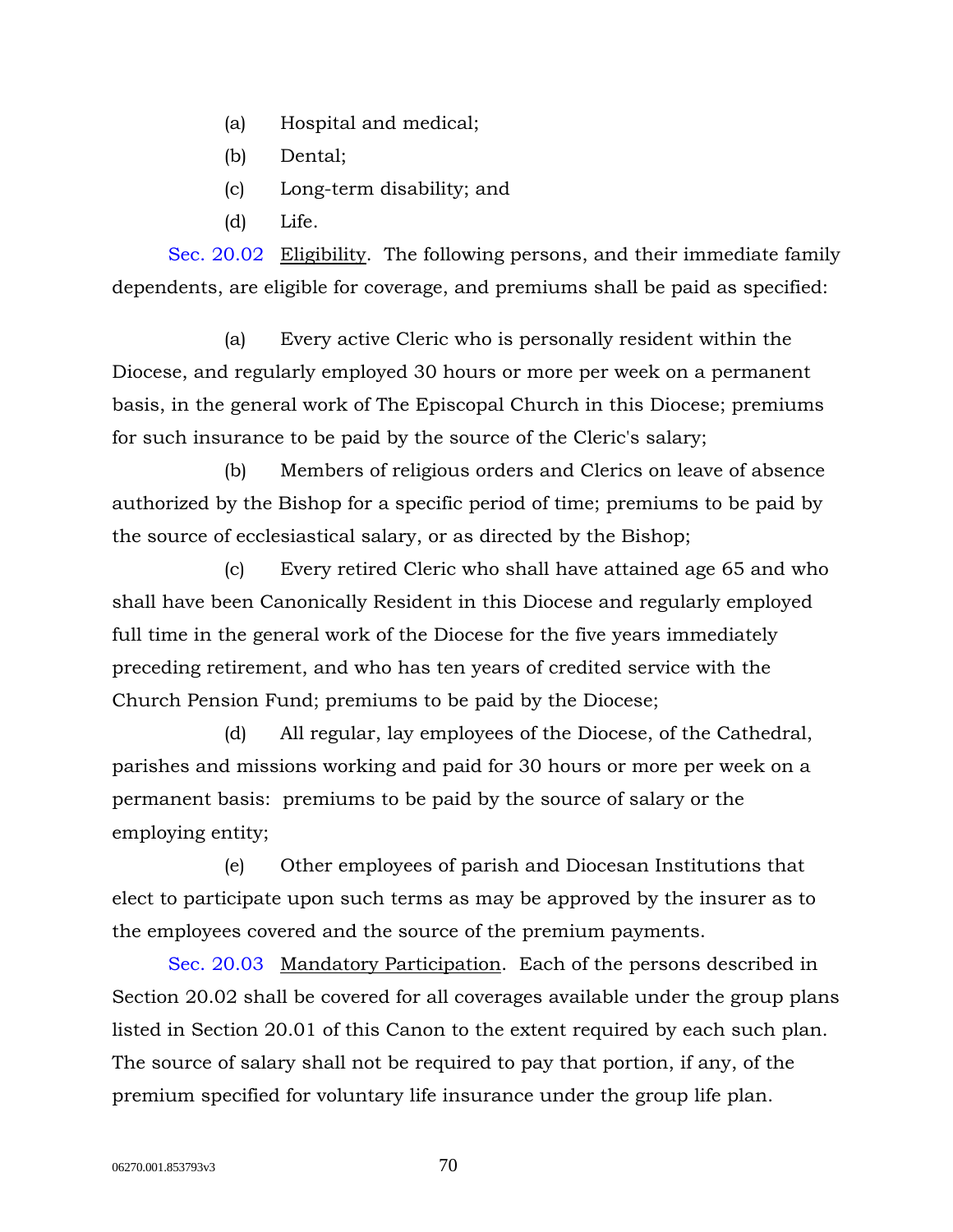(a) Hospital and medical;

(b) Dental;

(c) Long-term disability; and

(d) Life.

Sec. 20.02 Eligibility. The following persons, and their immediate family dependents, are eligible for coverage, and premiums shall be paid as specified:

(a) Every active Cleric who is personally resident within the Diocese, and regularly employed 30 hours or more per week on a permanent basis, in the general work of The Episcopal Church in this Diocese; premiums for such insurance to be paid by the source of the Cleric's salary;

(b) Members of religious orders and Clerics on leave of absence authorized by the Bishop for a specific period of time; premiums to be paid by the source of ecclesiastical salary, or as directed by the Bishop;

(c) Every retired Cleric who shall have attained age 65 and who shall have been Canonically Resident in this Diocese and regularly employed full time in the general work of the Diocese for the five years immediately preceding retirement, and who has ten years of credited service with the Church Pension Fund; premiums to be paid by the Diocese;

(d) All regular, lay employees of the Diocese, of the Cathedral, parishes and missions working and paid for 30 hours or more per week on a permanent basis: premiums to be paid by the source of salary or the employing entity;

(e) Other employees of parish and Diocesan Institutions that elect to participate upon such terms as may be approved by the insurer as to the employees covered and the source of the premium payments.

Sec. 20.03 Mandatory Participation. Each of the persons described in Section 20.02 shall be covered for all coverages available under the group plans listed in Section 20.01 of this Canon to the extent required by each such plan. The source of salary shall not be required to pay that portion, if any, of the premium specified for voluntary life insurance under the group life plan.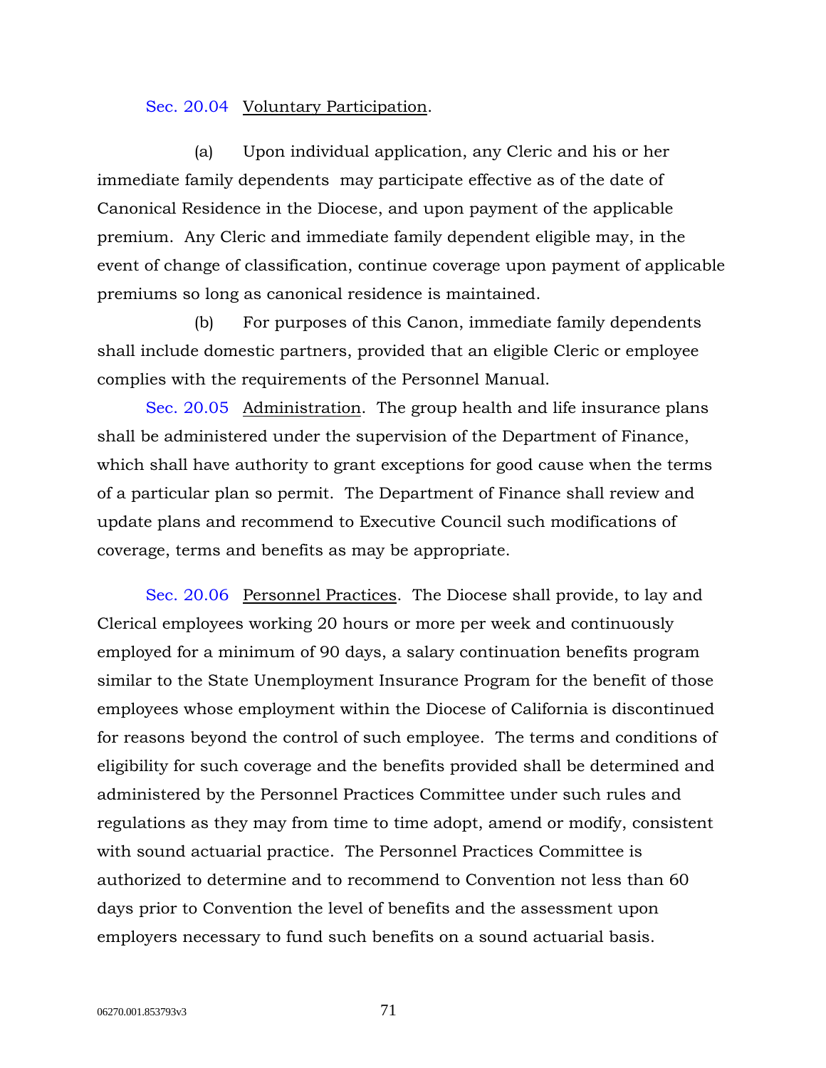Sec. 20.04 Voluntary Participation.

(a) Upon individual application, any Cleric and his or her immediate family dependents may participate effective as of the date of Canonical Residence in the Diocese, and upon payment of the applicable premium. Any Cleric and immediate family dependent eligible may, in the event of change of classification, continue coverage upon payment of applicable premiums so long as canonical residence is maintained.

(b) For purposes of this Canon, immediate family dependents shall include domestic partners, provided that an eligible Cleric or employee complies with the requirements of the Personnel Manual.

Sec. 20.05 Administration. The group health and life insurance plans shall be administered under the supervision of the Department of Finance, which shall have authority to grant exceptions for good cause when the terms of a particular plan so permit. The Department of Finance shall review and update plans and recommend to Executive Council such modifications of coverage, terms and benefits as may be appropriate.

Sec. 20.06 Personnel Practices. The Diocese shall provide, to lay and Clerical employees working 20 hours or more per week and continuously employed for a minimum of 90 days, a salary continuation benefits program similar to the State Unemployment Insurance Program for the benefit of those employees whose employment within the Diocese of California is discontinued for reasons beyond the control of such employee. The terms and conditions of eligibility for such coverage and the benefits provided shall be determined and administered by the Personnel Practices Committee under such rules and regulations as they may from time to time adopt, amend or modify, consistent with sound actuarial practice. The Personnel Practices Committee is authorized to determine and to recommend to Convention not less than 60 days prior to Convention the level of benefits and the assessment upon employers necessary to fund such benefits on a sound actuarial basis.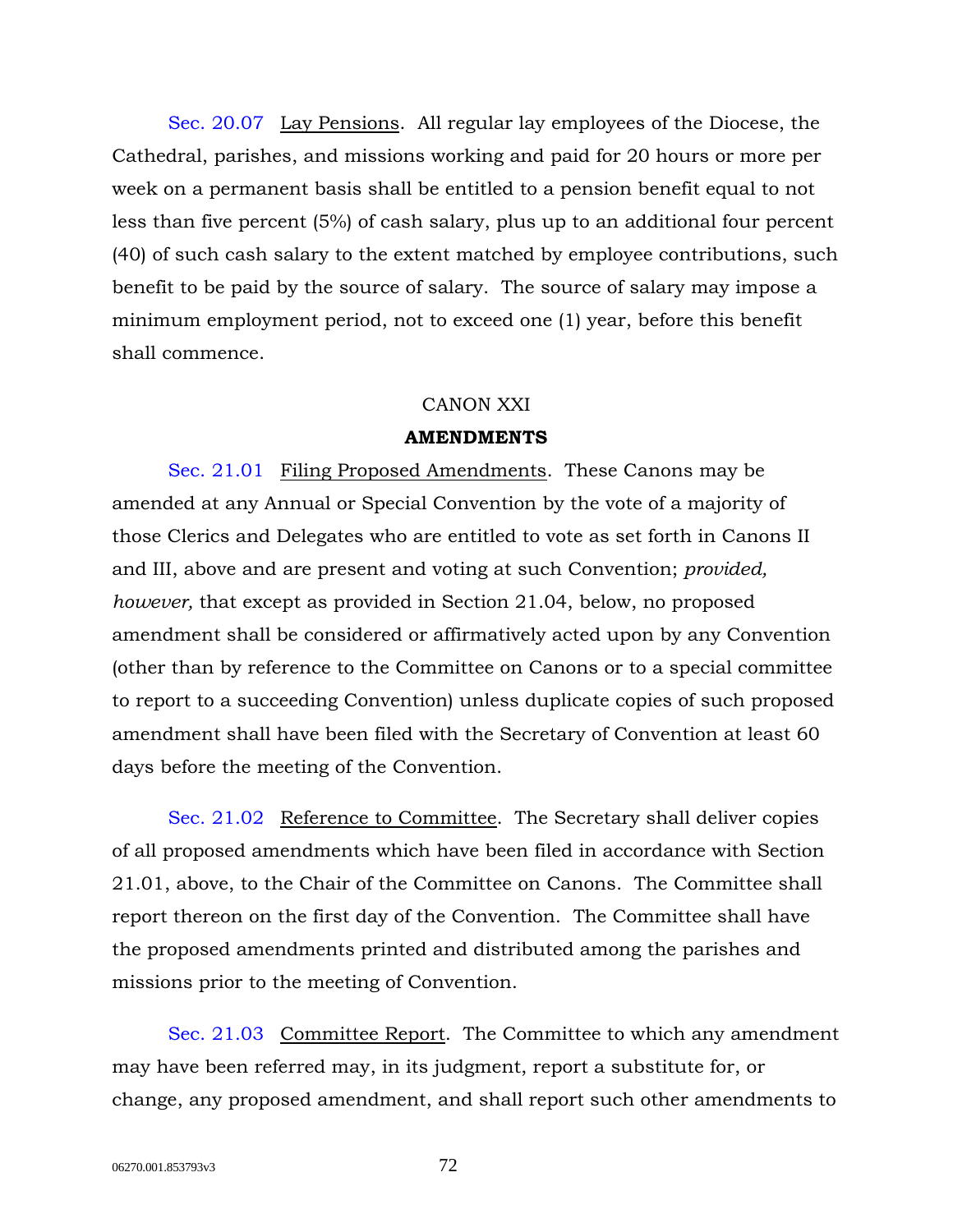Sec. 20.07 Lay Pensions. All regular lay employees of the Diocese, the Cathedral, parishes, and missions working and paid for 20 hours or more per week on a permanent basis shall be entitled to a pension benefit equal to not less than five percent (5%) of cash salary, plus up to an additional four percent (40) of such cash salary to the extent matched by employee contributions, such benefit to be paid by the source of salary. The source of salary may impose a minimum employment period, not to exceed one (1) year, before this benefit shall commence.

CANON XXI

**AMENDMENTS**

Sec. 21.01 Filing Proposed Amendments. These Canons may be amended at any Annual or Special Convention by the vote of a majority of those Clerics and Delegates who are entitled to vote as set forth in Canons II and III, above and are present and voting at such Convention; *provided, however,* that except as provided in Section 21.04, below, no proposed amendment shall be considered or affirmatively acted upon by any Convention (other than by reference to the Committee on Canons or to a special committee to report to a succeeding Convention) unless duplicate copies of such proposed amendment shall have been filed with the Secretary of Convention at least 60 days before the meeting of the Convention.

Sec. 21.02 Reference to Committee. The Secretary shall deliver copies of all proposed amendments which have been filed in accordance with Section 21.01, above, to the Chair of the Committee on Canons. The Committee shall report thereon on the first day of the Convention. The Committee shall have the proposed amendments printed and distributed among the parishes and missions prior to the meeting of Convention.

Sec. 21.03 Committee Report. The Committee to which any amendment may have been referred may, in its judgment, report a substitute for, or change, any proposed amendment, and shall report such other amendments to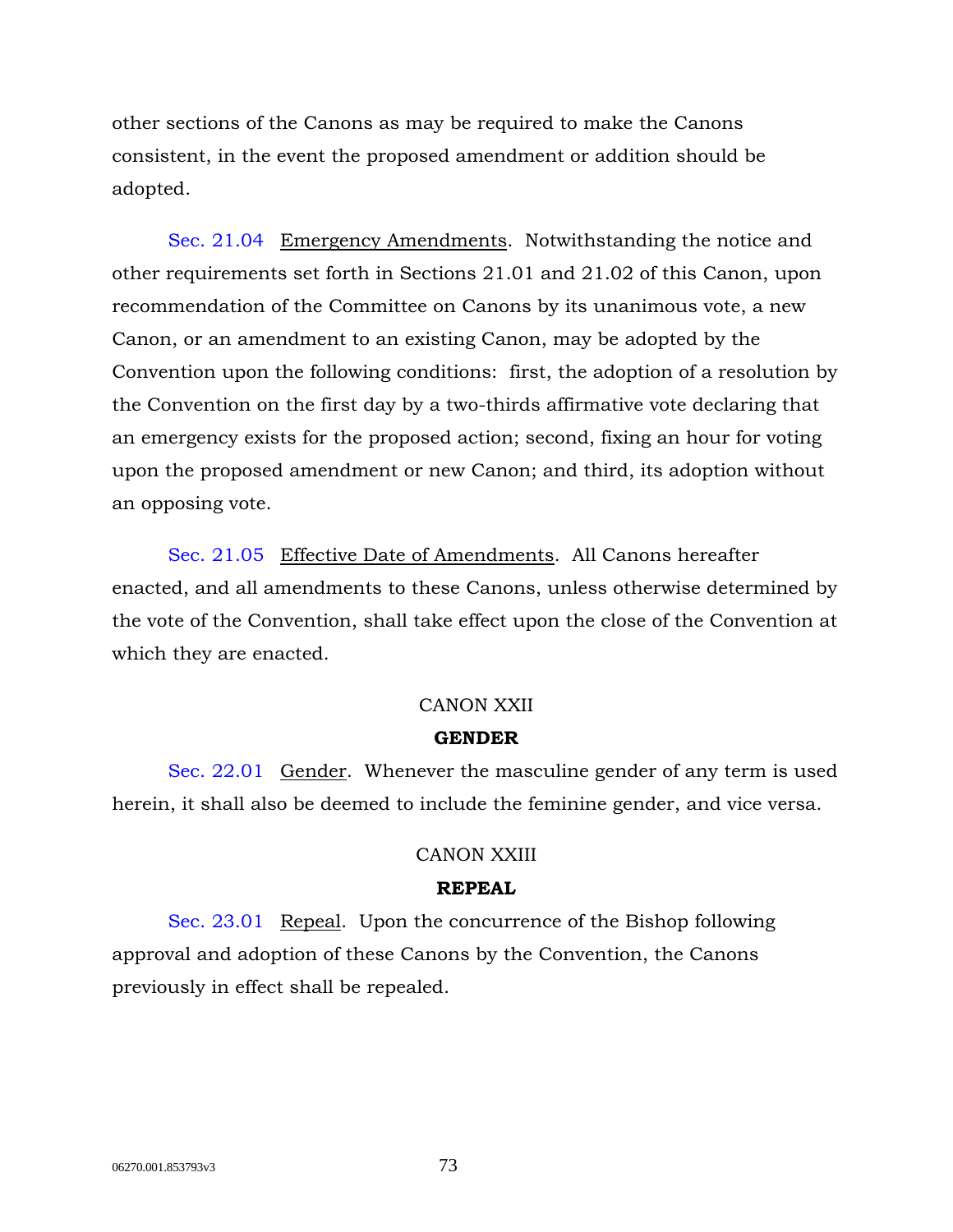other sections of the Canons as may be required to make the Canons consistent, in the event the proposed amendment or addition should be adopted.

Sec. 21.04 Emergency Amendments. Notwithstanding the notice and other requirements set forth in Sections 21.01 and 21.02 of this Canon, upon recommendation of the Committee on Canons by its unanimous vote, a new Canon, or an amendment to an existing Canon, may be adopted by the Convention upon the following conditions: first, the adoption of a resolution by the Convention on the first day by a two-thirds affirmative vote declaring that an emergency exists for the proposed action; second, fixing an hour for voting upon the proposed amendment or new Canon; and third, its adoption without an opposing vote.

Sec. 21.05 Effective Date of Amendments. All Canons hereafter enacted, and all amendments to these Canons, unless otherwise determined by the vote of the Convention, shall take effect upon the close of the Convention at which they are enacted.

## CANON XXII

### GENDER

Sec. 22.01 Gender. Whenever the masculine gender of any term is used herein, it shall also be deemed to include the feminine gender, and vice versa.

## CANON XXIII

### REPEAL

Sec. 23.01 Repeal. Upon the concurrence of the Bishop following approval and adoption of these Canons by the Convention, the Canons previously in effect shall be repealed.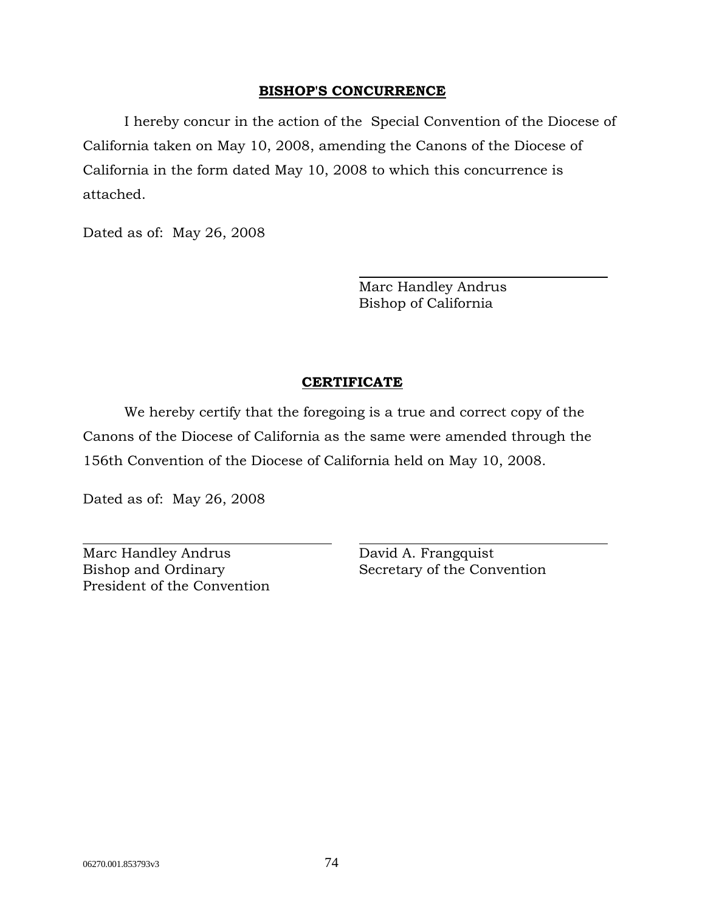## BISHOP'S CONCURRENCE

I hereby concur in the action of the Special Convention of the Diocese of California taken on May 10, 2008, amending the Canons of the Diocese of California in the form dated May 10, 2008 to which this concurrence is attached.

Dated as of: May 26, 2008

\_\_\_\_\_\_\_\_\_\_\_\_\_\_\_\_\_\_\_\_\_\_\_\_\_\_\_\_\_\_
Marc Handley Andrus
Bishop of California

## CERTIFICATE

We hereby certify that the foregoing is a true and correct copy of the Canons of the Diocese of California as the same were amended through the 156th Convention of the Diocese of California held on May 10, 2008.

Dated as of: May 26, 2008

\_\_\_\_\_\_\_\_\_\_\_\_\_\_\_\_\_\_\_\_\_\_\_\_\_\_\_\_\_\_
Marc Handley Andrus
Bishop and Ordinary
President of the Convention

\_\_\_\_\_\_\_\_\_\_\_\_\_\_\_\_\_\_\_\_\_\_\_\_\_\_\_\_\_\_
David A. Frangquist
Secretary of the Convention

06270.001.853793v3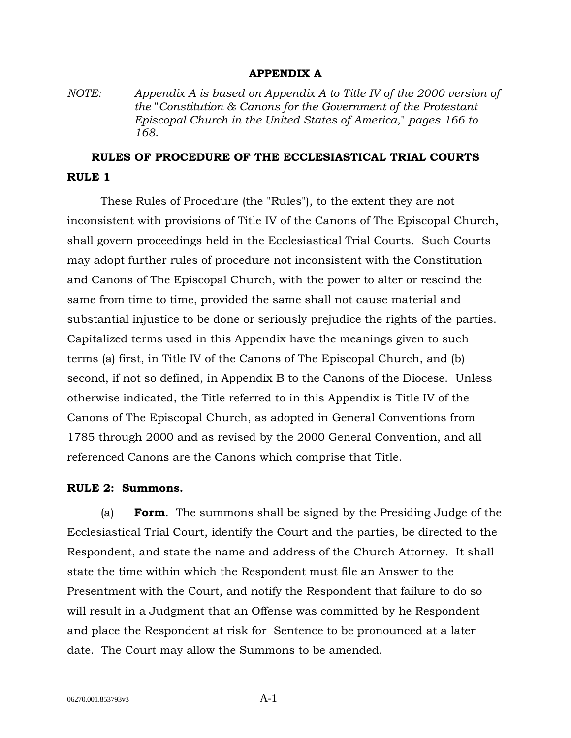# APPENDIX A

*NOTE: Appendix A is based on Appendix A to Title IV of the 2000 version of the "Constitution & Canons for the Government of the Protestant Episcopal Church in the United States of America," pages 166 to 168.*

## RULES OF PROCEDURE OF THE ECCLESIASTICAL TRIAL COURTS

### RULE 1

These Rules of Procedure (the "Rules"), to the extent they are not inconsistent with provisions of Title IV of the Canons of The Episcopal Church, shall govern proceedings held in the Ecclesiastical Trial Courts. Such Courts may adopt further rules of procedure not inconsistent with the Constitution and Canons of The Episcopal Church, with the power to alter or rescind the same from time to time, provided the same shall not cause material and substantial injustice to be done or seriously prejudice the rights of the parties. Capitalized terms used in this Appendix have the meanings given to such terms (a) first, in Title IV of the Canons of The Episcopal Church, and (b) second, if not so defined, in Appendix B to the Canons of the Diocese. Unless otherwise indicated, the Title referred to in this Appendix is Title IV of the Canons of The Episcopal Church, as adopted in General Conventions from 1785 through 2000 and as revised by the 2000 General Convention, and all referenced Canons are the Canons which comprise that Title.

### RULE 2: Summons.

(a) **Form**. The summons shall be signed by the Presiding Judge of the Ecclesiastical Trial Court, identify the Court and the parties, be directed to the Respondent, and state the name and address of the Church Attorney. It shall state the time within which the Respondent must file an Answer to the Presentment with the Court, and notify the Respondent that failure to do so will result in a Judgment that an Offense was committed by he Respondent and place the Respondent at risk for Sentence to be pronounced at a later date. The Court may allow the Summons to be amended.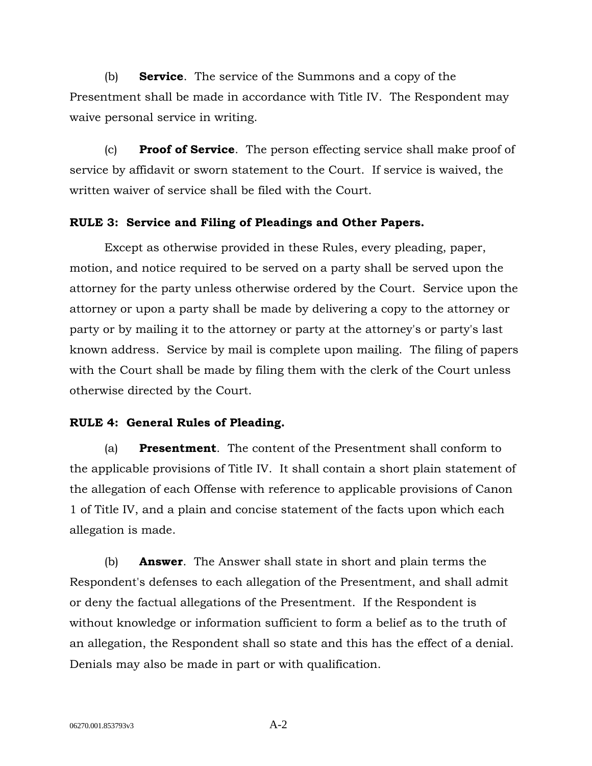(b) **Service**. The service of the Summons and a copy of the Presentment shall be made in accordance with Title IV. The Respondent may waive personal service in writing.

(c) **Proof of Service**. The person effecting service shall make proof of service by affidavit or sworn statement to the Court. If service is waived, the written waiver of service shall be filed with the Court.

**RULE 3: Service and Filing of Pleadings and Other Papers.**

Except as otherwise provided in these Rules, every pleading, paper, motion, and notice required to be served on a party shall be served upon the attorney for the party unless otherwise ordered by the Court. Service upon the attorney or upon a party shall be made by delivering a copy to the attorney or party or by mailing it to the attorney or party at the attorney's or party's last known address. Service by mail is complete upon mailing. The filing of papers with the Court shall be made by filing them with the clerk of the Court unless otherwise directed by the Court.

**RULE 4: General Rules of Pleading.**

(a) **Presentment**. The content of the Presentment shall conform to the applicable provisions of Title IV. It shall contain a short plain statement of the allegation of each Offense with reference to applicable provisions of Canon 1 of Title IV, and a plain and concise statement of the facts upon which each allegation is made.

(b) **Answer**. The Answer shall state in short and plain terms the Respondent's defenses to each allegation of the Presentment, and shall admit or deny the factual allegations of the Presentment. If the Respondent is without knowledge or information sufficient to form a belief as to the truth of an allegation, the Respondent shall so state and this has the effect of a denial. Denials may also be made in part or with qualification.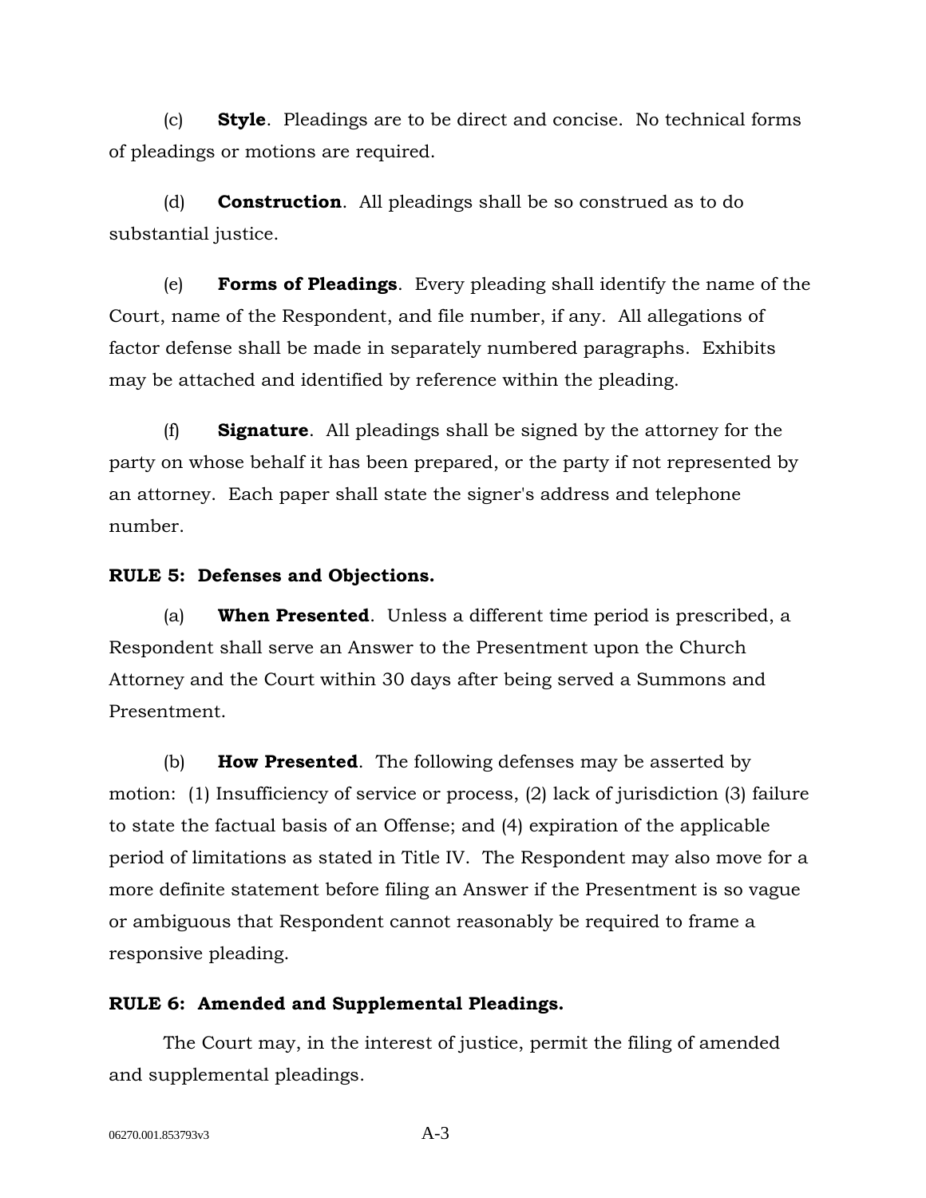(c) **Style**. Pleadings are to be direct and concise. No technical forms of pleadings or motions are required.

(d) **Construction**. All pleadings shall be so construed as to do substantial justice.

(e) **Forms of Pleadings**. Every pleading shall identify the name of the Court, name of the Respondent, and file number, if any. All allegations of factor defense shall be made in separately numbered paragraphs. Exhibits may be attached and identified by reference within the pleading.

(f) **Signature**. All pleadings shall be signed by the attorney for the party on whose behalf it has been prepared, or the party if not represented by an attorney. Each paper shall state the signer's address and telephone number.

**RULE 5: Defenses and Objections.**

(a) **When Presented**. Unless a different time period is prescribed, a Respondent shall serve an Answer to the Presentment upon the Church Attorney and the Court within 30 days after being served a Summons and Presentment.

(b) **How Presented**. The following defenses may be asserted by motion: (1) Insufficiency of service or process, (2) lack of jurisdiction (3) failure to state the factual basis of an Offense; and (4) expiration of the applicable period of limitations as stated in Title IV. The Respondent may also move for a more definite statement before filing an Answer if the Presentment is so vague or ambiguous that Respondent cannot reasonably be required to frame a responsive pleading.

**RULE 6: Amended and Supplemental Pleadings.**

The Court may, in the interest of justice, permit the filing of amended and supplemental pleadings.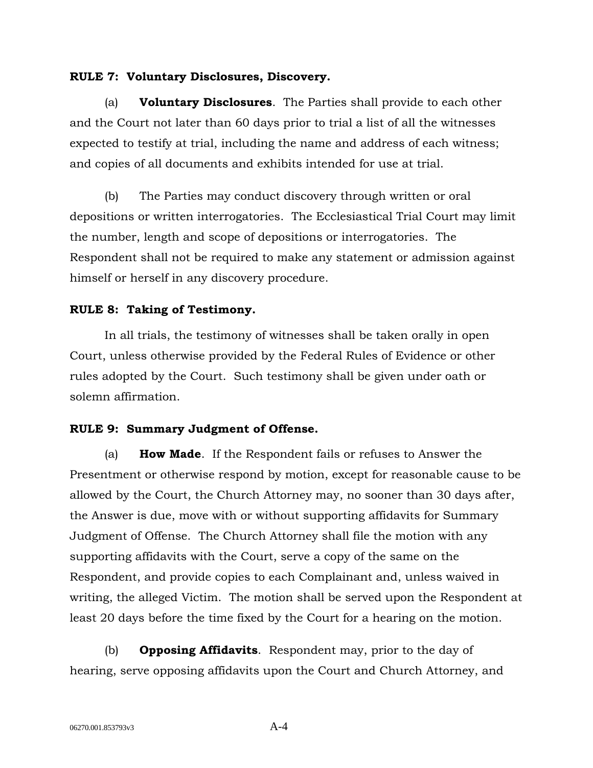**RULE 7: Voluntary Disclosures, Discovery.**

(a) **Voluntary Disclosures**. The Parties shall provide to each other and the Court not later than 60 days prior to trial a list of all the witnesses expected to testify at trial, including the name and address of each witness; and copies of all documents and exhibits intended for use at trial.

(b) The Parties may conduct discovery through written or oral depositions or written interrogatories. The Ecclesiastical Trial Court may limit the number, length and scope of depositions or interrogatories. The Respondent shall not be required to make any statement or admission against himself or herself in any discovery procedure.

**RULE 8: Taking of Testimony.**

In all trials, the testimony of witnesses shall be taken orally in open Court, unless otherwise provided by the Federal Rules of Evidence or other rules adopted by the Court. Such testimony shall be given under oath or solemn affirmation.

**RULE 9: Summary Judgment of Offense.**

(a) **How Made**. If the Respondent fails or refuses to Answer the Presentment or otherwise respond by motion, except for reasonable cause to be allowed by the Court, the Church Attorney may, no sooner than 30 days after, the Answer is due, move with or without supporting affidavits for Summary Judgment of Offense. The Church Attorney shall file the motion with any supporting affidavits with the Court, serve a copy of the same on the Respondent, and provide copies to each Complainant and, unless waived in writing, the alleged Victim. The motion shall be served upon the Respondent at least 20 days before the time fixed by the Court for a hearing on the motion.

(b) **Opposing Affidavits**. Respondent may, prior to the day of hearing, serve opposing affidavits upon the Court and Church Attorney, and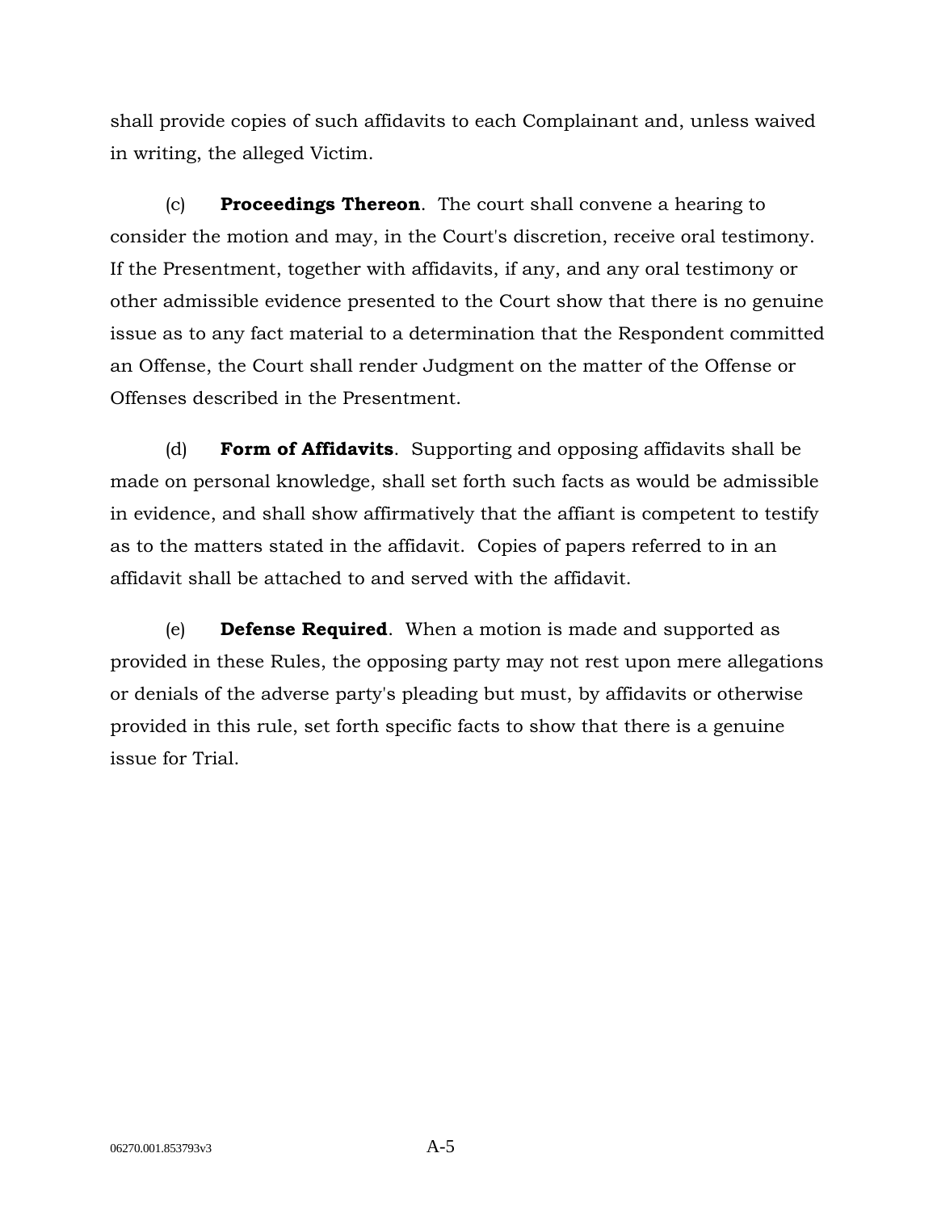shall provide copies of such affidavits to each Complainant and, unless waived in writing, the alleged Victim.

(c) **Proceedings Thereon**. The court shall convene a hearing to consider the motion and may, in the Court's discretion, receive oral testimony. If the Presentment, together with affidavits, if any, and any oral testimony or other admissible evidence presented to the Court show that there is no genuine issue as to any fact material to a determination that the Respondent committed an Offense, the Court shall render Judgment on the matter of the Offense or Offenses described in the Presentment.

(d) **Form of Affidavits**. Supporting and opposing affidavits shall be made on personal knowledge, shall set forth such facts as would be admissible in evidence, and shall show affirmatively that the affiant is competent to testify as to the matters stated in the affidavit. Copies of papers referred to in an affidavit shall be attached to and served with the affidavit.

(e) **Defense Required**. When a motion is made and supported as provided in these Rules, the opposing party may not rest upon mere allegations or denials of the adverse party's pleading but must, by affidavits or otherwise provided in this rule, set forth specific facts to show that there is a genuine issue for Trial.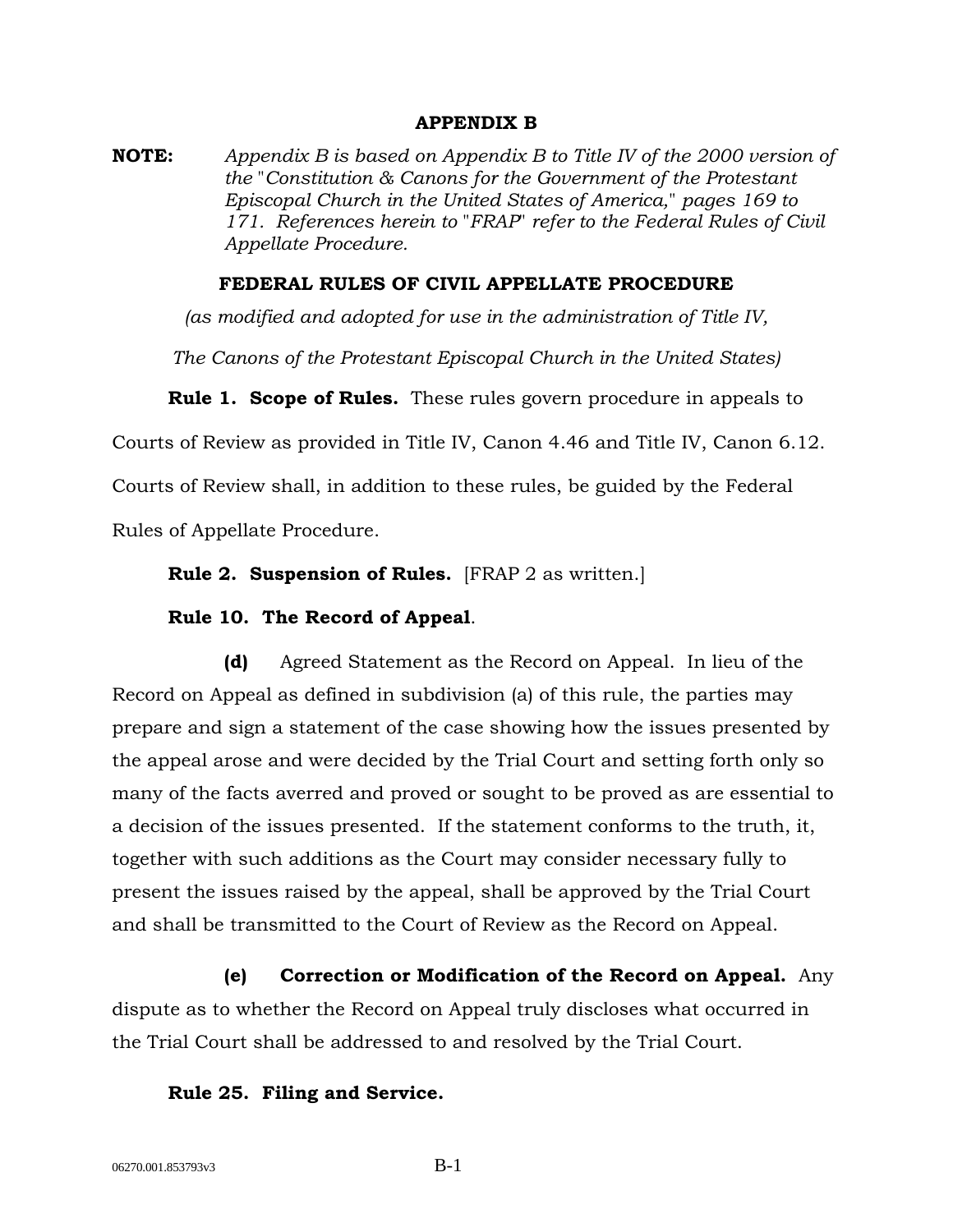# APPENDIX B

**NOTE:** *Appendix B is based on Appendix B to Title IV of the 2000 version of the "Constitution & Canons for the Government of the Protestant Episcopal Church in the United States of America," pages 169 to 171. References herein to "FRAP" refer to the Federal Rules of Civil Appellate Procedure.*

## FEDERAL RULES OF CIVIL APPELLATE PROCEDURE

*(as modified and adopted for use in the administration of Title IV,*

*The Canons of the Protestant Episcopal Church in the United States)*

**Rule 1. Scope of Rules.** These rules govern procedure in appeals to Courts of Review as provided in Title IV, Canon 4.46 and Title IV, Canon 6.12. Courts of Review shall, in addition to these rules, be guided by the Federal Rules of Appellate Procedure.

**Rule 2. Suspension of Rules.** [FRAP 2 as written.]

**Rule 10. The Record of Appeal**.

**(d)** Agreed Statement as the Record on Appeal. In lieu of the Record on Appeal as defined in subdivision (a) of this rule, the parties may prepare and sign a statement of the case showing how the issues presented by the appeal arose and were decided by the Trial Court and setting forth only so many of the facts averred and proved or sought to be proved as are essential to a decision of the issues presented. If the statement conforms to the truth, it, together with such additions as the Court may consider necessary fully to present the issues raised by the appeal, shall be approved by the Trial Court and shall be transmitted to the Court of Review as the Record on Appeal.

**(e) Correction or Modification of the Record on Appeal.** Any dispute as to whether the Record on Appeal truly discloses what occurred in the Trial Court shall be addressed to and resolved by the Trial Court.

**Rule 25. Filing and Service.**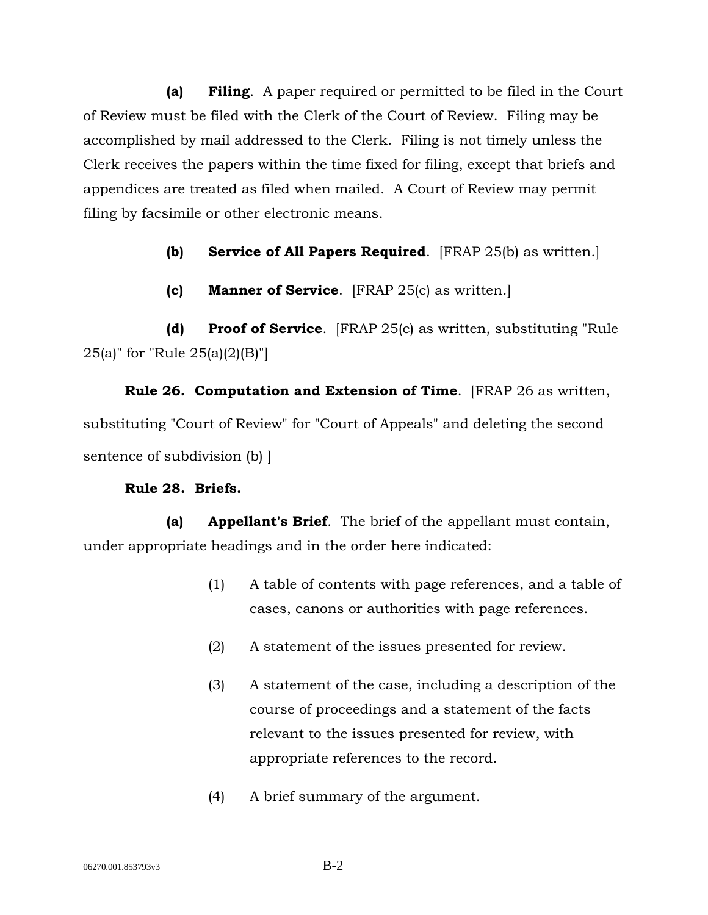**(a) Filing**. A paper required or permitted to be filed in the Court of Review must be filed with the Clerk of the Court of Review. Filing may be accomplished by mail addressed to the Clerk. Filing is not timely unless the Clerk receives the papers within the time fixed for filing, except that briefs and appendices are treated as filed when mailed. A Court of Review may permit filing by facsimile or other electronic means.

**(b) Service of All Papers Required**. [FRAP 25(b) as written.]

**(c) Manner of Service**. [FRAP 25(c) as written.]

**(d) Proof of Service**. [FRAP 25(c) as written, substituting "Rule 25(a)" for "Rule 25(a)(2)(B)"]

**Rule 26. Computation and Extension of Time**. [FRAP 26 as written, substituting "Court of Review" for "Court of Appeals" and deleting the second sentence of subdivision (b) ]

**Rule 28. Briefs.**

**(a) Appellant's Brief**. The brief of the appellant must contain, under appropriate headings and in the order here indicated:

(1) A table of contents with page references, and a table of cases, canons or authorities with page references.

(2) A statement of the issues presented for review.

(3) A statement of the case, including a description of the course of proceedings and a statement of the facts relevant to the issues presented for review, with appropriate references to the record.

(4) A brief summary of the argument.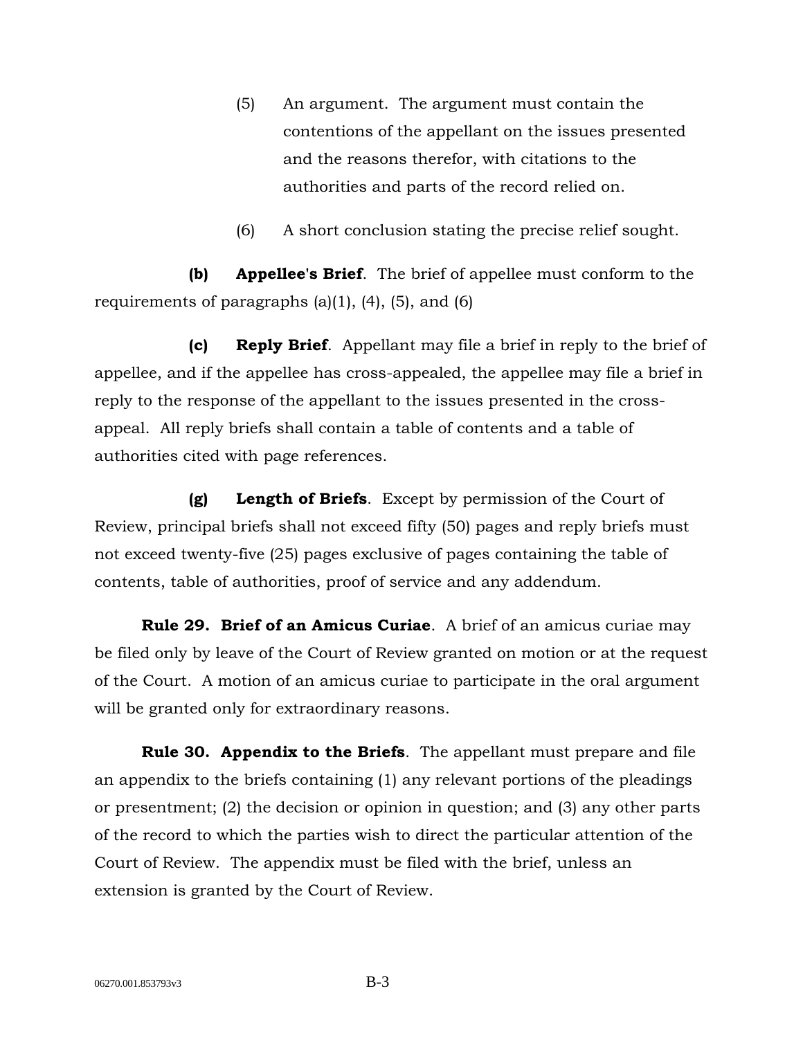(5) An argument. The argument must contain the contentions of the appellant on the issues presented and the reasons therefor, with citations to the authorities and parts of the record relied on.

(6) A short conclusion stating the precise relief sought.

**(b) Appellee's Brief**. The brief of appellee must conform to the requirements of paragraphs (a)(1), (4), (5), and (6)

**(c) Reply Brief**. Appellant may file a brief in reply to the brief of appellee, and if the appellee has cross-appealed, the appellee may file a brief in reply to the response of the appellant to the issues presented in the cross-appeal. All reply briefs shall contain a table of contents and a table of authorities cited with page references.

**(g) Length of Briefs**. Except by permission of the Court of Review, principal briefs shall not exceed fifty (50) pages and reply briefs must not exceed twenty-five (25) pages exclusive of pages containing the table of contents, table of authorities, proof of service and any addendum.

**Rule 29. Brief of an Amicus Curiae**. A brief of an amicus curiae may be filed only by leave of the Court of Review granted on motion or at the request of the Court. A motion of an amicus curiae to participate in the oral argument will be granted only for extraordinary reasons.

**Rule 30. Appendix to the Briefs**. The appellant must prepare and file an appendix to the briefs containing (1) any relevant portions of the pleadings or presentment; (2) the decision or opinion in question; and (3) any other parts of the record to which the parties wish to direct the particular attention of the Court of Review. The appendix must be filed with the brief, unless an extension is granted by the Court of Review.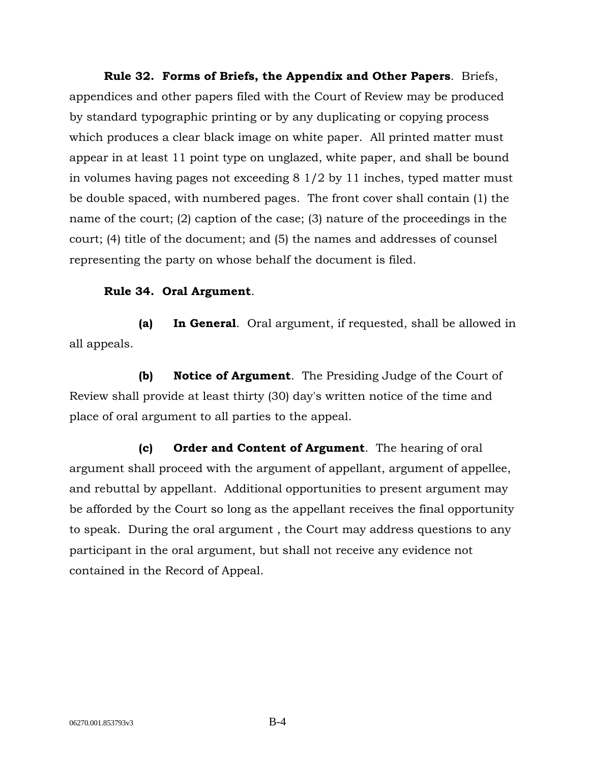**Rule 32. Forms of Briefs, the Appendix and Other Papers**. Briefs, appendices and other papers filed with the Court of Review may be produced by standard typographic printing or by any duplicating or copying process which produces a clear black image on white paper. All printed matter must appear in at least 11 point type on unglazed, white paper, and shall be bound in volumes having pages not exceeding 8 1/2 by 11 inches, typed matter must be double spaced, with numbered pages. The front cover shall contain (1) the name of the court; (2) caption of the case; (3) nature of the proceedings in the court; (4) title of the document; and (5) the names and addresses of counsel representing the party on whose behalf the document is filed.

**Rule 34. Oral Argument**.

**(a) In General**. Oral argument, if requested, shall be allowed in all appeals.

**(b) Notice of Argument**. The Presiding Judge of the Court of Review shall provide at least thirty (30) day's written notice of the time and place of oral argument to all parties to the appeal.

**(c) Order and Content of Argument**. The hearing of oral argument shall proceed with the argument of appellant, argument of appellee, and rebuttal by appellant. Additional opportunities to present argument may be afforded by the Court so long as the appellant receives the final opportunity to speak. During the oral argument , the Court may address questions to any participant in the oral argument, but shall not receive any evidence not contained in the Record of Appeal.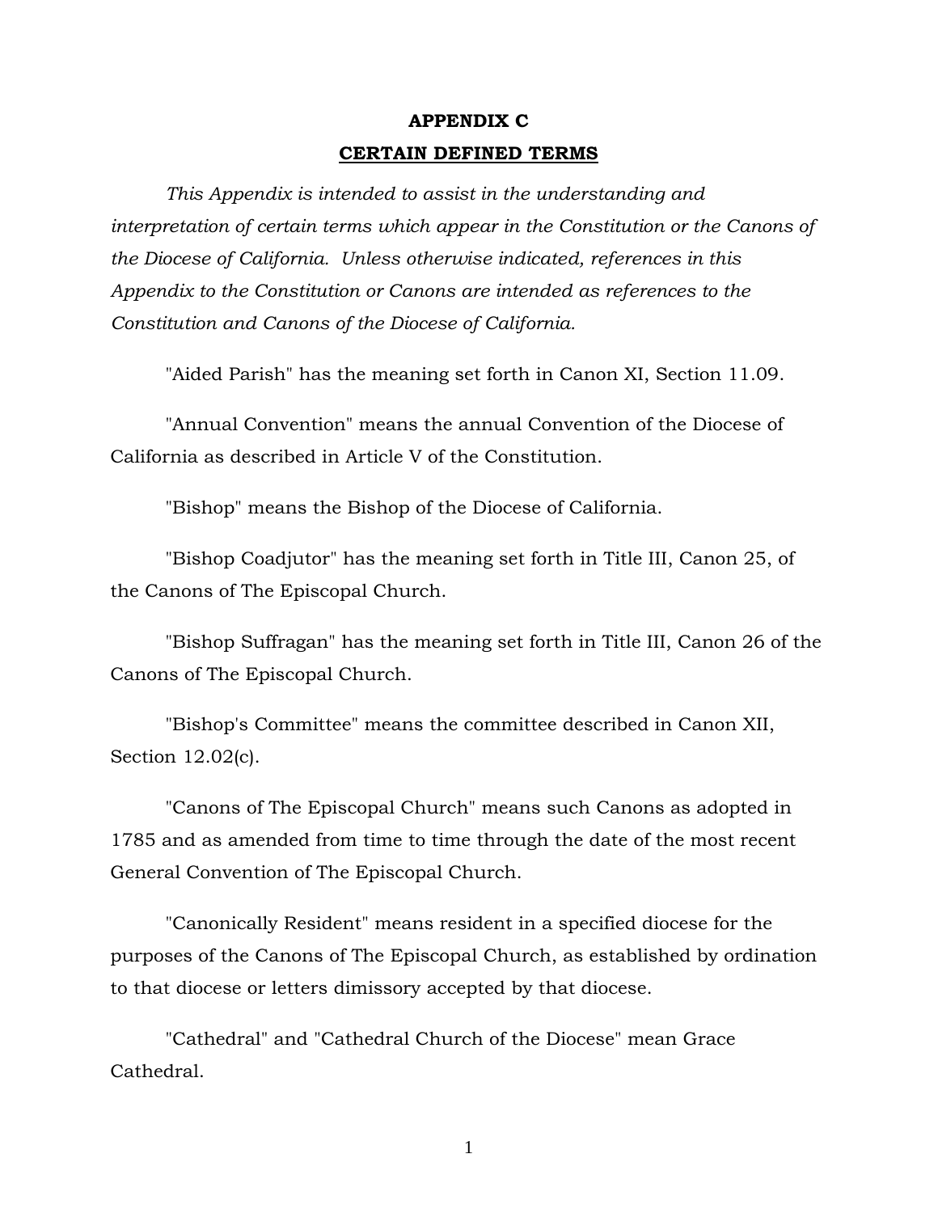# APPENDIX C

## CERTAIN DEFINED TERMS

*This Appendix is intended to assist in the understanding and interpretation of certain terms which appear in the Constitution or the Canons of the Diocese of California. Unless otherwise indicated, references in this Appendix to the Constitution or Canons are intended as references to the Constitution and Canons of the Diocese of California.*

"Aided Parish" has the meaning set forth in Canon XI, Section 11.09.

"Annual Convention" means the annual Convention of the Diocese of California as described in Article V of the Constitution.

"Bishop" means the Bishop of the Diocese of California.

"Bishop Coadjutor" has the meaning set forth in Title III, Canon 25, of the Canons of The Episcopal Church.

"Bishop Suffragan" has the meaning set forth in Title III, Canon 26 of the Canons of The Episcopal Church.

"Bishop's Committee" means the committee described in Canon XII, Section 12.02(c).

"Canons of The Episcopal Church" means such Canons as adopted in 1785 and as amended from time to time through the date of the most recent General Convention of The Episcopal Church.

"Canonically Resident" means resident in a specified diocese for the purposes of the Canons of The Episcopal Church, as established by ordination to that diocese or letters dimissory accepted by that diocese.

"Cathedral" and "Cathedral Church of the Diocese" mean Grace Cathedral.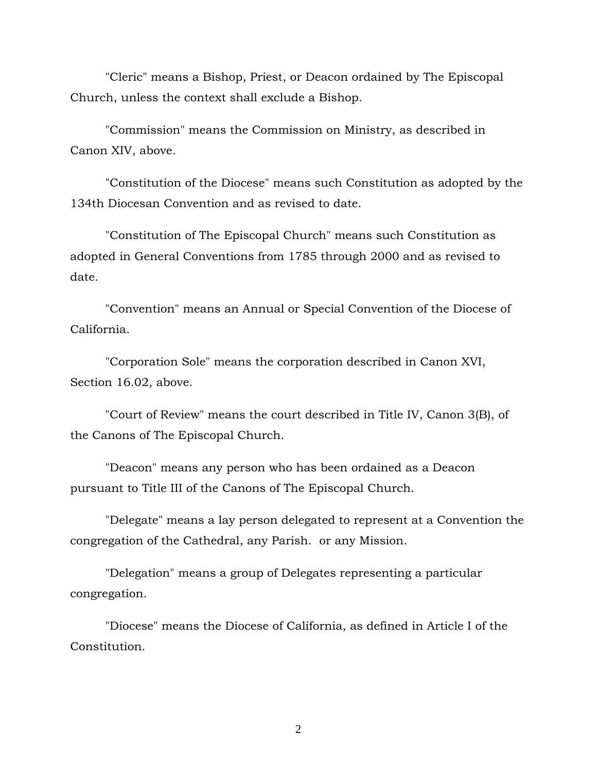"Cleric" means a Bishop, Priest, or Deacon ordained by The Episcopal Church, unless the context shall exclude a Bishop.

"Commission" means the Commission on Ministry, as described in Canon XIV, above.

"Constitution of the Diocese" means such Constitution as adopted by the 134th Diocesan Convention and as revised to date.

"Constitution of The Episcopal Church" means such Constitution as adopted in General Conventions from 1785 through 2000 and as revised to date.

"Convention" means an Annual or Special Convention of the Diocese of California.

"Corporation Sole" means the corporation described in Canon XVI, Section 16.02, above.

"Court of Review" means the court described in Title IV, Canon 3(B), of the Canons of The Episcopal Church.

"Deacon" means any person who has been ordained as a Deacon pursuant to Title III of the Canons of The Episcopal Church.

"Delegate" means a lay person delegated to represent at a Convention the congregation of the Cathedral, any Parish. or any Mission.

"Delegation" means a group of Delegates representing a particular congregation.

"Diocese" means the Diocese of California, as defined in Article I of the Constitution.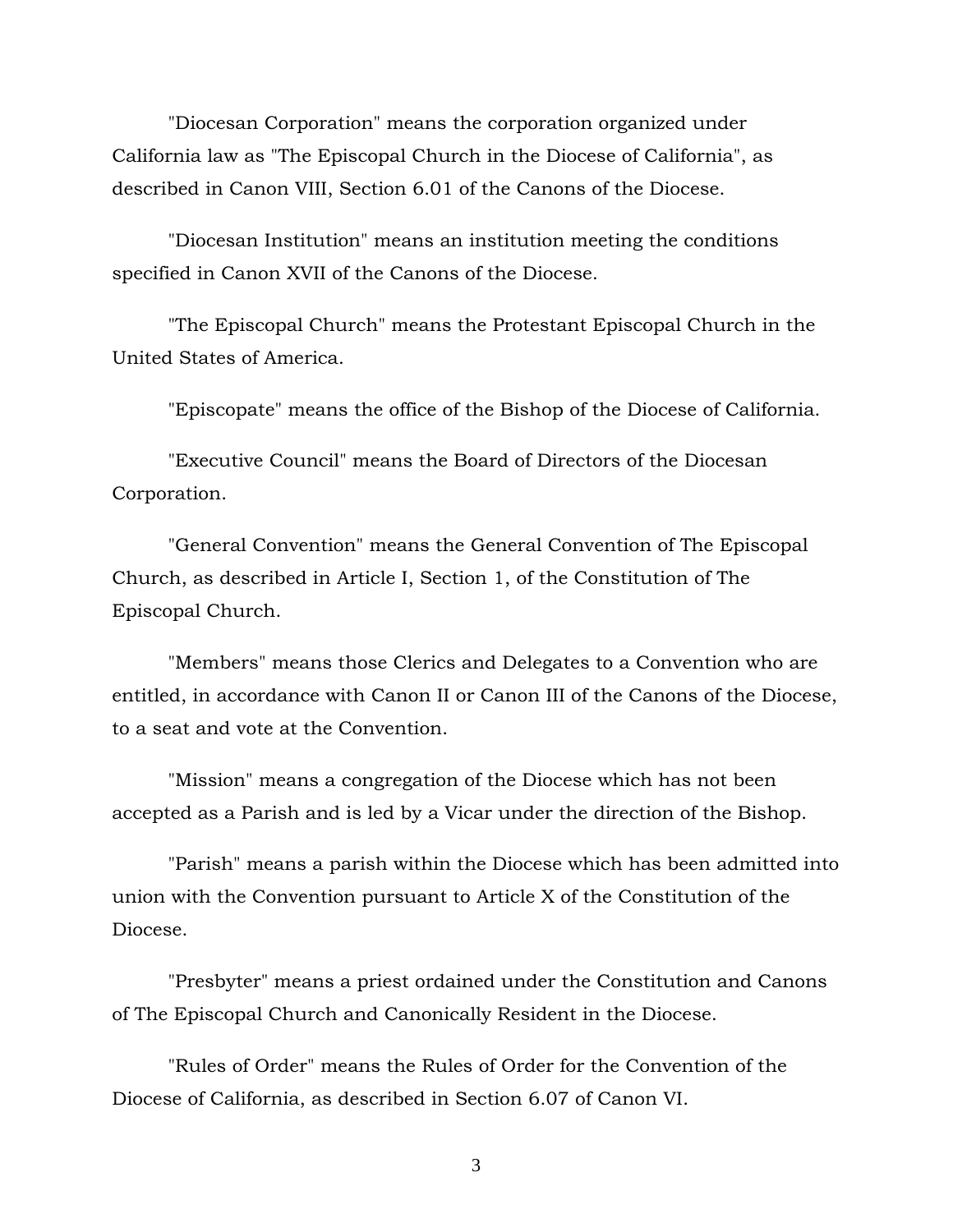"Diocesan Corporation" means the corporation organized under California law as "The Episcopal Church in the Diocese of California", as described in Canon VIII, Section 6.01 of the Canons of the Diocese.

"Diocesan Institution" means an institution meeting the conditions specified in Canon XVII of the Canons of the Diocese.

"The Episcopal Church" means the Protestant Episcopal Church in the United States of America.

"Episcopate" means the office of the Bishop of the Diocese of California.

"Executive Council" means the Board of Directors of the Diocesan Corporation.

"General Convention" means the General Convention of The Episcopal Church, as described in Article I, Section 1, of the Constitution of The Episcopal Church.

"Members" means those Clerics and Delegates to a Convention who are entitled, in accordance with Canon II or Canon III of the Canons of the Diocese, to a seat and vote at the Convention.

"Mission" means a congregation of the Diocese which has not been accepted as a Parish and is led by a Vicar under the direction of the Bishop.

"Parish" means a parish within the Diocese which has been admitted into union with the Convention pursuant to Article X of the Constitution of the Diocese.

"Presbyter" means a priest ordained under the Constitution and Canons of The Episcopal Church and Canonically Resident in the Diocese.

"Rules of Order" means the Rules of Order for the Convention of the Diocese of California, as described in Section 6.07 of Canon VI.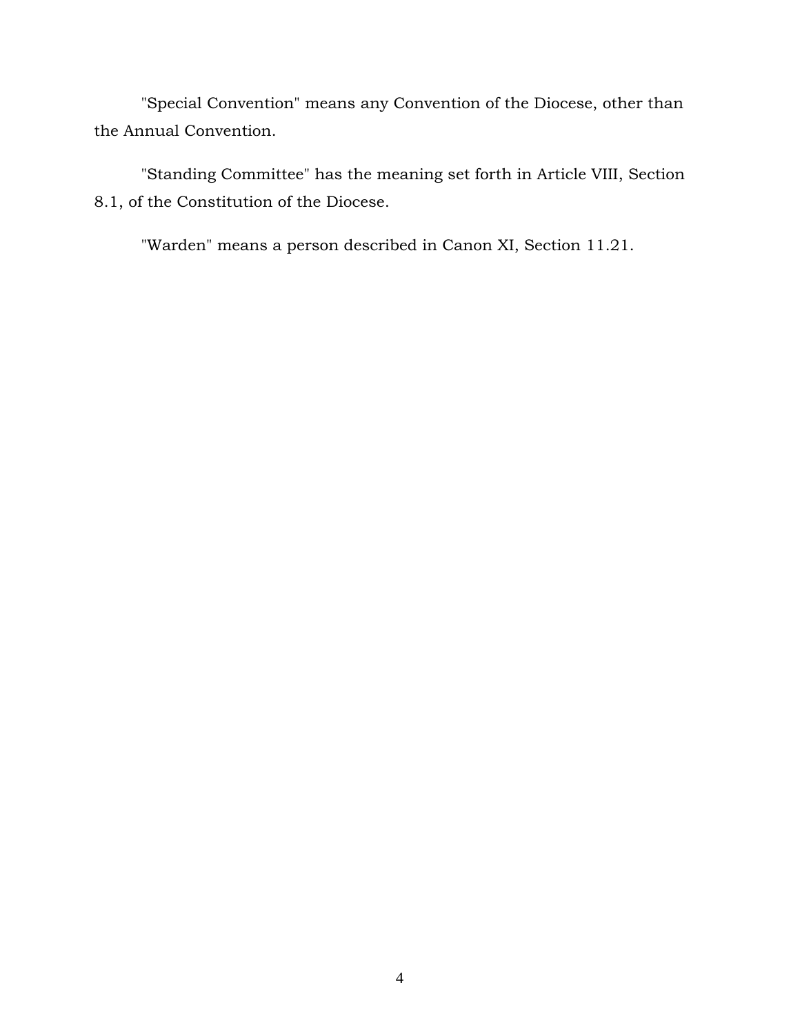"Special Convention" means any Convention of the Diocese, other than the Annual Convention.

"Standing Committee" has the meaning set forth in Article VIII, Section 8.1, of the Constitution of the Diocese.

"Warden" means a person described in Canon XI, Section 11.21.